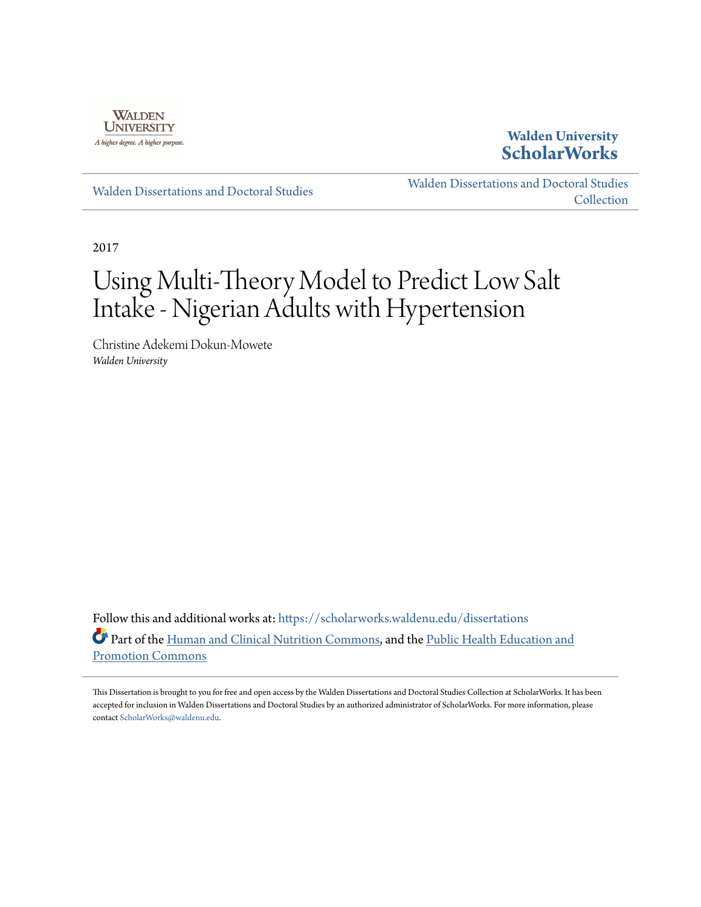Walden University

A higher degree. A higher purpose.

**Walden University**
**ScholarWorks**

Walden Dissertations and Doctoral Studies

Walden Dissertations and Doctoral Studies Collection

2017

# Using Multi-Theory Model to Predict Low Salt Intake - Nigerian Adults with Hypertension

Christine Adekemi Dokun-Mowete
*Walden University*

Follow this and additional works at: https://scholarworks.waldenu.edu/dissertations

Part of the Human and Clinical Nutrition Commons, and the Public Health Education and Promotion Commons

This Dissertation is brought to you for free and open access by the Walden Dissertations and Doctoral Studies Collection at ScholarWorks. It has been accepted for inclusion in Walden Dissertations and Doctoral Studies by an authorized administrator of ScholarWorks. For more information, please contact ScholarWorks@waldenu.edu.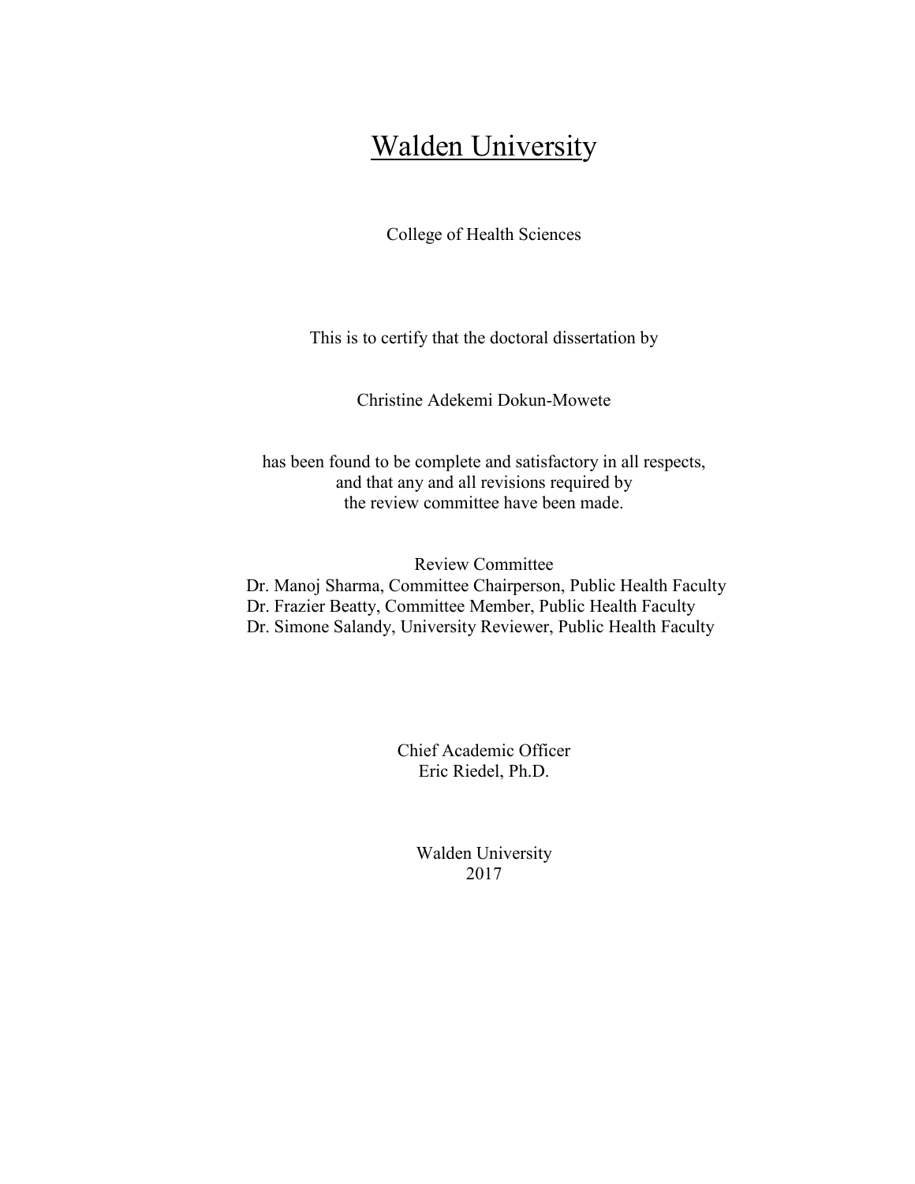# Walden University

College of Health Sciences

This is to certify that the doctoral dissertation by

Christine Adekemi Dokun-Mowete

has been found to be complete and satisfactory in all respects,
and that any and all revisions required by
the review committee have been made.

Review Committee
Dr. Manoj Sharma, Committee Chairperson, Public Health Faculty
Dr. Frazier Beatty, Committee Member, Public Health Faculty
Dr. Simone Salandy, University Reviewer, Public Health Faculty

Chief Academic Officer
Eric Riedel, Ph.D.

Walden University
2017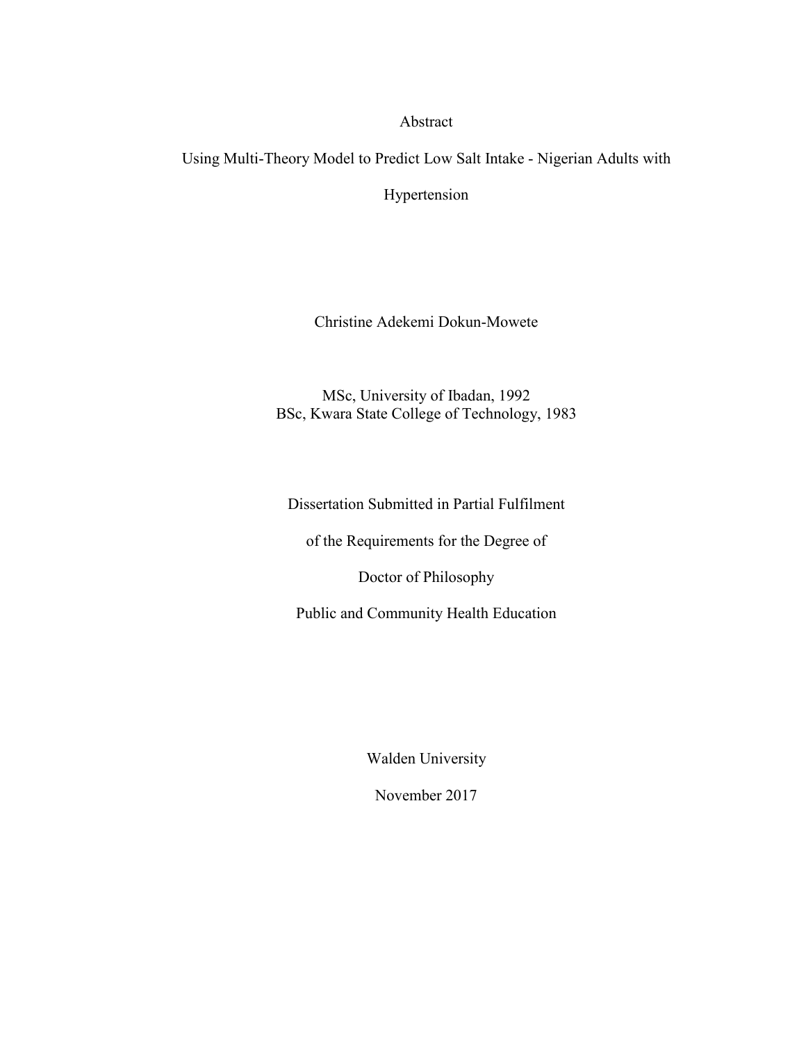# Abstract

## Using Multi-Theory Model to Predict Low Salt Intake - Nigerian Adults with Hypertension

Christine Adekemi Dokun-Mowete

MSc, University of Ibadan, 1992
BSc, Kwara State College of Technology, 1983

Dissertation Submitted in Partial Fulfilment

of the Requirements for the Degree of

Doctor of Philosophy

Public and Community Health Education

Walden University

November 2017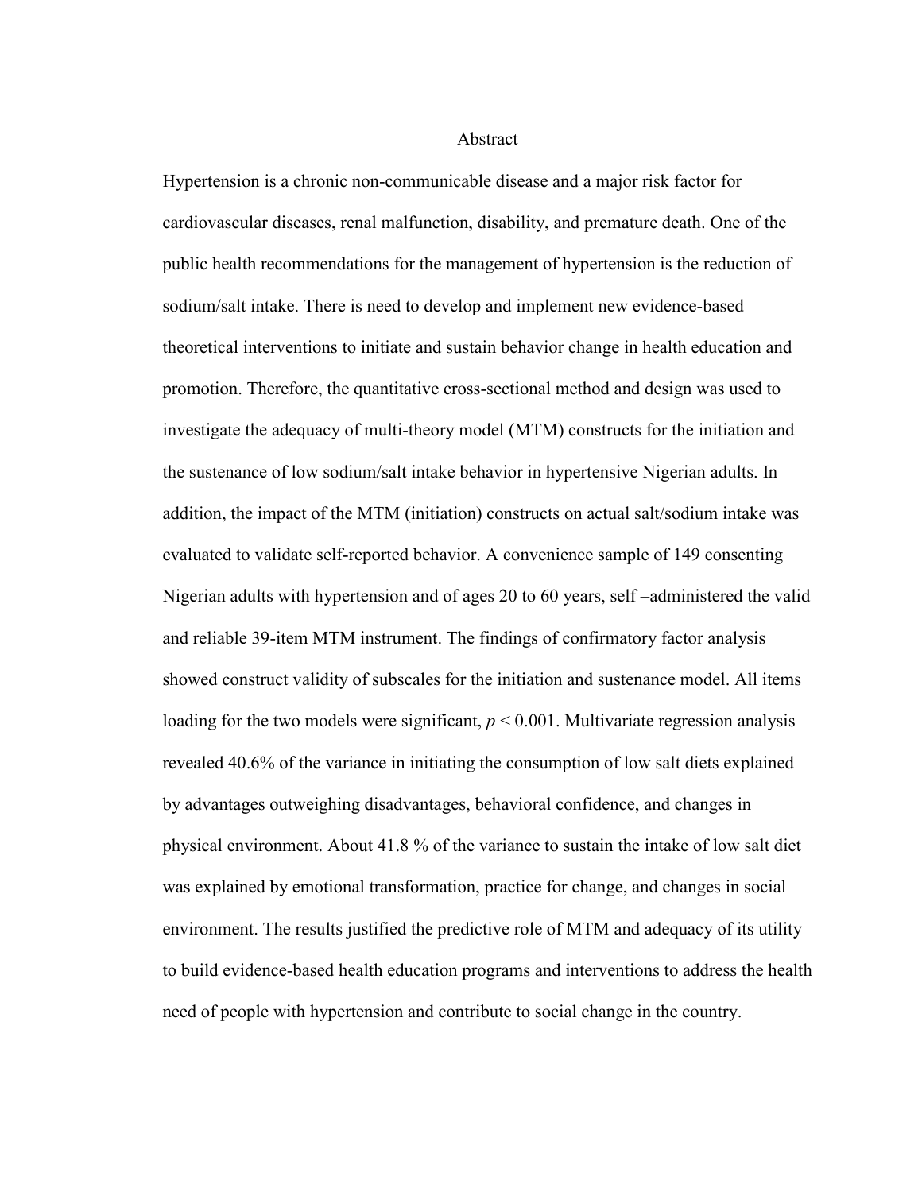# Abstract

Hypertension is a chronic non-communicable disease and a major risk factor for cardiovascular diseases, renal malfunction, disability, and premature death. One of the public health recommendations for the management of hypertension is the reduction of sodium/salt intake. There is need to develop and implement new evidence-based theoretical interventions to initiate and sustain behavior change in health education and promotion. Therefore, the quantitative cross-sectional method and design was used to investigate the adequacy of multi-theory model (MTM) constructs for the initiation and the sustenance of low sodium/salt intake behavior in hypertensive Nigerian adults. In addition, the impact of the MTM (initiation) constructs on actual salt/sodium intake was evaluated to validate self-reported behavior. A convenience sample of 149 consenting Nigerian adults with hypertension and of ages 20 to 60 years, self –administered the valid and reliable 39-item MTM instrument. The findings of confirmatory factor analysis showed construct validity of subscales for the initiation and sustenance model. All items loading for the two models were significant, $p < 0.001$. Multivariate regression analysis revealed 40.6% of the variance in initiating the consumption of low salt diets explained by advantages outweighing disadvantages, behavioral confidence, and changes in physical environment. About 41.8 % of the variance to sustain the intake of low salt diet was explained by emotional transformation, practice for change, and changes in social environment. The results justified the predictive role of MTM and adequacy of its utility to build evidence-based health education programs and interventions to address the health need of people with hypertension and contribute to social change in the country.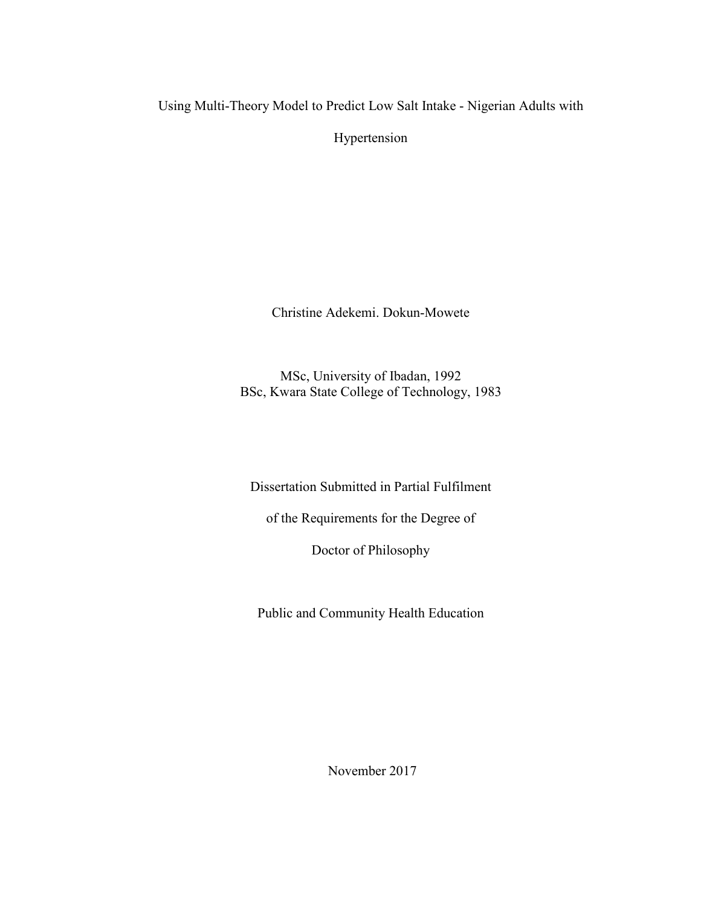# Using Multi-Theory Model to Predict Low Salt Intake - Nigerian Adults with Hypertension

Christine Adekemi. Dokun-Mowete

MSc, University of Ibadan, 1992
BSc, Kwara State College of Technology, 1983

Dissertation Submitted in Partial Fulfilment

of the Requirements for the Degree of

Doctor of Philosophy

Public and Community Health Education

November 2017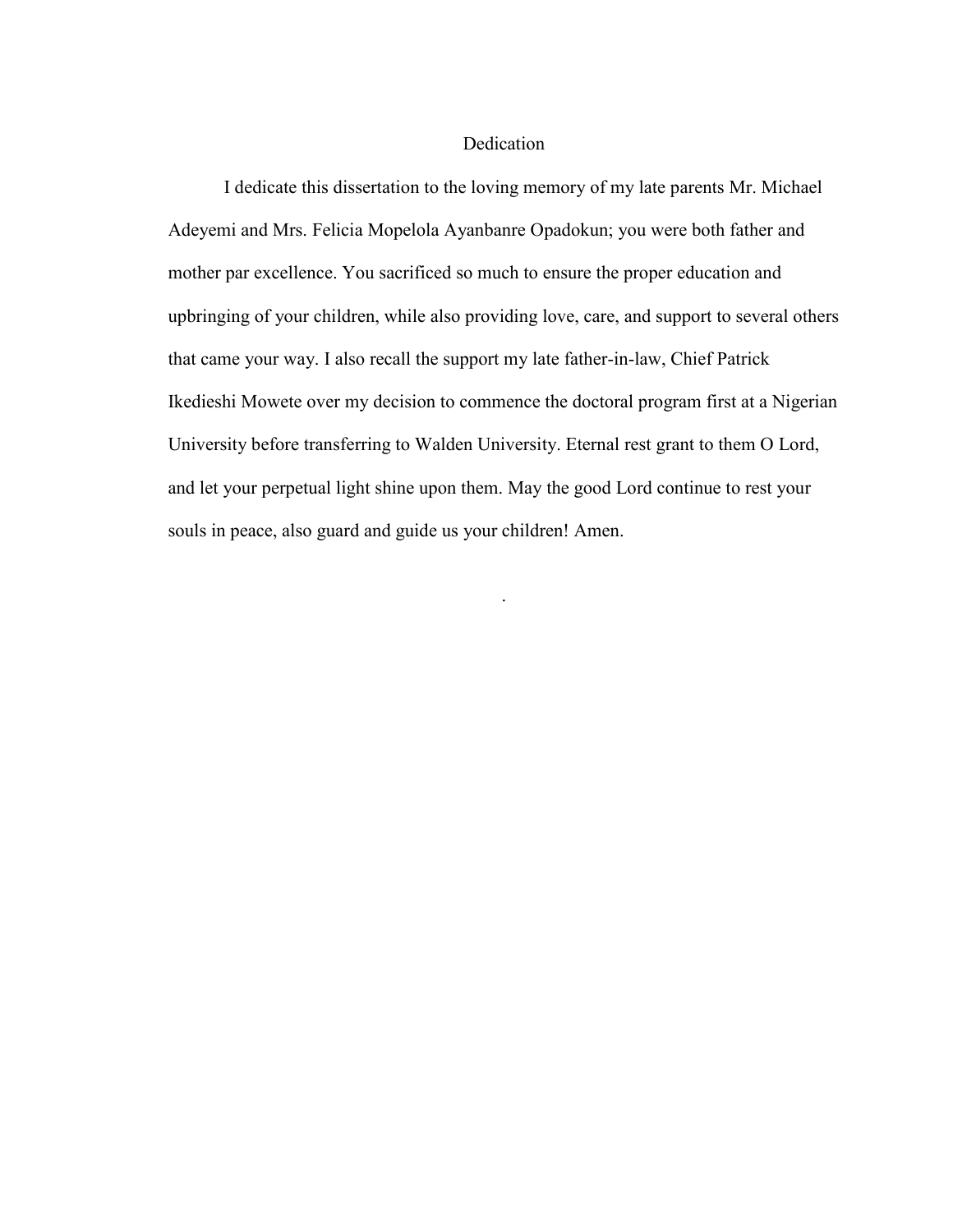# Dedication

I dedicate this dissertation to the loving memory of my late parents Mr. Michael Adeyemi and Mrs. Felicia Mopelola Ayanbanre Opadokun; you were both father and mother par excellence. You sacrificed so much to ensure the proper education and upbringing of your children, while also providing love, care, and support to several others that came your way. I also recall the support my late father-in-law, Chief Patrick Ikedieshi Mowete over my decision to commence the doctoral program first at a Nigerian University before transferring to Walden University. Eternal rest grant to them O Lord, and let your perpetual light shine upon them. May the good Lord continue to rest your souls in peace, also guard and guide us your children! Amen.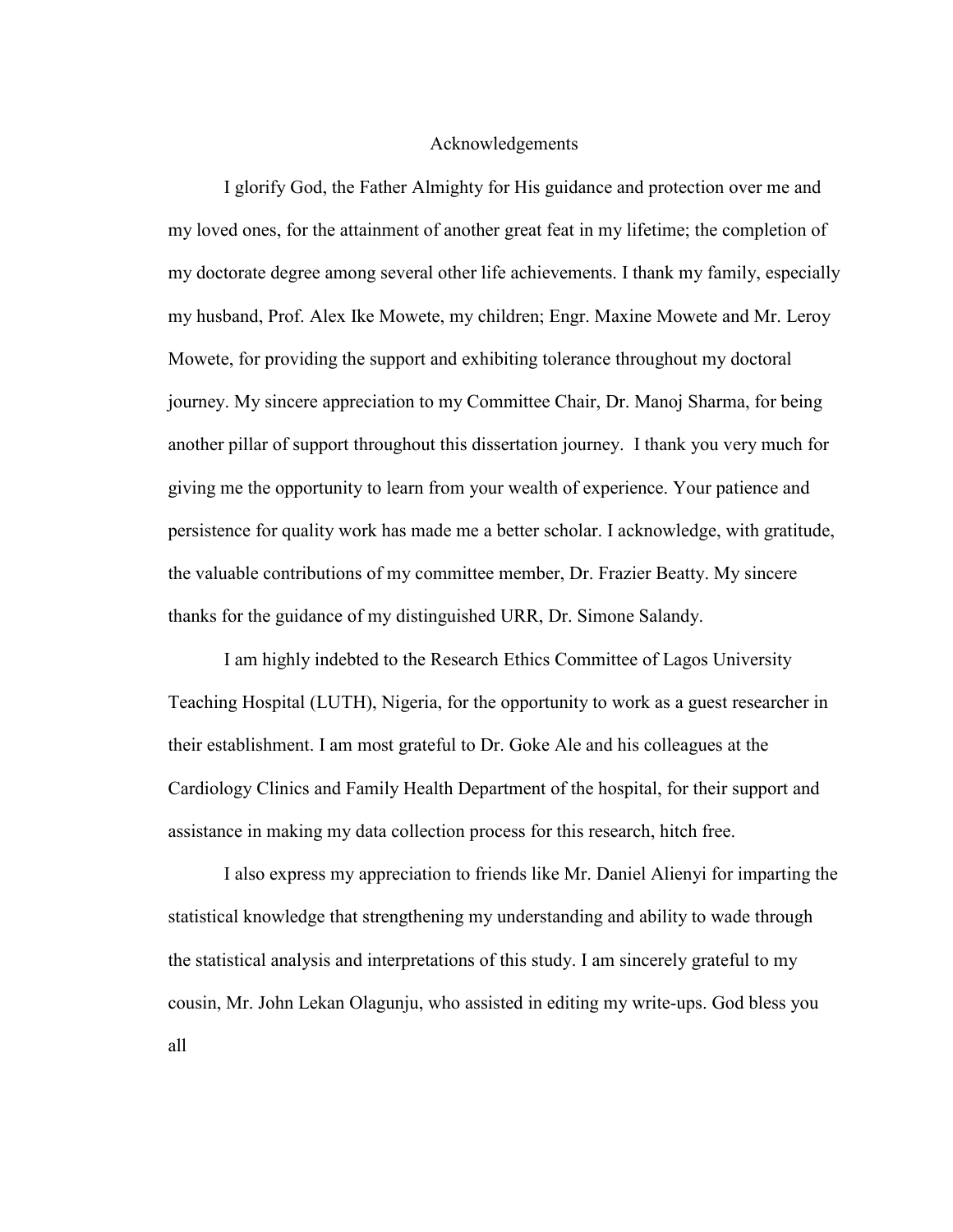# Acknowledgements

I glorify God, the Father Almighty for His guidance and protection over me and my loved ones, for the attainment of another great feat in my lifetime; the completion of my doctorate degree among several other life achievements. I thank my family, especially my husband, Prof. Alex Ike Mowete, my children; Engr. Maxine Mowete and Mr. Leroy Mowete, for providing the support and exhibiting tolerance throughout my doctoral journey. My sincere appreciation to my Committee Chair, Dr. Manoj Sharma, for being another pillar of support throughout this dissertation journey. I thank you very much for giving me the opportunity to learn from your wealth of experience. Your patience and persistence for quality work has made me a better scholar. I acknowledge, with gratitude, the valuable contributions of my committee member, Dr. Frazier Beatty. My sincere thanks for the guidance of my distinguished URR, Dr. Simone Salandy.

I am highly indebted to the Research Ethics Committee of Lagos University Teaching Hospital (LUTH), Nigeria, for the opportunity to work as a guest researcher in their establishment. I am most grateful to Dr. Goke Ale and his colleagues at the Cardiology Clinics and Family Health Department of the hospital, for their support and assistance in making my data collection process for this research, hitch free.

I also express my appreciation to friends like Mr. Daniel Alienyi for imparting the statistical knowledge that strengthening my understanding and ability to wade through the statistical analysis and interpretations of this study. I am sincerely grateful to my cousin, Mr. John Lekan Olagunju, who assisted in editing my write-ups. God bless you all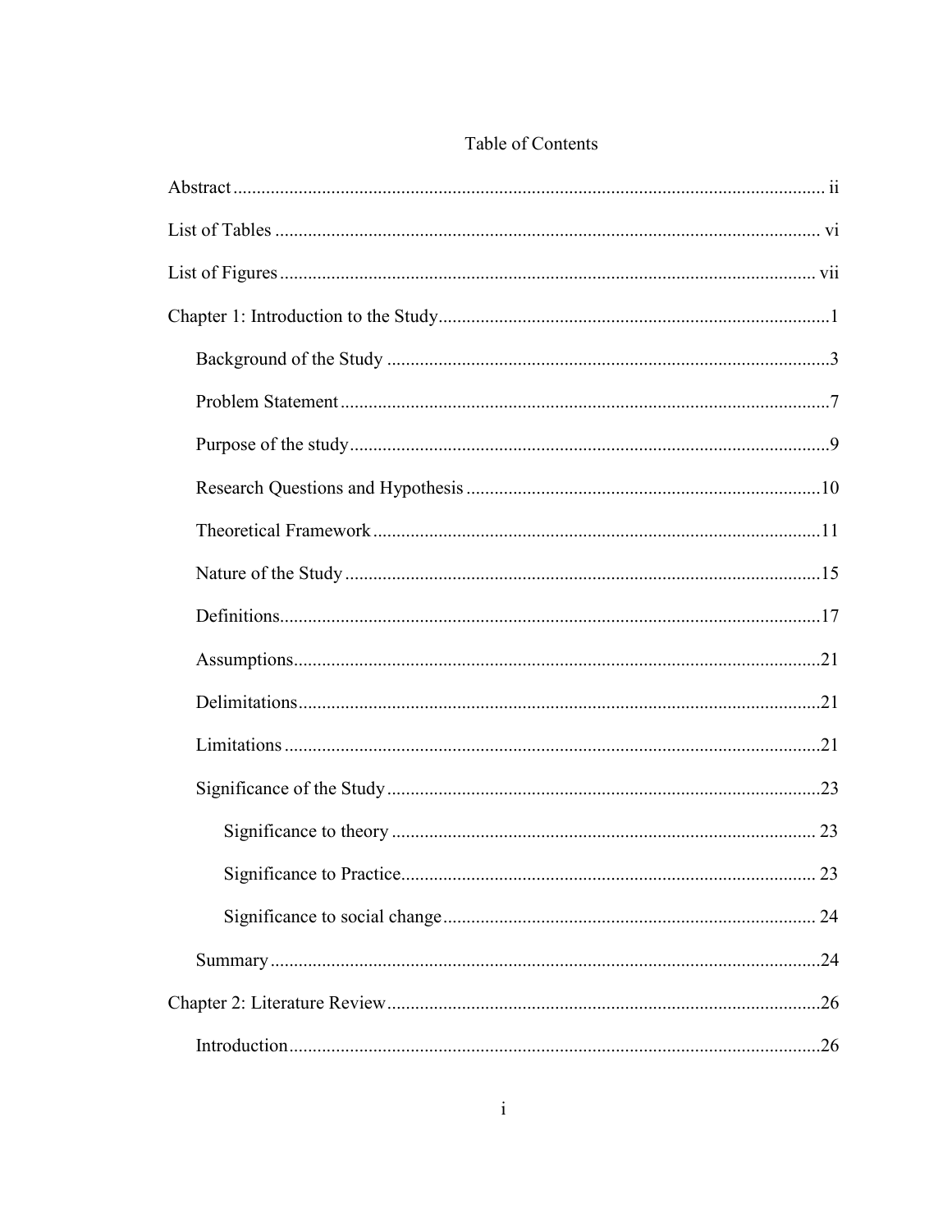# Table of Contents

Abstract ..... ii

List of Tables ..... vi

List of Figures ..... vii

Chapter 1: Introduction to the Study ..... 1

- Background of the Study ..... 3
- Problem Statement ..... 7
- Purpose of the study ..... 9
- Research Questions and Hypothesis ..... 10
- Theoretical Framework ..... 11
- Nature of the Study ..... 15
- Definitions ..... 17
- Assumptions ..... 21
- Delimitations ..... 21
- Limitations ..... 21
- Significance of the Study ..... 23
  - Significance to theory ..... 23
  - Significance to Practice ..... 23
  - Significance to social change ..... 24
- Summary ..... 24

Chapter 2: Literature Review ..... 26

- Introduction ..... 26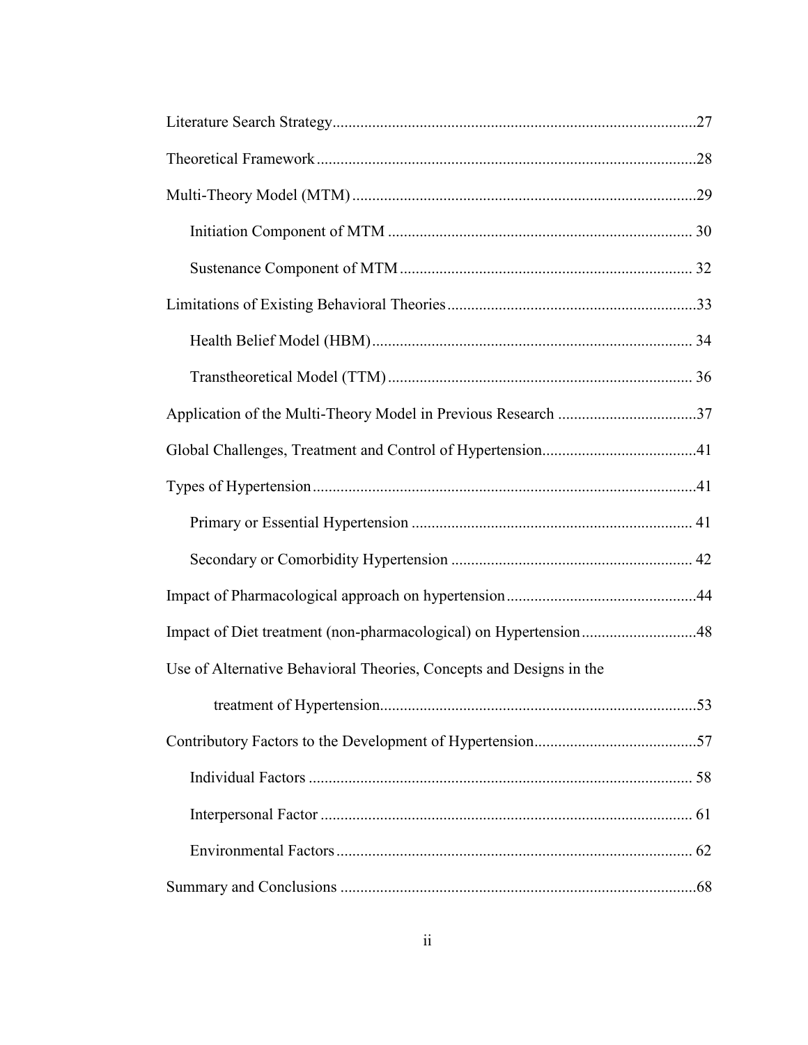Literature Search Strategy...........................................................................................27

Theoretical Framework...............................................................................................28

Multi-Theory Model (MTM).......................................................................................29

  Initiation Component of MTM ............................................................................ 30

  Sustenance Component of MTM......................................................................... 32

Limitations of Existing Behavioral Theories..............................................................33

  Health Belief Model (HBM)................................................................................ 34

  Transtheoretical Model (TTM)............................................................................ 36

Application of the Multi-Theory Model in Previous Research ..................................37

Global Challenges, Treatment and Control of Hypertension......................................41

Types of Hypertension................................................................................................41

  Primary or Essential Hypertension ...................................................................... 41

  Secondary or Comorbidity Hypertension ............................................................ 42

Impact of Pharmacological approach on hypertension...............................................44

Impact of Diet treatment (non-pharmacological) on Hypertension............................48

Use of Alternative Behavioral Theories, Concepts and Designs in the treatment of Hypertension...............................................................................53

Contributory Factors to the Development of Hypertension.........................................57

  Individual Factors ................................................................................................ 58

  Interpersonal Factor ............................................................................................. 61

  Environmental Factors......................................................................................... 62

Summary and Conclusions .........................................................................................68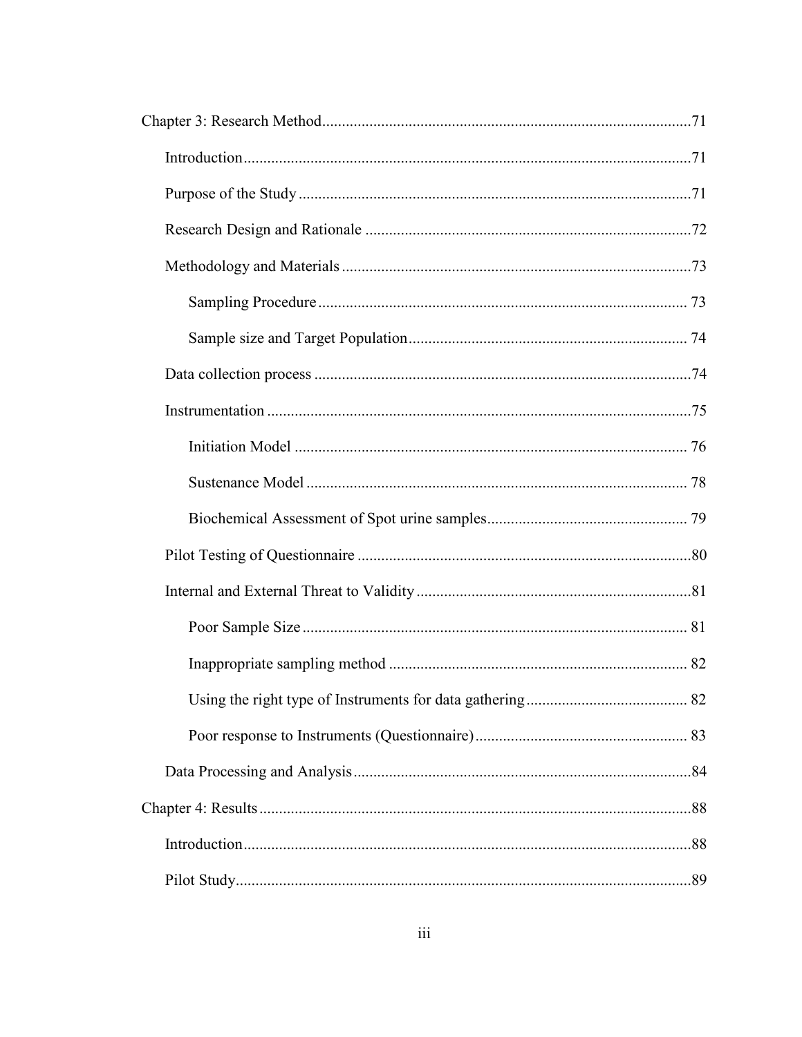Chapter 3: Research Method ... 71

Introduction ... 71

Purpose of the Study ... 71

Research Design and Rationale ... 72

Methodology and Materials ... 73

Sampling Procedure ... 73

Sample size and Target Population ... 74

Data collection process ... 74

Instrumentation ... 75

Initiation Model ... 76

Sustenance Model ... 78

Biochemical Assessment of Spot urine samples ... 79

Pilot Testing of Questionnaire ... 80

Internal and External Threat to Validity ... 81

Poor Sample Size ... 81

Inappropriate sampling method ... 82

Using the right type of Instruments for data gathering ... 82

Poor response to Instruments (Questionnaire) ... 83

Data Processing and Analysis ... 84

Chapter 4: Results ... 88

Introduction ... 88

Pilot Study ... 89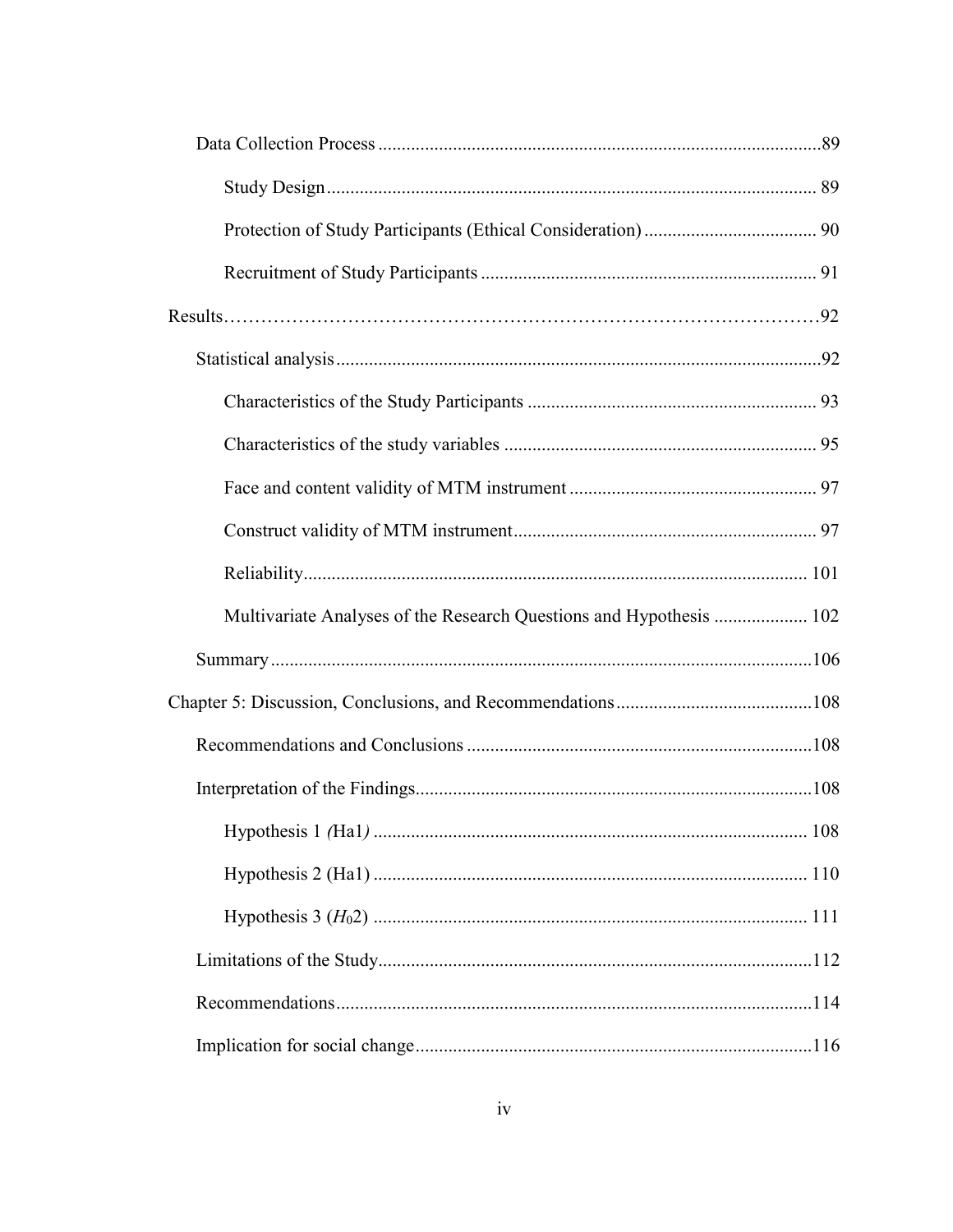Data Collection Process ..... 89

Study Design ..... 89

Protection of Study Participants (Ethical Consideration) ..... 90

Recruitment of Study Participants ..... 91

Results ..... 92

Statistical analysis ..... 92

Characteristics of the Study Participants ..... 93

Characteristics of the study variables ..... 95

Face and content validity of MTM instrument ..... 97

Construct validity of MTM instrument ..... 97

Reliability ..... 101

Multivariate Analyses of the Research Questions and Hypothesis ..... 102

Summary ..... 106

Chapter 5: Discussion, Conclusions, and Recommendations ..... 108

Recommendations and Conclusions ..... 108

Interpretation of the Findings ..... 108

Hypothesis 1 *(*Ha1*)* ..... 108

Hypothesis 2 (Ha1) ..... 110

Hypothesis 3 ($H_0$2) ..... 111

Limitations of the Study ..... 112

Recommendations ..... 114

Implication for social change ..... 116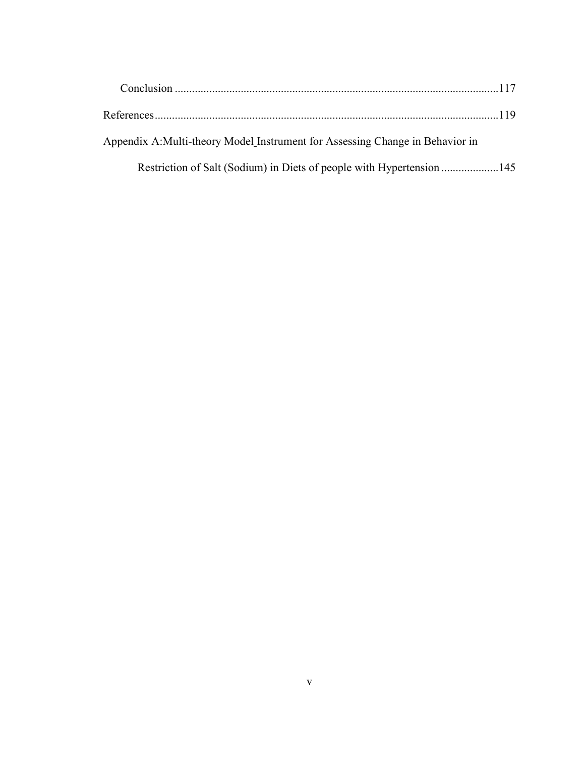Conclusion ....................................................................................................................117

References......................................................................................................................119

Appendix A:Multi-theory Model Instrument for Assessing Change in Behavior in

Restriction of Salt (Sodium) in Diets of people with Hypertension ....................145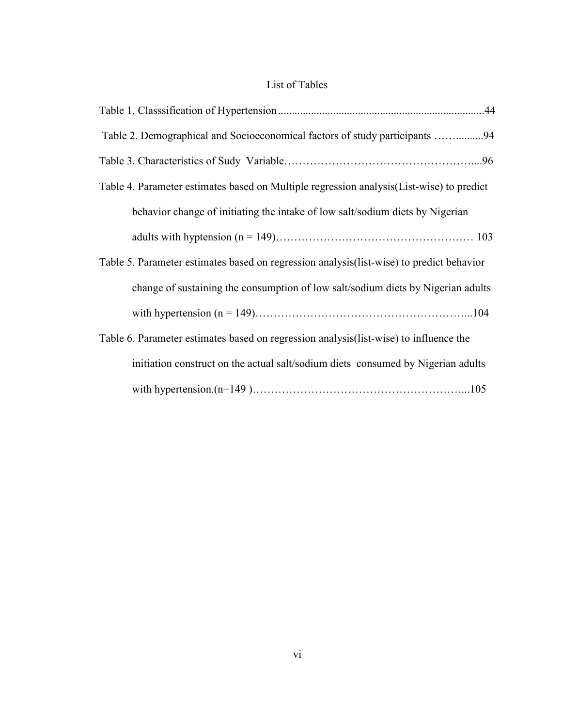# List of Tables

Table 1. Classsification of Hypertension ..........................................................................44

Table 2. Demographical and Socioeconomical factors of study participants ……..........94

Table 3. Characteristics of Sudy Variable…………………………………………….....96

Table 4. Parameter estimates based on Multiple regression analysis(List-wise) to predict behavior change of initiating the intake of low salt/sodium diets by Nigerian adults with hyptension (n = 149)……………………………………………… 103

Table 5. Parameter estimates based on regression analysis(list-wise) to predict behavior change of sustaining the consumption of low salt/sodium diets by Nigerian adults with hypertension (n = 149)…………………………………………………...104

Table 6. Parameter estimates based on regression analysis(list-wise) to influence the initiation construct on the actual salt/sodium diets consumed by Nigerian adults with hypertension.(n=149 )…………………………………………………...105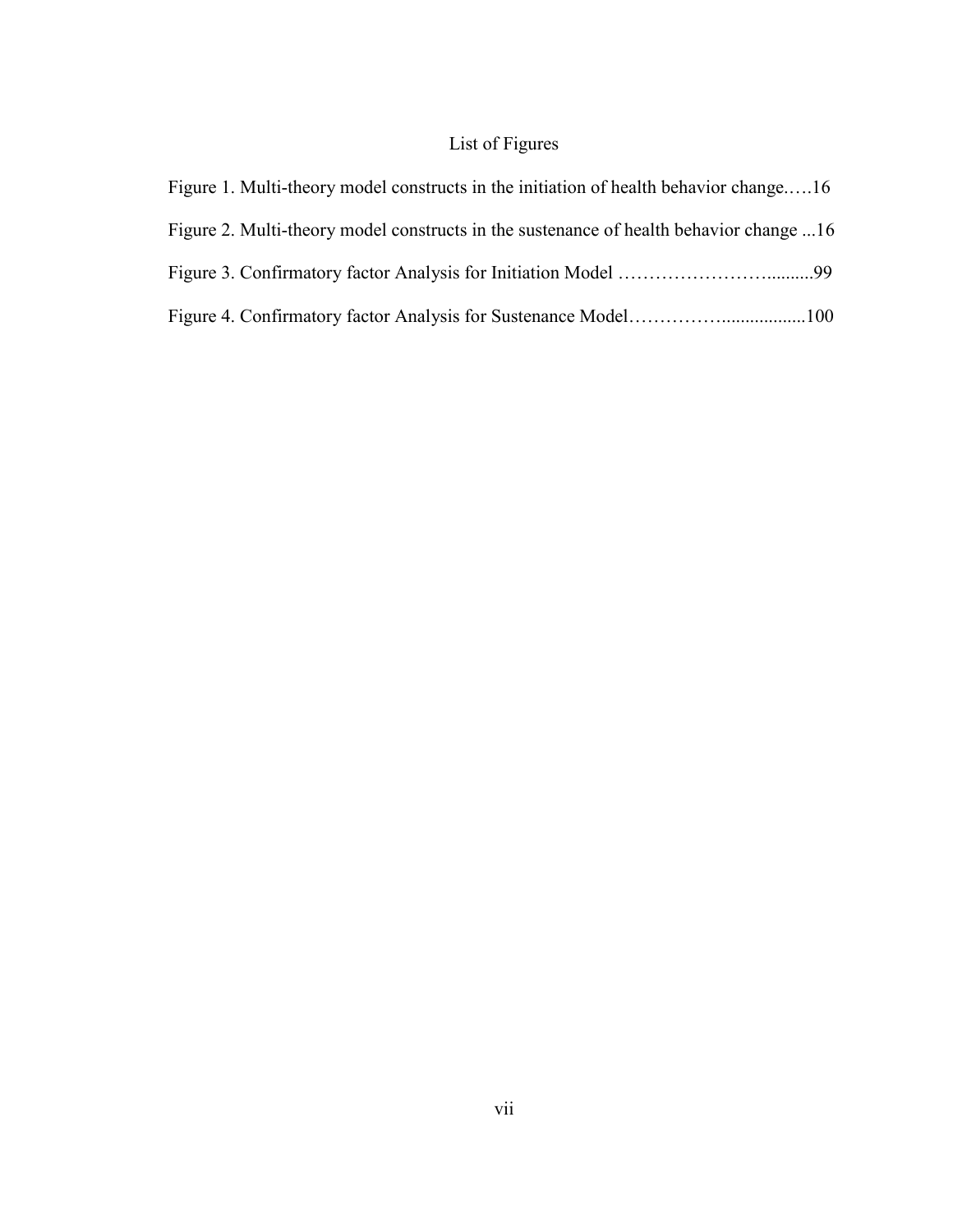# List of Figures

Figure 1. Multi-theory model constructs in the initiation of health behavior change.….16

Figure 2. Multi-theory model constructs in the sustenance of health behavior change ...16

Figure 3. Confirmatory factor Analysis for Initiation Model ……………………..........99

Figure 4. Confirmatory factor Analysis for Sustenance Model……………..................100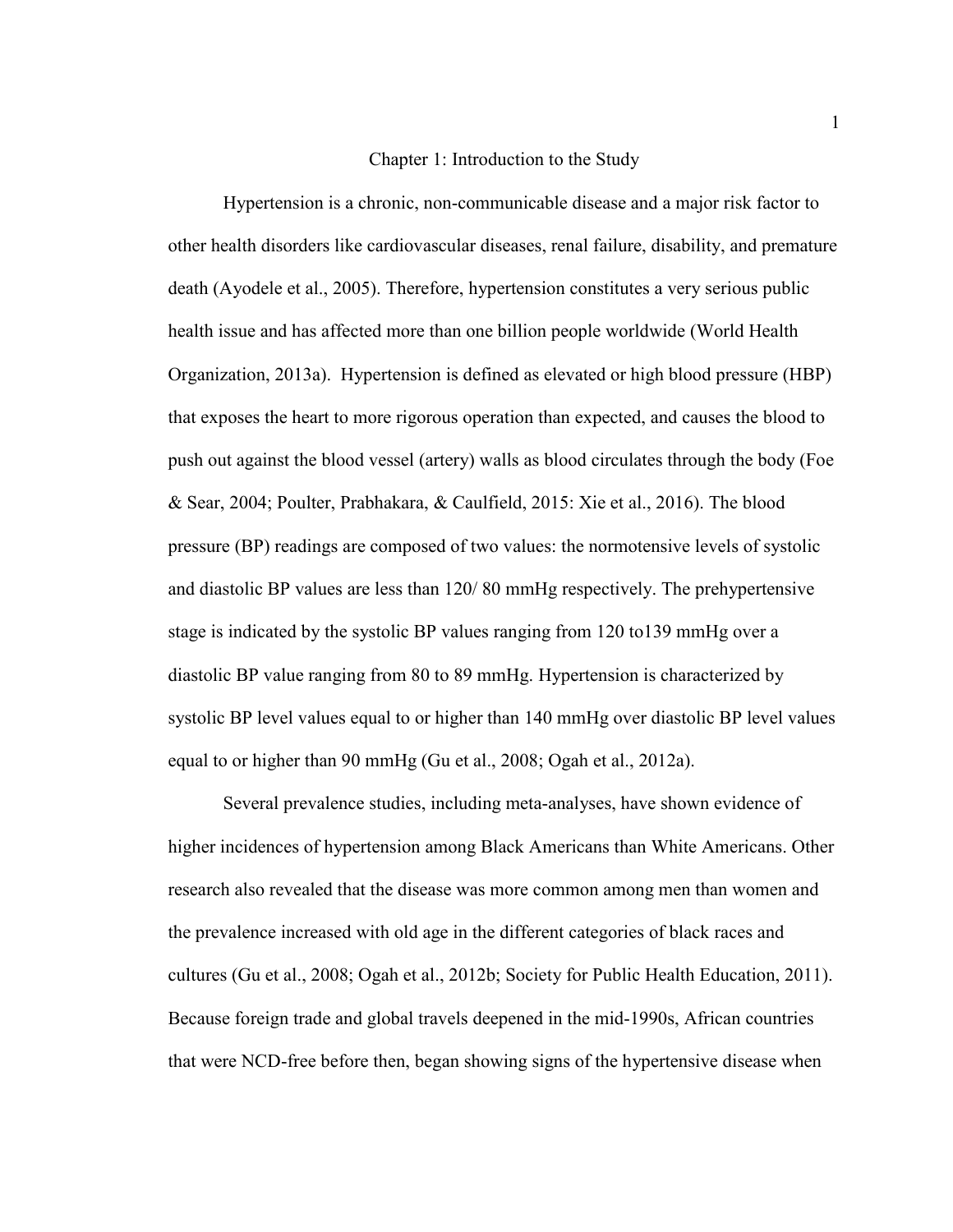# Chapter 1: Introduction to the Study

Hypertension is a chronic, non-communicable disease and a major risk factor to other health disorders like cardiovascular diseases, renal failure, disability, and premature death (Ayodele et al., 2005). Therefore, hypertension constitutes a very serious public health issue and has affected more than one billion people worldwide (World Health Organization, 2013a). Hypertension is defined as elevated or high blood pressure (HBP) that exposes the heart to more rigorous operation than expected, and causes the blood to push out against the blood vessel (artery) walls as blood circulates through the body (Foe & Sear, 2004; Poulter, Prabhakara, & Caulfield, 2015: Xie et al., 2016). The blood pressure (BP) readings are composed of two values: the normotensive levels of systolic and diastolic BP values are less than 120/ 80 mmHg respectively. The prehypertensive stage is indicated by the systolic BP values ranging from 120 to139 mmHg over a diastolic BP value ranging from 80 to 89 mmHg. Hypertension is characterized by systolic BP level values equal to or higher than 140 mmHg over diastolic BP level values equal to or higher than 90 mmHg (Gu et al., 2008; Ogah et al., 2012a).

Several prevalence studies, including meta-analyses, have shown evidence of higher incidences of hypertension among Black Americans than White Americans. Other research also revealed that the disease was more common among men than women and the prevalence increased with old age in the different categories of black races and cultures (Gu et al., 2008; Ogah et al., 2012b; Society for Public Health Education, 2011). Because foreign trade and global travels deepened in the mid-1990s, African countries that were NCD-free before then, began showing signs of the hypertensive disease when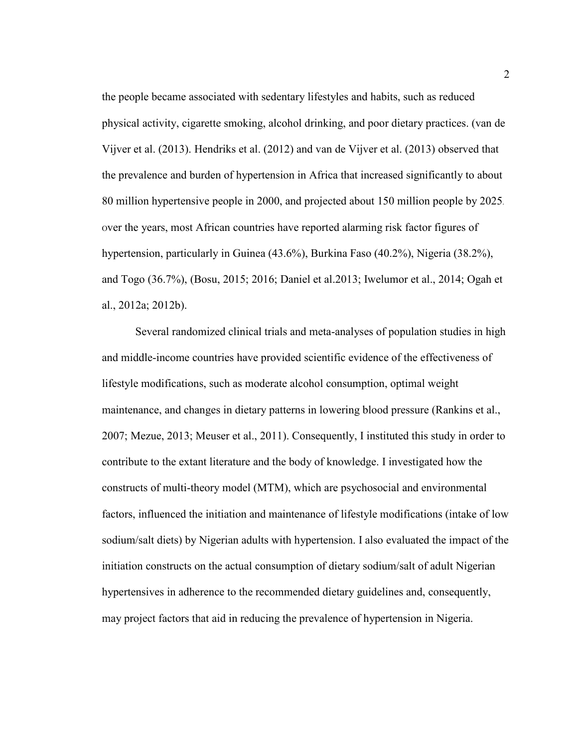the people became associated with sedentary lifestyles and habits, such as reduced physical activity, cigarette smoking, alcohol drinking, and poor dietary practices. (van de Vijver et al. (2013). Hendriks et al. (2012) and van de Vijver et al. (2013) observed that the prevalence and burden of hypertension in Africa that increased significantly to about 80 million hypertensive people in 2000, and projected about 150 million people by 2025. over the years, most African countries have reported alarming risk factor figures of hypertension, particularly in Guinea (43.6%), Burkina Faso (40.2%), Nigeria (38.2%), and Togo (36.7%), (Bosu, 2015; 2016; Daniel et al.2013; Iwelumor et al., 2014; Ogah et al., 2012a; 2012b).

Several randomized clinical trials and meta-analyses of population studies in high and middle-income countries have provided scientific evidence of the effectiveness of lifestyle modifications, such as moderate alcohol consumption, optimal weight maintenance, and changes in dietary patterns in lowering blood pressure (Rankins et al., 2007; Mezue, 2013; Meuser et al., 2011). Consequently, I instituted this study in order to contribute to the extant literature and the body of knowledge. I investigated how the constructs of multi-theory model (MTM), which are psychosocial and environmental factors, influenced the initiation and maintenance of lifestyle modifications (intake of low sodium/salt diets) by Nigerian adults with hypertension. I also evaluated the impact of the initiation constructs on the actual consumption of dietary sodium/salt of adult Nigerian hypertensives in adherence to the recommended dietary guidelines and, consequently, may project factors that aid in reducing the prevalence of hypertension in Nigeria.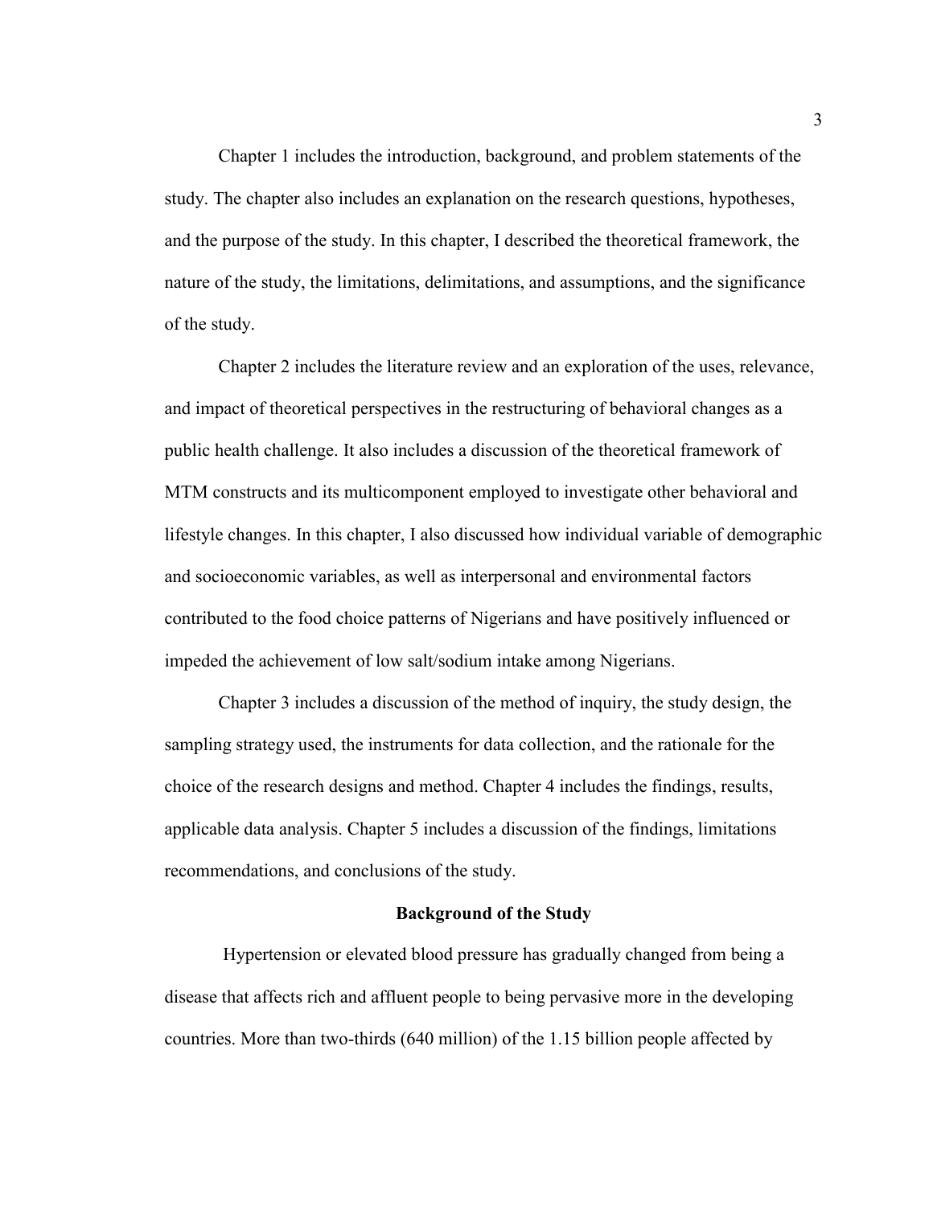Chapter 1 includes the introduction, background, and problem statements of the study. The chapter also includes an explanation on the research questions, hypotheses, and the purpose of the study. In this chapter, I described the theoretical framework, the nature of the study, the limitations, delimitations, and assumptions, and the significance of the study.

Chapter 2 includes the literature review and an exploration of the uses, relevance, and impact of theoretical perspectives in the restructuring of behavioral changes as a public health challenge. It also includes a discussion of the theoretical framework of MTM constructs and its multicomponent employed to investigate other behavioral and lifestyle changes. In this chapter, I also discussed how individual variable of demographic and socioeconomic variables, as well as interpersonal and environmental factors contributed to the food choice patterns of Nigerians and have positively influenced or impeded the achievement of low salt/sodium intake among Nigerians.

Chapter 3 includes a discussion of the method of inquiry, the study design, the sampling strategy used, the instruments for data collection, and the rationale for the choice of the research designs and method. Chapter 4 includes the findings, results, applicable data analysis. Chapter 5 includes a discussion of the findings, limitations recommendations, and conclusions of the study.

## Background of the Study

Hypertension or elevated blood pressure has gradually changed from being a disease that affects rich and affluent people to being pervasive more in the developing countries. More than two-thirds (640 million) of the 1.15 billion people affected by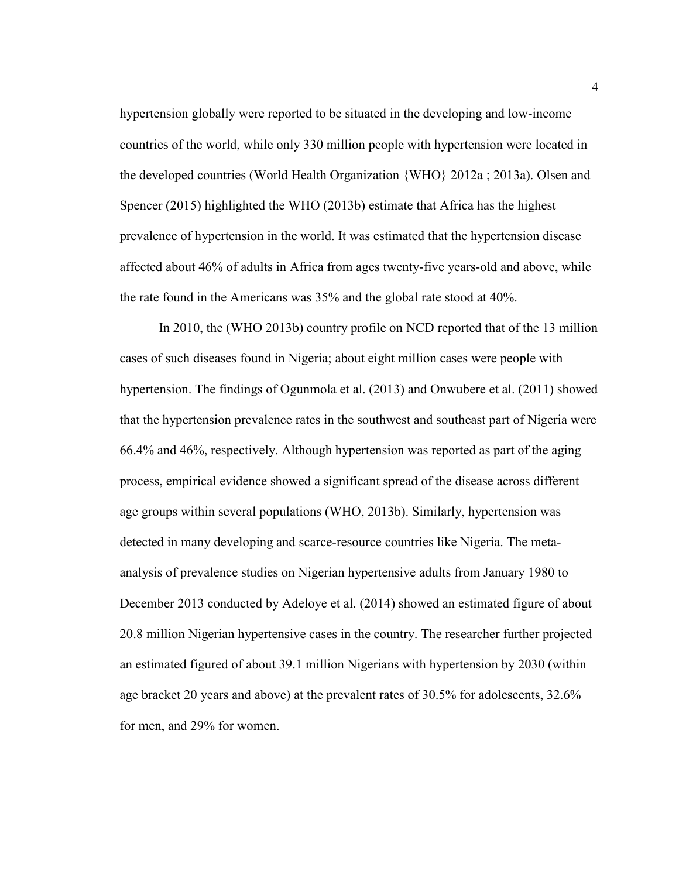hypertension globally were reported to be situated in the developing and low-income countries of the world, while only 330 million people with hypertension were located in the developed countries (World Health Organization {WHO} 2012a ; 2013a). Olsen and Spencer (2015) highlighted the WHO (2013b) estimate that Africa has the highest prevalence of hypertension in the world. It was estimated that the hypertension disease affected about 46% of adults in Africa from ages twenty-five years-old and above, while the rate found in the Americans was 35% and the global rate stood at 40%.

In 2010, the (WHO 2013b) country profile on NCD reported that of the 13 million cases of such diseases found in Nigeria; about eight million cases were people with hypertension. The findings of Ogunmola et al. (2013) and Onwubere et al. (2011) showed that the hypertension prevalence rates in the southwest and southeast part of Nigeria were 66.4% and 46%, respectively. Although hypertension was reported as part of the aging process, empirical evidence showed a significant spread of the disease across different age groups within several populations (WHO, 2013b). Similarly, hypertension was detected in many developing and scarce-resource countries like Nigeria. The meta-analysis of prevalence studies on Nigerian hypertensive adults from January 1980 to December 2013 conducted by Adeloye et al. (2014) showed an estimated figure of about 20.8 million Nigerian hypertensive cases in the country. The researcher further projected an estimated figured of about 39.1 million Nigerians with hypertension by 2030 (within age bracket 20 years and above) at the prevalent rates of 30.5% for adolescents, 32.6% for men, and 29% for women.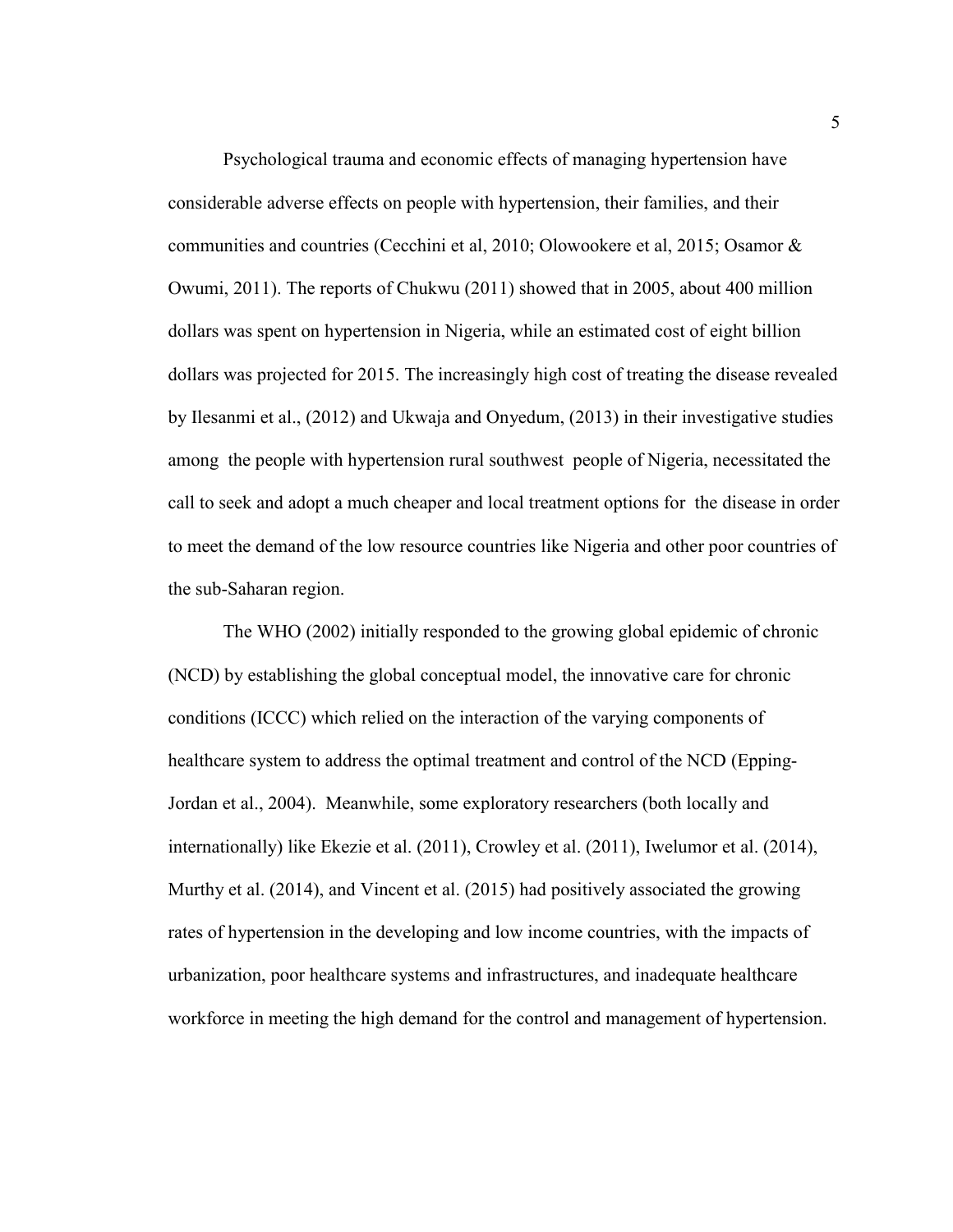Psychological trauma and economic effects of managing hypertension have considerable adverse effects on people with hypertension, their families, and their communities and countries (Cecchini et al, 2010; Olowookere et al, 2015; Osamor & Owumi, 2011). The reports of Chukwu (2011) showed that in 2005, about 400 million dollars was spent on hypertension in Nigeria, while an estimated cost of eight billion dollars was projected for 2015. The increasingly high cost of treating the disease revealed by Ilesanmi et al., (2012) and Ukwaja and Onyedum, (2013) in their investigative studies among the people with hypertension rural southwest people of Nigeria, necessitated the call to seek and adopt a much cheaper and local treatment options for the disease in order to meet the demand of the low resource countries like Nigeria and other poor countries of the sub-Saharan region.

The WHO (2002) initially responded to the growing global epidemic of chronic (NCD) by establishing the global conceptual model, the innovative care for chronic conditions (ICCC) which relied on the interaction of the varying components of healthcare system to address the optimal treatment and control of the NCD (Epping-Jordan et al., 2004). Meanwhile, some exploratory researchers (both locally and internationally) like Ekezie et al. (2011), Crowley et al. (2011), Iwelumor et al. (2014), Murthy et al. (2014), and Vincent et al. (2015) had positively associated the growing rates of hypertension in the developing and low income countries, with the impacts of urbanization, poor healthcare systems and infrastructures, and inadequate healthcare workforce in meeting the high demand for the control and management of hypertension.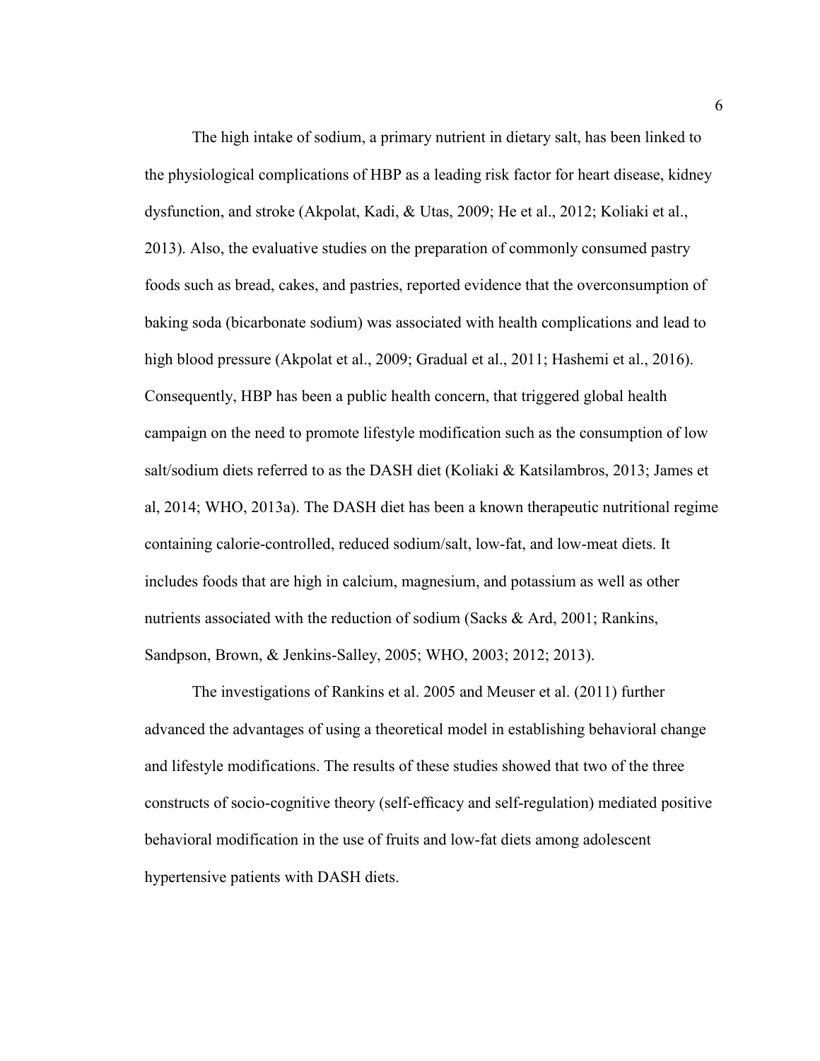The high intake of sodium, a primary nutrient in dietary salt, has been linked to the physiological complications of HBP as a leading risk factor for heart disease, kidney dysfunction, and stroke (Akpolat, Kadi, & Utas, 2009; He et al., 2012; Koliaki et al., 2013). Also, the evaluative studies on the preparation of commonly consumed pastry foods such as bread, cakes, and pastries, reported evidence that the overconsumption of baking soda (bicarbonate sodium) was associated with health complications and lead to high blood pressure (Akpolat et al., 2009; Gradual et al., 2011; Hashemi et al., 2016). Consequently, HBP has been a public health concern, that triggered global health campaign on the need to promote lifestyle modification such as the consumption of low salt/sodium diets referred to as the DASH diet (Koliaki & Katsilambros, 2013; James et al, 2014; WHO, 2013a). The DASH diet has been a known therapeutic nutritional regime containing calorie-controlled, reduced sodium/salt, low-fat, and low-meat diets. It includes foods that are high in calcium, magnesium, and potassium as well as other nutrients associated with the reduction of sodium (Sacks & Ard, 2001; Rankins, Sandpson, Brown, & Jenkins-Salley, 2005; WHO, 2003; 2012; 2013).

The investigations of Rankins et al. 2005 and Meuser et al. (2011) further advanced the advantages of using a theoretical model in establishing behavioral change and lifestyle modifications. The results of these studies showed that two of the three constructs of socio-cognitive theory (self-efficacy and self-regulation) mediated positive behavioral modification in the use of fruits and low-fat diets among adolescent hypertensive patients with DASH diets.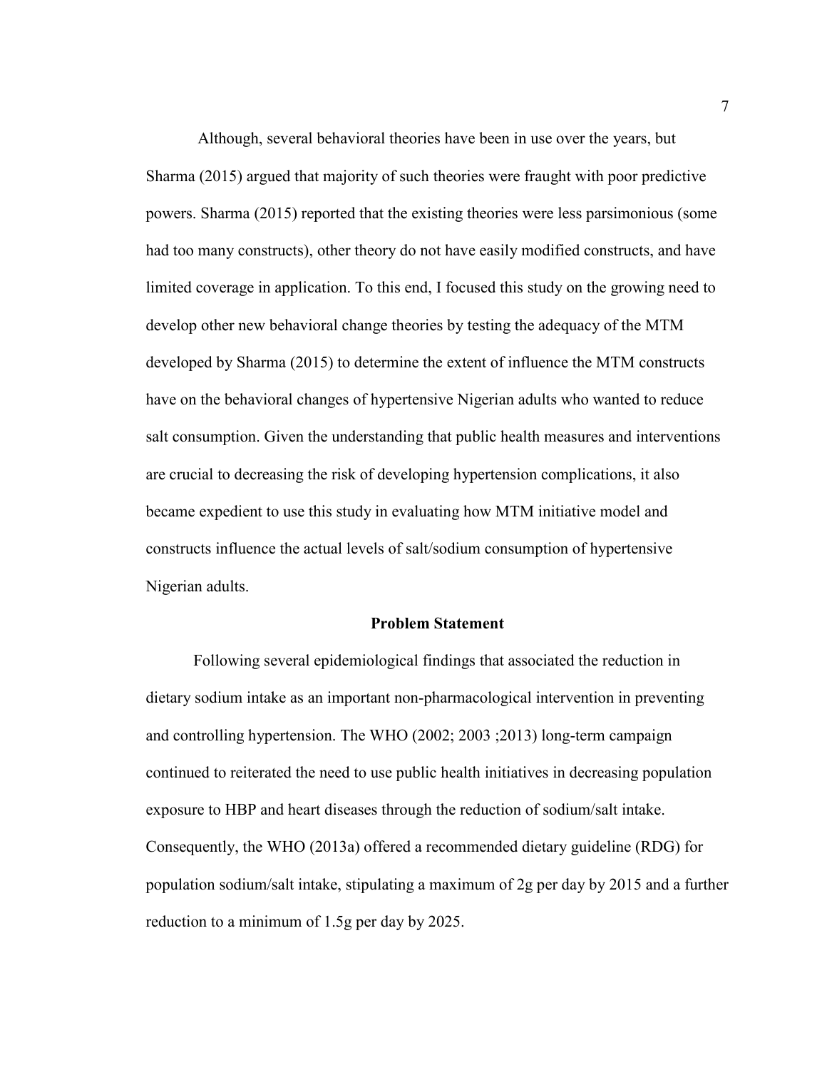Although, several behavioral theories have been in use over the years, but Sharma (2015) argued that majority of such theories were fraught with poor predictive powers. Sharma (2015) reported that the existing theories were less parsimonious (some had too many constructs), other theory do not have easily modified constructs, and have limited coverage in application. To this end, I focused this study on the growing need to develop other new behavioral change theories by testing the adequacy of the MTM developed by Sharma (2015) to determine the extent of influence the MTM constructs have on the behavioral changes of hypertensive Nigerian adults who wanted to reduce salt consumption. Given the understanding that public health measures and interventions are crucial to decreasing the risk of developing hypertension complications, it also became expedient to use this study in evaluating how MTM initiative model and constructs influence the actual levels of salt/sodium consumption of hypertensive Nigerian adults.

## Problem Statement

Following several epidemiological findings that associated the reduction in dietary sodium intake as an important non-pharmacological intervention in preventing and controlling hypertension. The WHO (2002; 2003 ;2013) long-term campaign continued to reiterated the need to use public health initiatives in decreasing population exposure to HBP and heart diseases through the reduction of sodium/salt intake. Consequently, the WHO (2013a) offered a recommended dietary guideline (RDG) for population sodium/salt intake, stipulating a maximum of 2g per day by 2015 and a further reduction to a minimum of 1.5g per day by 2025.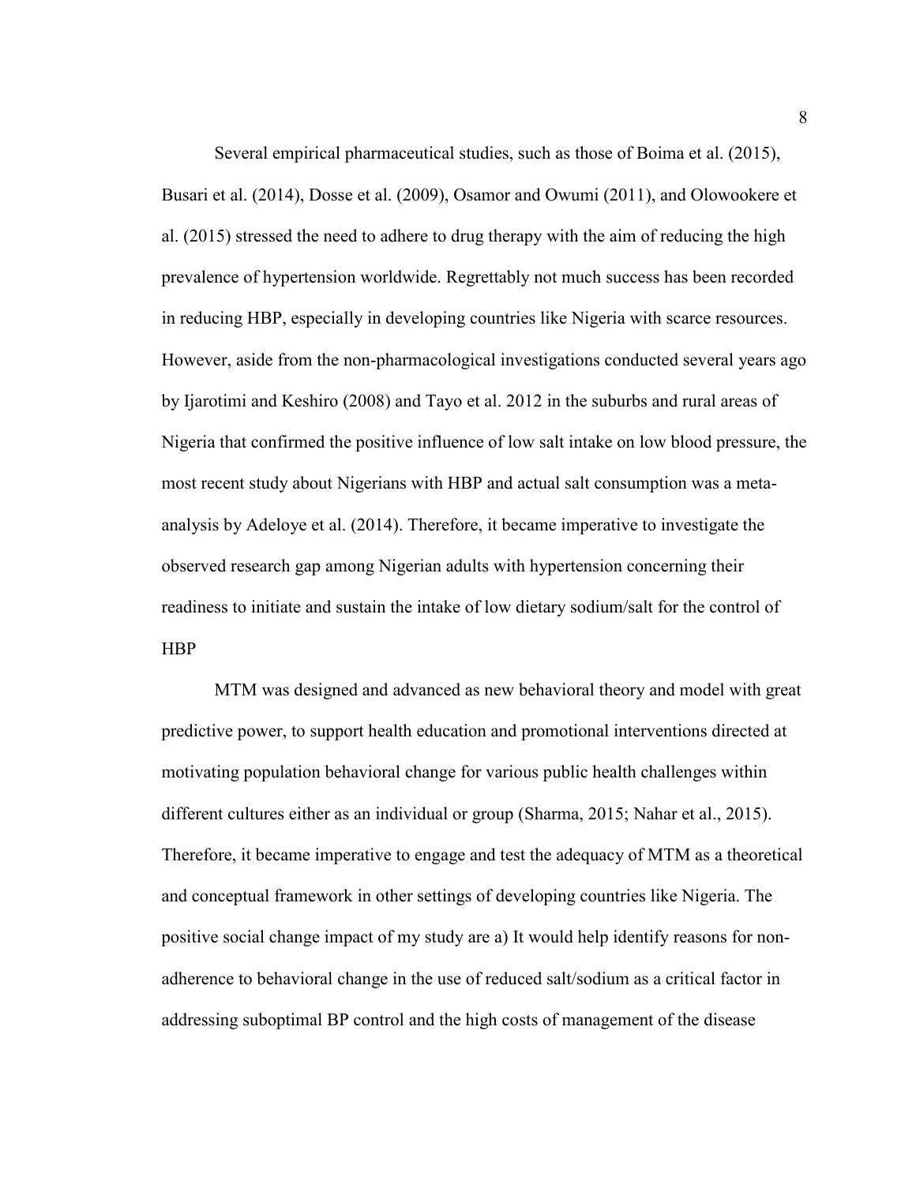Several empirical pharmaceutical studies, such as those of Boima et al. (2015), Busari et al. (2014), Dosse et al. (2009), Osamor and Owumi (2011), and Olowookere et al. (2015) stressed the need to adhere to drug therapy with the aim of reducing the high prevalence of hypertension worldwide. Regrettably not much success has been recorded in reducing HBP, especially in developing countries like Nigeria with scarce resources. However, aside from the non-pharmacological investigations conducted several years ago by Ijarotimi and Keshiro (2008) and Tayo et al. 2012 in the suburbs and rural areas of Nigeria that confirmed the positive influence of low salt intake on low blood pressure, the most recent study about Nigerians with HBP and actual salt consumption was a meta-analysis by Adeloye et al. (2014). Therefore, it became imperative to investigate the observed research gap among Nigerian adults with hypertension concerning their readiness to initiate and sustain the intake of low dietary sodium/salt for the control of HBP

MTM was designed and advanced as new behavioral theory and model with great predictive power, to support health education and promotional interventions directed at motivating population behavioral change for various public health challenges within different cultures either as an individual or group (Sharma, 2015; Nahar et al., 2015). Therefore, it became imperative to engage and test the adequacy of MTM as a theoretical and conceptual framework in other settings of developing countries like Nigeria. The positive social change impact of my study are a) It would help identify reasons for non-adherence to behavioral change in the use of reduced salt/sodium as a critical factor in addressing suboptimal BP control and the high costs of management of the disease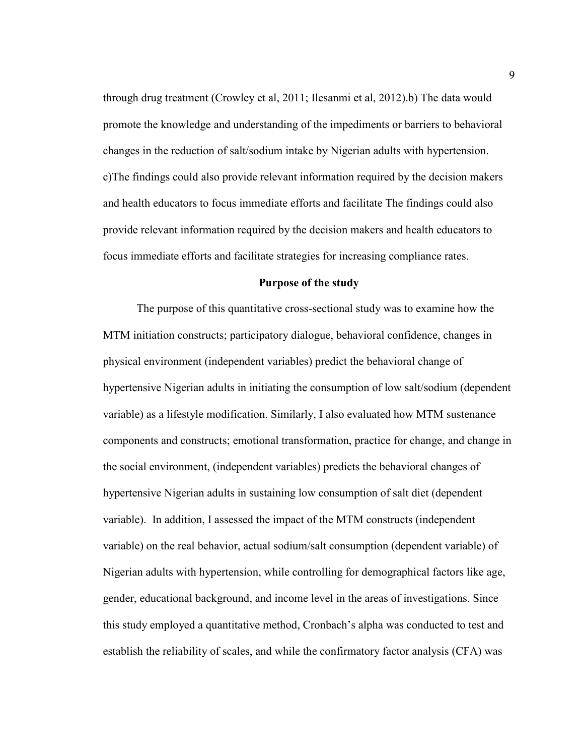through drug treatment (Crowley et al, 2011; Ilesanmi et al, 2012).b) The data would promote the knowledge and understanding of the impediments or barriers to behavioral changes in the reduction of salt/sodium intake by Nigerian adults with hypertension. c)The findings could also provide relevant information required by the decision makers and health educators to focus immediate efforts and facilitate The findings could also provide relevant information required by the decision makers and health educators to focus immediate efforts and facilitate strategies for increasing compliance rates.

## Purpose of the study

The purpose of this quantitative cross-sectional study was to examine how the MTM initiation constructs; participatory dialogue, behavioral confidence, changes in physical environment (independent variables) predict the behavioral change of hypertensive Nigerian adults in initiating the consumption of low salt/sodium (dependent variable) as a lifestyle modification. Similarly, I also evaluated how MTM sustenance components and constructs; emotional transformation, practice for change, and change in the social environment, (independent variables) predicts the behavioral changes of hypertensive Nigerian adults in sustaining low consumption of salt diet (dependent variable). In addition, I assessed the impact of the MTM constructs (independent variable) on the real behavior, actual sodium/salt consumption (dependent variable) of Nigerian adults with hypertension, while controlling for demographical factors like age, gender, educational background, and income level in the areas of investigations. Since this study employed a quantitative method, Cronbach's alpha was conducted to test and establish the reliability of scales, and while the confirmatory factor analysis (CFA) was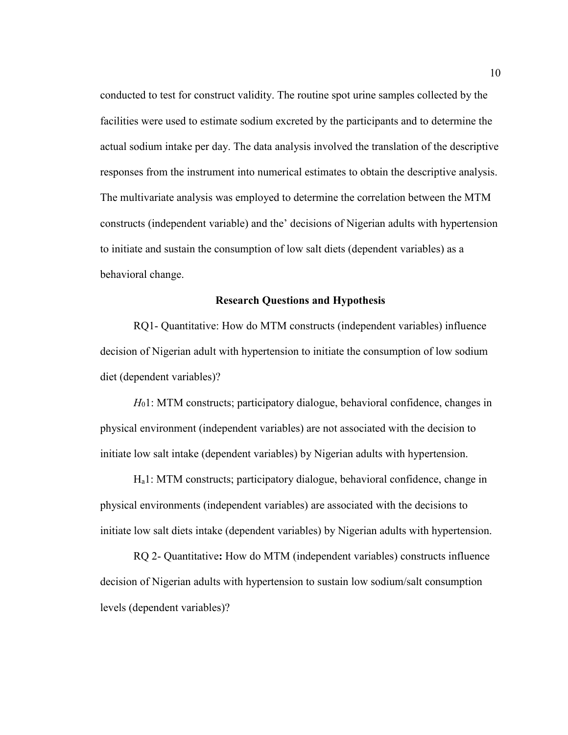conducted to test for construct validity. The routine spot urine samples collected by the facilities were used to estimate sodium excreted by the participants and to determine the actual sodium intake per day. The data analysis involved the translation of the descriptive responses from the instrument into numerical estimates to obtain the descriptive analysis. The multivariate analysis was employed to determine the correlation between the MTM constructs (independent variable) and the' decisions of Nigerian adults with hypertension to initiate and sustain the consumption of low salt diets (dependent variables) as a behavioral change.

## Research Questions and Hypothesis

RQ1- Quantitative: How do MTM constructs (independent variables) influence decision of Nigerian adult with hypertension to initiate the consumption of low sodium diet (dependent variables)?

$H_0$1: MTM constructs; participatory dialogue, behavioral confidence, changes in physical environment (independent variables) are not associated with the decision to initiate low salt intake (dependent variables) by Nigerian adults with hypertension.

$H_a$1: MTM constructs; participatory dialogue, behavioral confidence, change in physical environments (independent variables) are associated with the decisions to initiate low salt diets intake (dependent variables) by Nigerian adults with hypertension.

RQ 2- Quantitative**:** How do MTM (independent variables) constructs influence decision of Nigerian adults with hypertension to sustain low sodium/salt consumption levels (dependent variables)?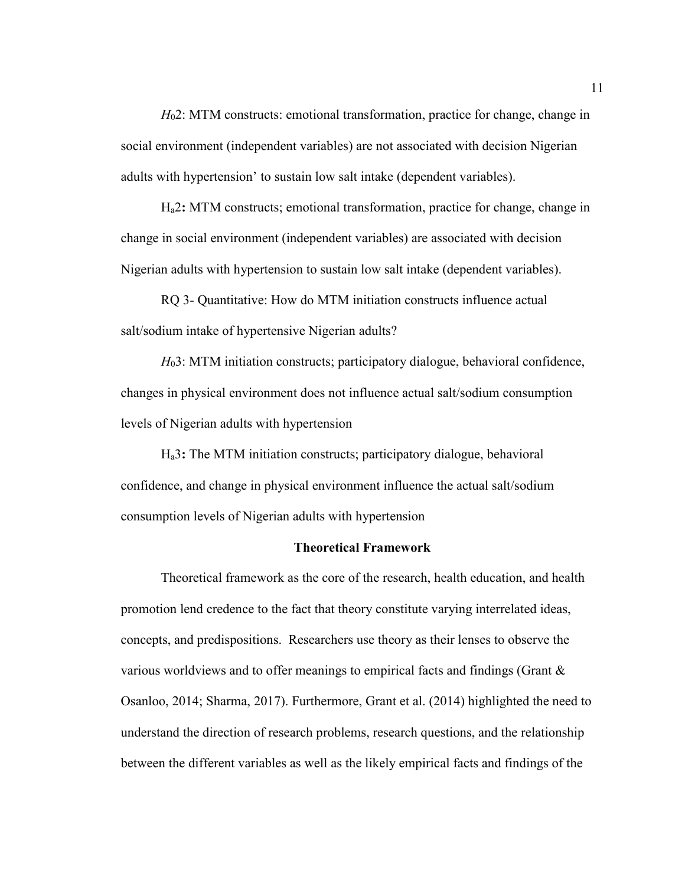$H_02$: MTM constructs: emotional transformation, practice for change, change in social environment (independent variables) are not associated with decision Nigerian adults with hypertension' to sustain low salt intake (dependent variables).

$H_a2$**:** MTM constructs; emotional transformation, practice for change, change in change in social environment (independent variables) are associated with decision Nigerian adults with hypertension to sustain low salt intake (dependent variables).

RQ 3- Quantitative: How do MTM initiation constructs influence actual salt/sodium intake of hypertensive Nigerian adults?

$H_03$: MTM initiation constructs; participatory dialogue, behavioral confidence, changes in physical environment does not influence actual salt/sodium consumption levels of Nigerian adults with hypertension

$H_a3$**:** The MTM initiation constructs; participatory dialogue, behavioral confidence, and change in physical environment influence the actual salt/sodium consumption levels of Nigerian adults with hypertension

## Theoretical Framework

Theoretical framework as the core of the research, health education, and health promotion lend credence to the fact that theory constitute varying interrelated ideas, concepts, and predispositions. Researchers use theory as their lenses to observe the various worldviews and to offer meanings to empirical facts and findings (Grant & Osanloo, 2014; Sharma, 2017). Furthermore, Grant et al. (2014) highlighted the need to understand the direction of research problems, research questions, and the relationship between the different variables as well as the likely empirical facts and findings of the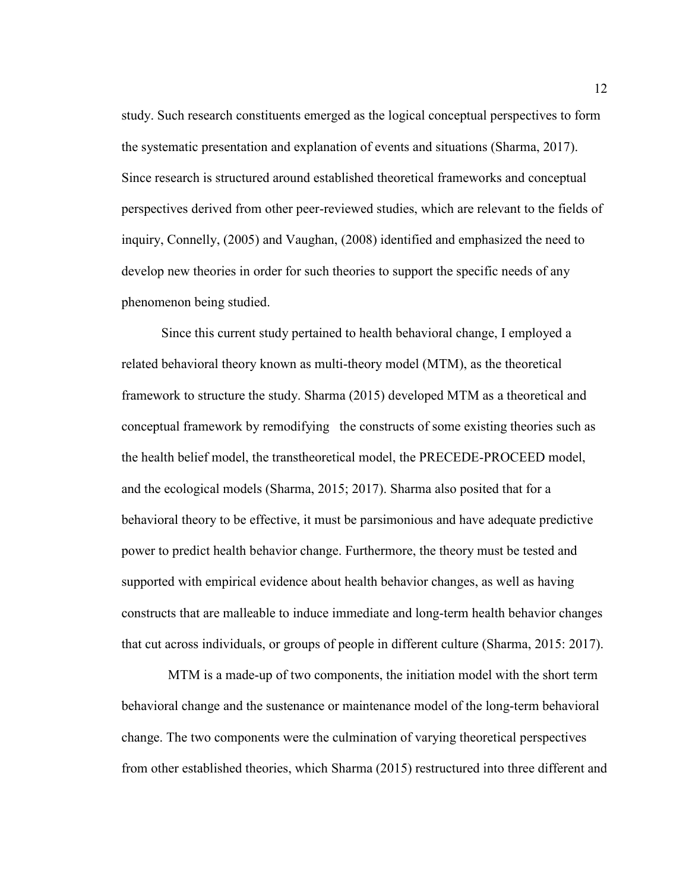study. Such research constituents emerged as the logical conceptual perspectives to form the systematic presentation and explanation of events and situations (Sharma, 2017). Since research is structured around established theoretical frameworks and conceptual perspectives derived from other peer-reviewed studies, which are relevant to the fields of inquiry, Connelly, (2005) and Vaughan, (2008) identified and emphasized the need to develop new theories in order for such theories to support the specific needs of any phenomenon being studied.

Since this current study pertained to health behavioral change, I employed a related behavioral theory known as multi-theory model (MTM), as the theoretical framework to structure the study. Sharma (2015) developed MTM as a theoretical and conceptual framework by remodifying the constructs of some existing theories such as the health belief model, the transtheoretical model, the PRECEDE-PROCEED model, and the ecological models (Sharma, 2015; 2017). Sharma also posited that for a behavioral theory to be effective, it must be parsimonious and have adequate predictive power to predict health behavior change. Furthermore, the theory must be tested and supported with empirical evidence about health behavior changes, as well as having constructs that are malleable to induce immediate and long-term health behavior changes that cut across individuals, or groups of people in different culture (Sharma, 2015: 2017).

MTM is a made-up of two components, the initiation model with the short term behavioral change and the sustenance or maintenance model of the long-term behavioral change. The two components were the culmination of varying theoretical perspectives from other established theories, which Sharma (2015) restructured into three different and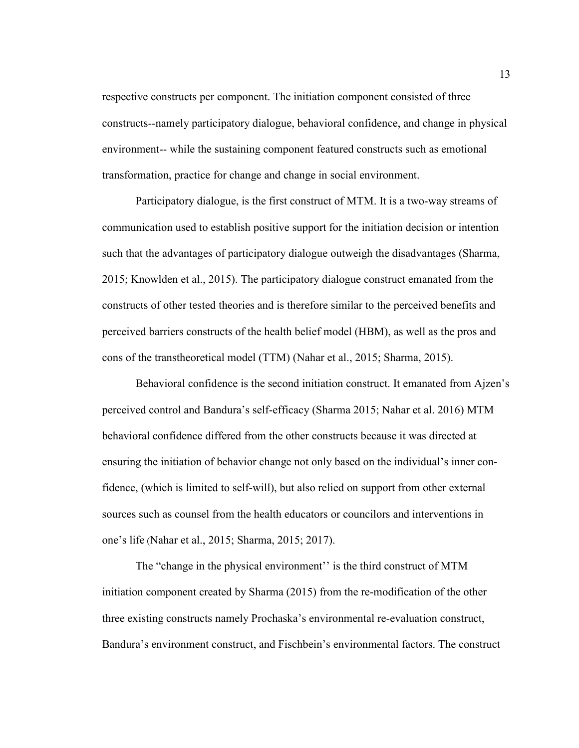respective constructs per component. The initiation component consisted of three constructs--namely participatory dialogue, behavioral confidence, and change in physical environment-- while the sustaining component featured constructs such as emotional transformation, practice for change and change in social environment.

Participatory dialogue, is the first construct of MTM. It is a two-way streams of communication used to establish positive support for the initiation decision or intention such that the advantages of participatory dialogue outweigh the disadvantages (Sharma, 2015; Knowlden et al., 2015). The participatory dialogue construct emanated from the constructs of other tested theories and is therefore similar to the perceived benefits and perceived barriers constructs of the health belief model (HBM), as well as the pros and cons of the transtheoretical model (TTM) (Nahar et al., 2015; Sharma, 2015).

Behavioral confidence is the second initiation construct. It emanated from Ajzen's perceived control and Bandura's self-efficacy (Sharma 2015; Nahar et al. 2016) MTM behavioral confidence differed from the other constructs because it was directed at ensuring the initiation of behavior change not only based on the individual's inner confidence, (which is limited to self-will), but also relied on support from other external sources such as counsel from the health educators or councilors and interventions in one's life (Nahar et al., 2015; Sharma, 2015; 2017).

The "change in the physical environment'' is the third construct of MTM initiation component created by Sharma (2015) from the re-modification of the other three existing constructs namely Prochaska's environmental re-evaluation construct, Bandura's environment construct, and Fischbein's environmental factors. The construct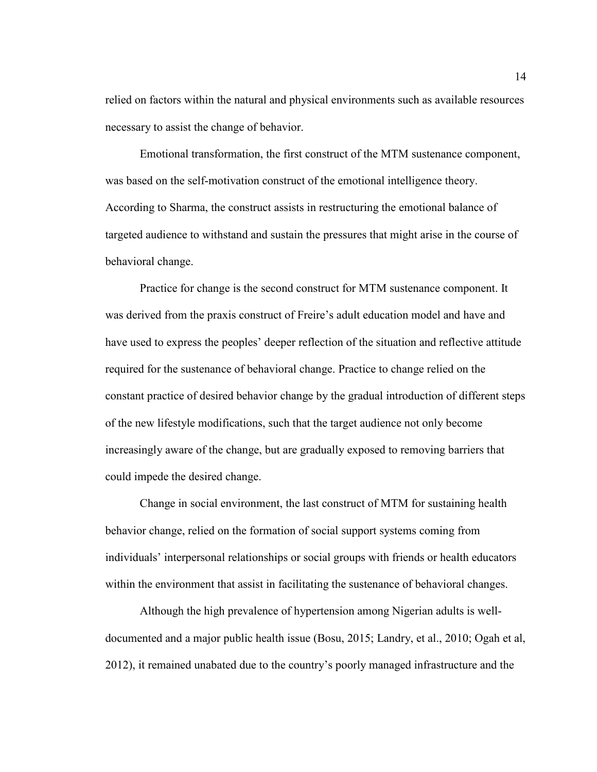relied on factors within the natural and physical environments such as available resources necessary to assist the change of behavior.

Emotional transformation, the first construct of the MTM sustenance component, was based on the self-motivation construct of the emotional intelligence theory. According to Sharma, the construct assists in restructuring the emotional balance of targeted audience to withstand and sustain the pressures that might arise in the course of behavioral change.

Practice for change is the second construct for MTM sustenance component. It was derived from the praxis construct of Freire's adult education model and have and have used to express the peoples' deeper reflection of the situation and reflective attitude required for the sustenance of behavioral change. Practice to change relied on the constant practice of desired behavior change by the gradual introduction of different steps of the new lifestyle modifications, such that the target audience not only become increasingly aware of the change, but are gradually exposed to removing barriers that could impede the desired change.

Change in social environment, the last construct of MTM for sustaining health behavior change, relied on the formation of social support systems coming from individuals' interpersonal relationships or social groups with friends or health educators within the environment that assist in facilitating the sustenance of behavioral changes.

Although the high prevalence of hypertension among Nigerian adults is well-documented and a major public health issue (Bosu, 2015; Landry, et al., 2010; Ogah et al, 2012), it remained unabated due to the country's poorly managed infrastructure and the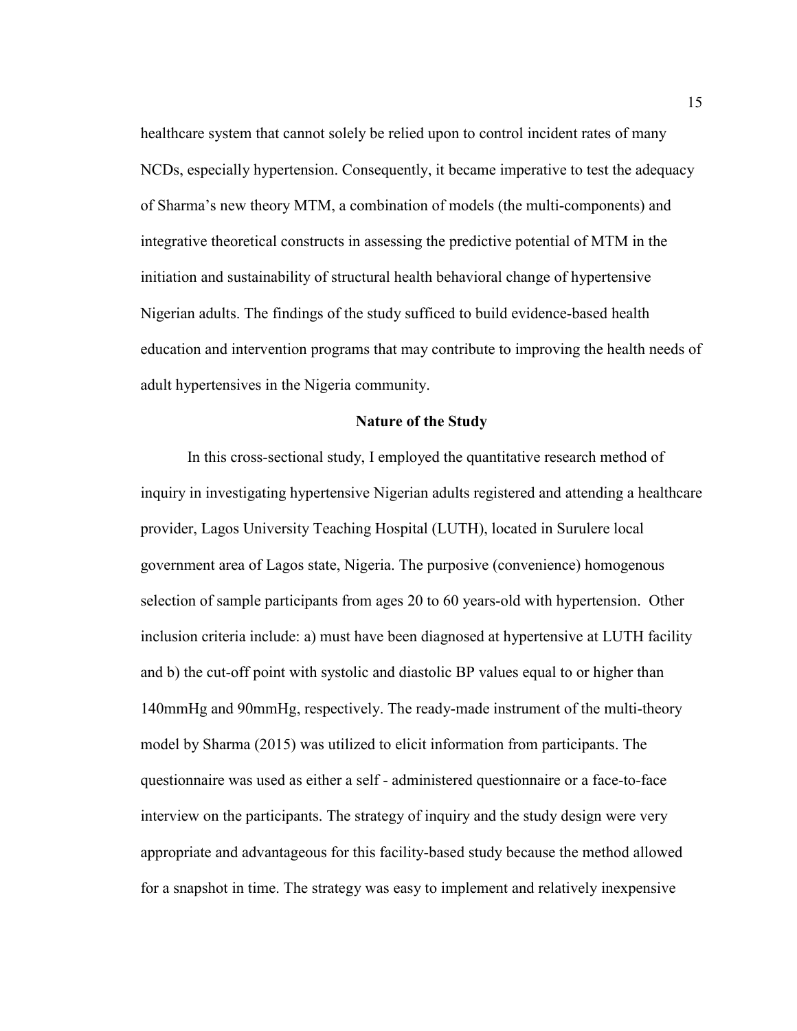healthcare system that cannot solely be relied upon to control incident rates of many NCDs, especially hypertension. Consequently, it became imperative to test the adequacy of Sharma's new theory MTM, a combination of models (the multi-components) and integrative theoretical constructs in assessing the predictive potential of MTM in the initiation and sustainability of structural health behavioral change of hypertensive Nigerian adults. The findings of the study sufficed to build evidence-based health education and intervention programs that may contribute to improving the health needs of adult hypertensives in the Nigeria community.

## Nature of the Study

In this cross-sectional study, I employed the quantitative research method of inquiry in investigating hypertensive Nigerian adults registered and attending a healthcare provider, Lagos University Teaching Hospital (LUTH), located in Surulere local government area of Lagos state, Nigeria. The purposive (convenience) homogenous selection of sample participants from ages 20 to 60 years-old with hypertension. Other inclusion criteria include: a) must have been diagnosed at hypertensive at LUTH facility and b) the cut-off point with systolic and diastolic BP values equal to or higher than 140mmHg and 90mmHg, respectively. The ready-made instrument of the multi-theory model by Sharma (2015) was utilized to elicit information from participants. The questionnaire was used as either a self - administered questionnaire or a face-to-face interview on the participants. The strategy of inquiry and the study design were very appropriate and advantageous for this facility-based study because the method allowed for a snapshot in time. The strategy was easy to implement and relatively inexpensive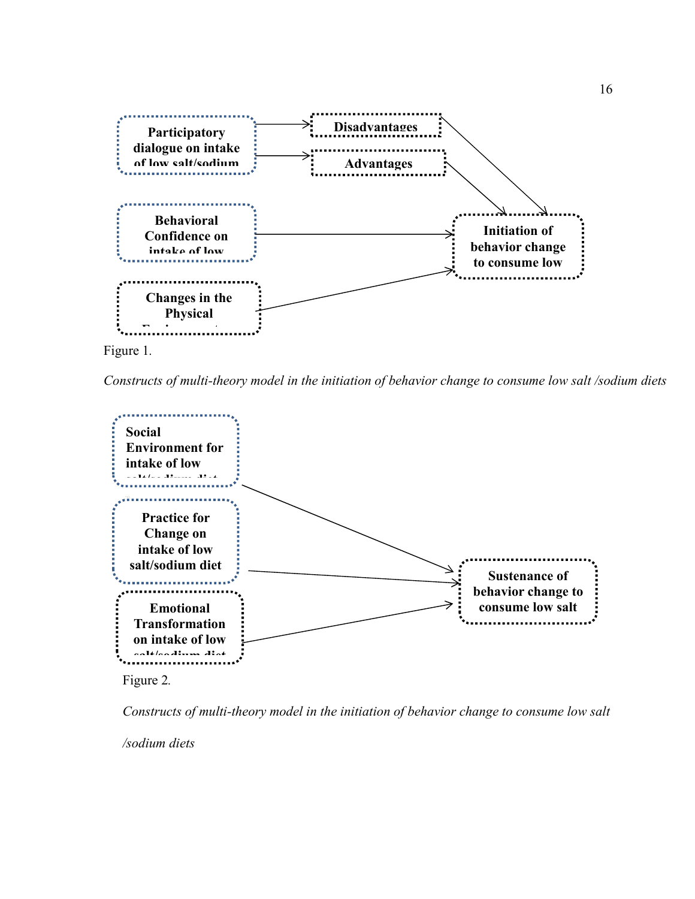Participatory dialogue on intake of low salt/sodium

Disadvantages

Advantages

Behavioral Confidence on intake of low

Initiation of behavior change to consume low

Changes in the Physical

Figure 1.

*Constructs of multi-theory model in the initiation of behavior change to consume low salt /sodium diets*

Social Environment for intake of low

Practice for Change on intake of low salt/sodium diet

Sustenance of behavior change to consume low salt

Emotional Transformation on intake of low

Figure 2.

*Constructs of multi-theory model in the initiation of behavior change to consume low salt /sodium diets*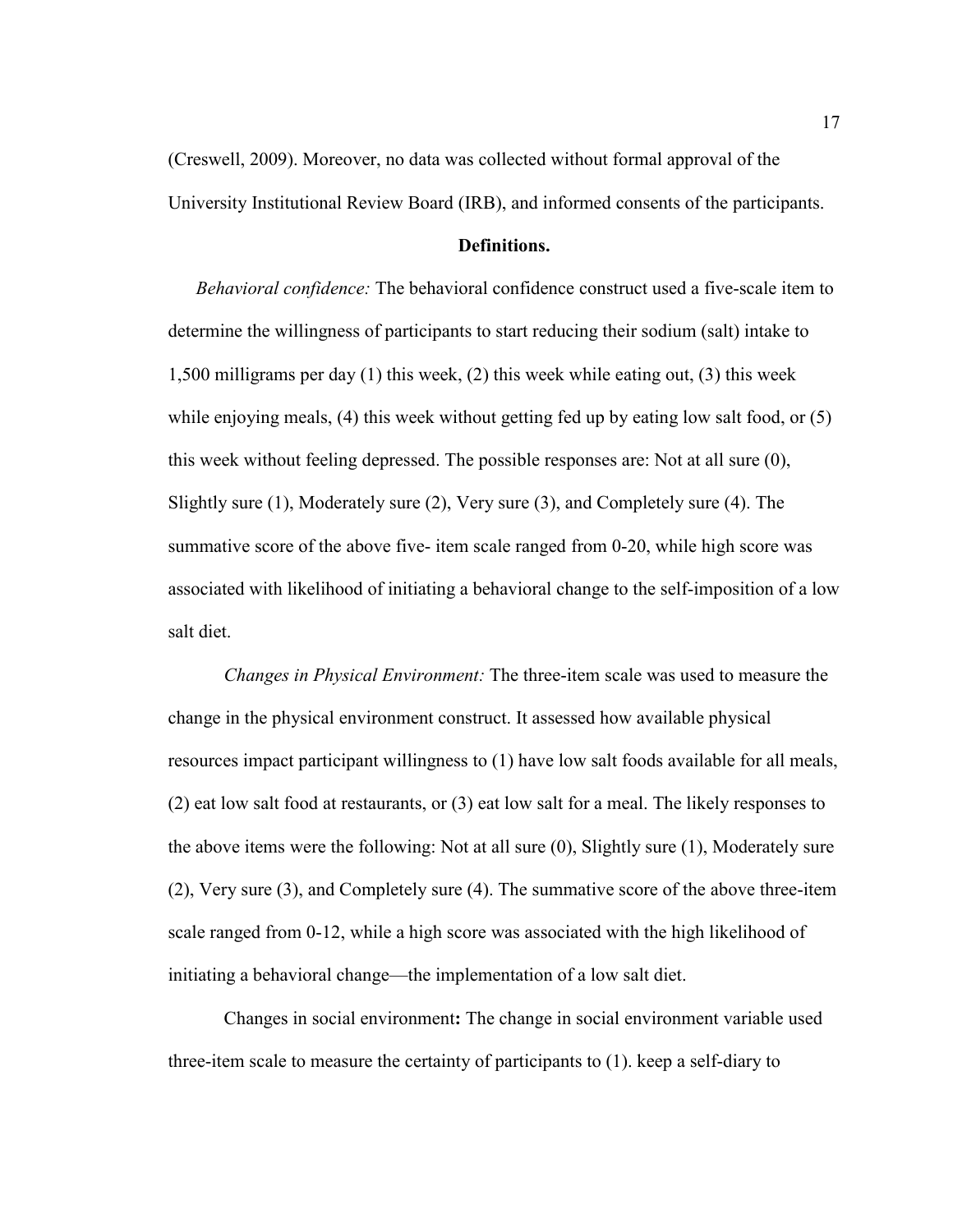(Creswell, 2009). Moreover, no data was collected without formal approval of the University Institutional Review Board (IRB), and informed consents of the participants.

**Definitions.**

*Behavioral confidence:* The behavioral confidence construct used a five-scale item to determine the willingness of participants to start reducing their sodium (salt) intake to 1,500 milligrams per day (1) this week, (2) this week while eating out, (3) this week while enjoying meals, (4) this week without getting fed up by eating low salt food, or (5) this week without feeling depressed. The possible responses are: Not at all sure (0), Slightly sure (1), Moderately sure (2), Very sure (3), and Completely sure (4). The summative score of the above five- item scale ranged from 0-20, while high score was associated with likelihood of initiating a behavioral change to the self-imposition of a low salt diet.

*Changes in Physical Environment:* The three-item scale was used to measure the change in the physical environment construct. It assessed how available physical resources impact participant willingness to (1) have low salt foods available for all meals, (2) eat low salt food at restaurants, or (3) eat low salt for a meal. The likely responses to the above items were the following: Not at all sure (0), Slightly sure (1), Moderately sure (2), Very sure (3), and Completely sure (4). The summative score of the above three-item scale ranged from 0-12, while a high score was associated with the high likelihood of initiating a behavioral change—the implementation of a low salt diet.

Changes in social environment**:** The change in social environment variable used three-item scale to measure the certainty of participants to (1). keep a self-diary to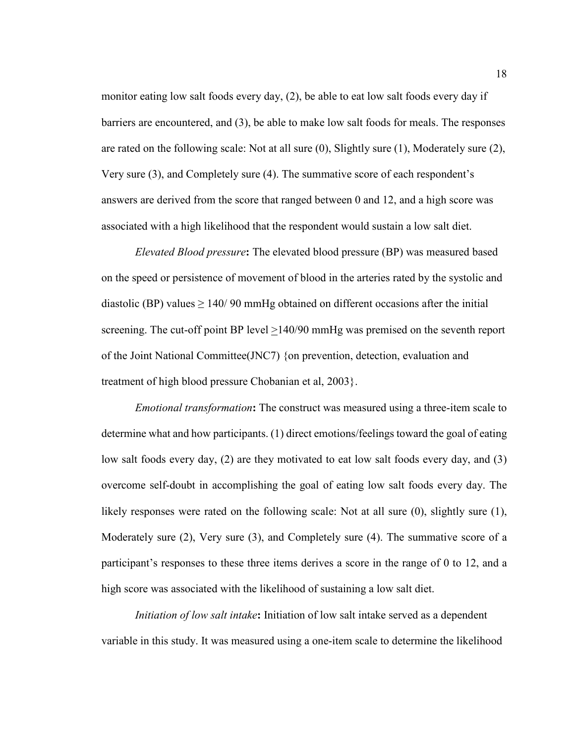monitor eating low salt foods every day, (2), be able to eat low salt foods every day if barriers are encountered, and (3), be able to make low salt foods for meals. The responses are rated on the following scale: Not at all sure (0), Slightly sure (1), Moderately sure (2), Very sure (3), and Completely sure (4). The summative score of each respondent's answers are derived from the score that ranged between 0 and 12, and a high score was associated with a high likelihood that the respondent would sustain a low salt diet.

*Elevated Blood pressure***:** The elevated blood pressure (BP) was measured based on the speed or persistence of movement of blood in the arteries rated by the systolic and diastolic (BP) values ≥ 140/ 90 mmHg obtained on different occasions after the initial screening. The cut-off point BP level ≥140/90 mmHg was premised on the seventh report of the Joint National Committee(JNC7) {on prevention, detection, evaluation and treatment of high blood pressure Chobanian et al, 2003}.

*Emotional transformation***:** The construct was measured using a three-item scale to determine what and how participants. (1) direct emotions/feelings toward the goal of eating low salt foods every day, (2) are they motivated to eat low salt foods every day, and (3) overcome self-doubt in accomplishing the goal of eating low salt foods every day. The likely responses were rated on the following scale: Not at all sure (0), slightly sure (1), Moderately sure (2), Very sure (3), and Completely sure (4). The summative score of a participant's responses to these three items derives a score in the range of 0 to 12, and a high score was associated with the likelihood of sustaining a low salt diet.

*Initiation of low salt intake***:** Initiation of low salt intake served as a dependent variable in this study. It was measured using a one-item scale to determine the likelihood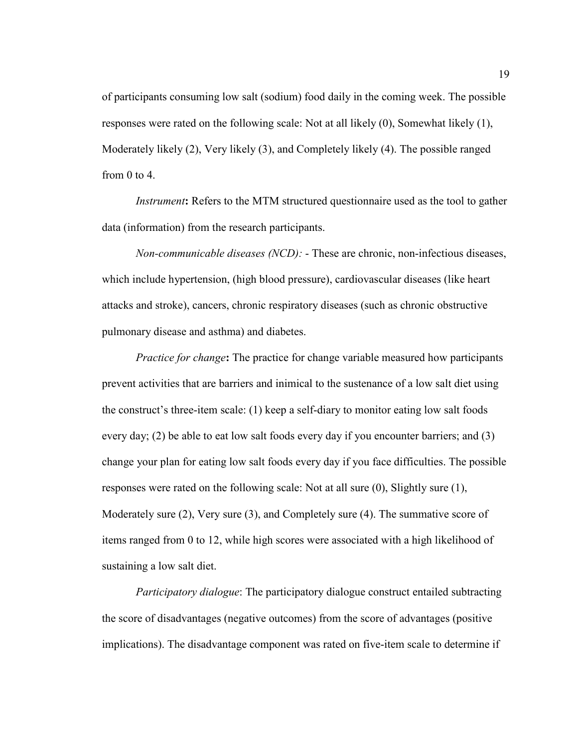of participants consuming low salt (sodium) food daily in the coming week. The possible responses were rated on the following scale: Not at all likely (0), Somewhat likely (1), Moderately likely (2), Very likely (3), and Completely likely (4). The possible ranged from 0 to 4.

*Instrument***:** Refers to the MTM structured questionnaire used as the tool to gather data (information) from the research participants.

*Non-communicable diseases (NCD): -* These are chronic, non-infectious diseases, which include hypertension, (high blood pressure), cardiovascular diseases (like heart attacks and stroke), cancers, chronic respiratory diseases (such as chronic obstructive pulmonary disease and asthma) and diabetes.

*Practice for change***:** The practice for change variable measured how participants prevent activities that are barriers and inimical to the sustenance of a low salt diet using the construct's three-item scale: (1) keep a self-diary to monitor eating low salt foods every day; (2) be able to eat low salt foods every day if you encounter barriers; and (3) change your plan for eating low salt foods every day if you face difficulties. The possible responses were rated on the following scale: Not at all sure (0), Slightly sure (1), Moderately sure (2), Very sure (3), and Completely sure (4). The summative score of items ranged from 0 to 12, while high scores were associated with a high likelihood of sustaining a low salt diet.

*Participatory dialogue*: The participatory dialogue construct entailed subtracting the score of disadvantages (negative outcomes) from the score of advantages (positive implications). The disadvantage component was rated on five-item scale to determine if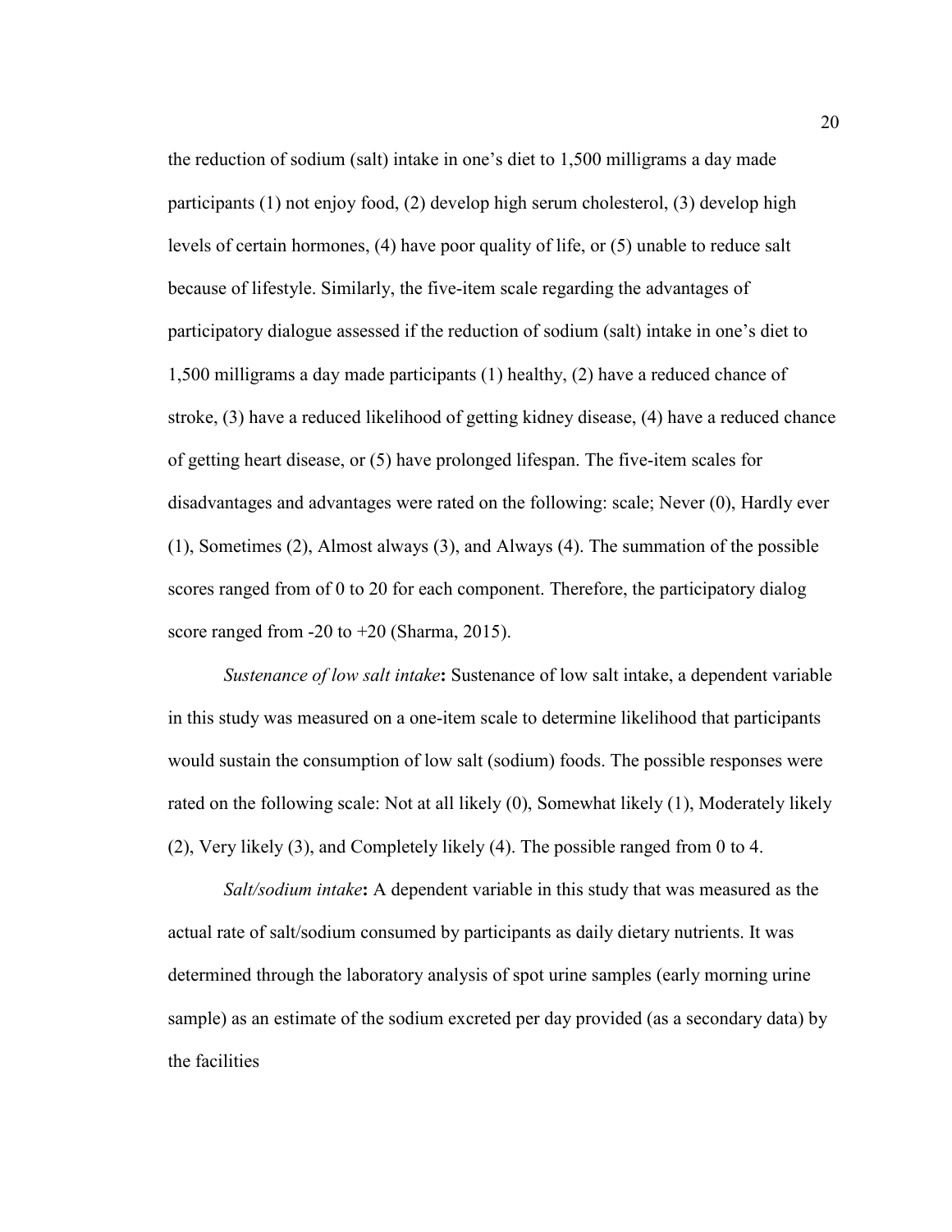the reduction of sodium (salt) intake in one's diet to 1,500 milligrams a day made participants (1) not enjoy food, (2) develop high serum cholesterol, (3) develop high levels of certain hormones, (4) have poor quality of life, or (5) unable to reduce salt because of lifestyle. Similarly, the five-item scale regarding the advantages of participatory dialogue assessed if the reduction of sodium (salt) intake in one's diet to 1,500 milligrams a day made participants (1) healthy, (2) have a reduced chance of stroke, (3) have a reduced likelihood of getting kidney disease, (4) have a reduced chance of getting heart disease, or (5) have prolonged lifespan. The five-item scales for disadvantages and advantages were rated on the following: scale; Never (0), Hardly ever (1), Sometimes (2), Almost always (3), and Always (4). The summation of the possible scores ranged from of 0 to 20 for each component. Therefore, the participatory dialog score ranged from -20 to +20 (Sharma, 2015).

*Sustenance of low salt intake***:** Sustenance of low salt intake, a dependent variable in this study was measured on a one-item scale to determine likelihood that participants would sustain the consumption of low salt (sodium) foods. The possible responses were rated on the following scale: Not at all likely (0), Somewhat likely (1), Moderately likely (2), Very likely (3), and Completely likely (4). The possible ranged from 0 to 4.

*Salt/sodium intake***:** A dependent variable in this study that was measured as the actual rate of salt/sodium consumed by participants as daily dietary nutrients. It was determined through the laboratory analysis of spot urine samples (early morning urine sample) as an estimate of the sodium excreted per day provided (as a secondary data) by the facilities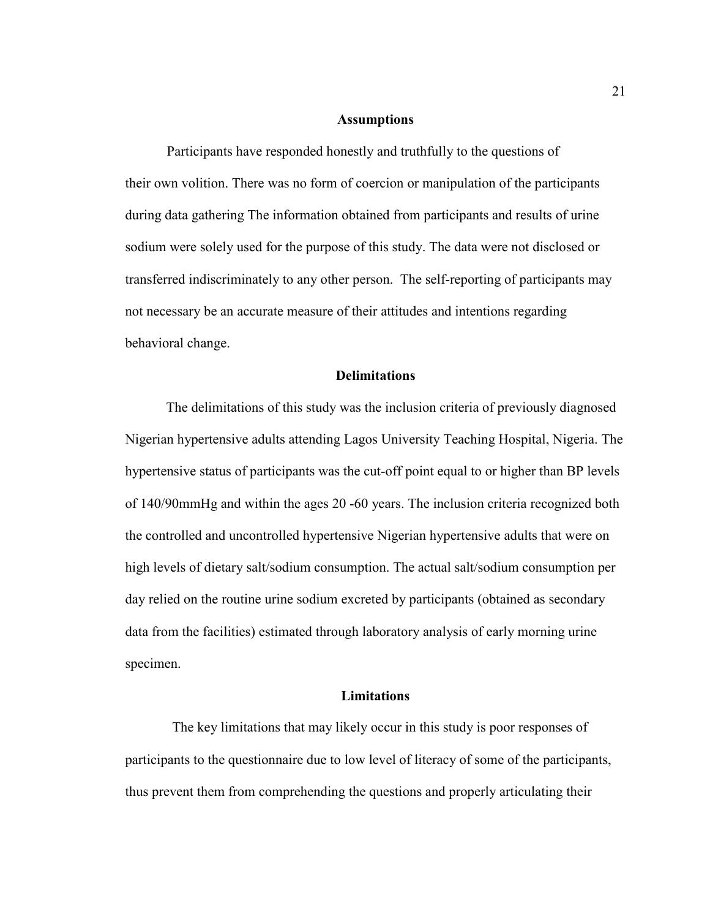## Assumptions

Participants have responded honestly and truthfully to the questions of their own volition. There was no form of coercion or manipulation of the participants during data gathering The information obtained from participants and results of urine sodium were solely used for the purpose of this study. The data were not disclosed or transferred indiscriminately to any other person. The self-reporting of participants may not necessary be an accurate measure of their attitudes and intentions regarding behavioral change.

## Delimitations

The delimitations of this study was the inclusion criteria of previously diagnosed Nigerian hypertensive adults attending Lagos University Teaching Hospital, Nigeria. The hypertensive status of participants was the cut-off point equal to or higher than BP levels of 140/90mmHg and within the ages 20 -60 years. The inclusion criteria recognized both the controlled and uncontrolled hypertensive Nigerian hypertensive adults that were on high levels of dietary salt/sodium consumption. The actual salt/sodium consumption per day relied on the routine urine sodium excreted by participants (obtained as secondary data from the facilities) estimated through laboratory analysis of early morning urine specimen.

## Limitations

The key limitations that may likely occur in this study is poor responses of participants to the questionnaire due to low level of literacy of some of the participants, thus prevent them from comprehending the questions and properly articulating their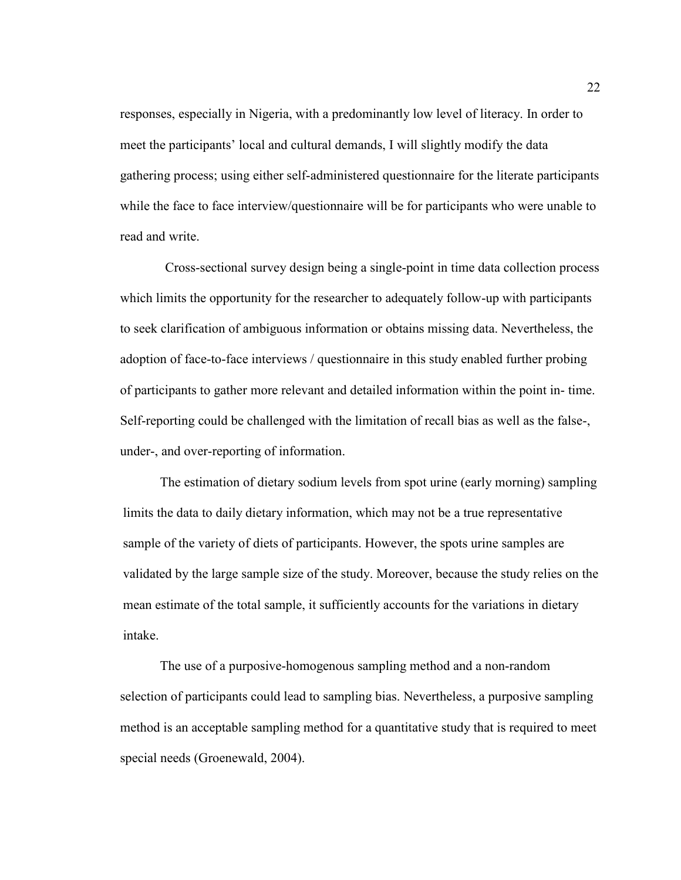responses, especially in Nigeria, with a predominantly low level of literacy. In order to meet the participants' local and cultural demands, I will slightly modify the data gathering process; using either self-administered questionnaire for the literate participants while the face to face interview/questionnaire will be for participants who were unable to read and write.

Cross-sectional survey design being a single-point in time data collection process which limits the opportunity for the researcher to adequately follow-up with participants to seek clarification of ambiguous information or obtains missing data. Nevertheless, the adoption of face-to-face interviews / questionnaire in this study enabled further probing of participants to gather more relevant and detailed information within the point in- time. Self-reporting could be challenged with the limitation of recall bias as well as the false-, under-, and over-reporting of information.

The estimation of dietary sodium levels from spot urine (early morning) sampling limits the data to daily dietary information, which may not be a true representative sample of the variety of diets of participants. However, the spots urine samples are validated by the large sample size of the study. Moreover, because the study relies on the mean estimate of the total sample, it sufficiently accounts for the variations in dietary intake.

The use of a purposive-homogenous sampling method and a non-random selection of participants could lead to sampling bias. Nevertheless, a purposive sampling method is an acceptable sampling method for a quantitative study that is required to meet special needs (Groenewald, 2004).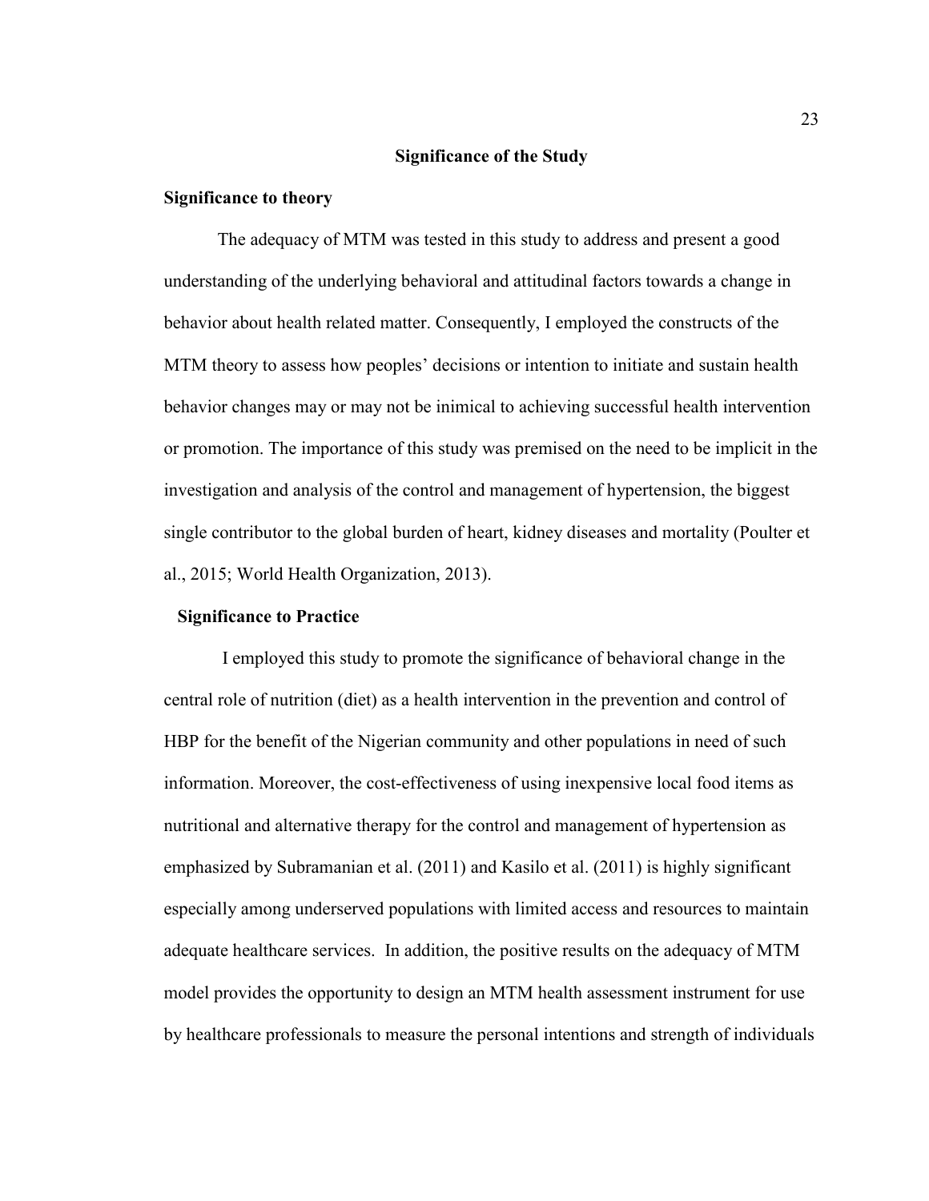## Significance of the Study

### Significance to theory

The adequacy of MTM was tested in this study to address and present a good understanding of the underlying behavioral and attitudinal factors towards a change in behavior about health related matter. Consequently, I employed the constructs of the MTM theory to assess how peoples' decisions or intention to initiate and sustain health behavior changes may or may not be inimical to achieving successful health intervention or promotion. The importance of this study was premised on the need to be implicit in the investigation and analysis of the control and management of hypertension, the biggest single contributor to the global burden of heart, kidney diseases and mortality (Poulter et al., 2015; World Health Organization, 2013).

### Significance to Practice

I employed this study to promote the significance of behavioral change in the central role of nutrition (diet) as a health intervention in the prevention and control of HBP for the benefit of the Nigerian community and other populations in need of such information. Moreover, the cost-effectiveness of using inexpensive local food items as nutritional and alternative therapy for the control and management of hypertension as emphasized by Subramanian et al. (2011) and Kasilo et al. (2011) is highly significant especially among underserved populations with limited access and resources to maintain adequate healthcare services. In addition, the positive results on the adequacy of MTM model provides the opportunity to design an MTM health assessment instrument for use by healthcare professionals to measure the personal intentions and strength of individuals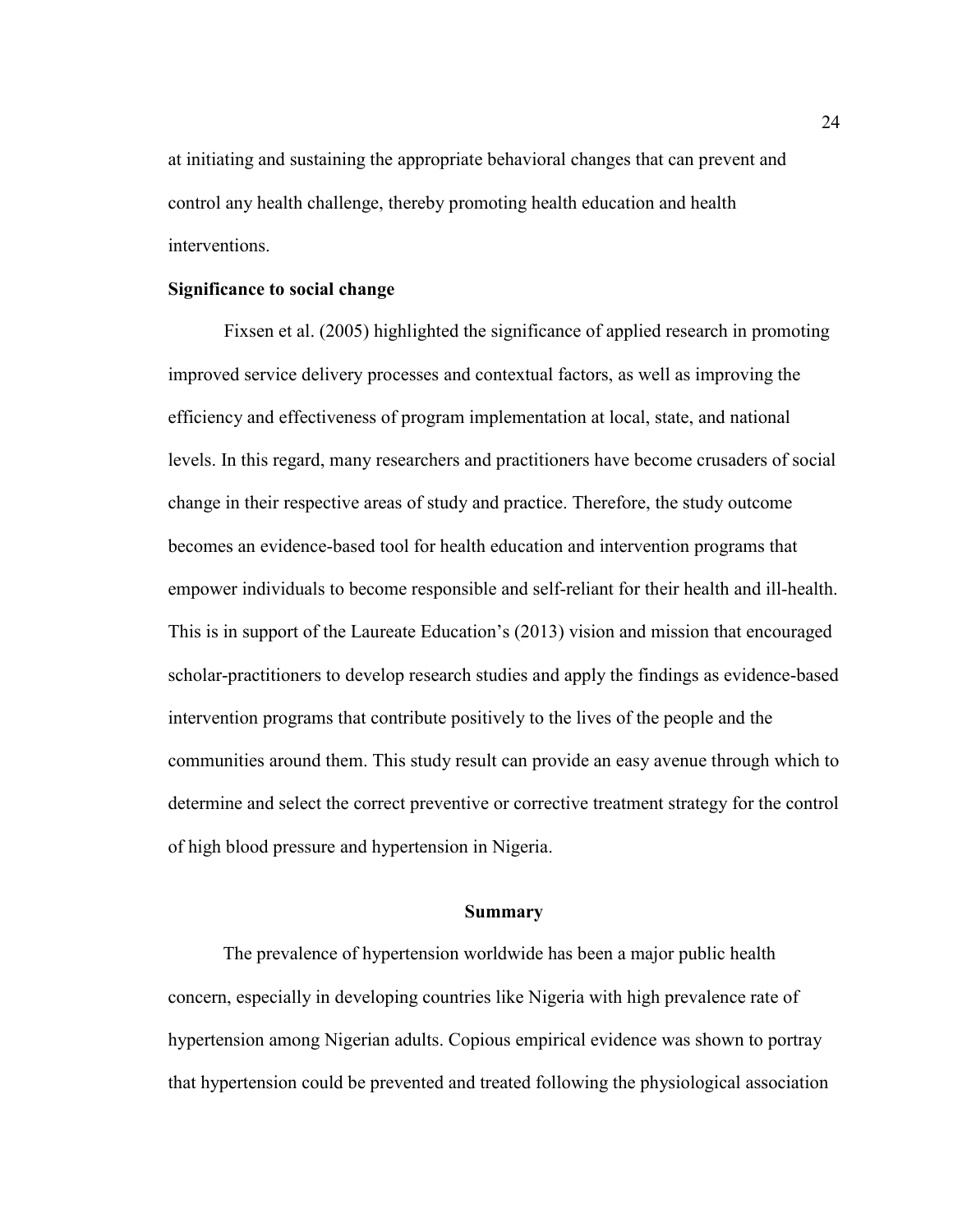at initiating and sustaining the appropriate behavioral changes that can prevent and control any health challenge, thereby promoting health education and health interventions.

### Significance to social change

Fixsen et al. (2005) highlighted the significance of applied research in promoting improved service delivery processes and contextual factors, as well as improving the efficiency and effectiveness of program implementation at local, state, and national levels. In this regard, many researchers and practitioners have become crusaders of social change in their respective areas of study and practice. Therefore, the study outcome becomes an evidence-based tool for health education and intervention programs that empower individuals to become responsible and self-reliant for their health and ill-health. This is in support of the Laureate Education's (2013) vision and mission that encouraged scholar-practitioners to develop research studies and apply the findings as evidence-based intervention programs that contribute positively to the lives of the people and the communities around them. This study result can provide an easy avenue through which to determine and select the correct preventive or corrective treatment strategy for the control of high blood pressure and hypertension in Nigeria.

## Summary

The prevalence of hypertension worldwide has been a major public health concern, especially in developing countries like Nigeria with high prevalence rate of hypertension among Nigerian adults. Copious empirical evidence was shown to portray that hypertension could be prevented and treated following the physiological association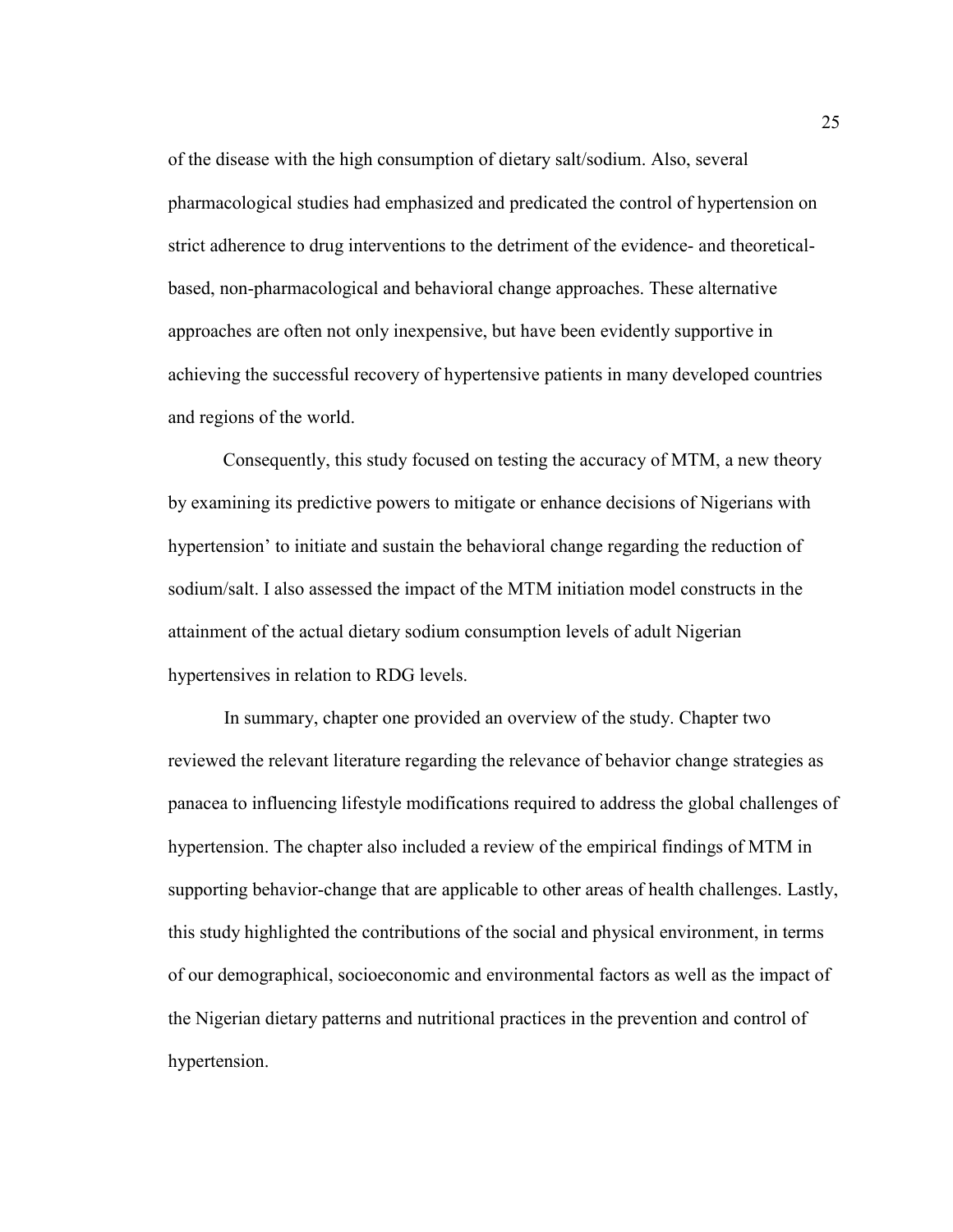of the disease with the high consumption of dietary salt/sodium. Also, several pharmacological studies had emphasized and predicated the control of hypertension on strict adherence to drug interventions to the detriment of the evidence- and theoretical-based, non-pharmacological and behavioral change approaches. These alternative approaches are often not only inexpensive, but have been evidently supportive in achieving the successful recovery of hypertensive patients in many developed countries and regions of the world.

Consequently, this study focused on testing the accuracy of MTM, a new theory by examining its predictive powers to mitigate or enhance decisions of Nigerians with hypertension' to initiate and sustain the behavioral change regarding the reduction of sodium/salt. I also assessed the impact of the MTM initiation model constructs in the attainment of the actual dietary sodium consumption levels of adult Nigerian hypertensives in relation to RDG levels.

In summary, chapter one provided an overview of the study. Chapter two reviewed the relevant literature regarding the relevance of behavior change strategies as panacea to influencing lifestyle modifications required to address the global challenges of hypertension. The chapter also included a review of the empirical findings of MTM in supporting behavior-change that are applicable to other areas of health challenges. Lastly, this study highlighted the contributions of the social and physical environment, in terms of our demographical, socioeconomic and environmental factors as well as the impact of the Nigerian dietary patterns and nutritional practices in the prevention and control of hypertension.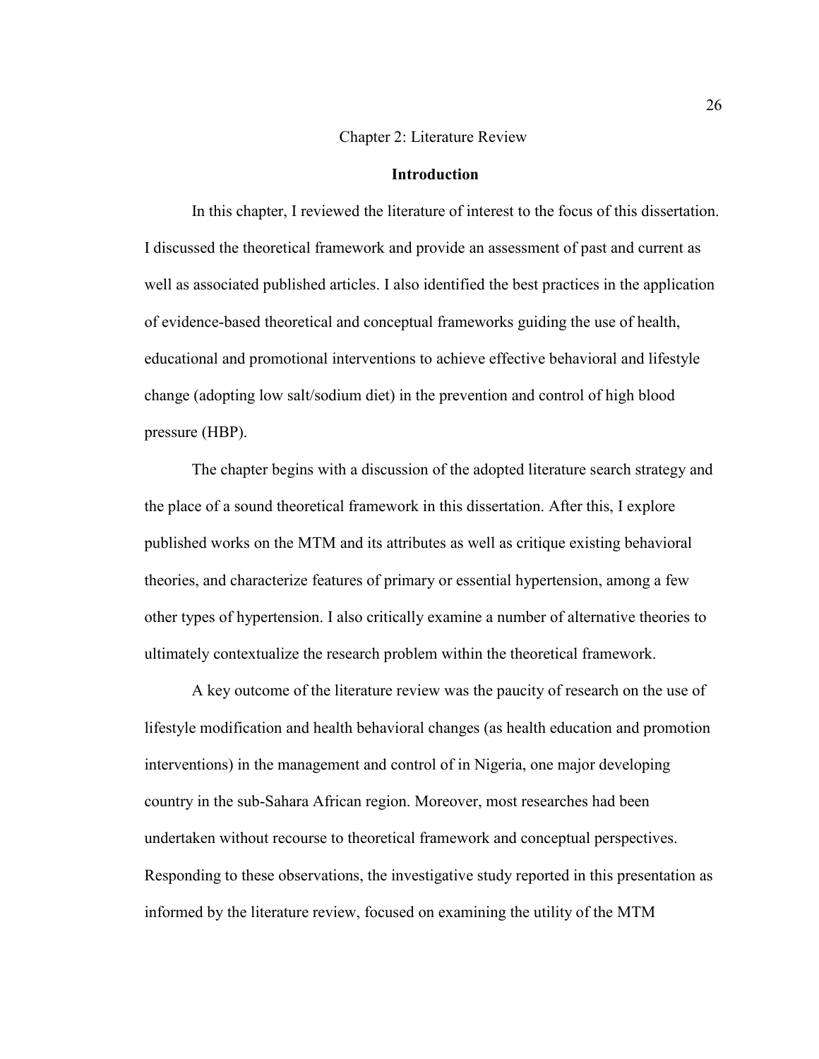# Chapter 2: Literature Review

## Introduction

In this chapter, I reviewed the literature of interest to the focus of this dissertation. I discussed the theoretical framework and provide an assessment of past and current as well as associated published articles. I also identified the best practices in the application of evidence-based theoretical and conceptual frameworks guiding the use of health, educational and promotional interventions to achieve effective behavioral and lifestyle change (adopting low salt/sodium diet) in the prevention and control of high blood pressure (HBP).

The chapter begins with a discussion of the adopted literature search strategy and the place of a sound theoretical framework in this dissertation. After this, I explore published works on the MTM and its attributes as well as critique existing behavioral theories, and characterize features of primary or essential hypertension, among a few other types of hypertension. I also critically examine a number of alternative theories to ultimately contextualize the research problem within the theoretical framework.

A key outcome of the literature review was the paucity of research on the use of lifestyle modification and health behavioral changes (as health education and promotion interventions) in the management and control of in Nigeria, one major developing country in the sub-Sahara African region. Moreover, most researches had been undertaken without recourse to theoretical framework and conceptual perspectives. Responding to these observations, the investigative study reported in this presentation as informed by the literature review, focused on examining the utility of the MTM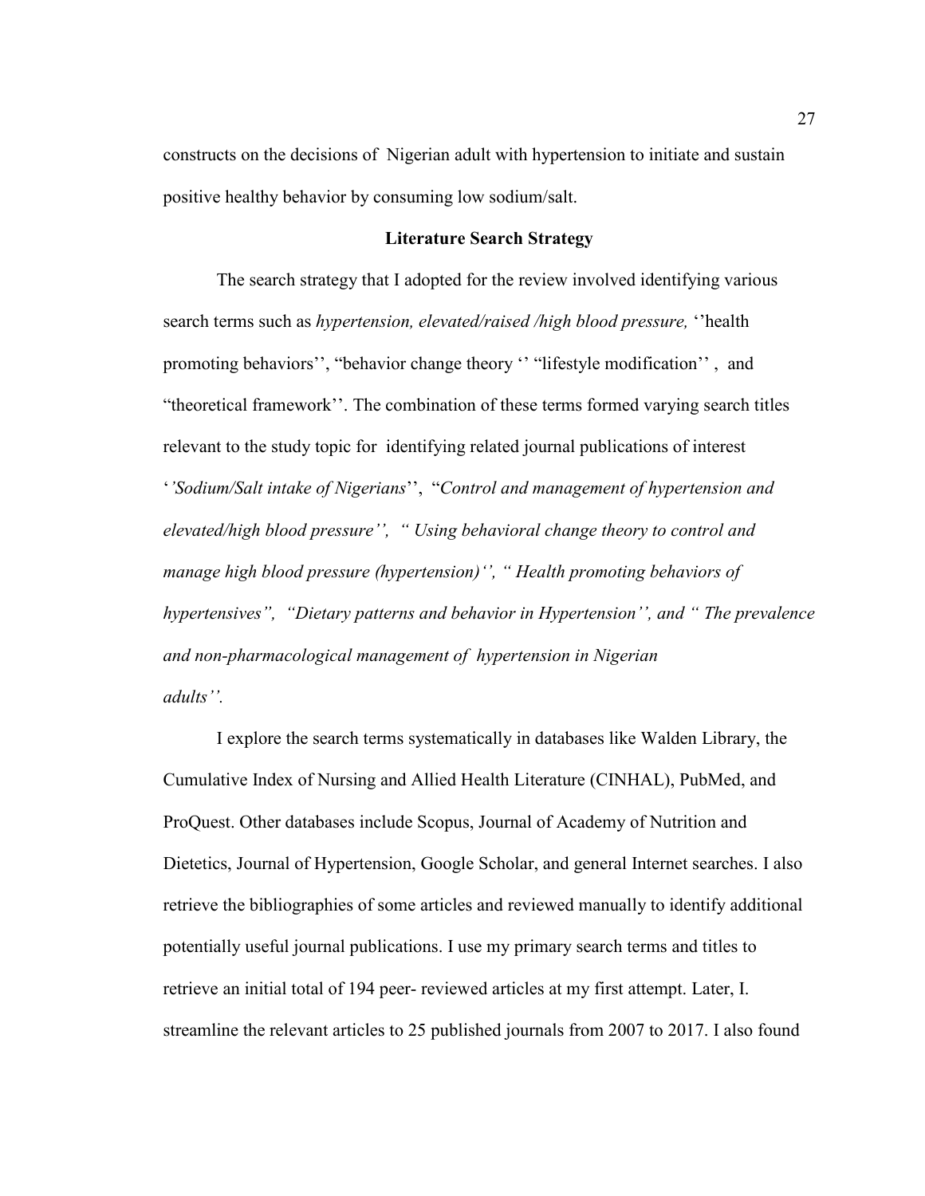constructs on the decisions of Nigerian adult with hypertension to initiate and sustain positive healthy behavior by consuming low sodium/salt.

## Literature Search Strategy

The search strategy that I adopted for the review involved identifying various search terms such as *hypertension, elevated/raised /high blood pressure,* ''health promoting behaviors'', "behavior change theory '' "lifestyle modification'' , and "theoretical framework''. The combination of these terms formed varying search titles relevant to the study topic for identifying related journal publications of interest '*'Sodium/Salt intake of Nigerians*'', "*Control and management of hypertension and elevated/high blood pressure'', " Using behavioral change theory to control and manage high blood pressure (hypertension)'', " Health promoting behaviors of hypertensives", "Dietary patterns and behavior in Hypertension'', and " The prevalence and non-pharmacological management of hypertension in Nigerian adults''.*

I explore the search terms systematically in databases like Walden Library, the Cumulative Index of Nursing and Allied Health Literature (CINHAL), PubMed, and ProQuest. Other databases include Scopus, Journal of Academy of Nutrition and Dietetics, Journal of Hypertension, Google Scholar, and general Internet searches. I also retrieve the bibliographies of some articles and reviewed manually to identify additional potentially useful journal publications. I use my primary search terms and titles to retrieve an initial total of 194 peer- reviewed articles at my first attempt. Later, I. streamline the relevant articles to 25 published journals from 2007 to 2017. I also found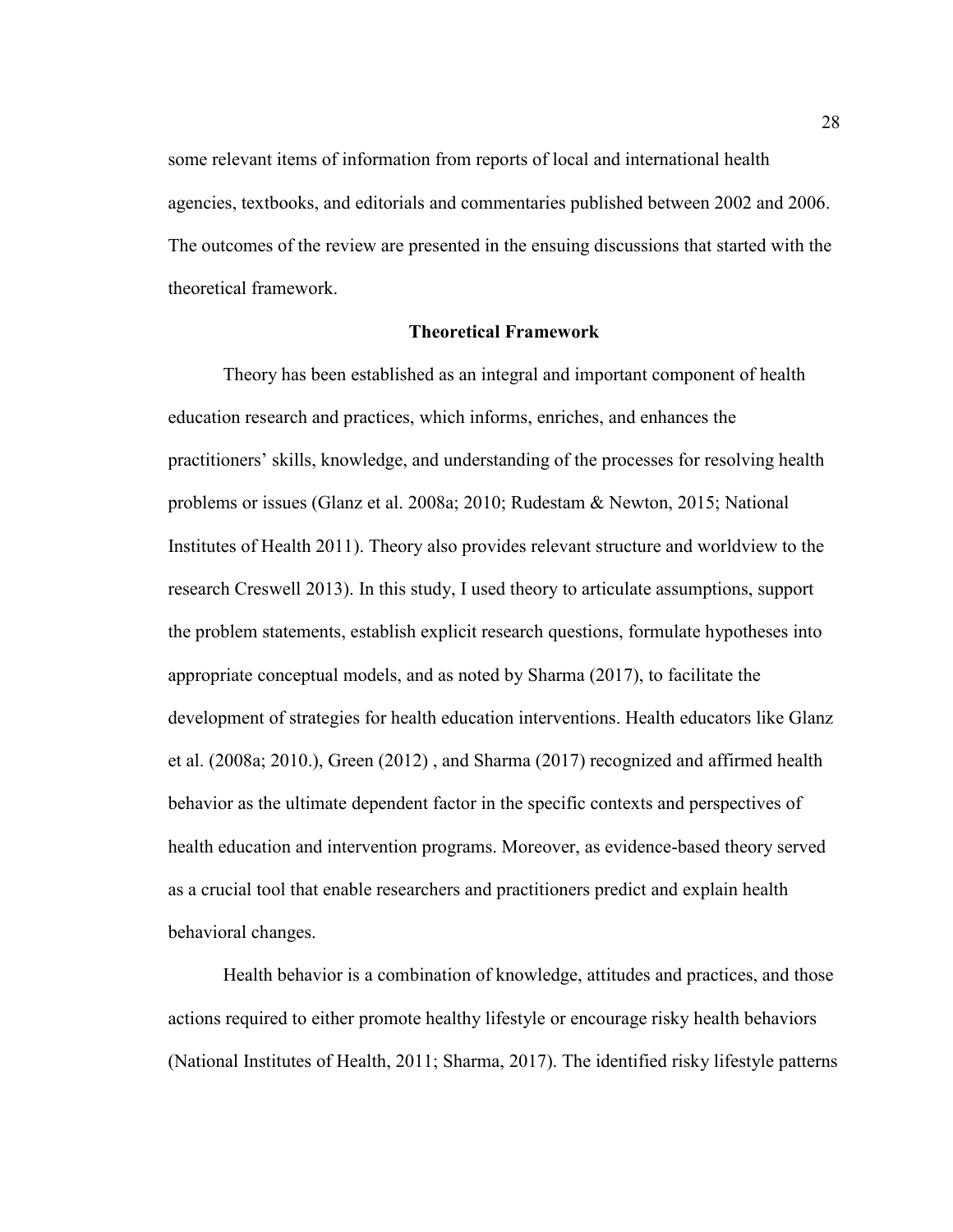some relevant items of information from reports of local and international health agencies, textbooks, and editorials and commentaries published between 2002 and 2006. The outcomes of the review are presented in the ensuing discussions that started with the theoretical framework.

## Theoretical Framework

Theory has been established as an integral and important component of health education research and practices, which informs, enriches, and enhances the practitioners' skills, knowledge, and understanding of the processes for resolving health problems or issues (Glanz et al. 2008a; 2010; Rudestam & Newton, 2015; National Institutes of Health 2011). Theory also provides relevant structure and worldview to the research Creswell 2013). In this study, I used theory to articulate assumptions, support the problem statements, establish explicit research questions, formulate hypotheses into appropriate conceptual models, and as noted by Sharma (2017), to facilitate the development of strategies for health education interventions. Health educators like Glanz et al. (2008a; 2010.), Green (2012) , and Sharma (2017) recognized and affirmed health behavior as the ultimate dependent factor in the specific contexts and perspectives of health education and intervention programs. Moreover, as evidence-based theory served as a crucial tool that enable researchers and practitioners predict and explain health behavioral changes.

Health behavior is a combination of knowledge, attitudes and practices, and those actions required to either promote healthy lifestyle or encourage risky health behaviors (National Institutes of Health, 2011; Sharma, 2017). The identified risky lifestyle patterns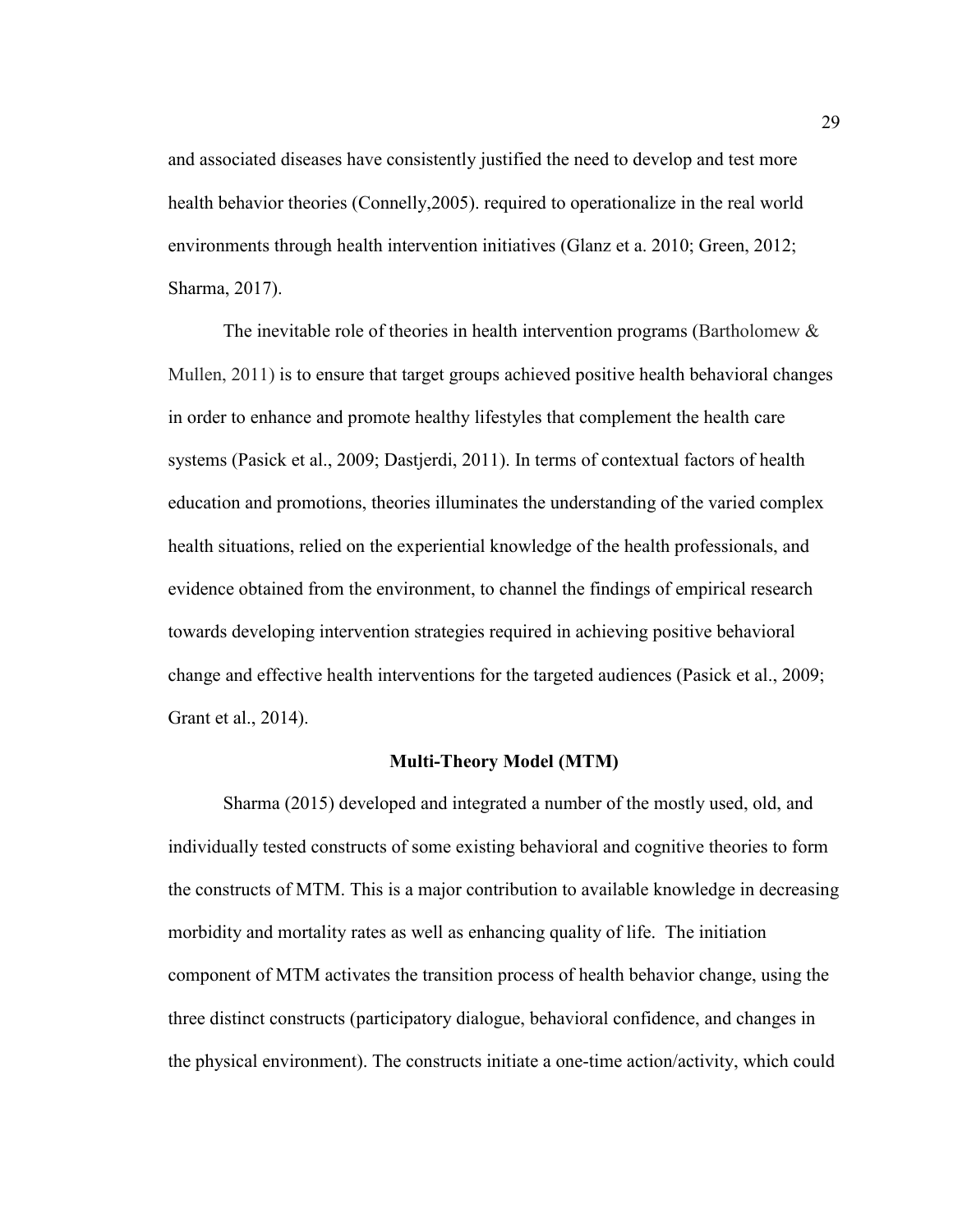and associated diseases have consistently justified the need to develop and test more health behavior theories (Connelly,2005). required to operationalize in the real world environments through health intervention initiatives (Glanz et a. 2010; Green, 2012; Sharma, 2017).

The inevitable role of theories in health intervention programs (Bartholomew & Mullen, 2011) is to ensure that target groups achieved positive health behavioral changes in order to enhance and promote healthy lifestyles that complement the health care systems (Pasick et al., 2009; Dastjerdi, 2011). In terms of contextual factors of health education and promotions, theories illuminates the understanding of the varied complex health situations, relied on the experiential knowledge of the health professionals, and evidence obtained from the environment, to channel the findings of empirical research towards developing intervention strategies required in achieving positive behavioral change and effective health interventions for the targeted audiences (Pasick et al., 2009; Grant et al., 2014).

## Multi-Theory Model (MTM)

Sharma (2015) developed and integrated a number of the mostly used, old, and individually tested constructs of some existing behavioral and cognitive theories to form the constructs of MTM. This is a major contribution to available knowledge in decreasing morbidity and mortality rates as well as enhancing quality of life. The initiation component of MTM activates the transition process of health behavior change, using the three distinct constructs (participatory dialogue, behavioral confidence, and changes in the physical environment). The constructs initiate a one-time action/activity, which could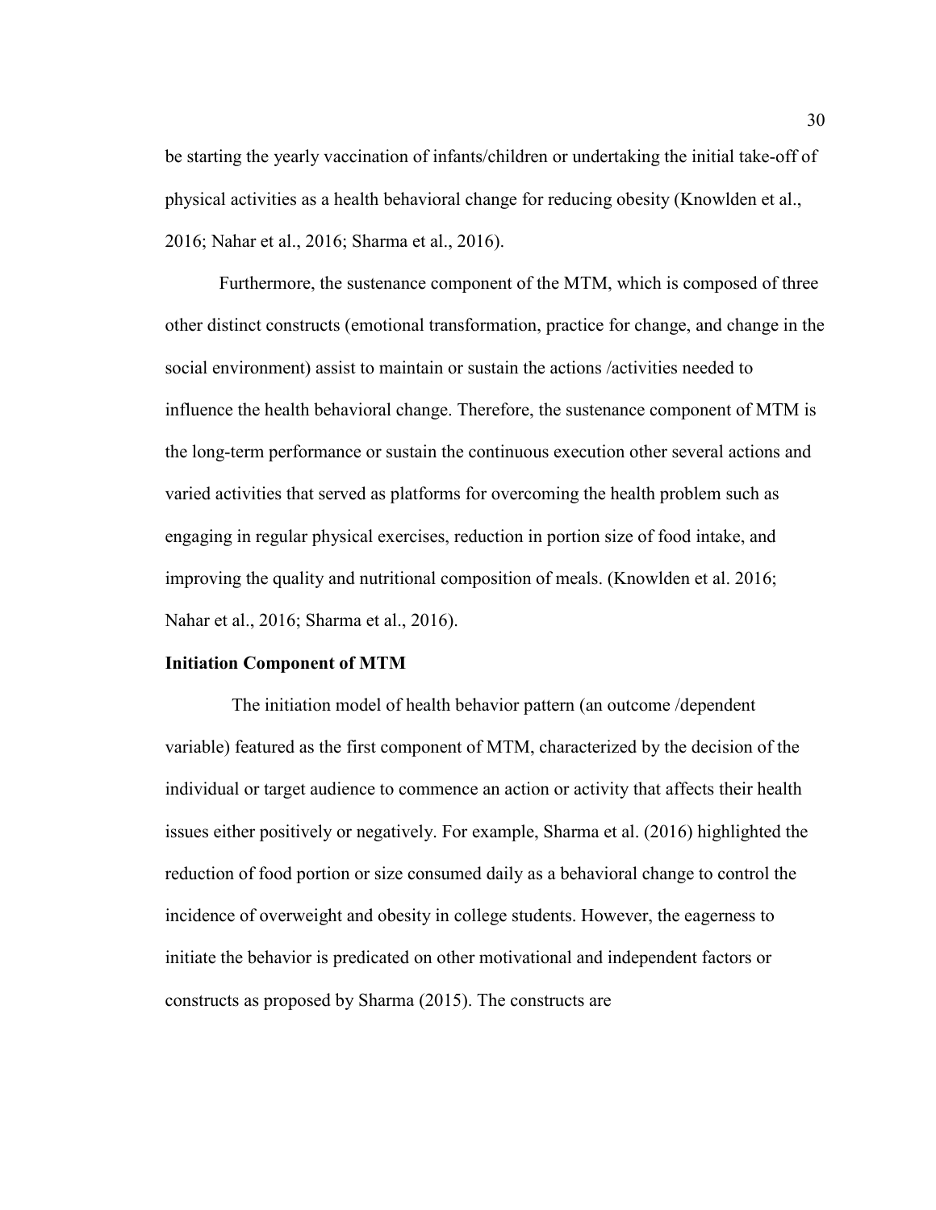be starting the yearly vaccination of infants/children or undertaking the initial take-off of physical activities as a health behavioral change for reducing obesity (Knowlden et al., 2016; Nahar et al., 2016; Sharma et al., 2016).

Furthermore, the sustenance component of the MTM, which is composed of three other distinct constructs (emotional transformation, practice for change, and change in the social environment) assist to maintain or sustain the actions /activities needed to influence the health behavioral change. Therefore, the sustenance component of MTM is the long-term performance or sustain the continuous execution other several actions and varied activities that served as platforms for overcoming the health problem such as engaging in regular physical exercises, reduction in portion size of food intake, and improving the quality and nutritional composition of meals. (Knowlden et al. 2016; Nahar et al., 2016; Sharma et al., 2016).

**Initiation Component of MTM**

The initiation model of health behavior pattern (an outcome /dependent variable) featured as the first component of MTM, characterized by the decision of the individual or target audience to commence an action or activity that affects their health issues either positively or negatively. For example, Sharma et al. (2016) highlighted the reduction of food portion or size consumed daily as a behavioral change to control the incidence of overweight and obesity in college students. However, the eagerness to initiate the behavior is predicated on other motivational and independent factors or constructs as proposed by Sharma (2015). The constructs are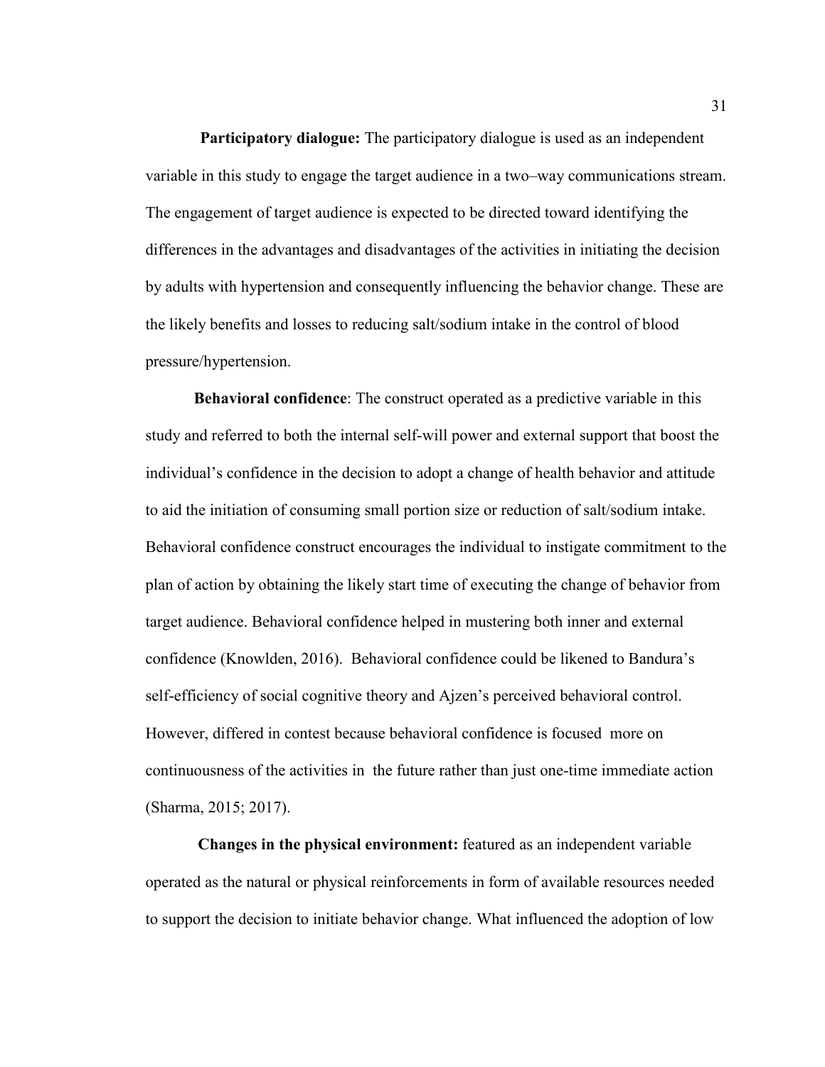**Participatory dialogue:** The participatory dialogue is used as an independent variable in this study to engage the target audience in a two–way communications stream. The engagement of target audience is expected to be directed toward identifying the differences in the advantages and disadvantages of the activities in initiating the decision by adults with hypertension and consequently influencing the behavior change. These are the likely benefits and losses to reducing salt/sodium intake in the control of blood pressure/hypertension.

**Behavioral confidence**: The construct operated as a predictive variable in this study and referred to both the internal self-will power and external support that boost the individual's confidence in the decision to adopt a change of health behavior and attitude to aid the initiation of consuming small portion size or reduction of salt/sodium intake. Behavioral confidence construct encourages the individual to instigate commitment to the plan of action by obtaining the likely start time of executing the change of behavior from target audience. Behavioral confidence helped in mustering both inner and external confidence (Knowlden, 2016). Behavioral confidence could be likened to Bandura's self-efficiency of social cognitive theory and Ajzen's perceived behavioral control. However, differed in contest because behavioral confidence is focused more on continuousness of the activities in the future rather than just one-time immediate action (Sharma, 2015; 2017).

**Changes in the physical environment:** featured as an independent variable operated as the natural or physical reinforcements in form of available resources needed to support the decision to initiate behavior change. What influenced the adoption of low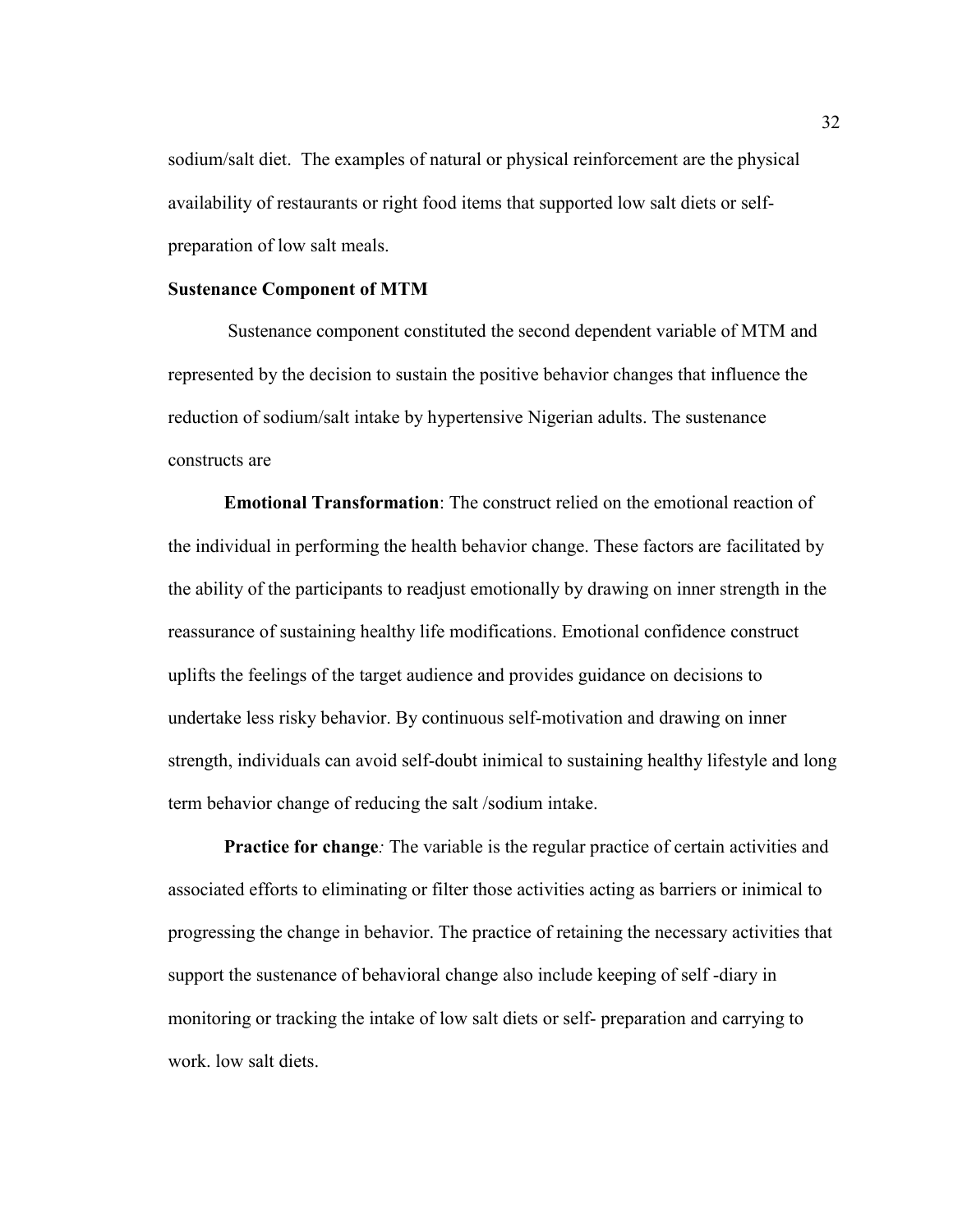sodium/salt diet. The examples of natural or physical reinforcement are the physical availability of restaurants or right food items that supported low salt diets or self-preparation of low salt meals.

**Sustenance Component of MTM**

Sustenance component constituted the second dependent variable of MTM and represented by the decision to sustain the positive behavior changes that influence the reduction of sodium/salt intake by hypertensive Nigerian adults. The sustenance constructs are

**Emotional Transformation**: The construct relied on the emotional reaction of the individual in performing the health behavior change. These factors are facilitated by the ability of the participants to readjust emotionally by drawing on inner strength in the reassurance of sustaining healthy life modifications. Emotional confidence construct uplifts the feelings of the target audience and provides guidance on decisions to undertake less risky behavior. By continuous self-motivation and drawing on inner strength, individuals can avoid self-doubt inimical to sustaining healthy lifestyle and long term behavior change of reducing the salt /sodium intake.

**Practice for change***:* The variable is the regular practice of certain activities and associated efforts to eliminating or filter those activities acting as barriers or inimical to progressing the change in behavior. The practice of retaining the necessary activities that support the sustenance of behavioral change also include keeping of self -diary in monitoring or tracking the intake of low salt diets or self- preparation and carrying to work. low salt diets.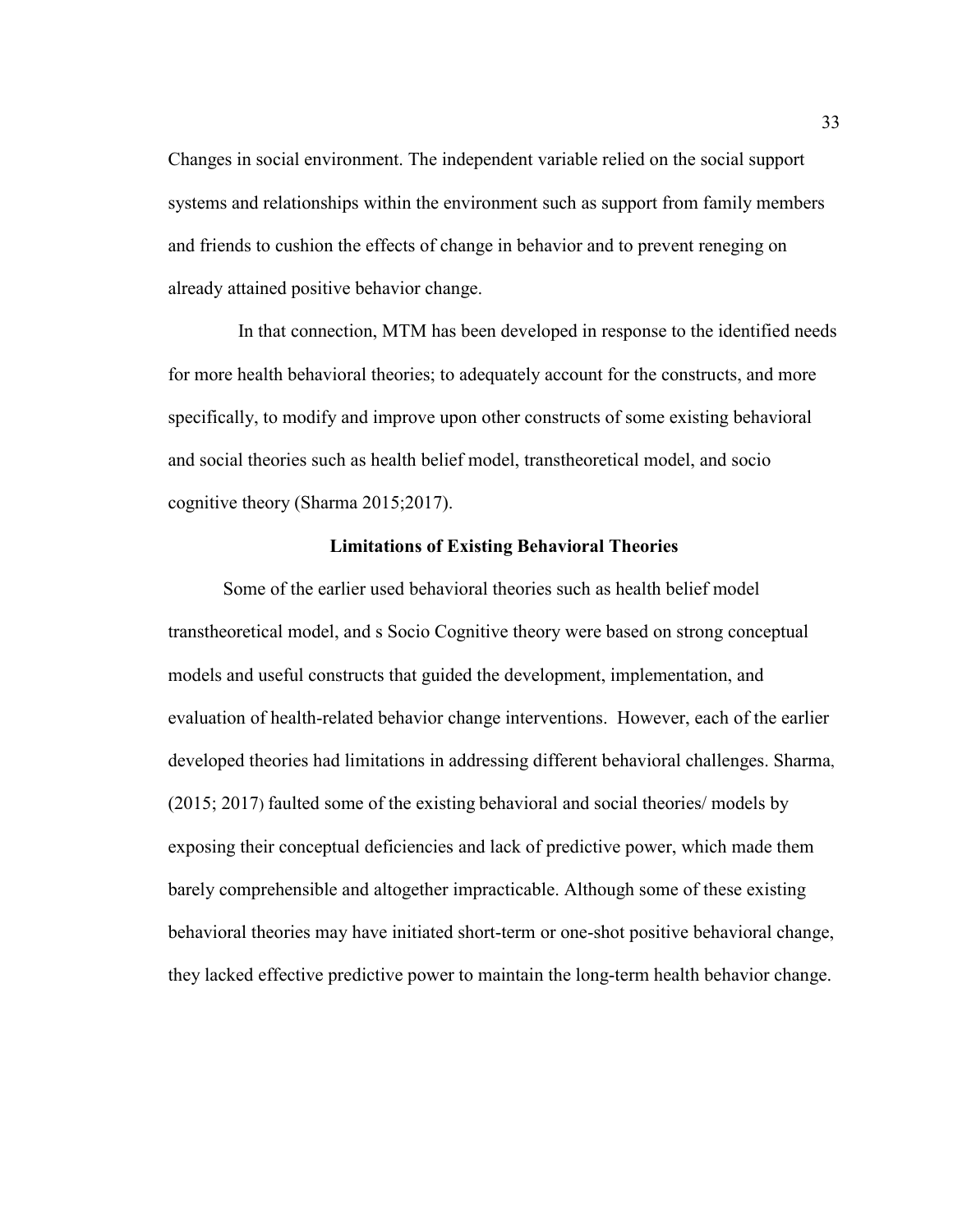Changes in social environment. The independent variable relied on the social support systems and relationships within the environment such as support from family members and friends to cushion the effects of change in behavior and to prevent reneging on already attained positive behavior change.

In that connection, MTM has been developed in response to the identified needs for more health behavioral theories; to adequately account for the constructs, and more specifically, to modify and improve upon other constructs of some existing behavioral and social theories such as health belief model, transtheoretical model, and socio cognitive theory (Sharma 2015;2017).

## Limitations of Existing Behavioral Theories

Some of the earlier used behavioral theories such as health belief model transtheoretical model, and s Socio Cognitive theory were based on strong conceptual models and useful constructs that guided the development, implementation, and evaluation of health-related behavior change interventions. However, each of the earlier developed theories had limitations in addressing different behavioral challenges. Sharma, (2015; 2017) faulted some of the existing behavioral and social theories/ models by exposing their conceptual deficiencies and lack of predictive power, which made them barely comprehensible and altogether impracticable. Although some of these existing behavioral theories may have initiated short-term or one-shot positive behavioral change, they lacked effective predictive power to maintain the long-term health behavior change.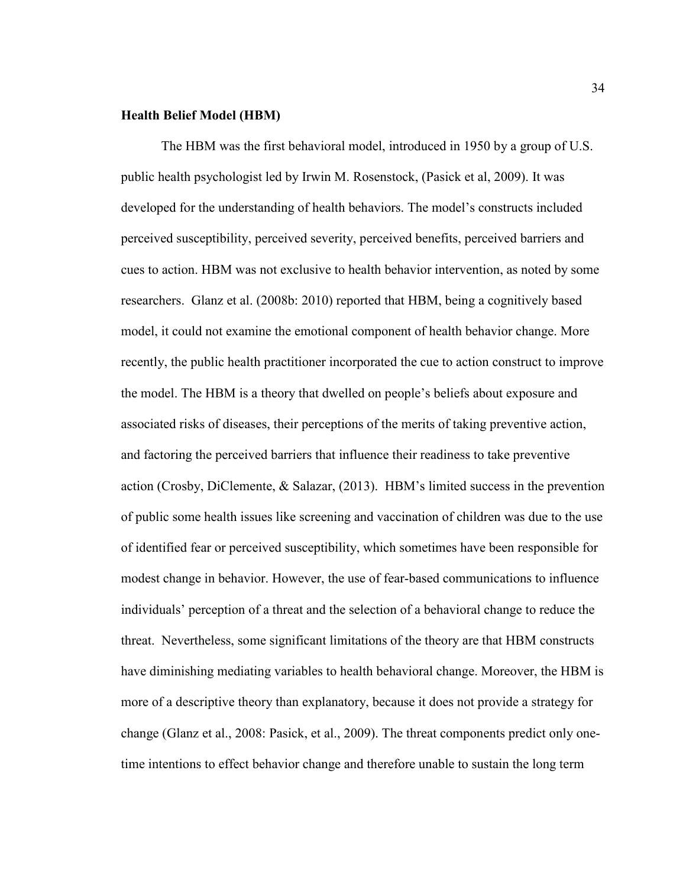**Health Belief Model (HBM)**

The HBM was the first behavioral model, introduced in 1950 by a group of U.S. public health psychologist led by Irwin M. Rosenstock, (Pasick et al, 2009). It was developed for the understanding of health behaviors. The model's constructs included perceived susceptibility, perceived severity, perceived benefits, perceived barriers and cues to action. HBM was not exclusive to health behavior intervention, as noted by some researchers. Glanz et al. (2008b: 2010) reported that HBM, being a cognitively based model, it could not examine the emotional component of health behavior change. More recently, the public health practitioner incorporated the cue to action construct to improve the model. The HBM is a theory that dwelled on people's beliefs about exposure and associated risks of diseases, their perceptions of the merits of taking preventive action, and factoring the perceived barriers that influence their readiness to take preventive action (Crosby, DiClemente, & Salazar, (2013). HBM's limited success in the prevention of public some health issues like screening and vaccination of children was due to the use of identified fear or perceived susceptibility, which sometimes have been responsible for modest change in behavior. However, the use of fear-based communications to influence individuals' perception of a threat and the selection of a behavioral change to reduce the threat. Nevertheless, some significant limitations of the theory are that HBM constructs have diminishing mediating variables to health behavioral change. Moreover, the HBM is more of a descriptive theory than explanatory, because it does not provide a strategy for change (Glanz et al., 2008: Pasick, et al., 2009). The threat components predict only one-time intentions to effect behavior change and therefore unable to sustain the long term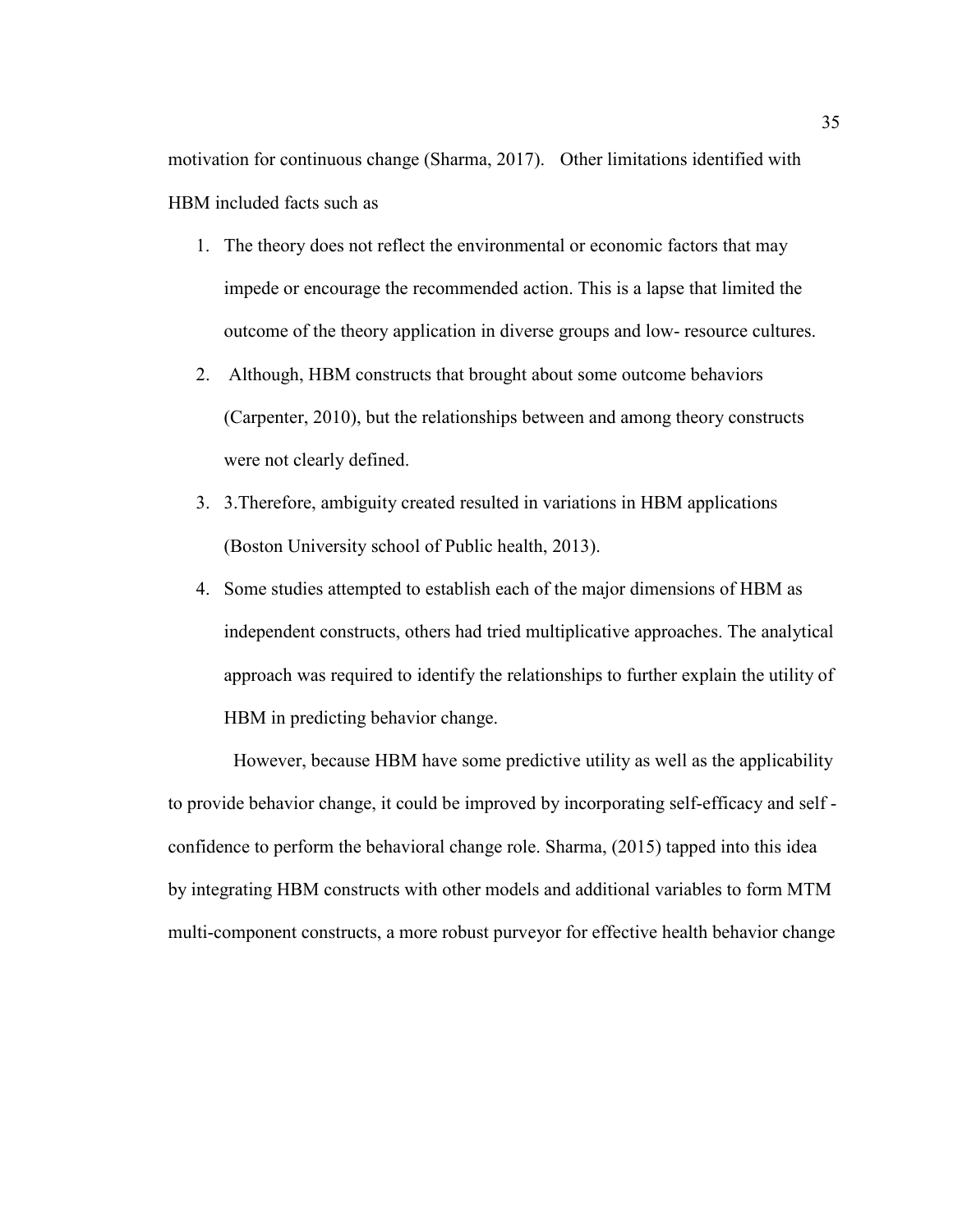motivation for continuous change (Sharma, 2017). Other limitations identified with HBM included facts such as

1. The theory does not reflect the environmental or economic factors that may impede or encourage the recommended action. This is a lapse that limited the outcome of the theory application in diverse groups and low- resource cultures.
2. Although, HBM constructs that brought about some outcome behaviors (Carpenter, 2010), but the relationships between and among theory constructs were not clearly defined.
3. 3.Therefore, ambiguity created resulted in variations in HBM applications (Boston University school of Public health, 2013).
4. Some studies attempted to establish each of the major dimensions of HBM as independent constructs, others had tried multiplicative approaches. The analytical approach was required to identify the relationships to further explain the utility of HBM in predicting behavior change.

However, because HBM have some predictive utility as well as the applicability to provide behavior change, it could be improved by incorporating self-efficacy and self - confidence to perform the behavioral change role. Sharma, (2015) tapped into this idea by integrating HBM constructs with other models and additional variables to form MTM multi-component constructs, a more robust purveyor for effective health behavior change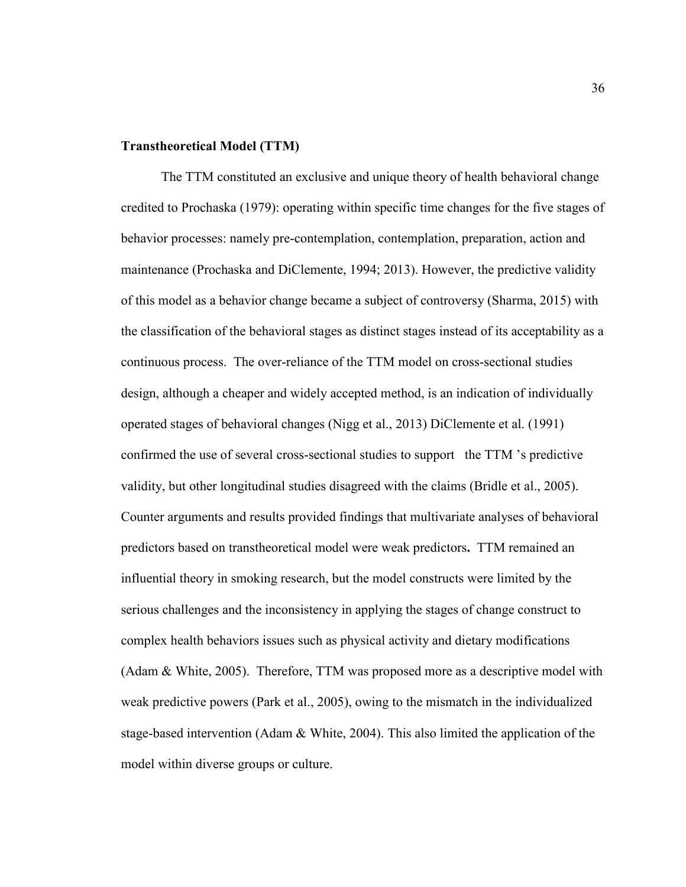**Transtheoretical Model (TTM)**

The TTM constituted an exclusive and unique theory of health behavioral change credited to Prochaska (1979): operating within specific time changes for the five stages of behavior processes: namely pre-contemplation, contemplation, preparation, action and maintenance (Prochaska and DiClemente, 1994; 2013). However, the predictive validity of this model as a behavior change became a subject of controversy (Sharma, 2015) with the classification of the behavioral stages as distinct stages instead of its acceptability as a continuous process. The over-reliance of the TTM model on cross-sectional studies design, although a cheaper and widely accepted method, is an indication of individually operated stages of behavioral changes (Nigg et al., 2013) DiClemente et al. (1991) confirmed the use of several cross-sectional studies to support the TTM 's predictive validity, but other longitudinal studies disagreed with the claims (Bridle et al., 2005). Counter arguments and results provided findings that multivariate analyses of behavioral predictors based on transtheoretical model were weak predictors**.** TTM remained an influential theory in smoking research, but the model constructs were limited by the serious challenges and the inconsistency in applying the stages of change construct to complex health behaviors issues such as physical activity and dietary modifications (Adam & White, 2005). Therefore, TTM was proposed more as a descriptive model with weak predictive powers (Park et al., 2005), owing to the mismatch in the individualized stage-based intervention (Adam & White, 2004). This also limited the application of the model within diverse groups or culture.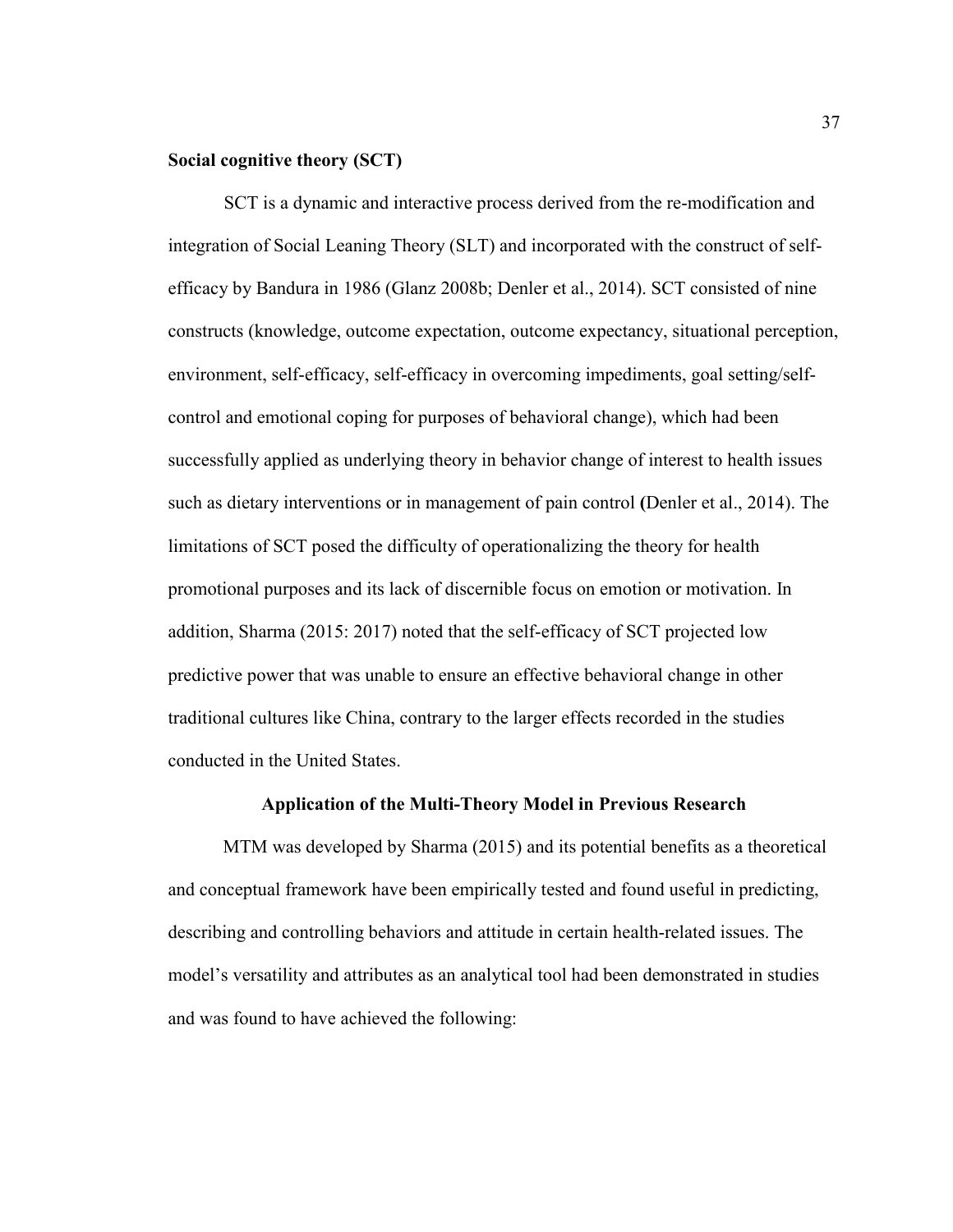**Social cognitive theory (SCT)**

SCT is a dynamic and interactive process derived from the re-modification and integration of Social Leaning Theory (SLT) and incorporated with the construct of self-efficacy by Bandura in 1986 (Glanz 2008b; Denler et al., 2014). SCT consisted of nine constructs (knowledge, outcome expectation, outcome expectancy, situational perception, environment, self-efficacy, self-efficacy in overcoming impediments, goal setting/self-control and emotional coping for purposes of behavioral change), which had been successfully applied as underlying theory in behavior change of interest to health issues such as dietary interventions or in management of pain control **(**Denler et al., 2014). The limitations of SCT posed the difficulty of operationalizing the theory for health promotional purposes and its lack of discernible focus on emotion or motivation. In addition, Sharma (2015: 2017) noted that the self-efficacy of SCT projected low predictive power that was unable to ensure an effective behavioral change in other traditional cultures like China, contrary to the larger effects recorded in the studies conducted in the United States.

## Application of the Multi-Theory Model in Previous Research

MTM was developed by Sharma (2015) and its potential benefits as a theoretical and conceptual framework have been empirically tested and found useful in predicting, describing and controlling behaviors and attitude in certain health-related issues. The model's versatility and attributes as an analytical tool had been demonstrated in studies and was found to have achieved the following: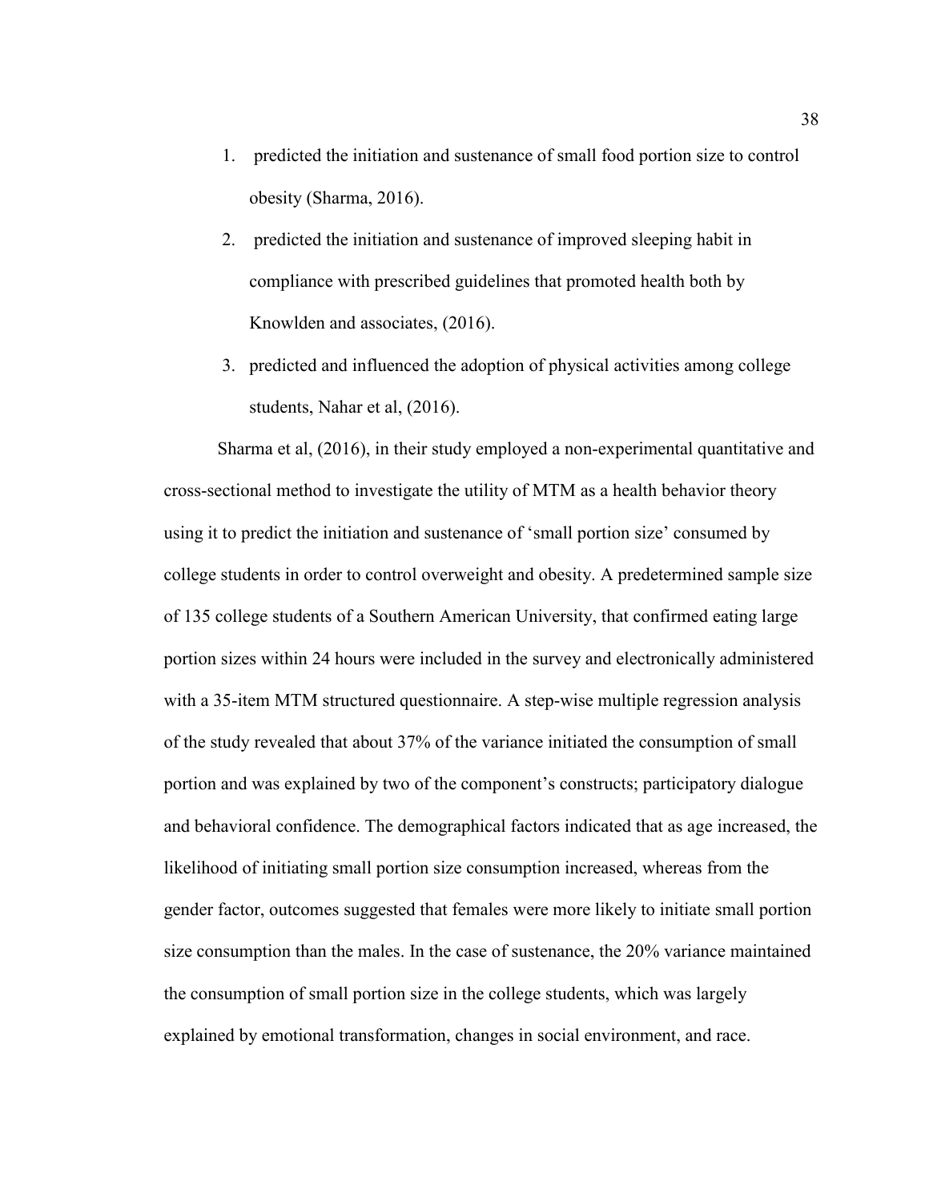1. predicted the initiation and sustenance of small food portion size to control obesity (Sharma, 2016).
2. predicted the initiation and sustenance of improved sleeping habit in compliance with prescribed guidelines that promoted health both by Knowlden and associates, (2016).
3. predicted and influenced the adoption of physical activities among college students, Nahar et al, (2016).

Sharma et al, (2016), in their study employed a non-experimental quantitative and cross-sectional method to investigate the utility of MTM as a health behavior theory using it to predict the initiation and sustenance of 'small portion size' consumed by college students in order to control overweight and obesity. A predetermined sample size of 135 college students of a Southern American University, that confirmed eating large portion sizes within 24 hours were included in the survey and electronically administered with a 35-item MTM structured questionnaire. A step-wise multiple regression analysis of the study revealed that about 37% of the variance initiated the consumption of small portion and was explained by two of the component's constructs; participatory dialogue and behavioral confidence. The demographical factors indicated that as age increased, the likelihood of initiating small portion size consumption increased, whereas from the gender factor, outcomes suggested that females were more likely to initiate small portion size consumption than the males. In the case of sustenance, the 20% variance maintained the consumption of small portion size in the college students, which was largely explained by emotional transformation, changes in social environment, and race.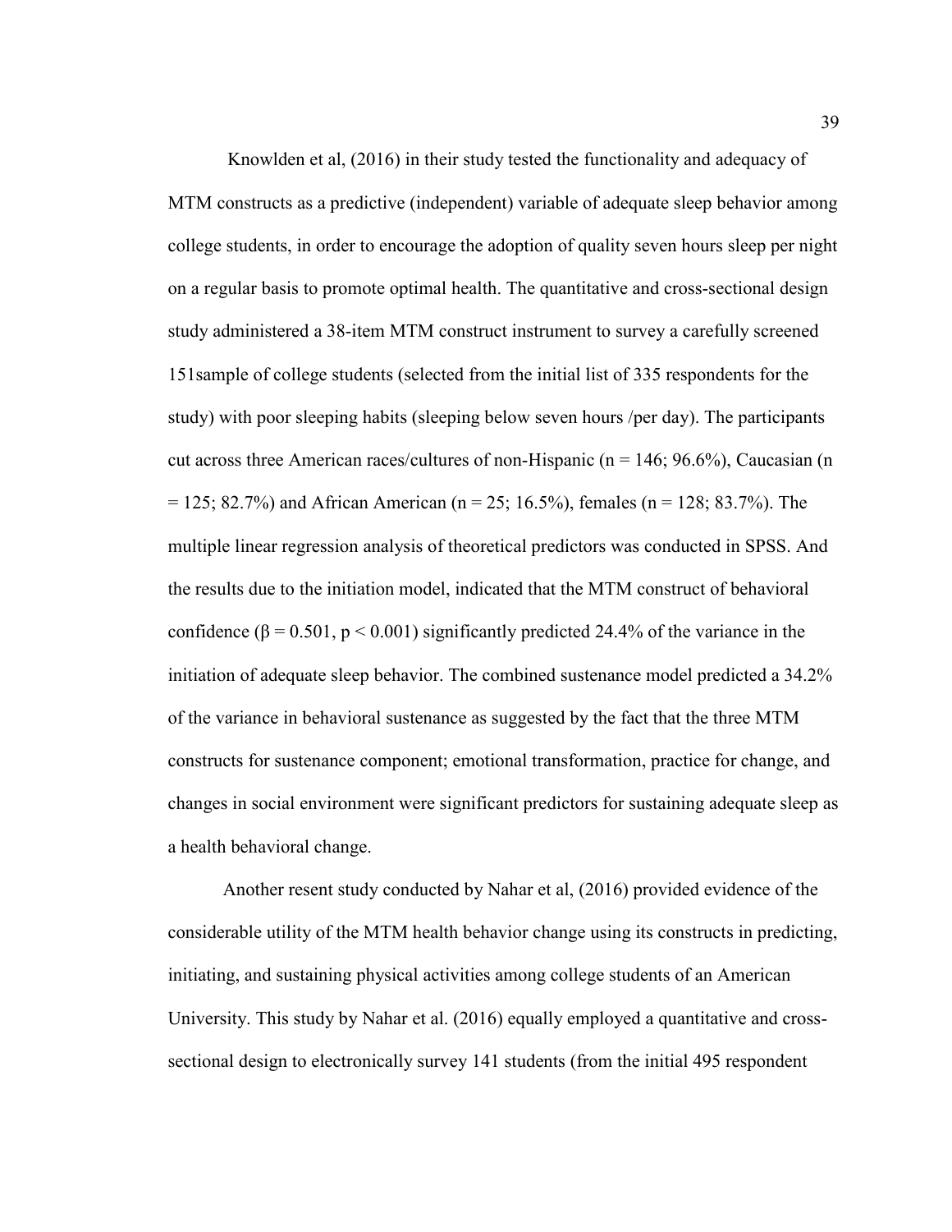Knowlden et al, (2016) in their study tested the functionality and adequacy of MTM constructs as a predictive (independent) variable of adequate sleep behavior among college students, in order to encourage the adoption of quality seven hours sleep per night on a regular basis to promote optimal health. The quantitative and cross-sectional design study administered a 38-item MTM construct instrument to survey a carefully screened 151sample of college students (selected from the initial list of 335 respondents for the study) with poor sleeping habits (sleeping below seven hours /per day). The participants cut across three American races/cultures of non-Hispanic ($n = 146$; 96.6%), Caucasian ($n = 125$; 82.7%) and African American ($n = 25$; 16.5%), females ($n = 128$; 83.7%). The multiple linear regression analysis of theoretical predictors was conducted in SPSS. And the results due to the initiation model, indicated that the MTM construct of behavioral confidence ($\beta = 0.501$, $p < 0.001$) significantly predicted 24.4% of the variance in the initiation of adequate sleep behavior. The combined sustenance model predicted a 34.2% of the variance in behavioral sustenance as suggested by the fact that the three MTM constructs for sustenance component; emotional transformation, practice for change, and changes in social environment were significant predictors for sustaining adequate sleep as a health behavioral change.

Another resent study conducted by Nahar et al, (2016) provided evidence of the considerable utility of the MTM health behavior change using its constructs in predicting, initiating, and sustaining physical activities among college students of an American University. This study by Nahar et al. (2016) equally employed a quantitative and cross-sectional design to electronically survey 141 students (from the initial 495 respondent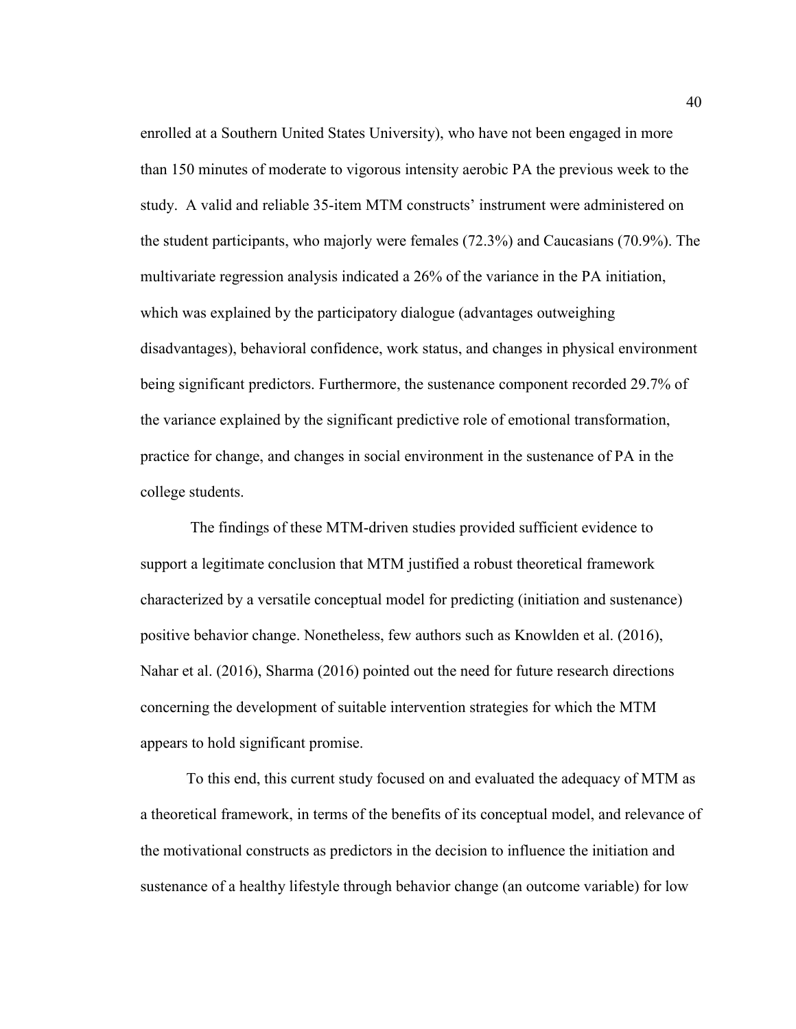enrolled at a Southern United States University), who have not been engaged in more than 150 minutes of moderate to vigorous intensity aerobic PA the previous week to the study. A valid and reliable 35-item MTM constructs' instrument were administered on the student participants, who majorly were females (72.3%) and Caucasians (70.9%). The multivariate regression analysis indicated a 26% of the variance in the PA initiation, which was explained by the participatory dialogue (advantages outweighing disadvantages), behavioral confidence, work status, and changes in physical environment being significant predictors. Furthermore, the sustenance component recorded 29.7% of the variance explained by the significant predictive role of emotional transformation, practice for change, and changes in social environment in the sustenance of PA in the college students.

The findings of these MTM-driven studies provided sufficient evidence to support a legitimate conclusion that MTM justified a robust theoretical framework characterized by a versatile conceptual model for predicting (initiation and sustenance) positive behavior change. Nonetheless, few authors such as Knowlden et al. (2016), Nahar et al. (2016), Sharma (2016) pointed out the need for future research directions concerning the development of suitable intervention strategies for which the MTM appears to hold significant promise.

To this end, this current study focused on and evaluated the adequacy of MTM as a theoretical framework, in terms of the benefits of its conceptual model, and relevance of the motivational constructs as predictors in the decision to influence the initiation and sustenance of a healthy lifestyle through behavior change (an outcome variable) for low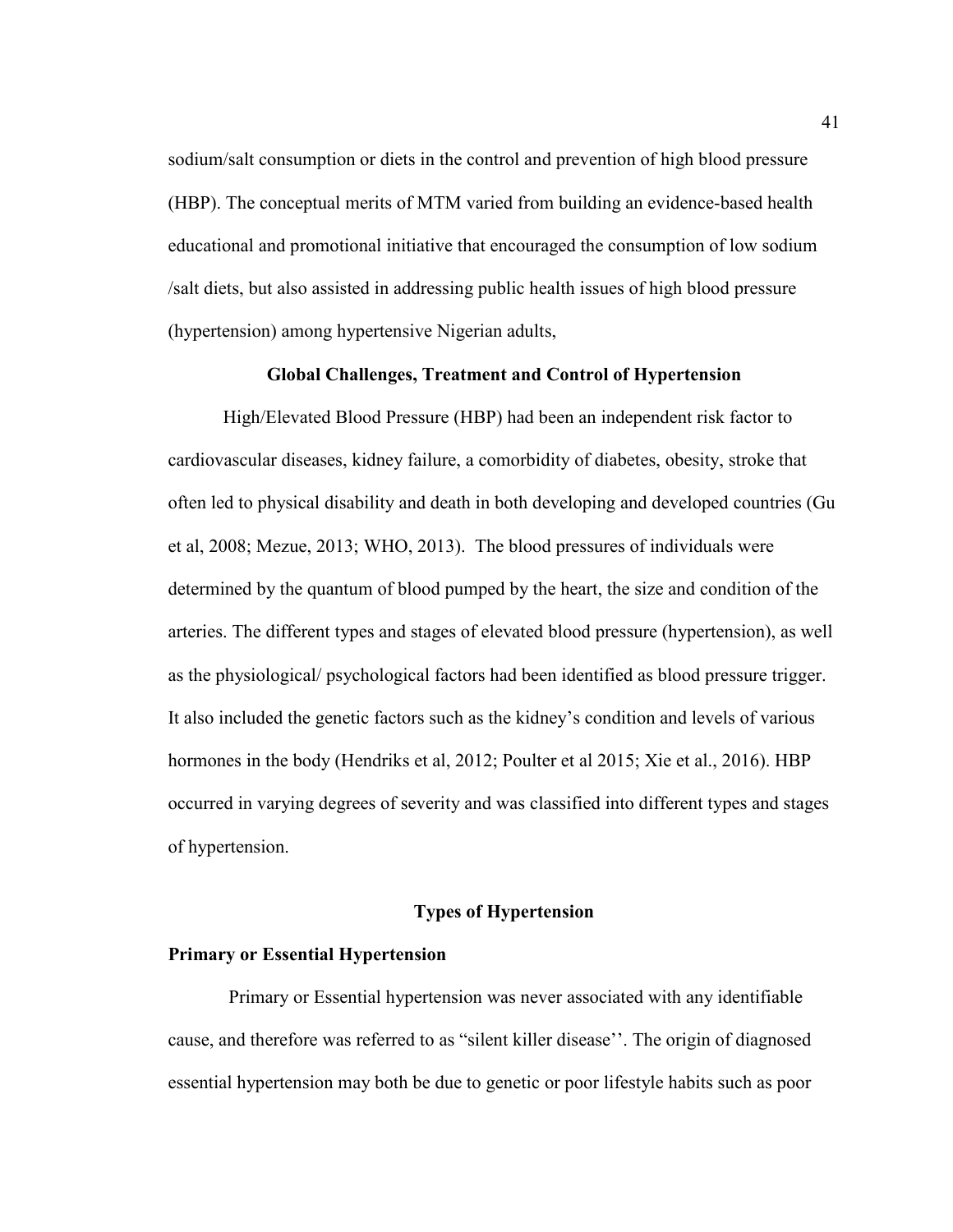sodium/salt consumption or diets in the control and prevention of high blood pressure (HBP). The conceptual merits of MTM varied from building an evidence-based health educational and promotional initiative that encouraged the consumption of low sodium /salt diets, but also assisted in addressing public health issues of high blood pressure (hypertension) among hypertensive Nigerian adults,

## Global Challenges, Treatment and Control of Hypertension

High/Elevated Blood Pressure (HBP) had been an independent risk factor to cardiovascular diseases, kidney failure, a comorbidity of diabetes, obesity, stroke that often led to physical disability and death in both developing and developed countries (Gu et al, 2008; Mezue, 2013; WHO, 2013). The blood pressures of individuals were determined by the quantum of blood pumped by the heart, the size and condition of the arteries. The different types and stages of elevated blood pressure (hypertension), as well as the physiological/ psychological factors had been identified as blood pressure trigger. It also included the genetic factors such as the kidney's condition and levels of various hormones in the body (Hendriks et al, 2012; Poulter et al 2015; Xie et al., 2016). HBP occurred in varying degrees of severity and was classified into different types and stages of hypertension.

## Types of Hypertension

### Primary or Essential Hypertension

Primary or Essential hypertension was never associated with any identifiable cause, and therefore was referred to as "silent killer disease''. The origin of diagnosed essential hypertension may both be due to genetic or poor lifestyle habits such as poor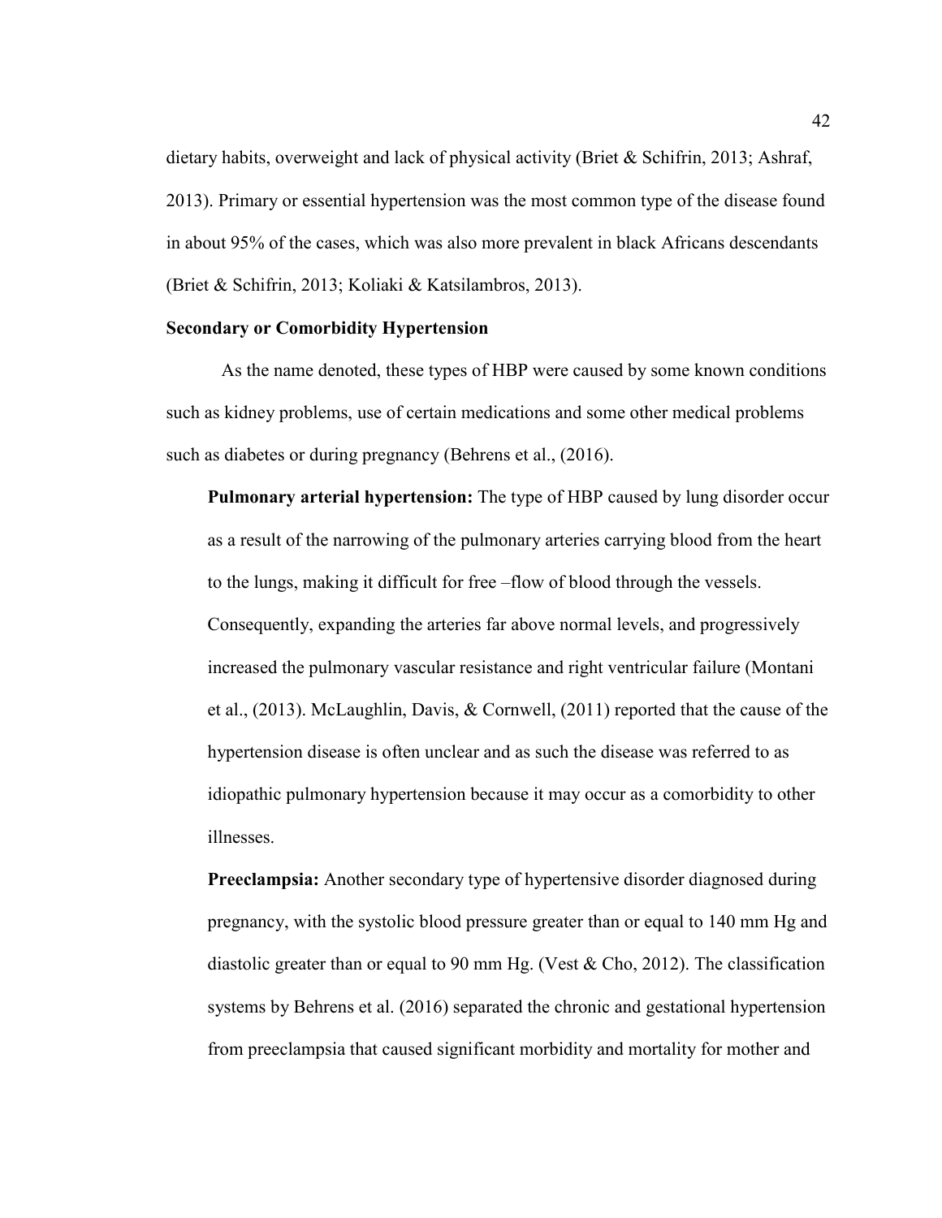dietary habits, overweight and lack of physical activity (Briet & Schifrin, 2013; Ashraf, 2013). Primary or essential hypertension was the most common type of the disease found in about 95% of the cases, which was also more prevalent in black Africans descendants (Briet & Schifrin, 2013; Koliaki & Katsilambros, 2013).

**Secondary or Comorbidity Hypertension**

As the name denoted, these types of HBP were caused by some known conditions such as kidney problems, use of certain medications and some other medical problems such as diabetes or during pregnancy (Behrens et al., (2016).

**Pulmonary arterial hypertension:** The type of HBP caused by lung disorder occur as a result of the narrowing of the pulmonary arteries carrying blood from the heart to the lungs, making it difficult for free –flow of blood through the vessels. Consequently, expanding the arteries far above normal levels, and progressively increased the pulmonary vascular resistance and right ventricular failure (Montani et al., (2013). McLaughlin, Davis, & Cornwell, (2011) reported that the cause of the hypertension disease is often unclear and as such the disease was referred to as idiopathic pulmonary hypertension because it may occur as a comorbidity to other illnesses.

**Preeclampsia:** Another secondary type of hypertensive disorder diagnosed during pregnancy, with the systolic blood pressure greater than or equal to 140 mm Hg and diastolic greater than or equal to 90 mm Hg. (Vest & Cho, 2012). The classification systems by Behrens et al. (2016) separated the chronic and gestational hypertension from preeclampsia that caused significant morbidity and mortality for mother and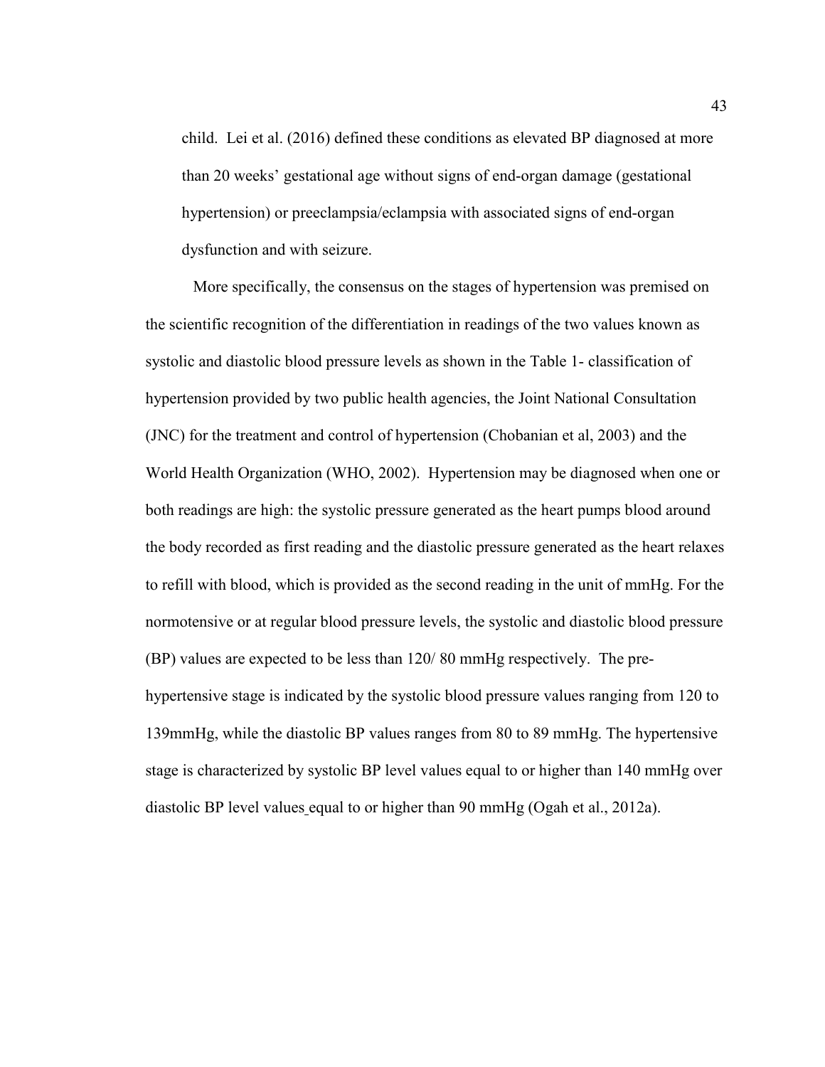child. Lei et al. (2016) defined these conditions as elevated BP diagnosed at more than 20 weeks' gestational age without signs of end-organ damage (gestational hypertension) or preeclampsia/eclampsia with associated signs of end-organ dysfunction and with seizure.

More specifically, the consensus on the stages of hypertension was premised on the scientific recognition of the differentiation in readings of the two values known as systolic and diastolic blood pressure levels as shown in the Table 1- classification of hypertension provided by two public health agencies, the Joint National Consultation (JNC) for the treatment and control of hypertension (Chobanian et al, 2003) and the World Health Organization (WHO, 2002). Hypertension may be diagnosed when one or both readings are high: the systolic pressure generated as the heart pumps blood around the body recorded as first reading and the diastolic pressure generated as the heart relaxes to refill with blood, which is provided as the second reading in the unit of mmHg. For the normotensive or at regular blood pressure levels, the systolic and diastolic blood pressure (BP) values are expected to be less than 120/ 80 mmHg respectively. The pre-hypertensive stage is indicated by the systolic blood pressure values ranging from 120 to 139mmHg, while the diastolic BP values ranges from 80 to 89 mmHg. The hypertensive stage is characterized by systolic BP level values equal to or higher than 140 mmHg over diastolic BP level values equal to or higher than 90 mmHg (Ogah et al., 2012a).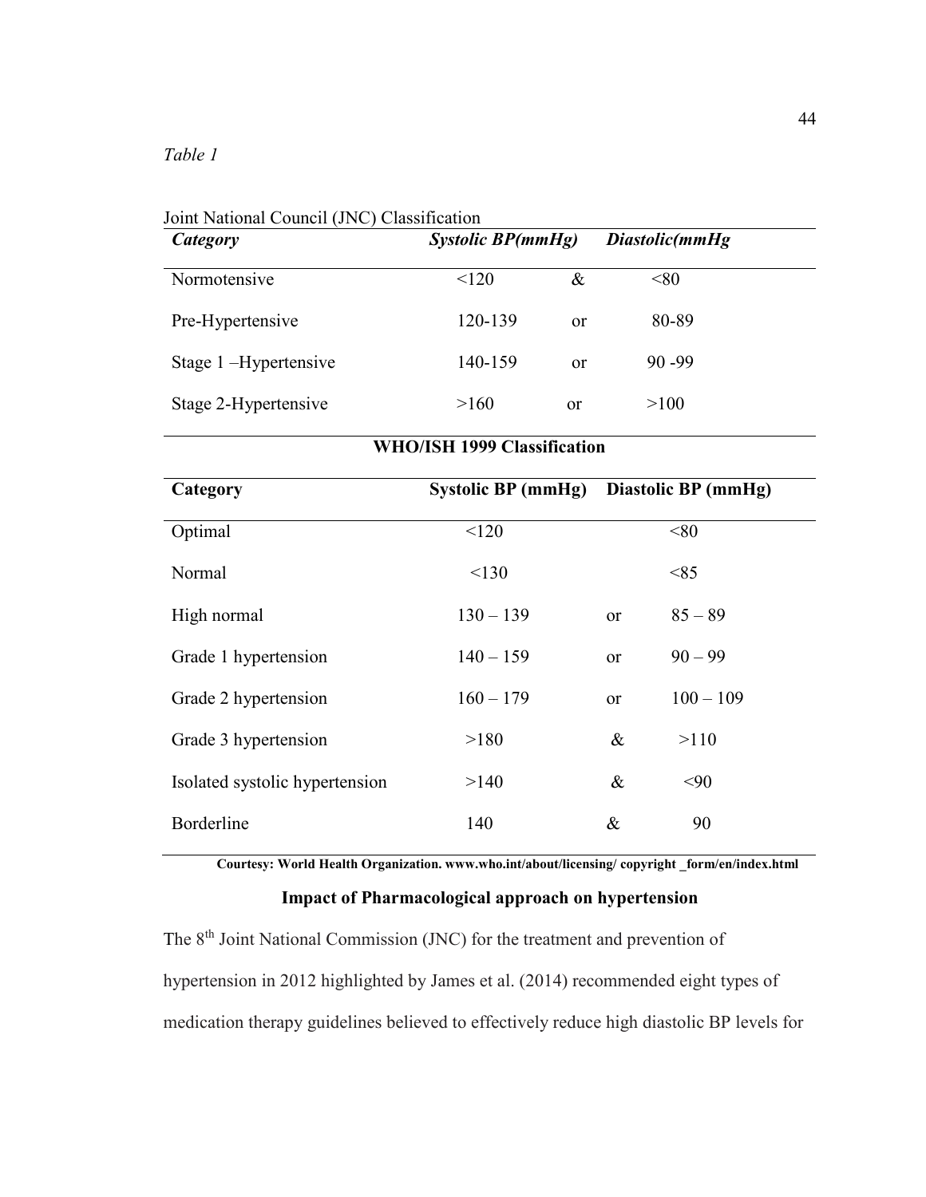*Table 1*

Joint National Council (JNC) Classification

| ***Category*** | ***Systolic BP(mmHg)*** | | ***Diastolic(mmHg*** |
|---|---|---|---|
| Normotensive | <120 | & | <80 |
| Pre-Hypertensive | 120-139 | or | 80-89 |
| Stage 1 –Hypertensive | 140-159 | or | 90 -99 |
| Stage 2-Hypertensive | >160 | or | >100 |

**WHO/ISH 1999 Classification**

| **Category** | **Systolic BP (mmHg)** | | **Diastolic BP (mmHg)** |
|---|---|---|---|
| Optimal | <120 | | <80 |
| Normal | <130 | | <85 |
| High normal | 130 – 139 | or | 85 – 89 |
| Grade 1 hypertension | 140 – 159 | or | 90 – 99 |
| Grade 2 hypertension | 160 – 179 | or | 100 – 109 |
| Grade 3 hypertension | >180 | & | >110 |
| Isolated systolic hypertension | >140 | & | <90 |
| Borderline | 140 | & | 90 |

**Courtesy: World Health Organization. www.who.int/about/licensing/ copyright _form/en/index.html**

## Impact of Pharmacological approach on hypertension

The 8th Joint National Commission (JNC) for the treatment and prevention of hypertension in 2012 highlighted by James et al. (2014) recommended eight types of medication therapy guidelines believed to effectively reduce high diastolic BP levels for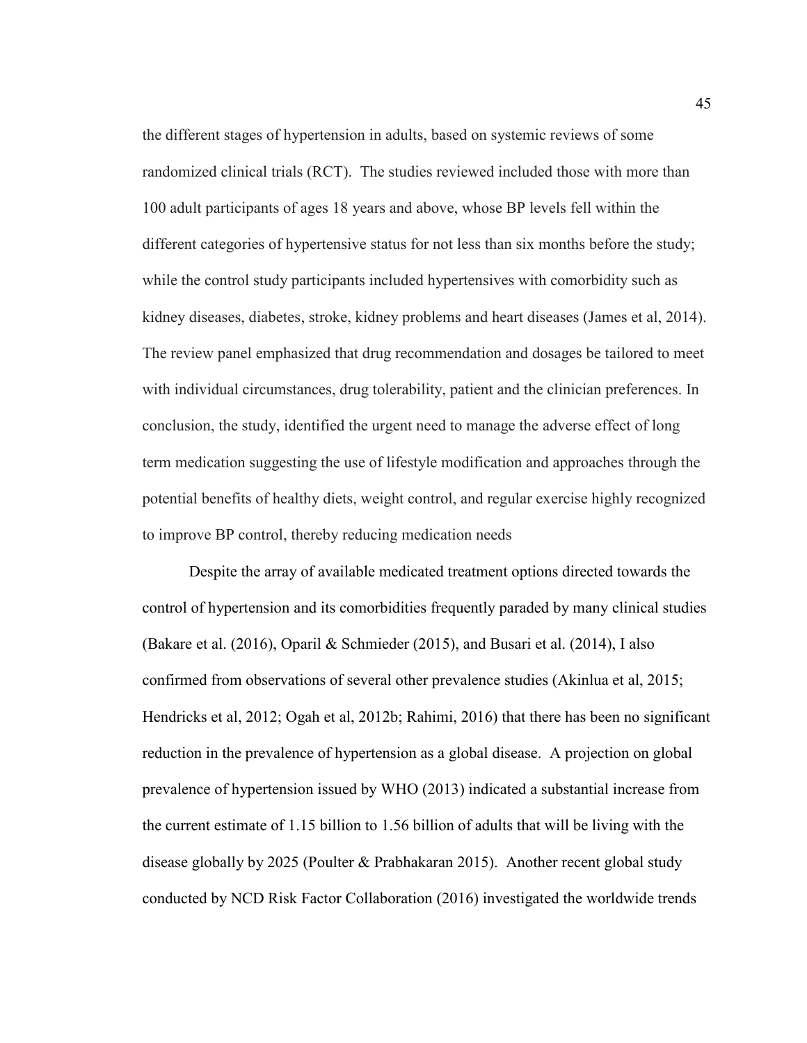the different stages of hypertension in adults, based on systemic reviews of some randomized clinical trials (RCT). The studies reviewed included those with more than 100 adult participants of ages 18 years and above, whose BP levels fell within the different categories of hypertensive status for not less than six months before the study; while the control study participants included hypertensives with comorbidity such as kidney diseases, diabetes, stroke, kidney problems and heart diseases (James et al, 2014). The review panel emphasized that drug recommendation and dosages be tailored to meet with individual circumstances, drug tolerability, patient and the clinician preferences. In conclusion, the study, identified the urgent need to manage the adverse effect of long term medication suggesting the use of lifestyle modification and approaches through the potential benefits of healthy diets, weight control, and regular exercise highly recognized to improve BP control, thereby reducing medication needs

Despite the array of available medicated treatment options directed towards the control of hypertension and its comorbidities frequently paraded by many clinical studies (Bakare et al. (2016), Oparil & Schmieder (2015), and Busari et al. (2014), I also confirmed from observations of several other prevalence studies (Akinlua et al, 2015; Hendricks et al, 2012; Ogah et al, 2012b; Rahimi, 2016) that there has been no significant reduction in the prevalence of hypertension as a global disease. A projection on global prevalence of hypertension issued by WHO (2013) indicated a substantial increase from the current estimate of 1.15 billion to 1.56 billion of adults that will be living with the disease globally by 2025 (Poulter & Prabhakaran 2015). Another recent global study conducted by NCD Risk Factor Collaboration (2016) investigated the worldwide trends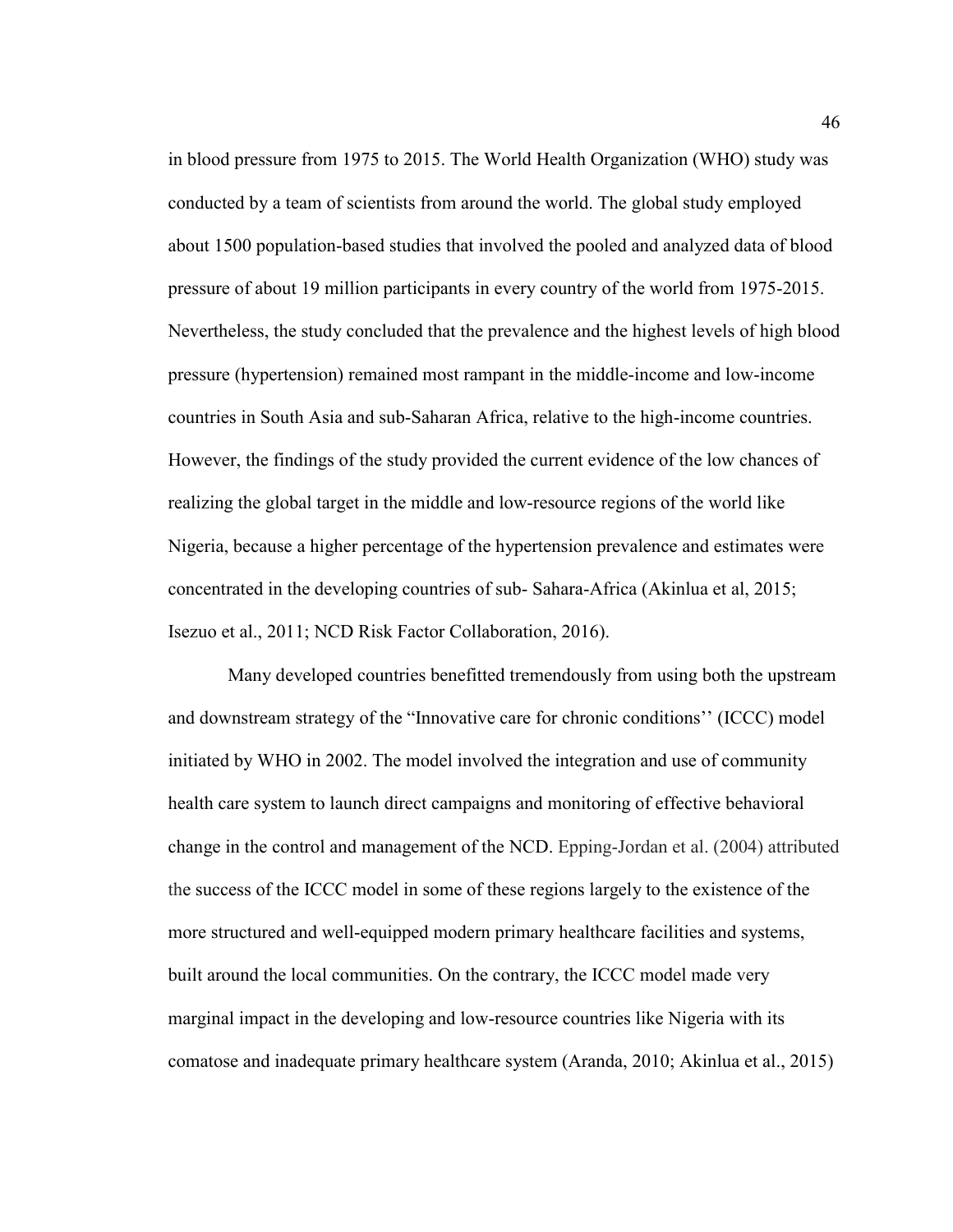in blood pressure from 1975 to 2015. The World Health Organization (WHO) study was conducted by a team of scientists from around the world. The global study employed about 1500 population-based studies that involved the pooled and analyzed data of blood pressure of about 19 million participants in every country of the world from 1975-2015. Nevertheless, the study concluded that the prevalence and the highest levels of high blood pressure (hypertension) remained most rampant in the middle-income and low-income countries in South Asia and sub-Saharan Africa, relative to the high-income countries. However, the findings of the study provided the current evidence of the low chances of realizing the global target in the middle and low-resource regions of the world like Nigeria, because a higher percentage of the hypertension prevalence and estimates were concentrated in the developing countries of sub- Sahara-Africa (Akinlua et al, 2015; Isezuo et al., 2011; NCD Risk Factor Collaboration, 2016).

Many developed countries benefitted tremendously from using both the upstream and downstream strategy of the "Innovative care for chronic conditions'' (ICCC) model initiated by WHO in 2002. The model involved the integration and use of community health care system to launch direct campaigns and monitoring of effective behavioral change in the control and management of the NCD. Epping-Jordan et al. (2004) attributed the success of the ICCC model in some of these regions largely to the existence of the more structured and well-equipped modern primary healthcare facilities and systems, built around the local communities. On the contrary, the ICCC model made very marginal impact in the developing and low-resource countries like Nigeria with its comatose and inadequate primary healthcare system (Aranda, 2010; Akinlua et al., 2015)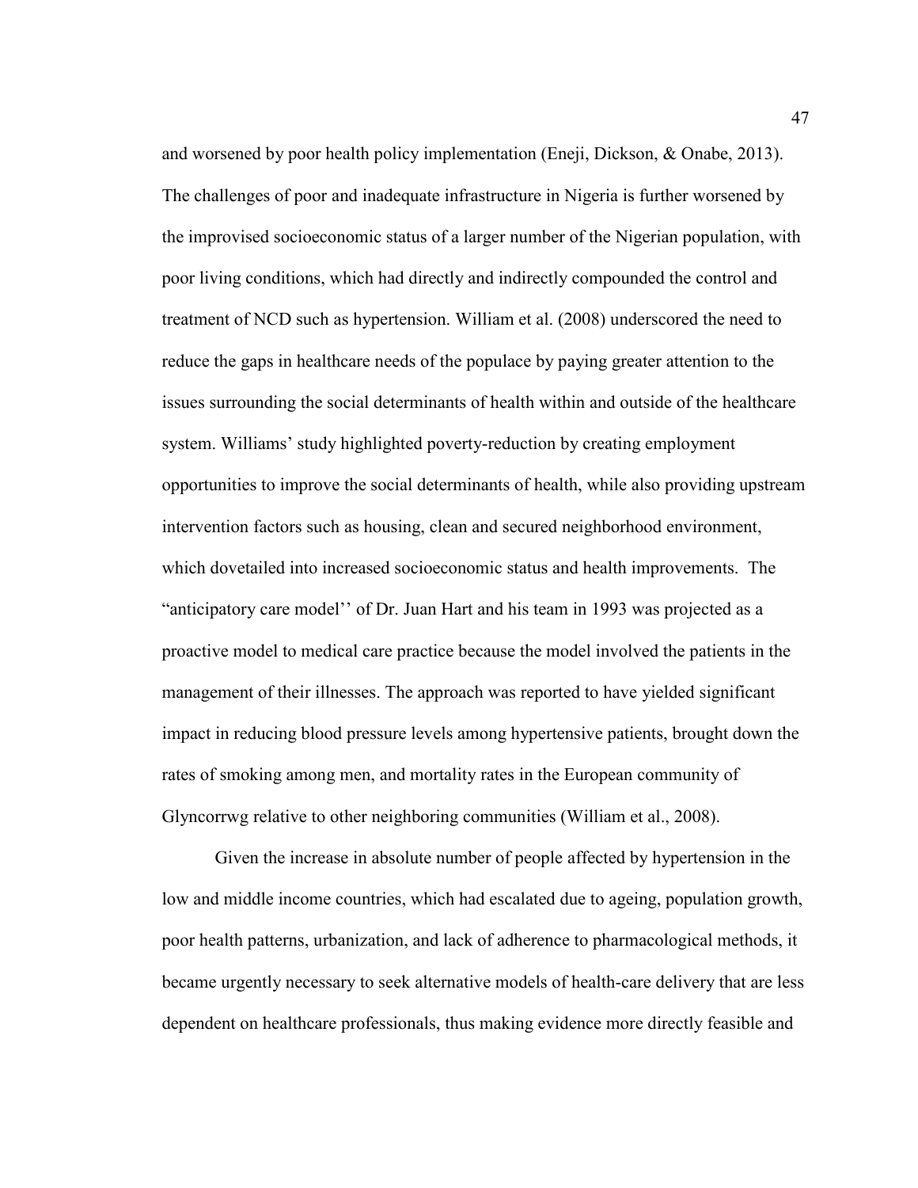and worsened by poor health policy implementation (Eneji, Dickson, & Onabe, 2013). The challenges of poor and inadequate infrastructure in Nigeria is further worsened by the improvised socioeconomic status of a larger number of the Nigerian population, with poor living conditions, which had directly and indirectly compounded the control and treatment of NCD such as hypertension. William et al. (2008) underscored the need to reduce the gaps in healthcare needs of the populace by paying greater attention to the issues surrounding the social determinants of health within and outside of the healthcare system. Williams' study highlighted poverty-reduction by creating employment opportunities to improve the social determinants of health, while also providing upstream intervention factors such as housing, clean and secured neighborhood environment, which dovetailed into increased socioeconomic status and health improvements. The "anticipatory care model'' of Dr. Juan Hart and his team in 1993 was projected as a proactive model to medical care practice because the model involved the patients in the management of their illnesses. The approach was reported to have yielded significant impact in reducing blood pressure levels among hypertensive patients, brought down the rates of smoking among men, and mortality rates in the European community of Glyncorrwg relative to other neighboring communities (William et al., 2008).

Given the increase in absolute number of people affected by hypertension in the low and middle income countries, which had escalated due to ageing, population growth, poor health patterns, urbanization, and lack of adherence to pharmacological methods, it became urgently necessary to seek alternative models of health-care delivery that are less dependent on healthcare professionals, thus making evidence more directly feasible and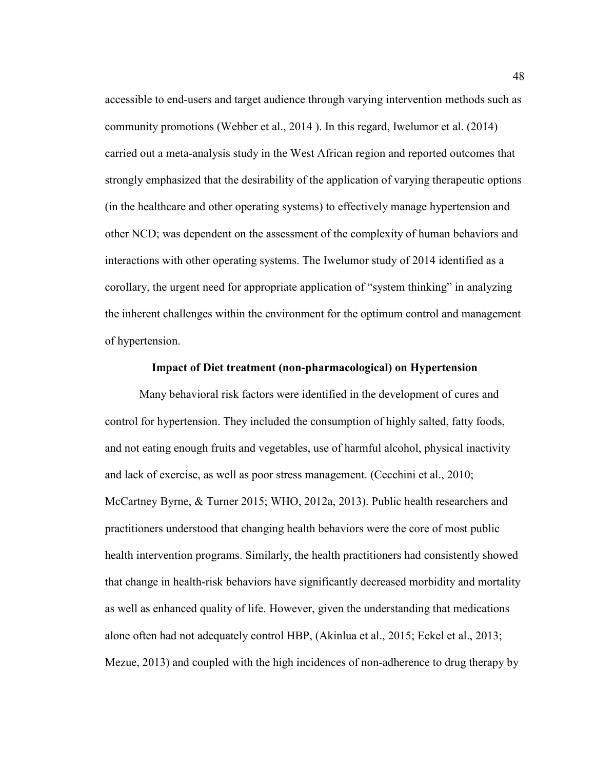accessible to end-users and target audience through varying intervention methods such as community promotions (Webber et al., 2014 ). In this regard, Iwelumor et al. (2014) carried out a meta-analysis study in the West African region and reported outcomes that strongly emphasized that the desirability of the application of varying therapeutic options (in the healthcare and other operating systems) to effectively manage hypertension and other NCD; was dependent on the assessment of the complexity of human behaviors and interactions with other operating systems. The Iwelumor study of 2014 identified as a corollary, the urgent need for appropriate application of "system thinking" in analyzing the inherent challenges within the environment for the optimum control and management of hypertension.

**Impact of Diet treatment (non-pharmacological) on Hypertension**

Many behavioral risk factors were identified in the development of cures and control for hypertension. They included the consumption of highly salted, fatty foods, and not eating enough fruits and vegetables, use of harmful alcohol, physical inactivity and lack of exercise, as well as poor stress management. (Cecchini et al., 2010; McCartney Byrne, & Turner 2015; WHO, 2012a, 2013). Public health researchers and practitioners understood that changing health behaviors were the core of most public health intervention programs. Similarly, the health practitioners had consistently showed that change in health-risk behaviors have significantly decreased morbidity and mortality as well as enhanced quality of life. However, given the understanding that medications alone often had not adequately control HBP, (Akinlua et al., 2015; Eckel et al., 2013; Mezue, 2013) and coupled with the high incidences of non-adherence to drug therapy by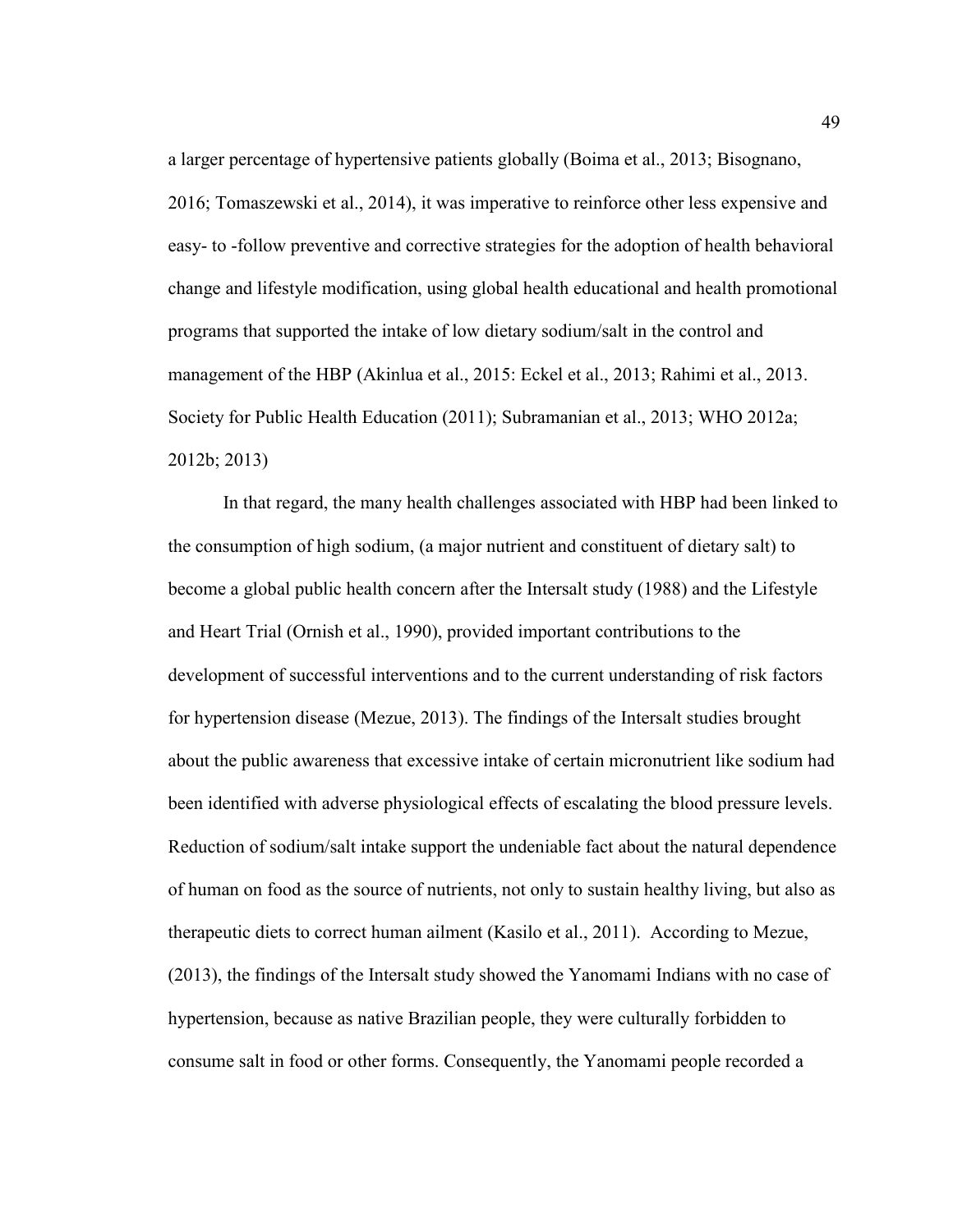a larger percentage of hypertensive patients globally (Boima et al., 2013; Bisognano, 2016; Tomaszewski et al., 2014), it was imperative to reinforce other less expensive and easy- to -follow preventive and corrective strategies for the adoption of health behavioral change and lifestyle modification, using global health educational and health promotional programs that supported the intake of low dietary sodium/salt in the control and management of the HBP (Akinlua et al., 2015: Eckel et al., 2013; Rahimi et al., 2013. Society for Public Health Education (2011); Subramanian et al., 2013; WHO 2012a; 2012b; 2013)

In that regard, the many health challenges associated with HBP had been linked to the consumption of high sodium, (a major nutrient and constituent of dietary salt) to become a global public health concern after the Intersalt study (1988) and the Lifestyle and Heart Trial (Ornish et al., 1990), provided important contributions to the development of successful interventions and to the current understanding of risk factors for hypertension disease (Mezue, 2013). The findings of the Intersalt studies brought about the public awareness that excessive intake of certain micronutrient like sodium had been identified with adverse physiological effects of escalating the blood pressure levels. Reduction of sodium/salt intake support the undeniable fact about the natural dependence of human on food as the source of nutrients, not only to sustain healthy living, but also as therapeutic diets to correct human ailment (Kasilo et al., 2011). According to Mezue, (2013), the findings of the Intersalt study showed the Yanomami Indians with no case of hypertension, because as native Brazilian people, they were culturally forbidden to consume salt in food or other forms. Consequently, the Yanomami people recorded a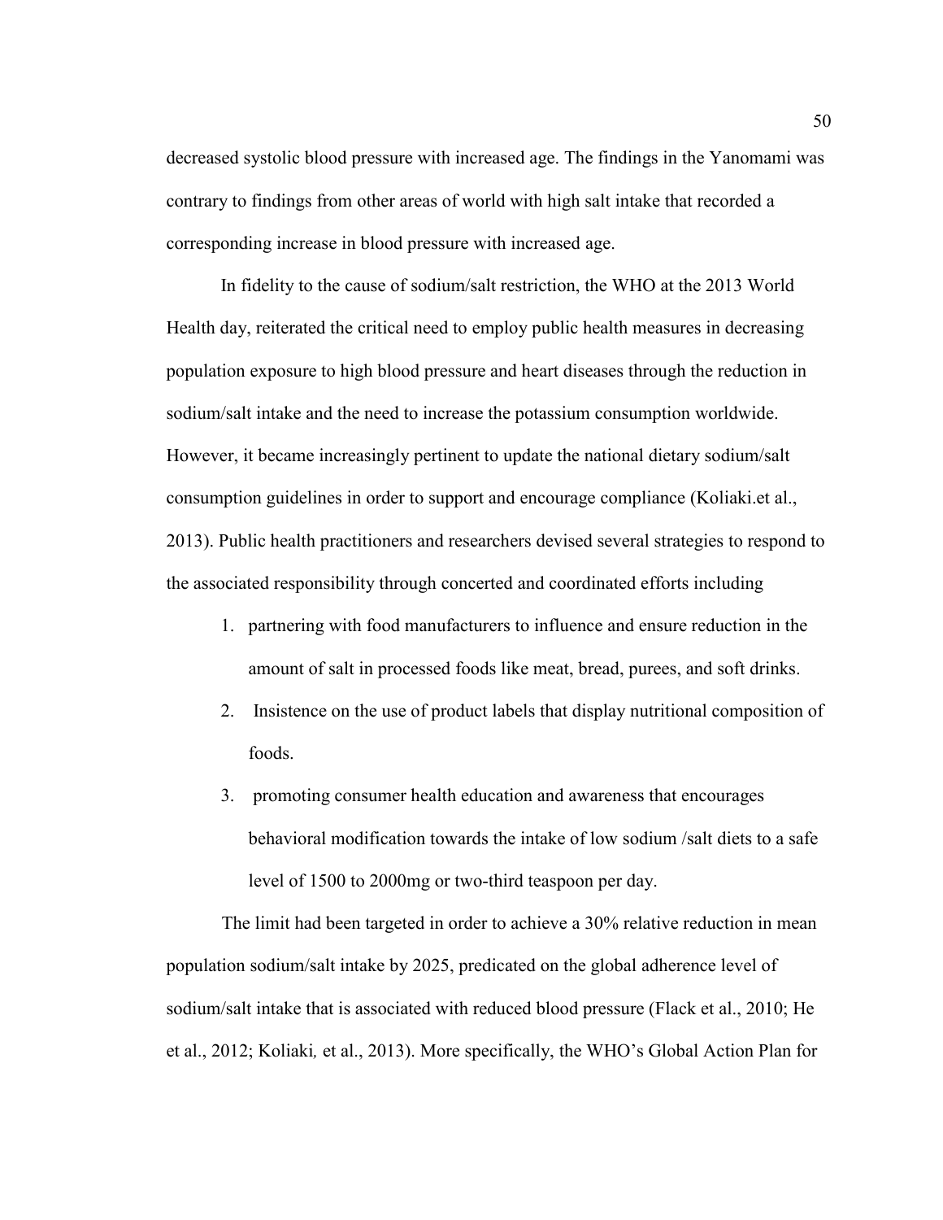decreased systolic blood pressure with increased age. The findings in the Yanomami was contrary to findings from other areas of world with high salt intake that recorded a corresponding increase in blood pressure with increased age.

In fidelity to the cause of sodium/salt restriction, the WHO at the 2013 World Health day, reiterated the critical need to employ public health measures in decreasing population exposure to high blood pressure and heart diseases through the reduction in sodium/salt intake and the need to increase the potassium consumption worldwide. However, it became increasingly pertinent to update the national dietary sodium/salt consumption guidelines in order to support and encourage compliance (Koliaki.et al., 2013). Public health practitioners and researchers devised several strategies to respond to the associated responsibility through concerted and coordinated efforts including

1. partnering with food manufacturers to influence and ensure reduction in the amount of salt in processed foods like meat, bread, purees, and soft drinks.
2. Insistence on the use of product labels that display nutritional composition of foods.
3. promoting consumer health education and awareness that encourages behavioral modification towards the intake of low sodium /salt diets to a safe level of 1500 to 2000mg or two-third teaspoon per day.

The limit had been targeted in order to achieve a 30% relative reduction in mean population sodium/salt intake by 2025, predicated on the global adherence level of sodium/salt intake that is associated with reduced blood pressure (Flack et al., 2010; He et al., 2012; Koliaki*,* et al., 2013). More specifically, the WHO's Global Action Plan for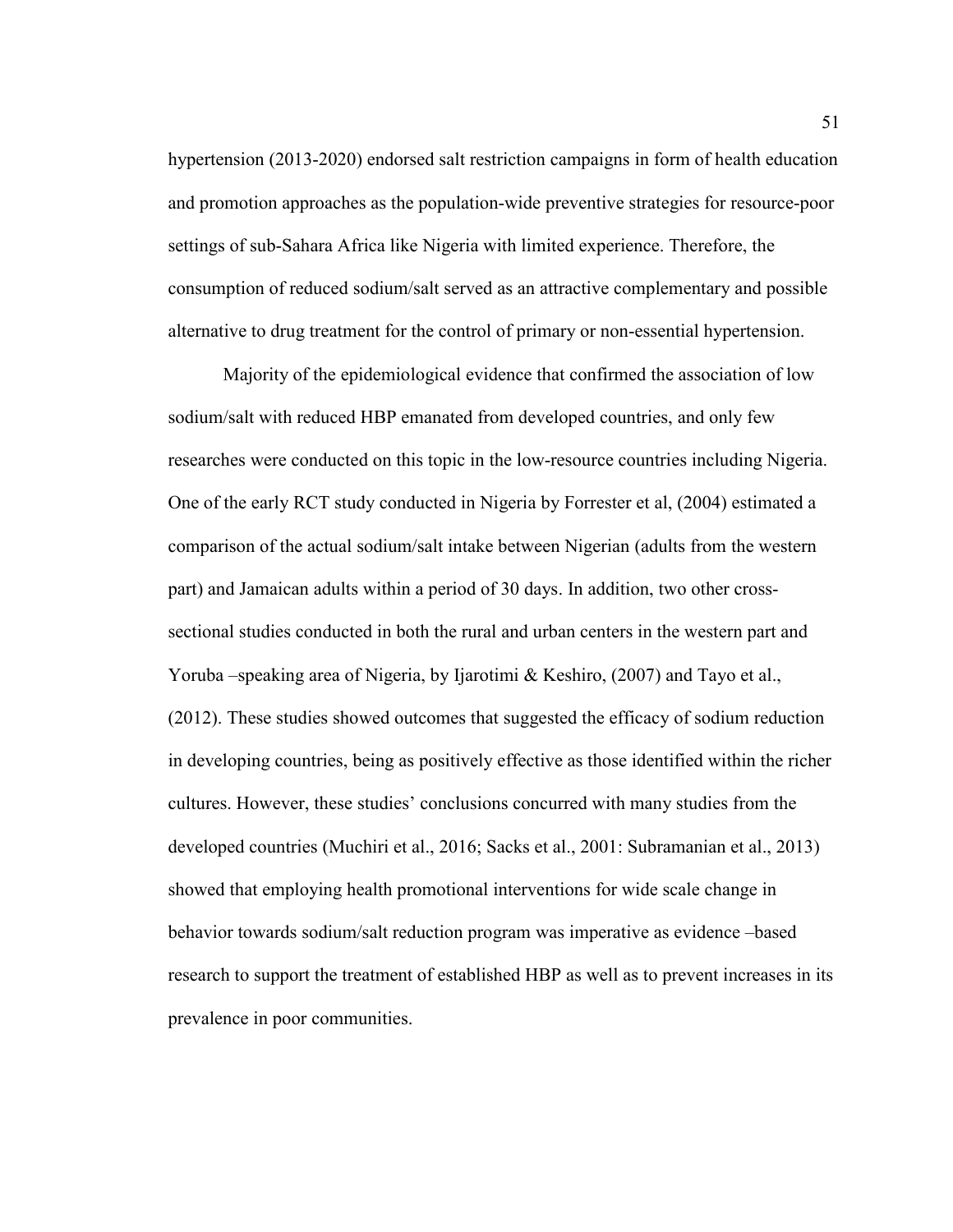hypertension (2013-2020) endorsed salt restriction campaigns in form of health education and promotion approaches as the population-wide preventive strategies for resource-poor settings of sub-Sahara Africa like Nigeria with limited experience. Therefore, the consumption of reduced sodium/salt served as an attractive complementary and possible alternative to drug treatment for the control of primary or non-essential hypertension.

Majority of the epidemiological evidence that confirmed the association of low sodium/salt with reduced HBP emanated from developed countries, and only few researches were conducted on this topic in the low-resource countries including Nigeria. One of the early RCT study conducted in Nigeria by Forrester et al, (2004) estimated a comparison of the actual sodium/salt intake between Nigerian (adults from the western part) and Jamaican adults within a period of 30 days. In addition, two other cross-sectional studies conducted in both the rural and urban centers in the western part and Yoruba –speaking area of Nigeria, by Ijarotimi & Keshiro, (2007) and Tayo et al., (2012). These studies showed outcomes that suggested the efficacy of sodium reduction in developing countries, being as positively effective as those identified within the richer cultures. However, these studies' conclusions concurred with many studies from the developed countries (Muchiri et al., 2016; Sacks et al., 2001: Subramanian et al., 2013) showed that employing health promotional interventions for wide scale change in behavior towards sodium/salt reduction program was imperative as evidence –based research to support the treatment of established HBP as well as to prevent increases in its prevalence in poor communities.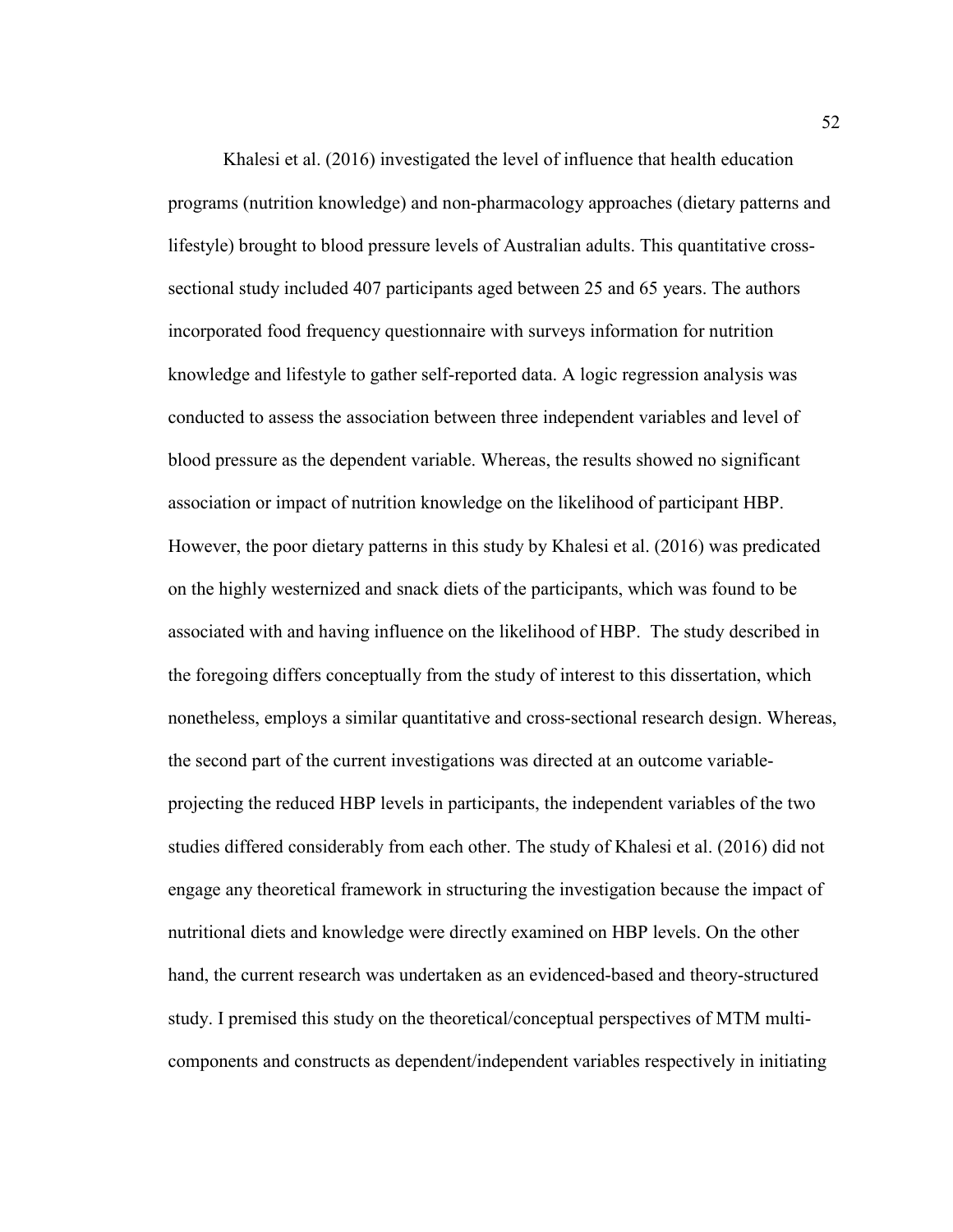Khalesi et al. (2016) investigated the level of influence that health education programs (nutrition knowledge) and non-pharmacology approaches (dietary patterns and lifestyle) brought to blood pressure levels of Australian adults. This quantitative cross-sectional study included 407 participants aged between 25 and 65 years. The authors incorporated food frequency questionnaire with surveys information for nutrition knowledge and lifestyle to gather self-reported data. A logic regression analysis was conducted to assess the association between three independent variables and level of blood pressure as the dependent variable. Whereas, the results showed no significant association or impact of nutrition knowledge on the likelihood of participant HBP. However, the poor dietary patterns in this study by Khalesi et al. (2016) was predicated on the highly westernized and snack diets of the participants, which was found to be associated with and having influence on the likelihood of HBP. The study described in the foregoing differs conceptually from the study of interest to this dissertation, which nonetheless, employs a similar quantitative and cross-sectional research design. Whereas, the second part of the current investigations was directed at an outcome variable-projecting the reduced HBP levels in participants, the independent variables of the two studies differed considerably from each other. The study of Khalesi et al. (2016) did not engage any theoretical framework in structuring the investigation because the impact of nutritional diets and knowledge were directly examined on HBP levels. On the other hand, the current research was undertaken as an evidenced-based and theory-structured study. I premised this study on the theoretical/conceptual perspectives of MTM multi-components and constructs as dependent/independent variables respectively in initiating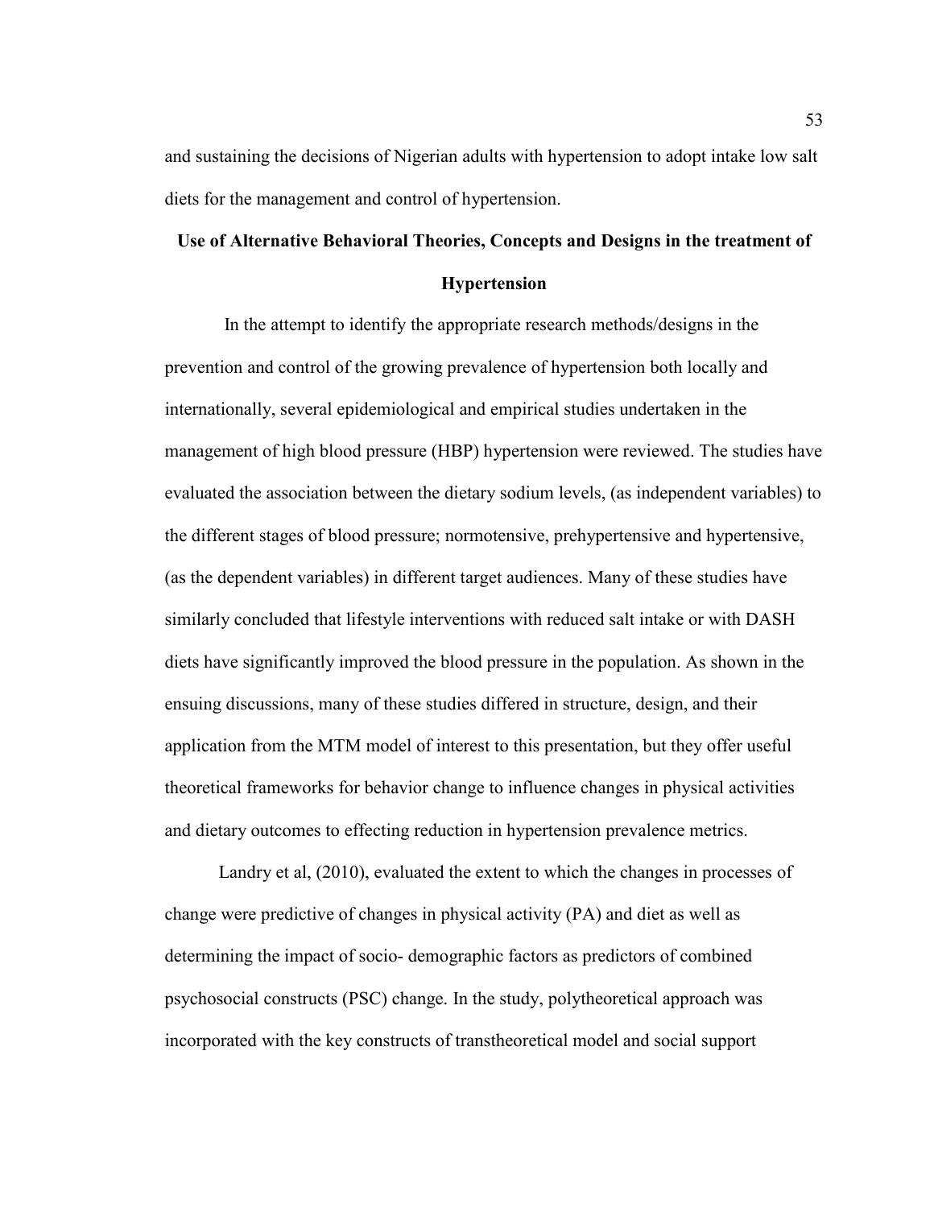and sustaining the decisions of Nigerian adults with hypertension to adopt intake low salt diets for the management and control of hypertension.

## Use of Alternative Behavioral Theories, Concepts and Designs in the treatment of Hypertension

In the attempt to identify the appropriate research methods/designs in the prevention and control of the growing prevalence of hypertension both locally and internationally, several epidemiological and empirical studies undertaken in the management of high blood pressure (HBP) hypertension were reviewed. The studies have evaluated the association between the dietary sodium levels, (as independent variables) to the different stages of blood pressure; normotensive, prehypertensive and hypertensive, (as the dependent variables) in different target audiences. Many of these studies have similarly concluded that lifestyle interventions with reduced salt intake or with DASH diets have significantly improved the blood pressure in the population. As shown in the ensuing discussions, many of these studies differed in structure, design, and their application from the MTM model of interest to this presentation, but they offer useful theoretical frameworks for behavior change to influence changes in physical activities and dietary outcomes to effecting reduction in hypertension prevalence metrics.

Landry et al, (2010), evaluated the extent to which the changes in processes of change were predictive of changes in physical activity (PA) and diet as well as determining the impact of socio- demographic factors as predictors of combined psychosocial constructs (PSC) change. In the study, polytheoretical approach was incorporated with the key constructs of transtheoretical model and social support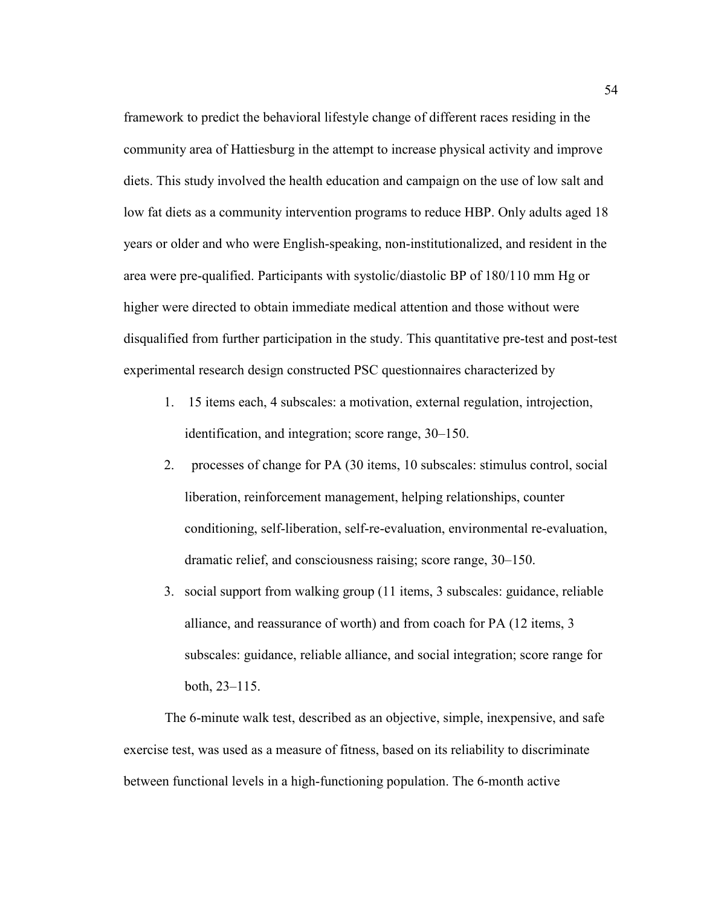framework to predict the behavioral lifestyle change of different races residing in the community area of Hattiesburg in the attempt to increase physical activity and improve diets. This study involved the health education and campaign on the use of low salt and low fat diets as a community intervention programs to reduce HBP. Only adults aged 18 years or older and who were English-speaking, non-institutionalized, and resident in the area were pre-qualified. Participants with systolic/diastolic BP of 180/110 mm Hg or higher were directed to obtain immediate medical attention and those without were disqualified from further participation in the study. This quantitative pre-test and post-test experimental research design constructed PSC questionnaires characterized by

1. 15 items each, 4 subscales: a motivation, external regulation, introjection, identification, and integration; score range, 30–150.
2. processes of change for PA (30 items, 10 subscales: stimulus control, social liberation, reinforcement management, helping relationships, counter conditioning, self-liberation, self-re-evaluation, environmental re-evaluation, dramatic relief, and consciousness raising; score range, 30–150.
3. social support from walking group (11 items, 3 subscales: guidance, reliable alliance, and reassurance of worth) and from coach for PA (12 items, 3 subscales: guidance, reliable alliance, and social integration; score range for both, 23–115.

The 6-minute walk test, described as an objective, simple, inexpensive, and safe exercise test, was used as a measure of fitness, based on its reliability to discriminate between functional levels in a high-functioning population. The 6-month active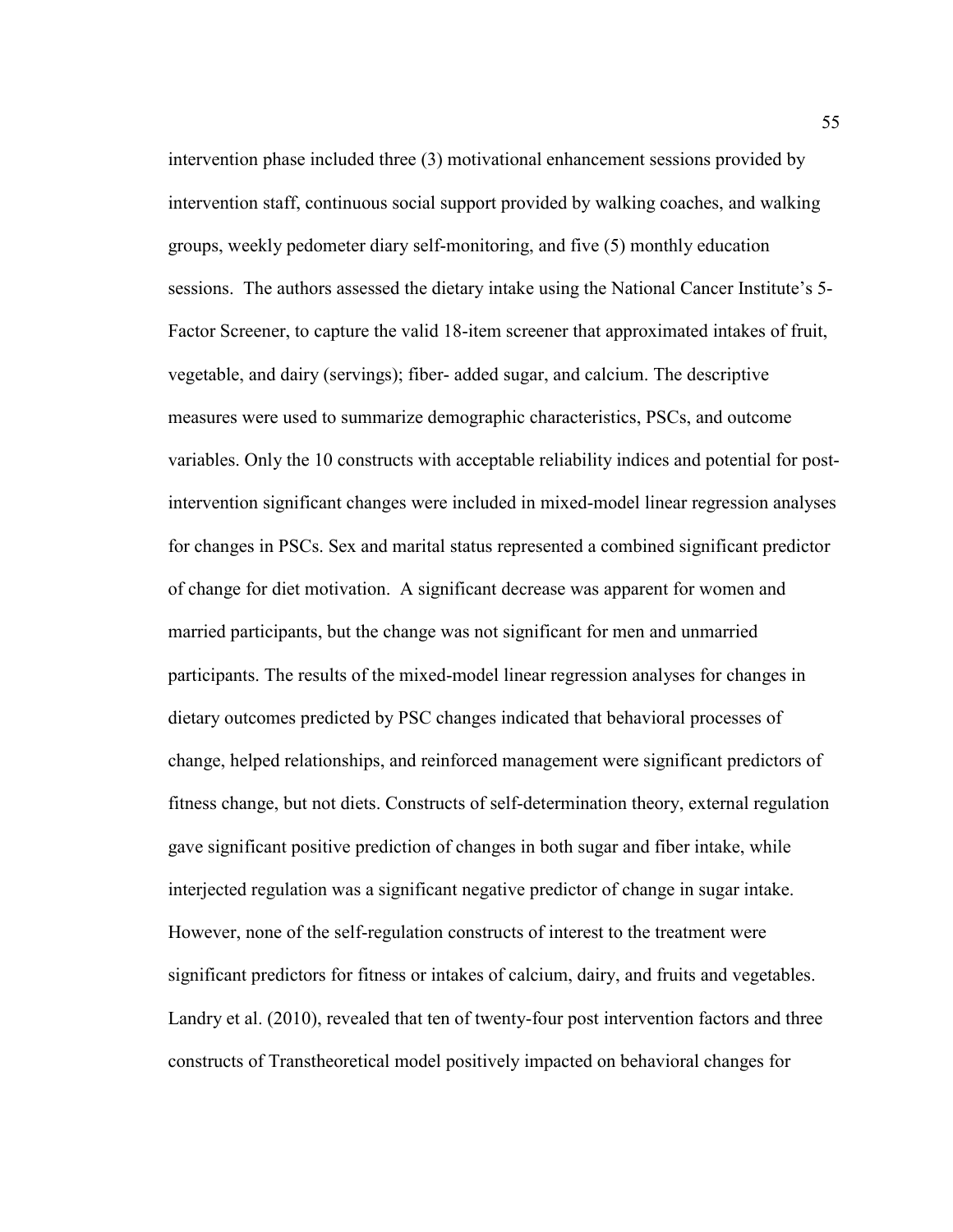intervention phase included three (3) motivational enhancement sessions provided by intervention staff, continuous social support provided by walking coaches, and walking groups, weekly pedometer diary self-monitoring, and five (5) monthly education sessions. The authors assessed the dietary intake using the National Cancer Institute's 5-Factor Screener, to capture the valid 18-item screener that approximated intakes of fruit, vegetable, and dairy (servings); fiber- added sugar, and calcium. The descriptive measures were used to summarize demographic characteristics, PSCs, and outcome variables. Only the 10 constructs with acceptable reliability indices and potential for post-intervention significant changes were included in mixed-model linear regression analyses for changes in PSCs. Sex and marital status represented a combined significant predictor of change for diet motivation. A significant decrease was apparent for women and married participants, but the change was not significant for men and unmarried participants. The results of the mixed-model linear regression analyses for changes in dietary outcomes predicted by PSC changes indicated that behavioral processes of change, helped relationships, and reinforced management were significant predictors of fitness change, but not diets. Constructs of self-determination theory, external regulation gave significant positive prediction of changes in both sugar and fiber intake, while interjected regulation was a significant negative predictor of change in sugar intake. However, none of the self-regulation constructs of interest to the treatment were significant predictors for fitness or intakes of calcium, dairy, and fruits and vegetables. Landry et al. (2010), revealed that ten of twenty-four post intervention factors and three constructs of Transtheoretical model positively impacted on behavioral changes for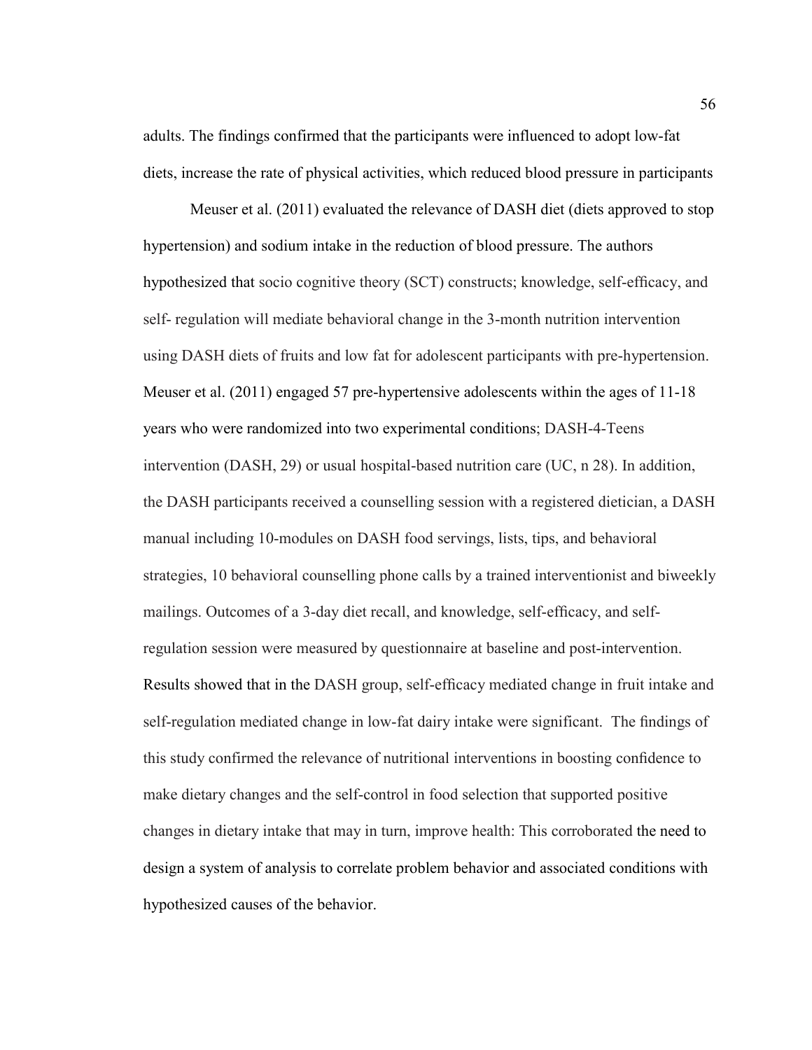adults. The findings confirmed that the participants were influenced to adopt low-fat diets, increase the rate of physical activities, which reduced blood pressure in participants

Meuser et al. (2011) evaluated the relevance of DASH diet (diets approved to stop hypertension) and sodium intake in the reduction of blood pressure. The authors hypothesized that socio cognitive theory (SCT) constructs; knowledge, self-efficacy, and self- regulation will mediate behavioral change in the 3-month nutrition intervention using DASH diets of fruits and low fat for adolescent participants with pre-hypertension. Meuser et al. (2011) engaged 57 pre-hypertensive adolescents within the ages of 11-18 years who were randomized into two experimental conditions; DASH-4-Teens intervention (DASH, 29) or usual hospital-based nutrition care (UC, n 28). In addition, the DASH participants received a counselling session with a registered dietician, a DASH manual including 10-modules on DASH food servings, lists, tips, and behavioral strategies, 10 behavioral counselling phone calls by a trained interventionist and biweekly mailings. Outcomes of a 3-day diet recall, and knowledge, self-efficacy, and self-regulation session were measured by questionnaire at baseline and post-intervention. Results showed that in the DASH group, self-efficacy mediated change in fruit intake and self-regulation mediated change in low-fat dairy intake were significant. The findings of this study confirmed the relevance of nutritional interventions in boosting confidence to make dietary changes and the self-control in food selection that supported positive changes in dietary intake that may in turn, improve health: This corroborated the need to design a system of analysis to correlate problem behavior and associated conditions with hypothesized causes of the behavior.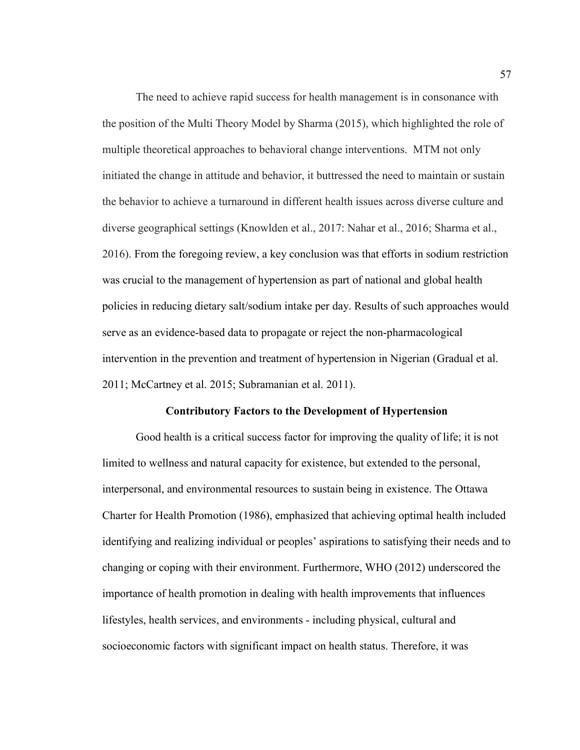The need to achieve rapid success for health management is in consonance with the position of the Multi Theory Model by Sharma (2015), which highlighted the role of multiple theoretical approaches to behavioral change interventions. MTM not only initiated the change in attitude and behavior, it buttressed the need to maintain or sustain the behavior to achieve a turnaround in different health issues across diverse culture and diverse geographical settings (Knowlden et al., 2017: Nahar et al., 2016; Sharma et al., 2016). From the foregoing review, a key conclusion was that efforts in sodium restriction was crucial to the management of hypertension as part of national and global health policies in reducing dietary salt/sodium intake per day. Results of such approaches would serve as an evidence-based data to propagate or reject the non-pharmacological intervention in the prevention and treatment of hypertension in Nigerian (Gradual et al. 2011; McCartney et al. 2015; Subramanian et al. 2011).

## Contributory Factors to the Development of Hypertension

Good health is a critical success factor for improving the quality of life; it is not limited to wellness and natural capacity for existence, but extended to the personal, interpersonal, and environmental resources to sustain being in existence. The Ottawa Charter for Health Promotion (1986), emphasized that achieving optimal health included identifying and realizing individual or peoples' aspirations to satisfying their needs and to changing or coping with their environment. Furthermore, WHO (2012) underscored the importance of health promotion in dealing with health improvements that influences lifestyles, health services, and environments - including physical, cultural and socioeconomic factors with significant impact on health status. Therefore, it was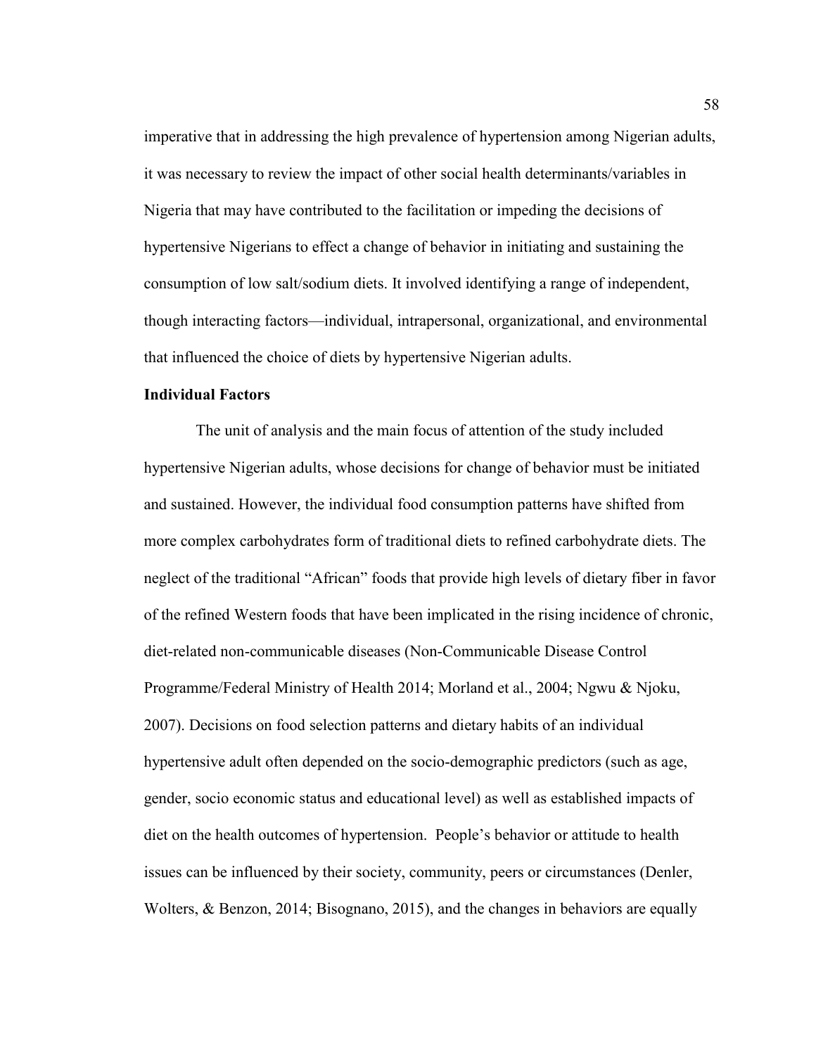imperative that in addressing the high prevalence of hypertension among Nigerian adults, it was necessary to review the impact of other social health determinants/variables in Nigeria that may have contributed to the facilitation or impeding the decisions of hypertensive Nigerians to effect a change of behavior in initiating and sustaining the consumption of low salt/sodium diets. It involved identifying a range of independent, though interacting factors—individual, intrapersonal, organizational, and environmental that influenced the choice of diets by hypertensive Nigerian adults.

**Individual Factors**

The unit of analysis and the main focus of attention of the study included hypertensive Nigerian adults, whose decisions for change of behavior must be initiated and sustained. However, the individual food consumption patterns have shifted from more complex carbohydrates form of traditional diets to refined carbohydrate diets. The neglect of the traditional "African" foods that provide high levels of dietary fiber in favor of the refined Western foods that have been implicated in the rising incidence of chronic, diet-related non-communicable diseases (Non-Communicable Disease Control Programme/Federal Ministry of Health 2014; Morland et al., 2004; Ngwu & Njoku, 2007). Decisions on food selection patterns and dietary habits of an individual hypertensive adult often depended on the socio-demographic predictors (such as age, gender, socio economic status and educational level) as well as established impacts of diet on the health outcomes of hypertension. People's behavior or attitude to health issues can be influenced by their society, community, peers or circumstances (Denler, Wolters, & Benzon, 2014; Bisognano, 2015), and the changes in behaviors are equally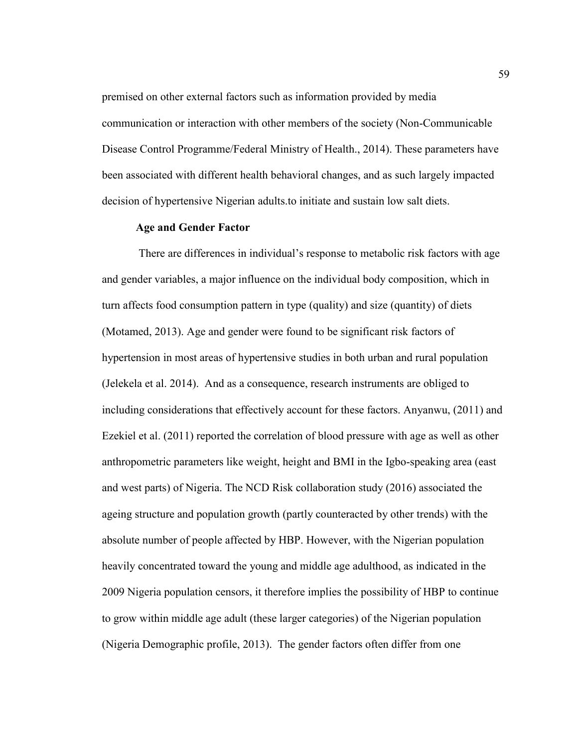premised on other external factors such as information provided by media communication or interaction with other members of the society (Non-Communicable Disease Control Programme/Federal Ministry of Health., 2014). These parameters have been associated with different health behavioral changes, and as such largely impacted decision of hypertensive Nigerian adults.to initiate and sustain low salt diets.

### Age and Gender Factor

There are differences in individual's response to metabolic risk factors with age and gender variables, a major influence on the individual body composition, which in turn affects food consumption pattern in type (quality) and size (quantity) of diets (Motamed, 2013). Age and gender were found to be significant risk factors of hypertension in most areas of hypertensive studies in both urban and rural population (Jelekela et al. 2014). And as a consequence, research instruments are obliged to including considerations that effectively account for these factors. Anyanwu, (2011) and Ezekiel et al. (2011) reported the correlation of blood pressure with age as well as other anthropometric parameters like weight, height and BMI in the Igbo-speaking area (east and west parts) of Nigeria. The NCD Risk collaboration study (2016) associated the ageing structure and population growth (partly counteracted by other trends) with the absolute number of people affected by HBP. However, with the Nigerian population heavily concentrated toward the young and middle age adulthood, as indicated in the 2009 Nigeria population censors, it therefore implies the possibility of HBP to continue to grow within middle age adult (these larger categories) of the Nigerian population (Nigeria Demographic profile, 2013). The gender factors often differ from one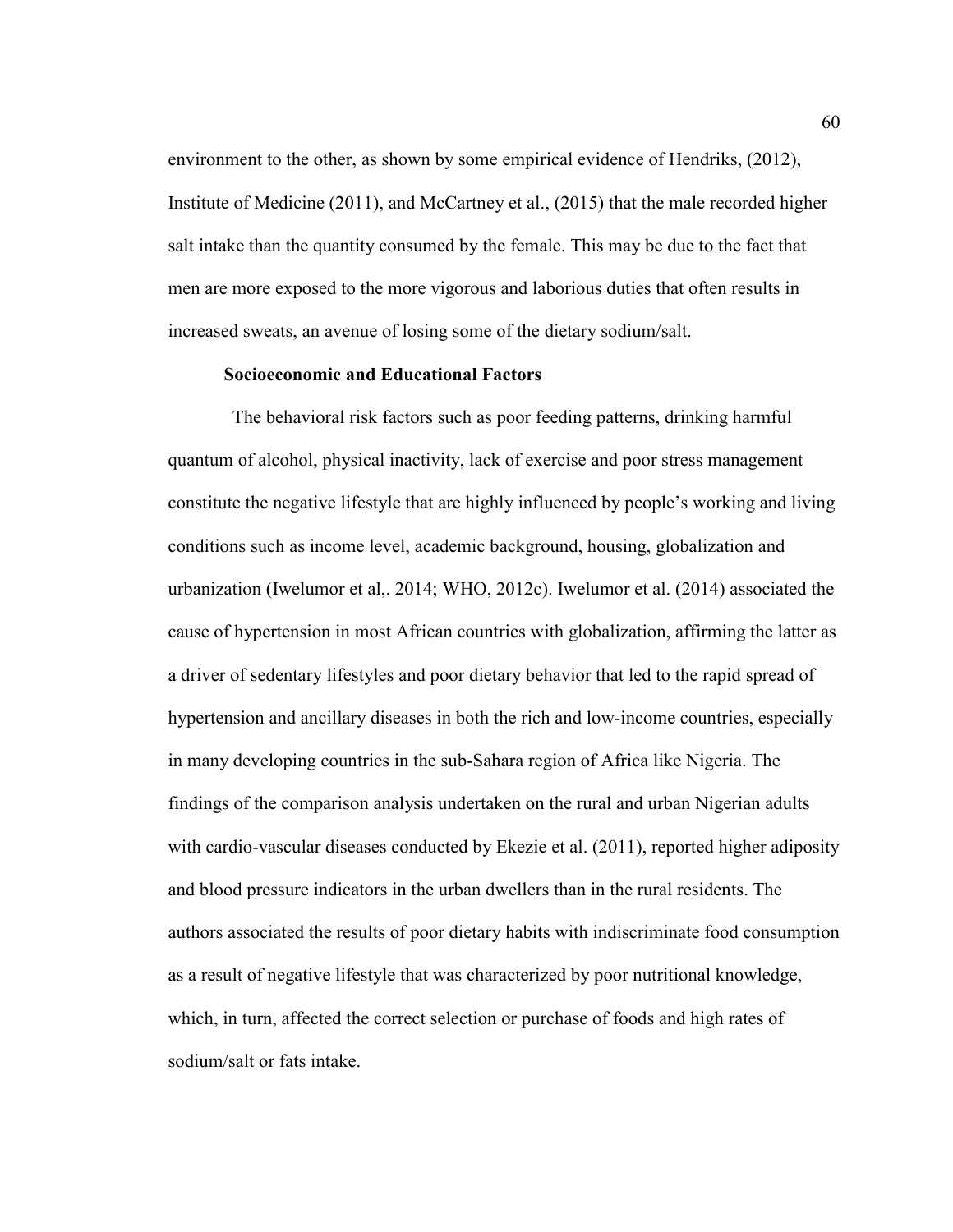environment to the other, as shown by some empirical evidence of Hendriks, (2012), Institute of Medicine (2011), and McCartney et al., (2015) that the male recorded higher salt intake than the quantity consumed by the female. This may be due to the fact that men are more exposed to the more vigorous and laborious duties that often results in increased sweats, an avenue of losing some of the dietary sodium/salt.

### Socioeconomic and Educational Factors

The behavioral risk factors such as poor feeding patterns, drinking harmful quantum of alcohol, physical inactivity, lack of exercise and poor stress management constitute the negative lifestyle that are highly influenced by people's working and living conditions such as income level, academic background, housing, globalization and urbanization (Iwelumor et al,. 2014; WHO, 2012c). Iwelumor et al. (2014) associated the cause of hypertension in most African countries with globalization, affirming the latter as a driver of sedentary lifestyles and poor dietary behavior that led to the rapid spread of hypertension and ancillary diseases in both the rich and low-income countries, especially in many developing countries in the sub-Sahara region of Africa like Nigeria. The findings of the comparison analysis undertaken on the rural and urban Nigerian adults with cardio-vascular diseases conducted by Ekezie et al. (2011), reported higher adiposity and blood pressure indicators in the urban dwellers than in the rural residents. The authors associated the results of poor dietary habits with indiscriminate food consumption as a result of negative lifestyle that was characterized by poor nutritional knowledge, which, in turn, affected the correct selection or purchase of foods and high rates of sodium/salt or fats intake.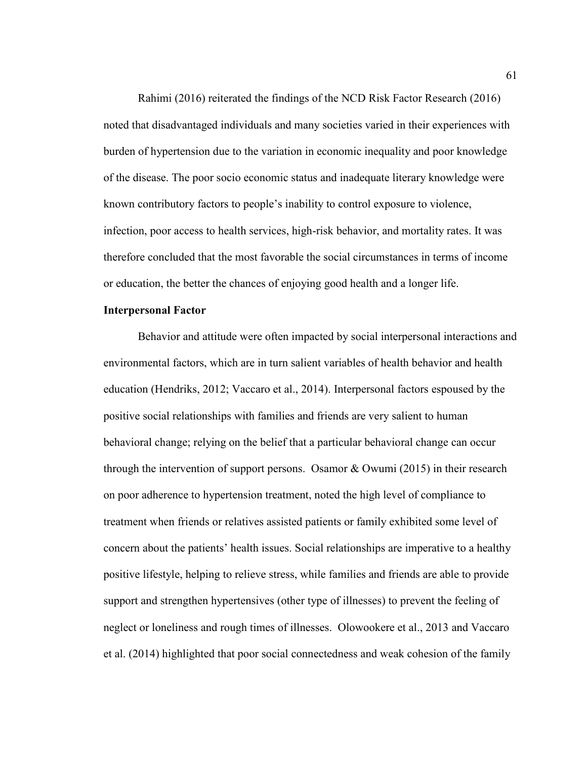Rahimi (2016) reiterated the findings of the NCD Risk Factor Research (2016) noted that disadvantaged individuals and many societies varied in their experiences with burden of hypertension due to the variation in economic inequality and poor knowledge of the disease. The poor socio economic status and inadequate literary knowledge were known contributory factors to people's inability to control exposure to violence, infection, poor access to health services, high-risk behavior, and mortality rates. It was therefore concluded that the most favorable the social circumstances in terms of income or education, the better the chances of enjoying good health and a longer life.

**Interpersonal Factor**

Behavior and attitude were often impacted by social interpersonal interactions and environmental factors, which are in turn salient variables of health behavior and health education (Hendriks, 2012; Vaccaro et al., 2014). Interpersonal factors espoused by the positive social relationships with families and friends are very salient to human behavioral change; relying on the belief that a particular behavioral change can occur through the intervention of support persons. Osamor & Owumi (2015) in their research on poor adherence to hypertension treatment, noted the high level of compliance to treatment when friends or relatives assisted patients or family exhibited some level of concern about the patients' health issues. Social relationships are imperative to a healthy positive lifestyle, helping to relieve stress, while families and friends are able to provide support and strengthen hypertensives (other type of illnesses) to prevent the feeling of neglect or loneliness and rough times of illnesses. Olowookere et al., 2013 and Vaccaro et al. (2014) highlighted that poor social connectedness and weak cohesion of the family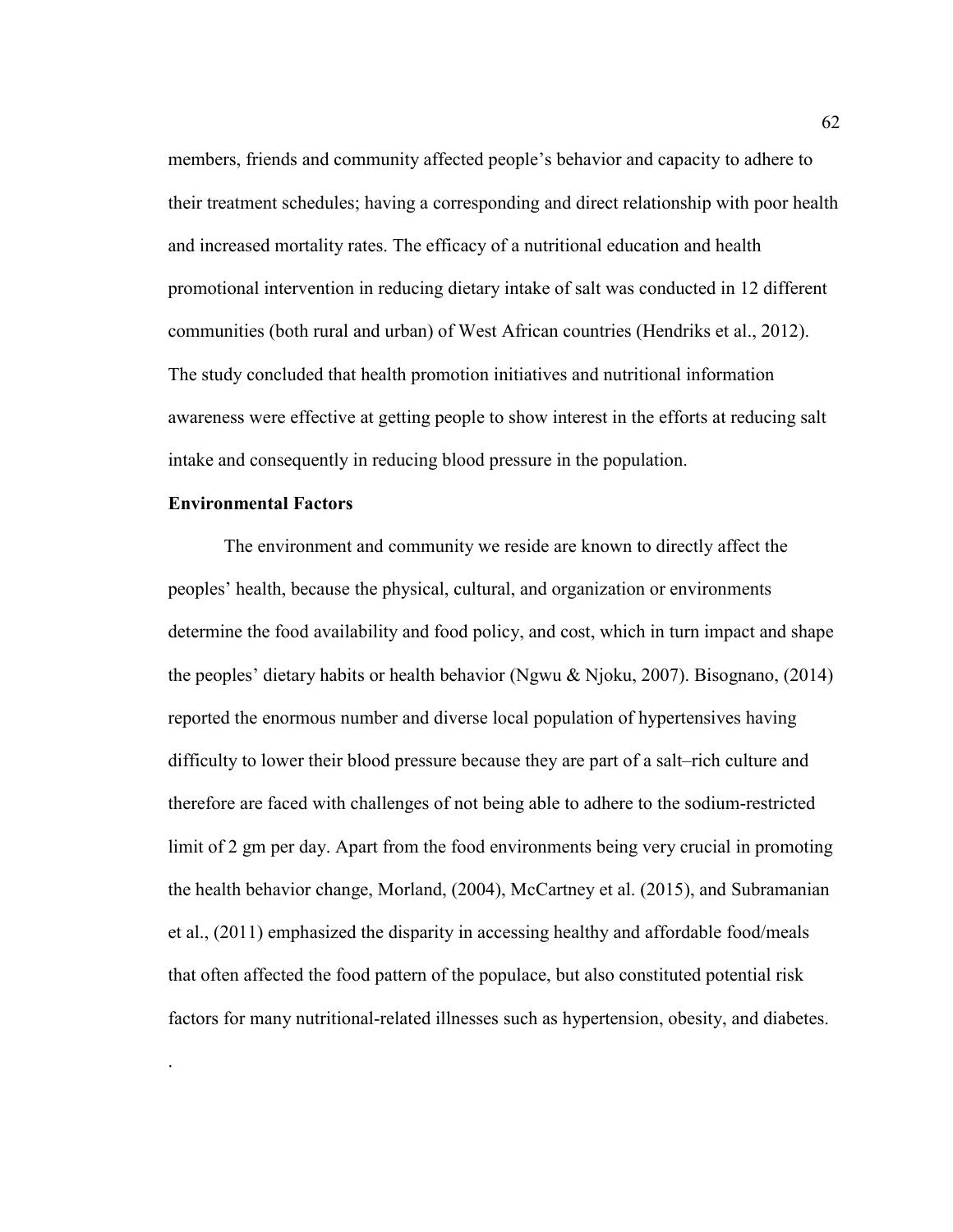members, friends and community affected people's behavior and capacity to adhere to their treatment schedules; having a corresponding and direct relationship with poor health and increased mortality rates. The efficacy of a nutritional education and health promotional intervention in reducing dietary intake of salt was conducted in 12 different communities (both rural and urban) of West African countries (Hendriks et al., 2012). The study concluded that health promotion initiatives and nutritional information awareness were effective at getting people to show interest in the efforts at reducing salt intake and consequently in reducing blood pressure in the population.

**Environmental Factors**

The environment and community we reside are known to directly affect the peoples' health, because the physical, cultural, and organization or environments determine the food availability and food policy, and cost, which in turn impact and shape the peoples' dietary habits or health behavior (Ngwu & Njoku, 2007). Bisognano, (2014) reported the enormous number and diverse local population of hypertensives having difficulty to lower their blood pressure because they are part of a salt–rich culture and therefore are faced with challenges of not being able to adhere to the sodium-restricted limit of 2 gm per day. Apart from the food environments being very crucial in promoting the health behavior change, Morland, (2004), McCartney et al. (2015), and Subramanian et al., (2011) emphasized the disparity in accessing healthy and affordable food/meals that often affected the food pattern of the populace, but also constituted potential risk factors for many nutritional-related illnesses such as hypertension, obesity, and diabetes.

.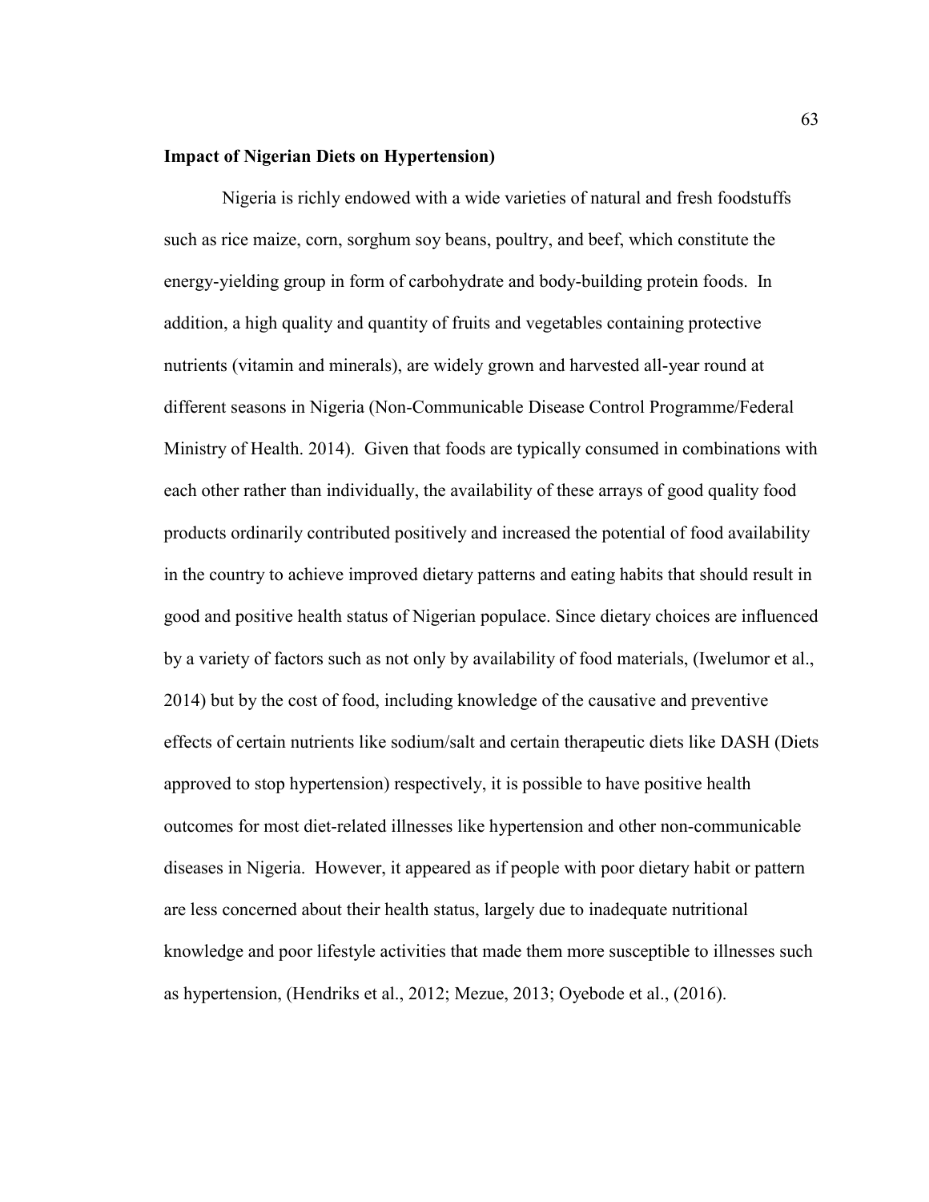**Impact of Nigerian Diets on Hypertension)**

Nigeria is richly endowed with a wide varieties of natural and fresh foodstuffs such as rice maize, corn, sorghum soy beans, poultry, and beef, which constitute the energy-yielding group in form of carbohydrate and body-building protein foods. In addition, a high quality and quantity of fruits and vegetables containing protective nutrients (vitamin and minerals), are widely grown and harvested all-year round at different seasons in Nigeria (Non-Communicable Disease Control Programme/Federal Ministry of Health. 2014). Given that foods are typically consumed in combinations with each other rather than individually, the availability of these arrays of good quality food products ordinarily contributed positively and increased the potential of food availability in the country to achieve improved dietary patterns and eating habits that should result in good and positive health status of Nigerian populace. Since dietary choices are influenced by a variety of factors such as not only by availability of food materials, (Iwelumor et al., 2014) but by the cost of food, including knowledge of the causative and preventive effects of certain nutrients like sodium/salt and certain therapeutic diets like DASH (Diets approved to stop hypertension) respectively, it is possible to have positive health outcomes for most diet-related illnesses like hypertension and other non-communicable diseases in Nigeria. However, it appeared as if people with poor dietary habit or pattern are less concerned about their health status, largely due to inadequate nutritional knowledge and poor lifestyle activities that made them more susceptible to illnesses such as hypertension, (Hendriks et al., 2012; Mezue, 2013; Oyebode et al., (2016).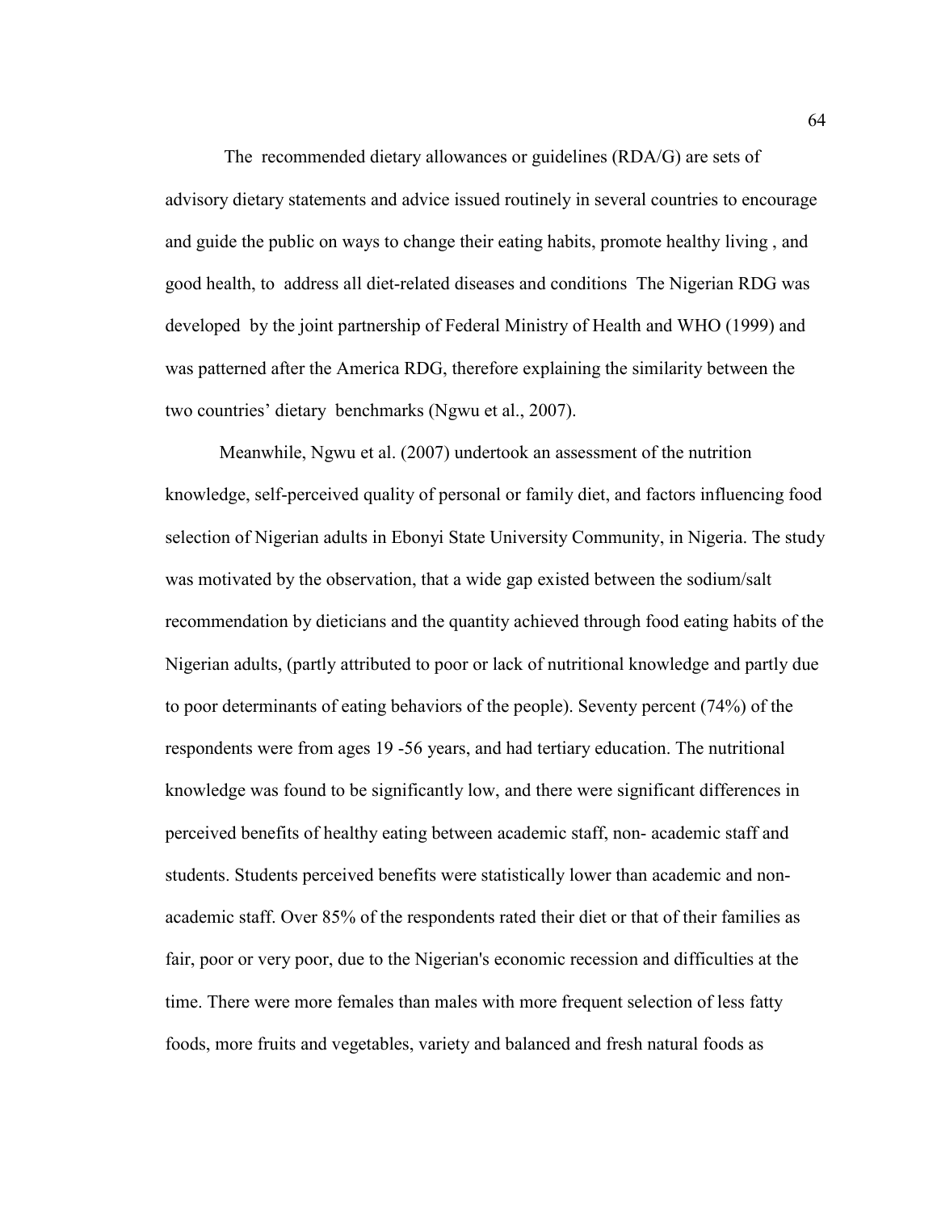The recommended dietary allowances or guidelines (RDA/G) are sets of advisory dietary statements and advice issued routinely in several countries to encourage and guide the public on ways to change their eating habits, promote healthy living , and good health, to address all diet-related diseases and conditions The Nigerian RDG was developed by the joint partnership of Federal Ministry of Health and WHO (1999) and was patterned after the America RDG, therefore explaining the similarity between the two countries' dietary benchmarks (Ngwu et al., 2007).

Meanwhile, Ngwu et al. (2007) undertook an assessment of the nutrition knowledge, self-perceived quality of personal or family diet, and factors influencing food selection of Nigerian adults in Ebonyi State University Community, in Nigeria. The study was motivated by the observation, that a wide gap existed between the sodium/salt recommendation by dieticians and the quantity achieved through food eating habits of the Nigerian adults, (partly attributed to poor or lack of nutritional knowledge and partly due to poor determinants of eating behaviors of the people). Seventy percent (74%) of the respondents were from ages 19 -56 years, and had tertiary education. The nutritional knowledge was found to be significantly low, and there were significant differences in perceived benefits of healthy eating between academic staff, non- academic staff and students. Students perceived benefits were statistically lower than academic and non-academic staff. Over 85% of the respondents rated their diet or that of their families as fair, poor or very poor, due to the Nigerian's economic recession and difficulties at the time. There were more females than males with more frequent selection of less fatty foods, more fruits and vegetables, variety and balanced and fresh natural foods as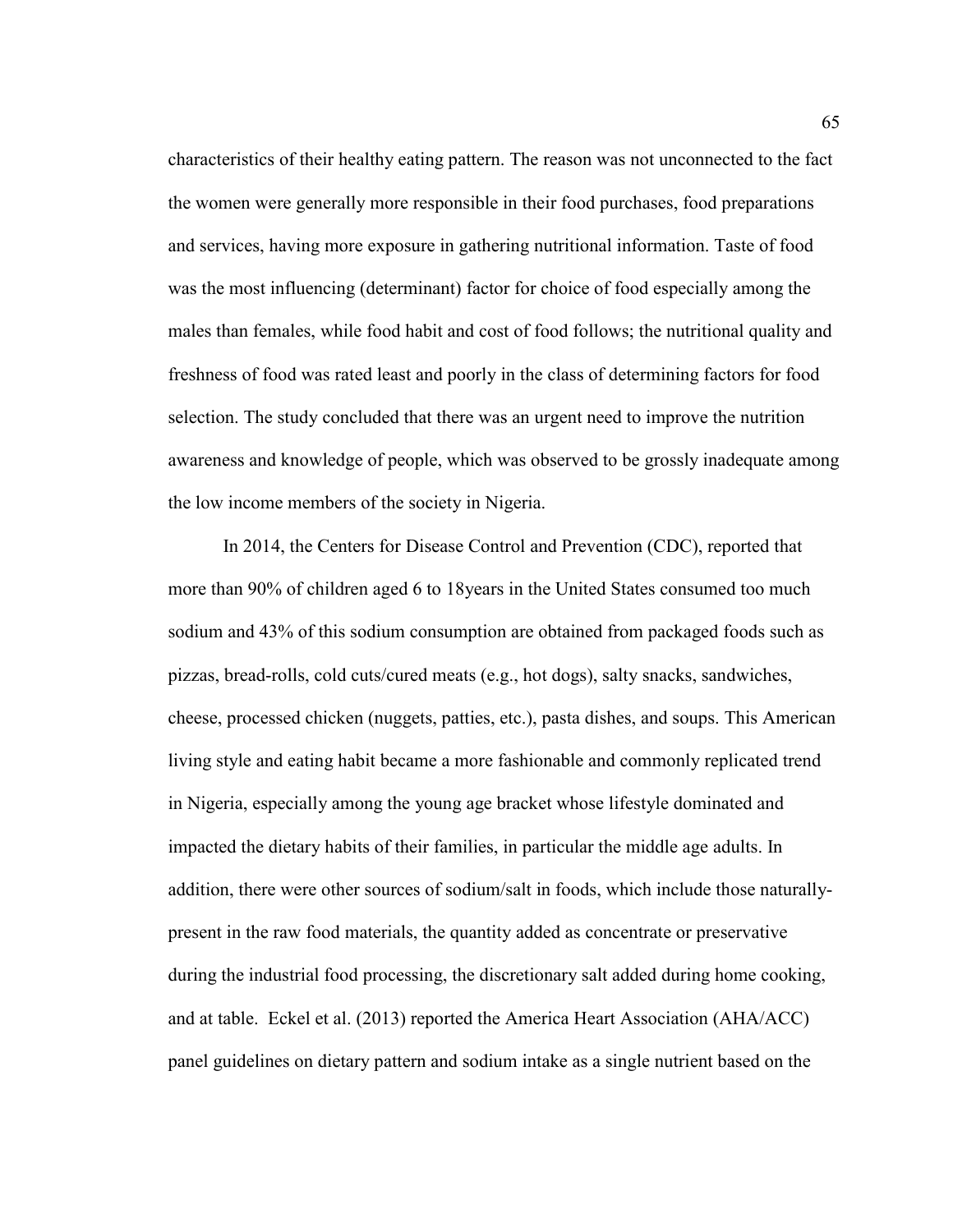characteristics of their healthy eating pattern. The reason was not unconnected to the fact the women were generally more responsible in their food purchases, food preparations and services, having more exposure in gathering nutritional information. Taste of food was the most influencing (determinant) factor for choice of food especially among the males than females, while food habit and cost of food follows; the nutritional quality and freshness of food was rated least and poorly in the class of determining factors for food selection. The study concluded that there was an urgent need to improve the nutrition awareness and knowledge of people, which was observed to be grossly inadequate among the low income members of the society in Nigeria.

In 2014, the Centers for Disease Control and Prevention (CDC), reported that more than 90% of children aged 6 to 18years in the United States consumed too much sodium and 43% of this sodium consumption are obtained from packaged foods such as pizzas, bread-rolls, cold cuts/cured meats (e.g., hot dogs), salty snacks, sandwiches, cheese, processed chicken (nuggets, patties, etc.), pasta dishes, and soups. This American living style and eating habit became a more fashionable and commonly replicated trend in Nigeria, especially among the young age bracket whose lifestyle dominated and impacted the dietary habits of their families, in particular the middle age adults. In addition, there were other sources of sodium/salt in foods, which include those naturally-present in the raw food materials, the quantity added as concentrate or preservative during the industrial food processing, the discretionary salt added during home cooking, and at table. Eckel et al. (2013) reported the America Heart Association (AHA/ACC) panel guidelines on dietary pattern and sodium intake as a single nutrient based on the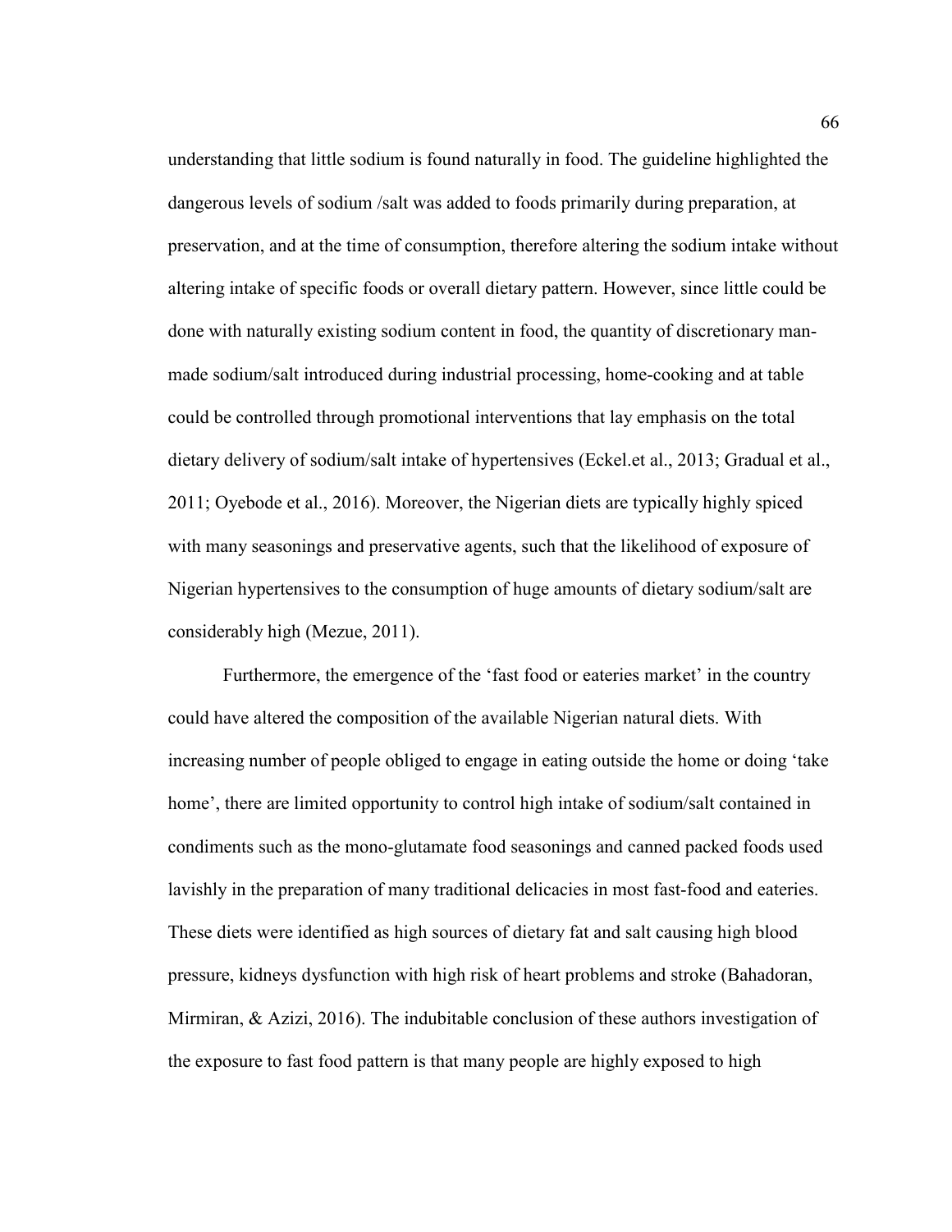understanding that little sodium is found naturally in food. The guideline highlighted the dangerous levels of sodium /salt was added to foods primarily during preparation, at preservation, and at the time of consumption, therefore altering the sodium intake without altering intake of specific foods or overall dietary pattern. However, since little could be done with naturally existing sodium content in food, the quantity of discretionary man-made sodium/salt introduced during industrial processing, home-cooking and at table could be controlled through promotional interventions that lay emphasis on the total dietary delivery of sodium/salt intake of hypertensives (Eckel.et al., 2013; Gradual et al., 2011; Oyebode et al., 2016). Moreover, the Nigerian diets are typically highly spiced with many seasonings and preservative agents, such that the likelihood of exposure of Nigerian hypertensives to the consumption of huge amounts of dietary sodium/salt are considerably high (Mezue, 2011).

Furthermore, the emergence of the 'fast food or eateries market' in the country could have altered the composition of the available Nigerian natural diets. With increasing number of people obliged to engage in eating outside the home or doing 'take home', there are limited opportunity to control high intake of sodium/salt contained in condiments such as the mono-glutamate food seasonings and canned packed foods used lavishly in the preparation of many traditional delicacies in most fast-food and eateries. These diets were identified as high sources of dietary fat and salt causing high blood pressure, kidneys dysfunction with high risk of heart problems and stroke (Bahadoran, Mirmiran, & Azizi, 2016). The indubitable conclusion of these authors investigation of the exposure to fast food pattern is that many people are highly exposed to high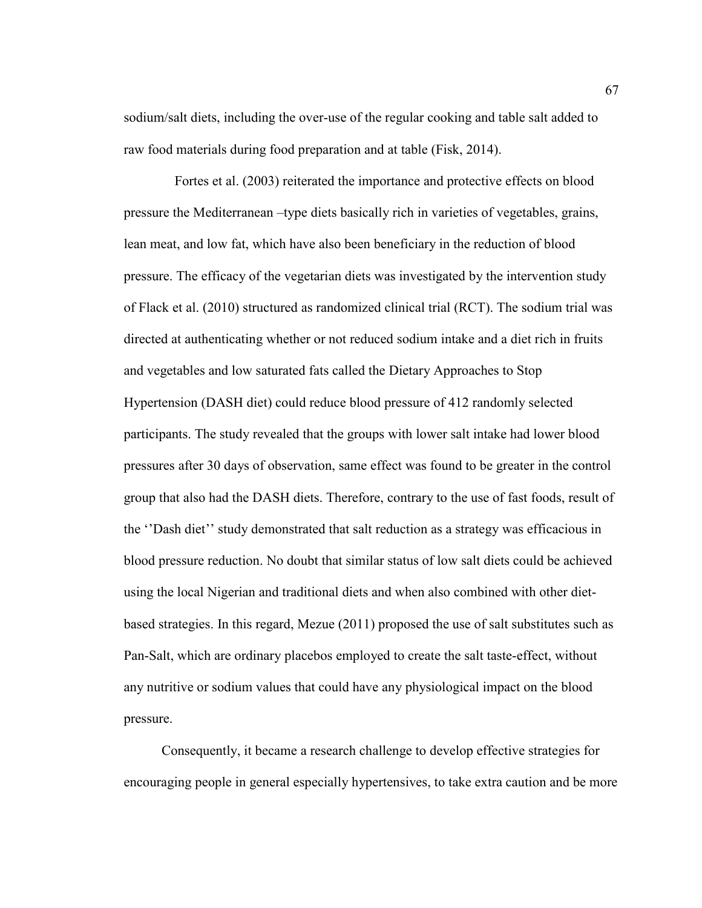sodium/salt diets, including the over-use of the regular cooking and table salt added to raw food materials during food preparation and at table (Fisk, 2014).

Fortes et al. (2003) reiterated the importance and protective effects on blood pressure the Mediterranean –type diets basically rich in varieties of vegetables, grains, lean meat, and low fat, which have also been beneficiary in the reduction of blood pressure. The efficacy of the vegetarian diets was investigated by the intervention study of Flack et al. (2010) structured as randomized clinical trial (RCT). The sodium trial was directed at authenticating whether or not reduced sodium intake and a diet rich in fruits and vegetables and low saturated fats called the Dietary Approaches to Stop Hypertension (DASH diet) could reduce blood pressure of 412 randomly selected participants. The study revealed that the groups with lower salt intake had lower blood pressures after 30 days of observation, same effect was found to be greater in the control group that also had the DASH diets. Therefore, contrary to the use of fast foods, result of the ''Dash diet'' study demonstrated that salt reduction as a strategy was efficacious in blood pressure reduction. No doubt that similar status of low salt diets could be achieved using the local Nigerian and traditional diets and when also combined with other diet-based strategies. In this regard, Mezue (2011) proposed the use of salt substitutes such as Pan-Salt, which are ordinary placebos employed to create the salt taste-effect, without any nutritive or sodium values that could have any physiological impact on the blood pressure.

Consequently, it became a research challenge to develop effective strategies for encouraging people in general especially hypertensives, to take extra caution and be more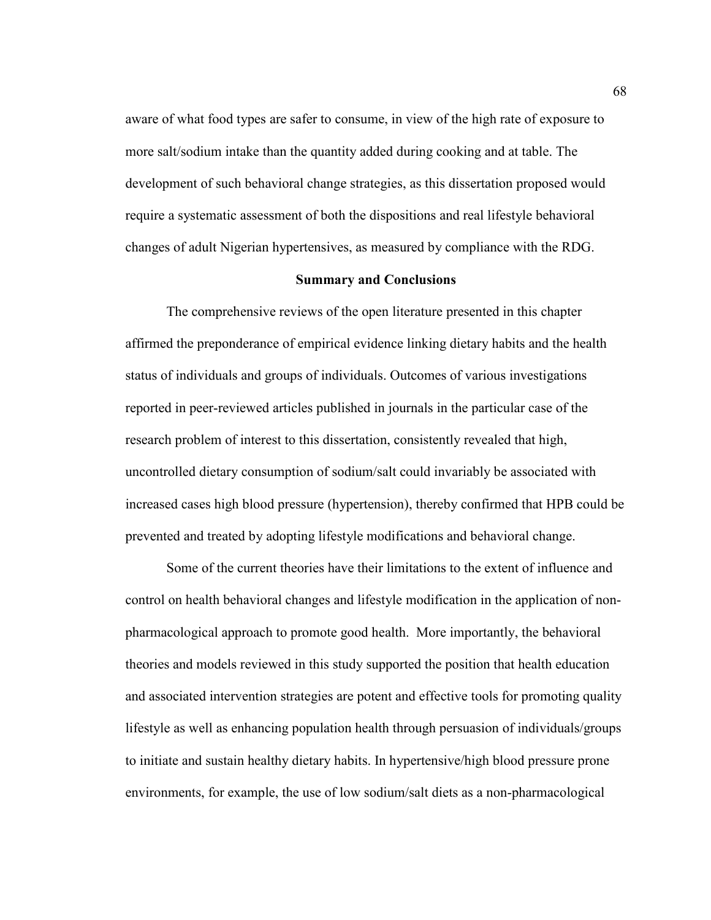aware of what food types are safer to consume, in view of the high rate of exposure to more salt/sodium intake than the quantity added during cooking and at table. The development of such behavioral change strategies, as this dissertation proposed would require a systematic assessment of both the dispositions and real lifestyle behavioral changes of adult Nigerian hypertensives, as measured by compliance with the RDG.

## Summary and Conclusions

The comprehensive reviews of the open literature presented in this chapter affirmed the preponderance of empirical evidence linking dietary habits and the health status of individuals and groups of individuals. Outcomes of various investigations reported in peer-reviewed articles published in journals in the particular case of the research problem of interest to this dissertation, consistently revealed that high, uncontrolled dietary consumption of sodium/salt could invariably be associated with increased cases high blood pressure (hypertension), thereby confirmed that HPB could be prevented and treated by adopting lifestyle modifications and behavioral change.

Some of the current theories have their limitations to the extent of influence and control on health behavioral changes and lifestyle modification in the application of non-pharmacological approach to promote good health. More importantly, the behavioral theories and models reviewed in this study supported the position that health education and associated intervention strategies are potent and effective tools for promoting quality lifestyle as well as enhancing population health through persuasion of individuals/groups to initiate and sustain healthy dietary habits. In hypertensive/high blood pressure prone environments, for example, the use of low sodium/salt diets as a non-pharmacological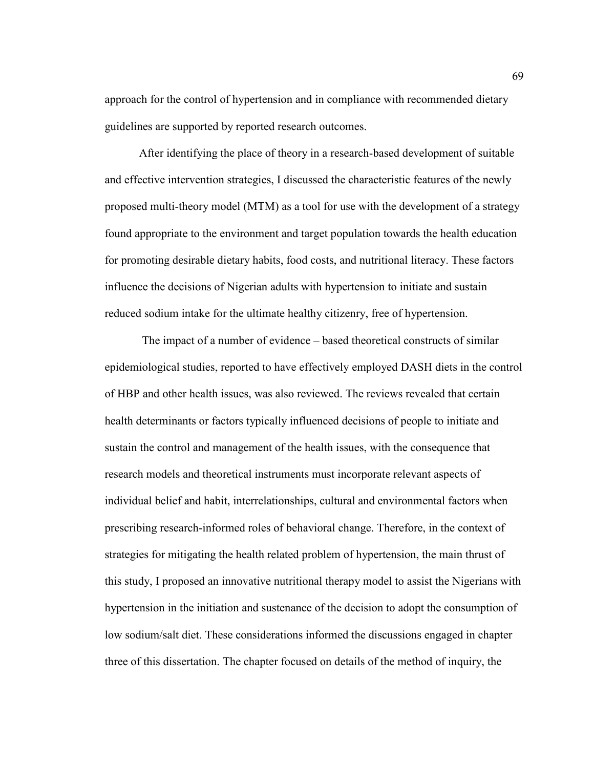approach for the control of hypertension and in compliance with recommended dietary guidelines are supported by reported research outcomes.

After identifying the place of theory in a research-based development of suitable and effective intervention strategies, I discussed the characteristic features of the newly proposed multi-theory model (MTM) as a tool for use with the development of a strategy found appropriate to the environment and target population towards the health education for promoting desirable dietary habits, food costs, and nutritional literacy. These factors influence the decisions of Nigerian adults with hypertension to initiate and sustain reduced sodium intake for the ultimate healthy citizenry, free of hypertension.

The impact of a number of evidence – based theoretical constructs of similar epidemiological studies, reported to have effectively employed DASH diets in the control of HBP and other health issues, was also reviewed. The reviews revealed that certain health determinants or factors typically influenced decisions of people to initiate and sustain the control and management of the health issues, with the consequence that research models and theoretical instruments must incorporate relevant aspects of individual belief and habit, interrelationships, cultural and environmental factors when prescribing research-informed roles of behavioral change. Therefore, in the context of strategies for mitigating the health related problem of hypertension, the main thrust of this study, I proposed an innovative nutritional therapy model to assist the Nigerians with hypertension in the initiation and sustenance of the decision to adopt the consumption of low sodium/salt diet. These considerations informed the discussions engaged in chapter three of this dissertation. The chapter focused on details of the method of inquiry, the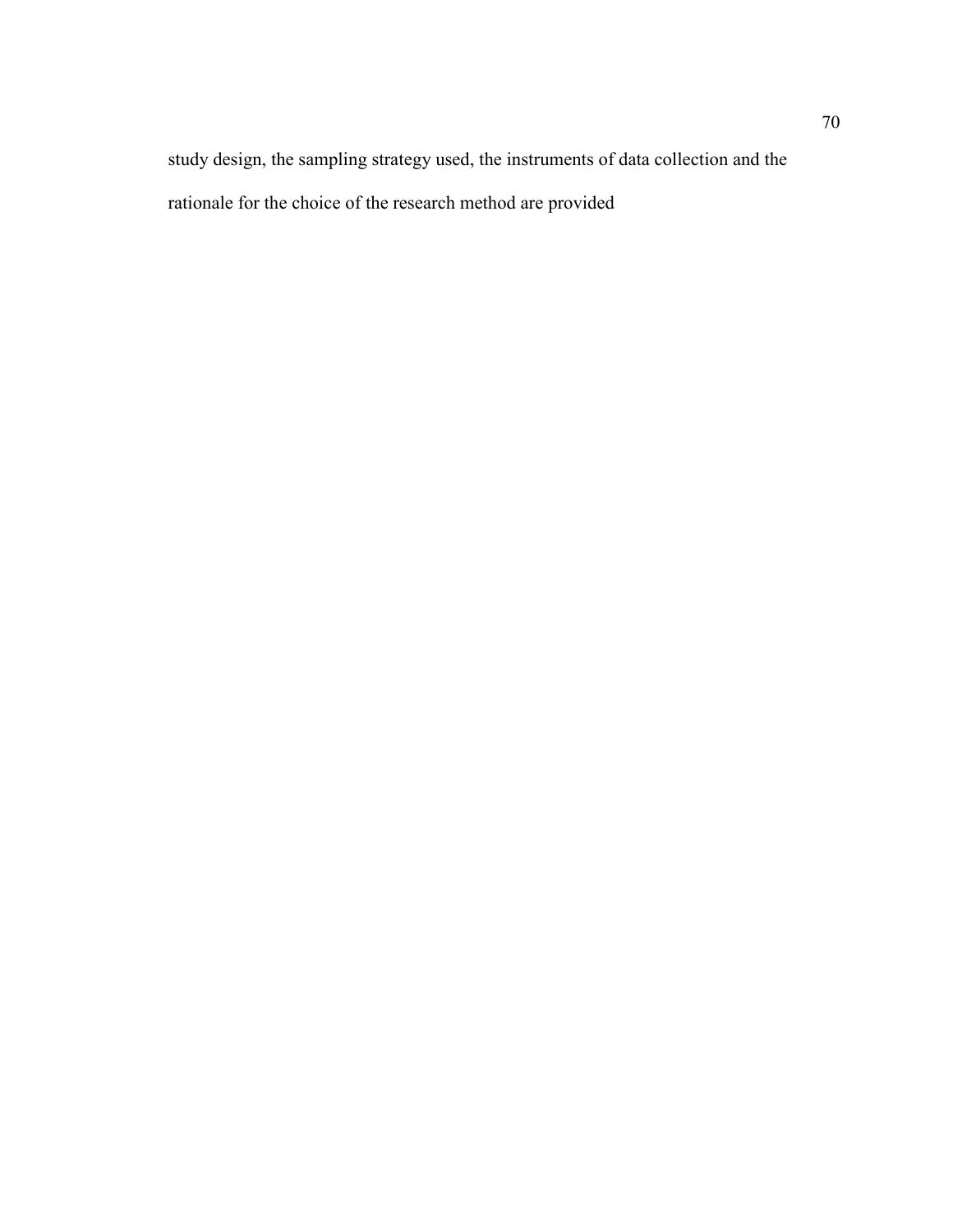study design, the sampling strategy used, the instruments of data collection and the rationale for the choice of the research method are provided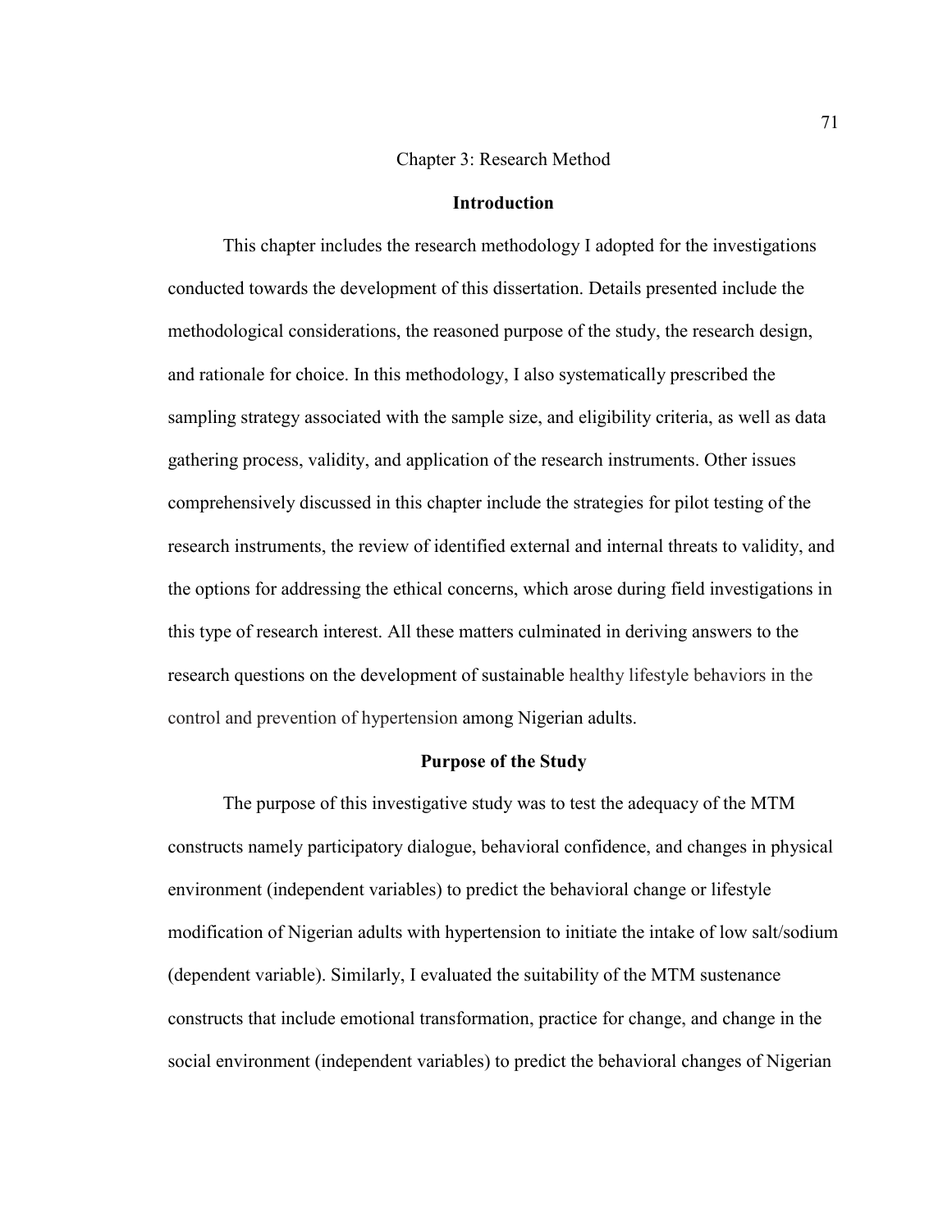# Chapter 3: Research Method

## Introduction

This chapter includes the research methodology I adopted for the investigations conducted towards the development of this dissertation. Details presented include the methodological considerations, the reasoned purpose of the study, the research design, and rationale for choice. In this methodology, I also systematically prescribed the sampling strategy associated with the sample size, and eligibility criteria, as well as data gathering process, validity, and application of the research instruments. Other issues comprehensively discussed in this chapter include the strategies for pilot testing of the research instruments, the review of identified external and internal threats to validity, and the options for addressing the ethical concerns, which arose during field investigations in this type of research interest. All these matters culminated in deriving answers to the research questions on the development of sustainable healthy lifestyle behaviors in the control and prevention of hypertension among Nigerian adults.

## Purpose of the Study

The purpose of this investigative study was to test the adequacy of the MTM constructs namely participatory dialogue, behavioral confidence, and changes in physical environment (independent variables) to predict the behavioral change or lifestyle modification of Nigerian adults with hypertension to initiate the intake of low salt/sodium (dependent variable). Similarly, I evaluated the suitability of the MTM sustenance constructs that include emotional transformation, practice for change, and change in the social environment (independent variables) to predict the behavioral changes of Nigerian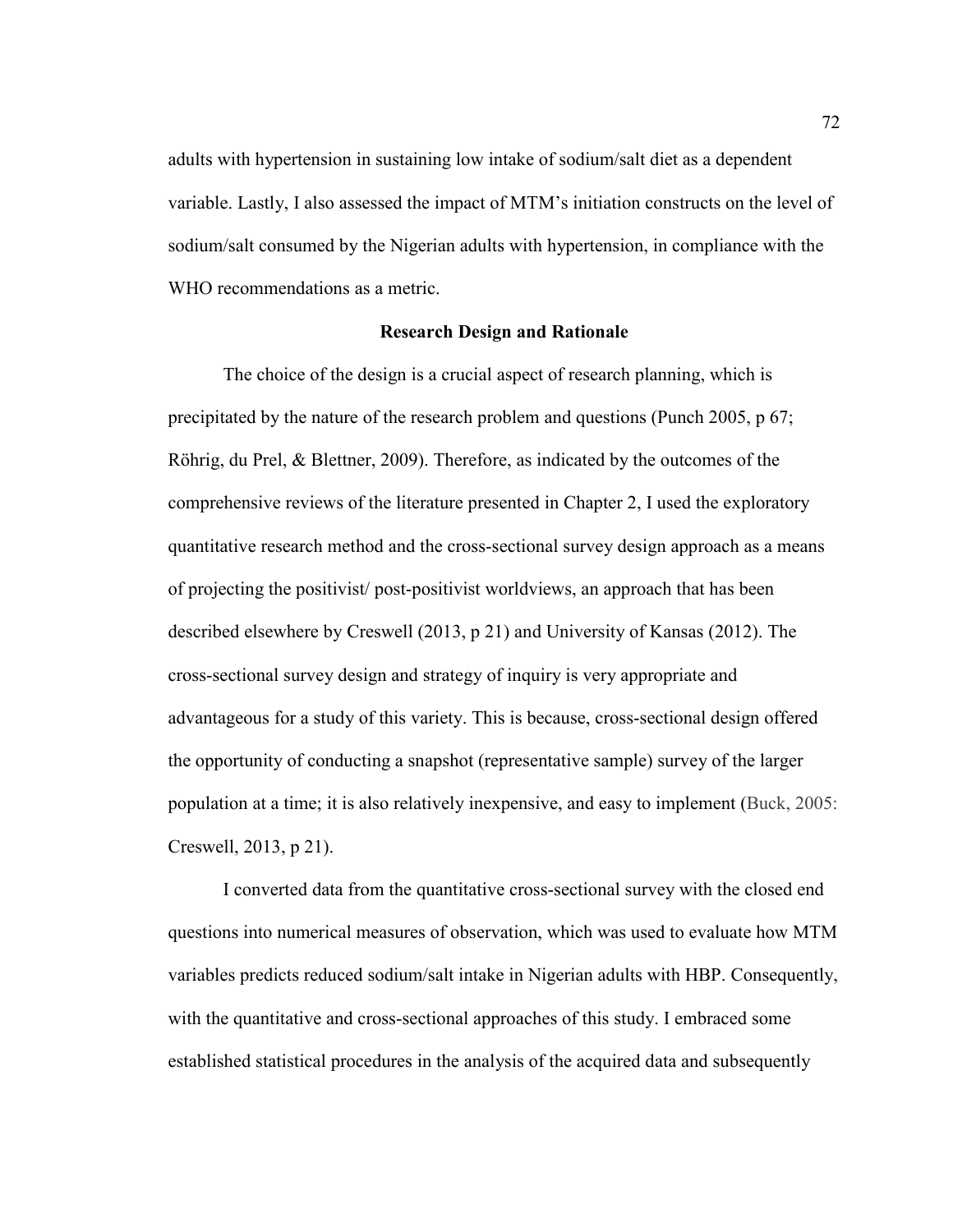adults with hypertension in sustaining low intake of sodium/salt diet as a dependent variable. Lastly, I also assessed the impact of MTM's initiation constructs on the level of sodium/salt consumed by the Nigerian adults with hypertension, in compliance with the WHO recommendations as a metric.

## Research Design and Rationale

The choice of the design is a crucial aspect of research planning, which is precipitated by the nature of the research problem and questions (Punch 2005, p 67; Röhrig, du Prel, & Blettner, 2009). Therefore, as indicated by the outcomes of the comprehensive reviews of the literature presented in Chapter 2, I used the exploratory quantitative research method and the cross-sectional survey design approach as a means of projecting the positivist/ post-positivist worldviews, an approach that has been described elsewhere by Creswell (2013, p 21) and University of Kansas (2012). The cross-sectional survey design and strategy of inquiry is very appropriate and advantageous for a study of this variety. This is because, cross-sectional design offered the opportunity of conducting a snapshot (representative sample) survey of the larger population at a time; it is also relatively inexpensive, and easy to implement (Buck, 2005: Creswell, 2013, p 21).

I converted data from the quantitative cross-sectional survey with the closed end questions into numerical measures of observation, which was used to evaluate how MTM variables predicts reduced sodium/salt intake in Nigerian adults with HBP. Consequently, with the quantitative and cross-sectional approaches of this study. I embraced some established statistical procedures in the analysis of the acquired data and subsequently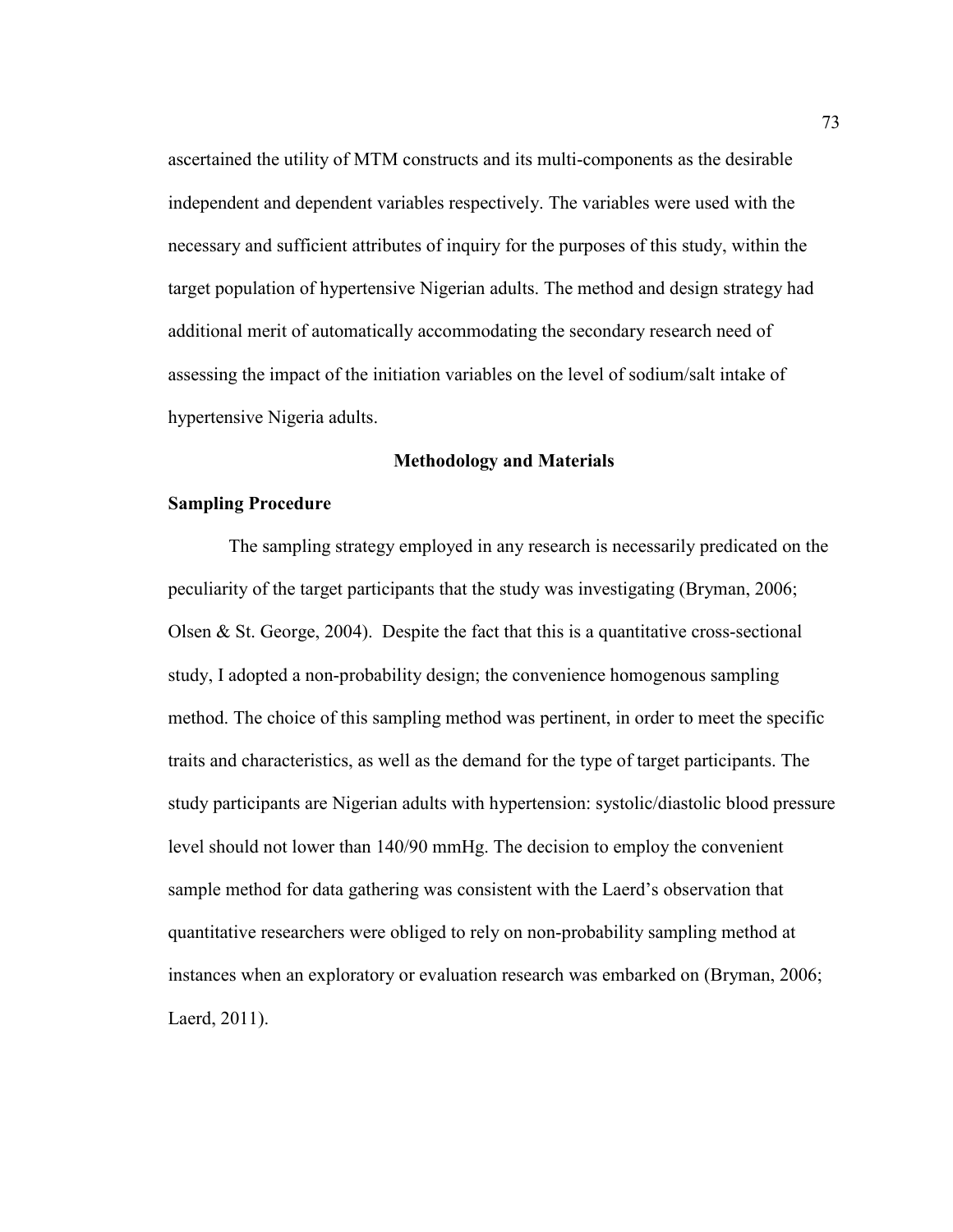ascertained the utility of MTM constructs and its multi-components as the desirable independent and dependent variables respectively. The variables were used with the necessary and sufficient attributes of inquiry for the purposes of this study, within the target population of hypertensive Nigerian adults. The method and design strategy had additional merit of automatically accommodating the secondary research need of assessing the impact of the initiation variables on the level of sodium/salt intake of hypertensive Nigeria adults.

## Methodology and Materials

### Sampling Procedure

The sampling strategy employed in any research is necessarily predicated on the peculiarity of the target participants that the study was investigating (Bryman, 2006; Olsen & St. George, 2004). Despite the fact that this is a quantitative cross-sectional study, I adopted a non-probability design; the convenience homogenous sampling method. The choice of this sampling method was pertinent, in order to meet the specific traits and characteristics, as well as the demand for the type of target participants. The study participants are Nigerian adults with hypertension: systolic/diastolic blood pressure level should not lower than 140/90 mmHg. The decision to employ the convenient sample method for data gathering was consistent with the Laerd's observation that quantitative researchers were obliged to rely on non-probability sampling method at instances when an exploratory or evaluation research was embarked on (Bryman, 2006; Laerd, 2011).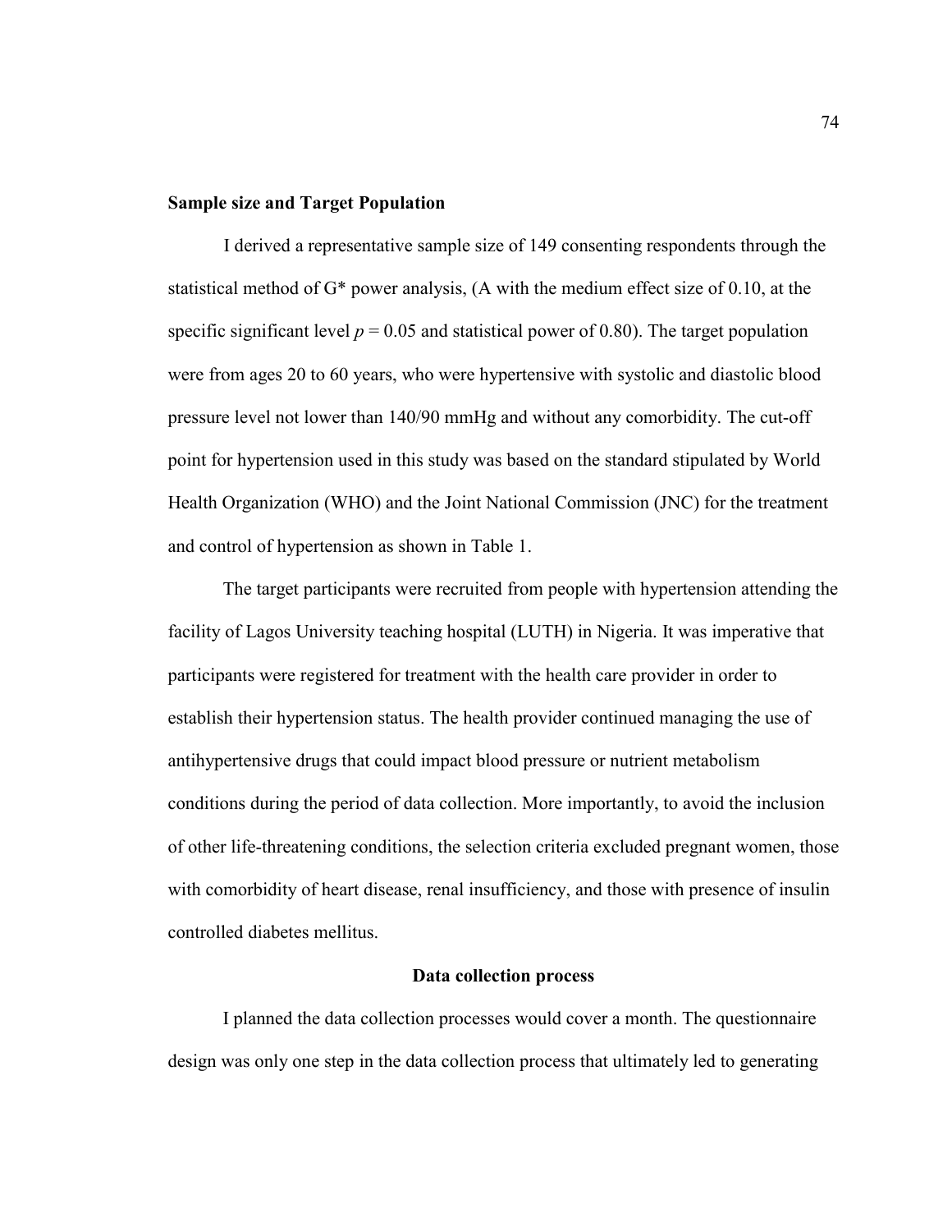**Sample size and Target Population**

I derived a representative sample size of 149 consenting respondents through the statistical method of G* power analysis, (A with the medium effect size of 0.10, at the specific significant level $p = 0.05$ and statistical power of 0.80). The target population were from ages 20 to 60 years, who were hypertensive with systolic and diastolic blood pressure level not lower than 140/90 mmHg and without any comorbidity. The cut-off point for hypertension used in this study was based on the standard stipulated by World Health Organization (WHO) and the Joint National Commission (JNC) for the treatment and control of hypertension as shown in Table 1.

The target participants were recruited from people with hypertension attending the facility of Lagos University teaching hospital (LUTH) in Nigeria. It was imperative that participants were registered for treatment with the health care provider in order to establish their hypertension status. The health provider continued managing the use of antihypertensive drugs that could impact blood pressure or nutrient metabolism conditions during the period of data collection. More importantly, to avoid the inclusion of other life-threatening conditions, the selection criteria excluded pregnant women, those with comorbidity of heart disease, renal insufficiency, and those with presence of insulin controlled diabetes mellitus.

**Data collection process**

I planned the data collection processes would cover a month. The questionnaire design was only one step in the data collection process that ultimately led to generating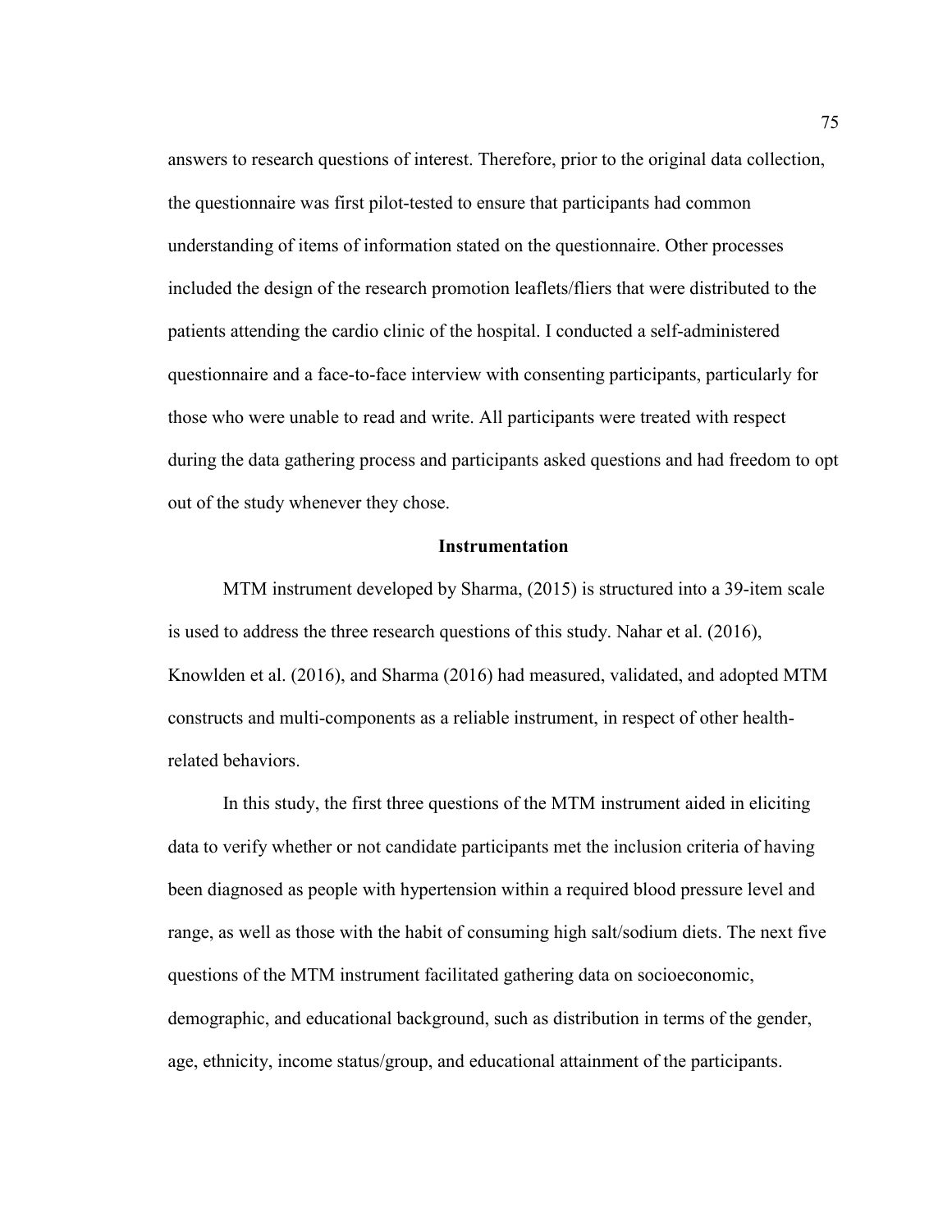answers to research questions of interest. Therefore, prior to the original data collection, the questionnaire was first pilot-tested to ensure that participants had common understanding of items of information stated on the questionnaire. Other processes included the design of the research promotion leaflets/fliers that were distributed to the patients attending the cardio clinic of the hospital. I conducted a self-administered questionnaire and a face-to-face interview with consenting participants, particularly for those who were unable to read and write. All participants were treated with respect during the data gathering process and participants asked questions and had freedom to opt out of the study whenever they chose.

## Instrumentation

MTM instrument developed by Sharma, (2015) is structured into a 39-item scale is used to address the three research questions of this study. Nahar et al. (2016), Knowlden et al. (2016), and Sharma (2016) had measured, validated, and adopted MTM constructs and multi-components as a reliable instrument, in respect of other health-related behaviors.

In this study, the first three questions of the MTM instrument aided in eliciting data to verify whether or not candidate participants met the inclusion criteria of having been diagnosed as people with hypertension within a required blood pressure level and range, as well as those with the habit of consuming high salt/sodium diets. The next five questions of the MTM instrument facilitated gathering data on socioeconomic, demographic, and educational background, such as distribution in terms of the gender, age, ethnicity, income status/group, and educational attainment of the participants.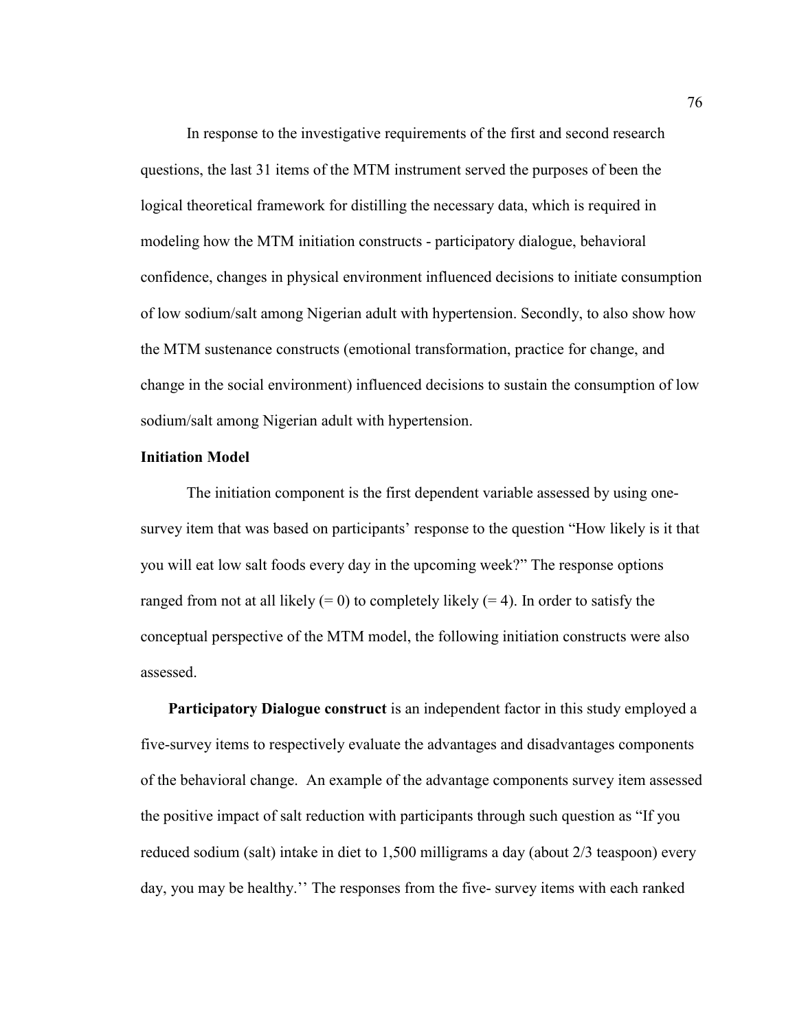In response to the investigative requirements of the first and second research questions, the last 31 items of the MTM instrument served the purposes of been the logical theoretical framework for distilling the necessary data, which is required in modeling how the MTM initiation constructs - participatory dialogue, behavioral confidence, changes in physical environment influenced decisions to initiate consumption of low sodium/salt among Nigerian adult with hypertension. Secondly, to also show how the MTM sustenance constructs (emotional transformation, practice for change, and change in the social environment) influenced decisions to sustain the consumption of low sodium/salt among Nigerian adult with hypertension.

**Initiation Model**

The initiation component is the first dependent variable assessed by using one-survey item that was based on participants' response to the question "How likely is it that you will eat low salt foods every day in the upcoming week?" The response options ranged from not at all likely (= 0) to completely likely (= 4). In order to satisfy the conceptual perspective of the MTM model, the following initiation constructs were also assessed.

**Participatory Dialogue construct** is an independent factor in this study employed a five-survey items to respectively evaluate the advantages and disadvantages components of the behavioral change. An example of the advantage components survey item assessed the positive impact of salt reduction with participants through such question as "If you reduced sodium (salt) intake in diet to 1,500 milligrams a day (about 2/3 teaspoon) every day, you may be healthy.'' The responses from the five- survey items with each ranked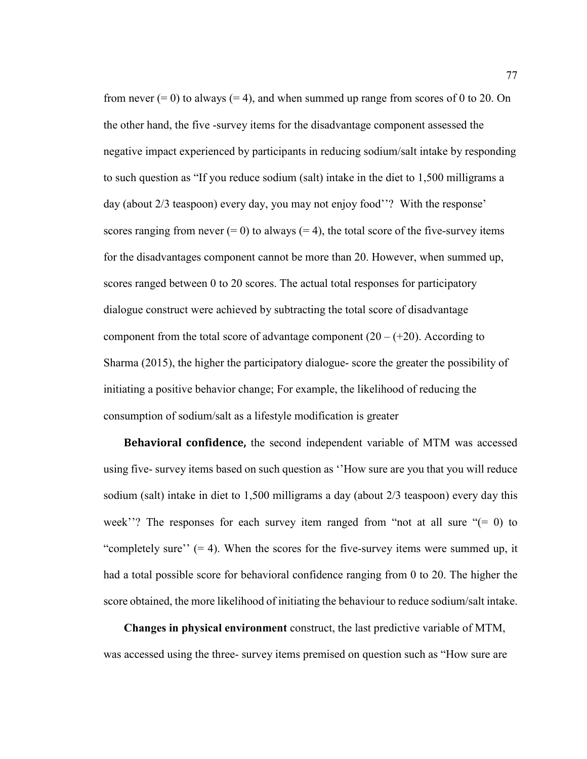from never (= 0) to always (= 4), and when summed up range from scores of 0 to 20. On the other hand, the five -survey items for the disadvantage component assessed the negative impact experienced by participants in reducing sodium/salt intake by responding to such question as "If you reduce sodium (salt) intake in the diet to 1,500 milligrams a day (about 2/3 teaspoon) every day, you may not enjoy food''? With the response' scores ranging from never (= 0) to always (= 4), the total score of the five-survey items for the disadvantages component cannot be more than 20. However, when summed up, scores ranged between 0 to 20 scores. The actual total responses for participatory dialogue construct were achieved by subtracting the total score of disadvantage component from the total score of advantage component (20 – (+20). According to Sharma (2015), the higher the participatory dialogue- score the greater the possibility of initiating a positive behavior change; For example, the likelihood of reducing the consumption of sodium/salt as a lifestyle modification is greater

**Behavioral confidence,** the second independent variable of MTM was accessed using five- survey items based on such question as ''How sure are you that you will reduce sodium (salt) intake in diet to 1,500 milligrams a day (about 2/3 teaspoon) every day this week''? The responses for each survey item ranged from "not at all sure "(= 0) to "completely sure'' (= 4). When the scores for the five-survey items were summed up, it had a total possible score for behavioral confidence ranging from 0 to 20. The higher the score obtained, the more likelihood of initiating the behaviour to reduce sodium/salt intake.

**Changes in physical environment** construct, the last predictive variable of MTM, was accessed using the three- survey items premised on question such as "How sure are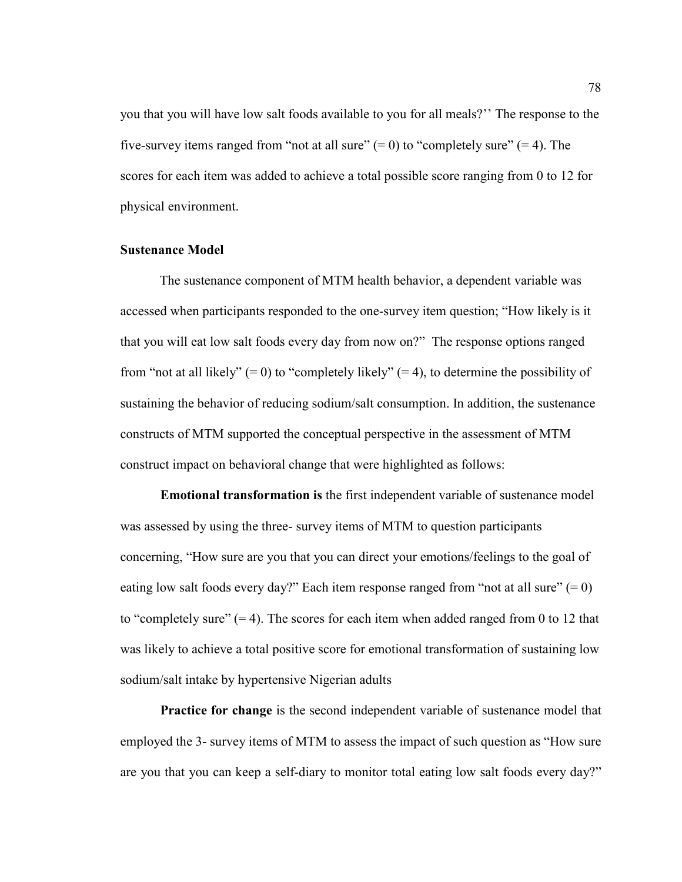you that you will have low salt foods available to you for all meals?'' The response to the five-survey items ranged from "not at all sure" (= 0) to "completely sure" (= 4). The scores for each item was added to achieve a total possible score ranging from 0 to 12 for physical environment.

### Sustenance Model

The sustenance component of MTM health behavior, a dependent variable was accessed when participants responded to the one-survey item question; "How likely is it that you will eat low salt foods every day from now on?" The response options ranged from "not at all likely" (= 0) to "completely likely" (= 4), to determine the possibility of sustaining the behavior of reducing sodium/salt consumption. In addition, the sustenance constructs of MTM supported the conceptual perspective in the assessment of MTM construct impact on behavioral change that were highlighted as follows:

**Emotional transformation is** the first independent variable of sustenance model was assessed by using the three- survey items of MTM to question participants concerning, "How sure are you that you can direct your emotions/feelings to the goal of eating low salt foods every day?" Each item response ranged from "not at all sure" (= 0) to "completely sure" (= 4). The scores for each item when added ranged from 0 to 12 that was likely to achieve a total positive score for emotional transformation of sustaining low sodium/salt intake by hypertensive Nigerian adults

**Practice for change** is the second independent variable of sustenance model that employed the 3- survey items of MTM to assess the impact of such question as "How sure are you that you can keep a self-diary to monitor total eating low salt foods every day?"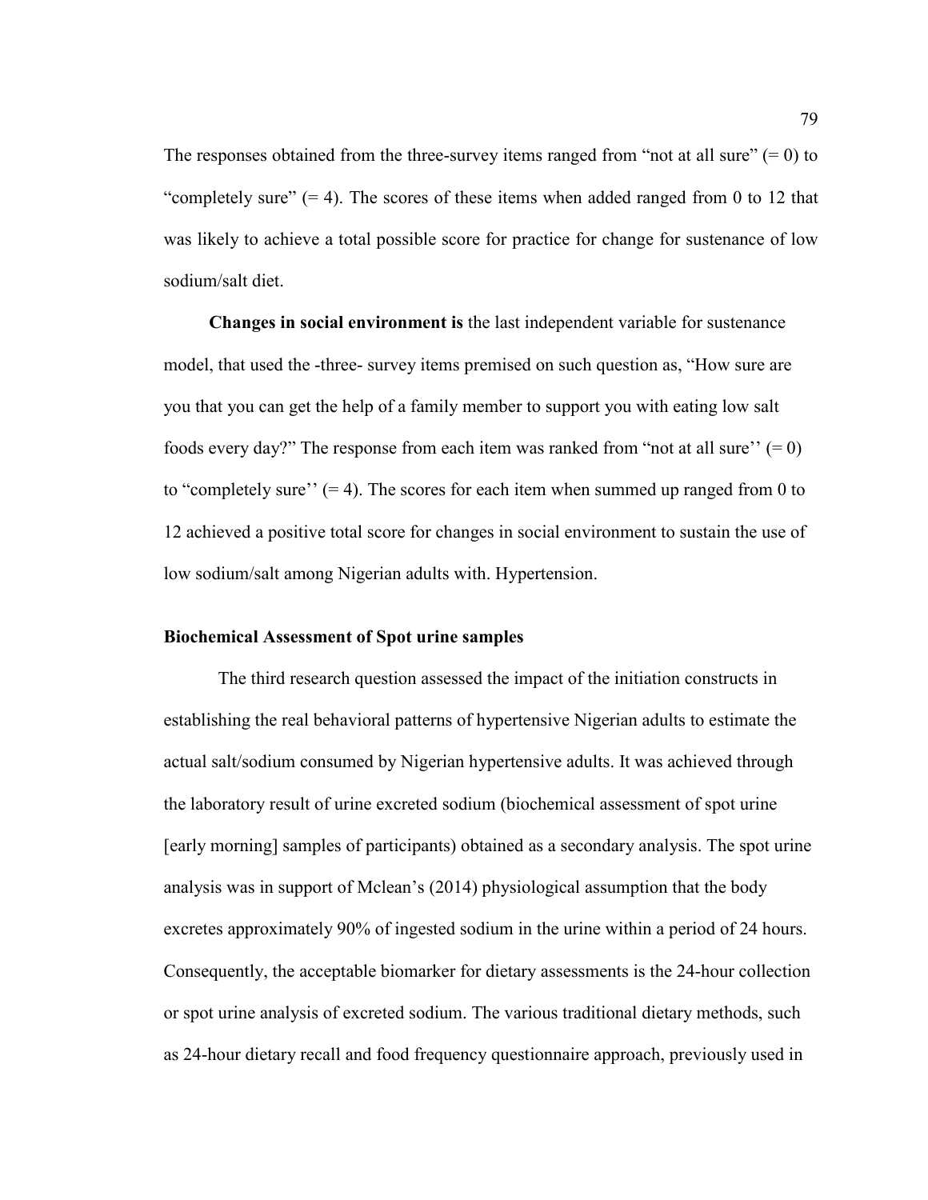The responses obtained from the three-survey items ranged from "not at all sure" (= 0) to "completely sure" (= 4). The scores of these items when added ranged from 0 to 12 that was likely to achieve a total possible score for practice for change for sustenance of low sodium/salt diet.

**Changes in social environment is** the last independent variable for sustenance model, that used the -three- survey items premised on such question as, "How sure are you that you can get the help of a family member to support you with eating low salt foods every day?" The response from each item was ranked from "not at all sure'' (= 0) to "completely sure'' (= 4). The scores for each item when summed up ranged from 0 to 12 achieved a positive total score for changes in social environment to sustain the use of low sodium/salt among Nigerian adults with. Hypertension.

### Biochemical Assessment of Spot urine samples

The third research question assessed the impact of the initiation constructs in establishing the real behavioral patterns of hypertensive Nigerian adults to estimate the actual salt/sodium consumed by Nigerian hypertensive adults. It was achieved through the laboratory result of urine excreted sodium (biochemical assessment of spot urine [early morning] samples of participants) obtained as a secondary analysis. The spot urine analysis was in support of Mclean's (2014) physiological assumption that the body excretes approximately 90% of ingested sodium in the urine within a period of 24 hours. Consequently, the acceptable biomarker for dietary assessments is the 24-hour collection or spot urine analysis of excreted sodium. The various traditional dietary methods, such as 24-hour dietary recall and food frequency questionnaire approach, previously used in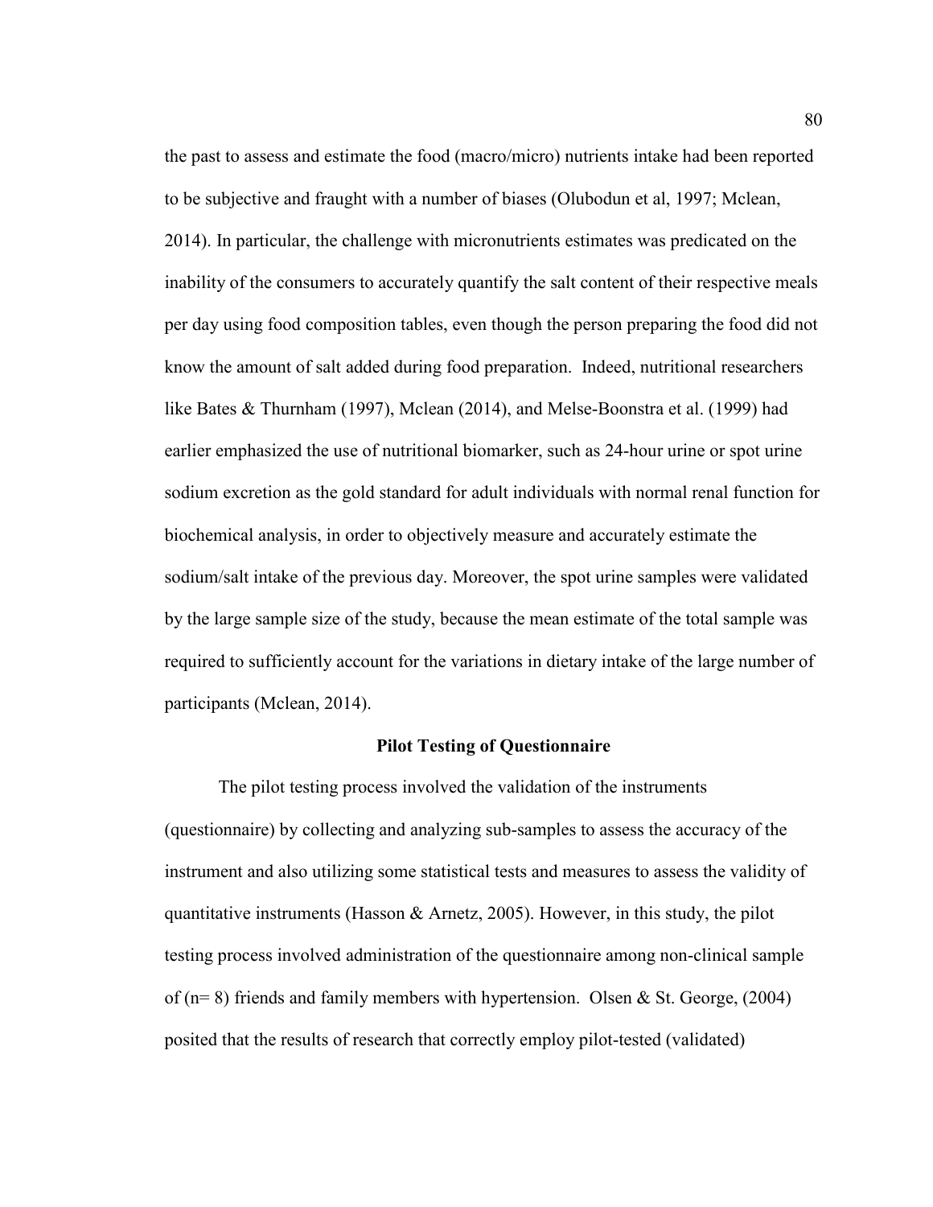the past to assess and estimate the food (macro/micro) nutrients intake had been reported to be subjective and fraught with a number of biases (Olubodun et al, 1997; Mclean, 2014). In particular, the challenge with micronutrients estimates was predicated on the inability of the consumers to accurately quantify the salt content of their respective meals per day using food composition tables, even though the person preparing the food did not know the amount of salt added during food preparation. Indeed, nutritional researchers like Bates & Thurnham (1997), Mclean (2014), and Melse-Boonstra et al. (1999) had earlier emphasized the use of nutritional biomarker, such as 24-hour urine or spot urine sodium excretion as the gold standard for adult individuals with normal renal function for biochemical analysis, in order to objectively measure and accurately estimate the sodium/salt intake of the previous day. Moreover, the spot urine samples were validated by the large sample size of the study, because the mean estimate of the total sample was required to sufficiently account for the variations in dietary intake of the large number of participants (Mclean, 2014).

## Pilot Testing of Questionnaire

The pilot testing process involved the validation of the instruments (questionnaire) by collecting and analyzing sub-samples to assess the accuracy of the instrument and also utilizing some statistical tests and measures to assess the validity of quantitative instruments (Hasson & Arnetz, 2005). However, in this study, the pilot testing process involved administration of the questionnaire among non-clinical sample of (n= 8) friends and family members with hypertension. Olsen & St. George, (2004) posited that the results of research that correctly employ pilot-tested (validated)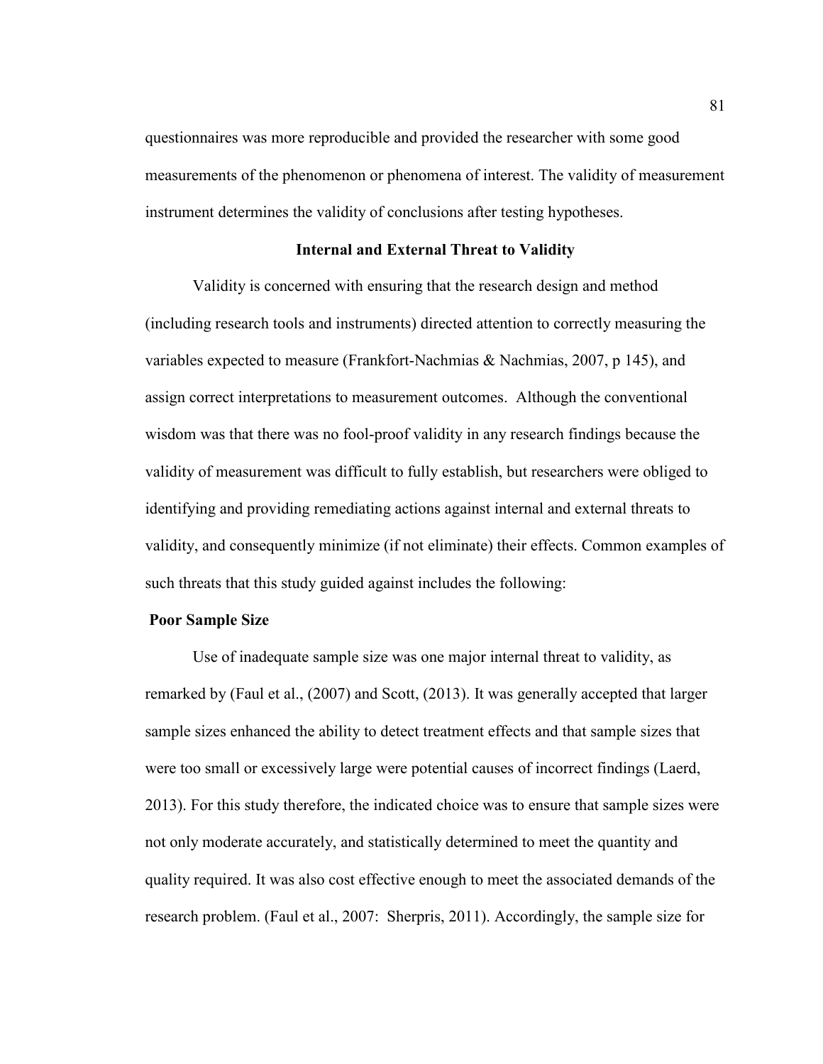questionnaires was more reproducible and provided the researcher with some good measurements of the phenomenon or phenomena of interest. The validity of measurement instrument determines the validity of conclusions after testing hypotheses.

## Internal and External Threat to Validity

Validity is concerned with ensuring that the research design and method (including research tools and instruments) directed attention to correctly measuring the variables expected to measure (Frankfort-Nachmias & Nachmias, 2007, p 145), and assign correct interpretations to measurement outcomes. Although the conventional wisdom was that there was no fool-proof validity in any research findings because the validity of measurement was difficult to fully establish, but researchers were obliged to identifying and providing remediating actions against internal and external threats to validity, and consequently minimize (if not eliminate) their effects. Common examples of such threats that this study guided against includes the following:

### Poor Sample Size

Use of inadequate sample size was one major internal threat to validity, as remarked by (Faul et al., (2007) and Scott, (2013). It was generally accepted that larger sample sizes enhanced the ability to detect treatment effects and that sample sizes that were too small or excessively large were potential causes of incorrect findings (Laerd, 2013). For this study therefore, the indicated choice was to ensure that sample sizes were not only moderate accurately, and statistically determined to meet the quantity and quality required. It was also cost effective enough to meet the associated demands of the research problem. (Faul et al., 2007: Sherpris, 2011). Accordingly, the sample size for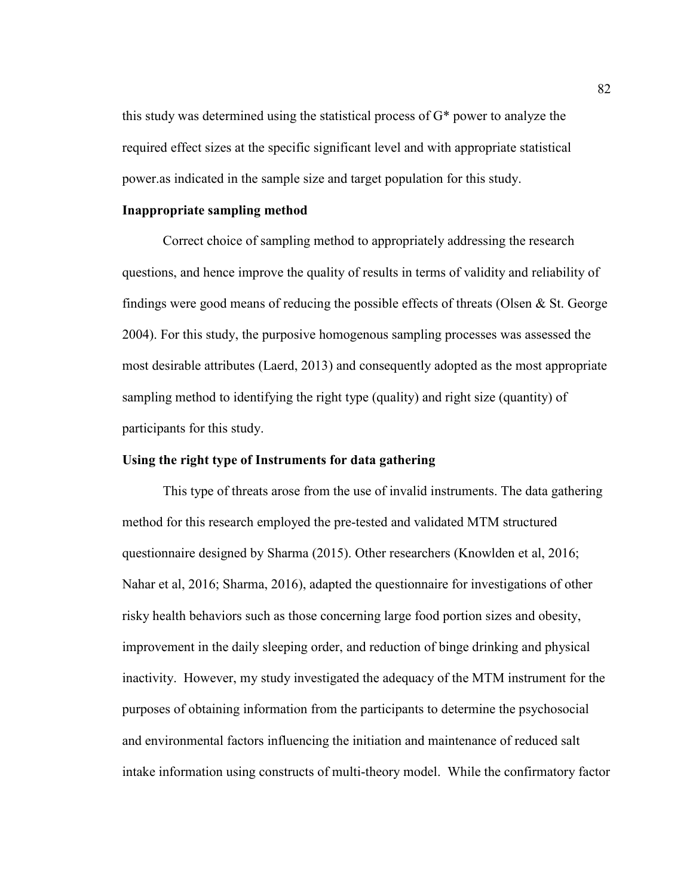this study was determined using the statistical process of G* power to analyze the required effect sizes at the specific significant level and with appropriate statistical power.as indicated in the sample size and target population for this study.

**Inappropriate sampling method**

Correct choice of sampling method to appropriately addressing the research questions, and hence improve the quality of results in terms of validity and reliability of findings were good means of reducing the possible effects of threats (Olsen & St. George 2004). For this study, the purposive homogenous sampling processes was assessed the most desirable attributes (Laerd, 2013) and consequently adopted as the most appropriate sampling method to identifying the right type (quality) and right size (quantity) of participants for this study.

**Using the right type of Instruments for data gathering**

This type of threats arose from the use of invalid instruments. The data gathering method for this research employed the pre-tested and validated MTM structured questionnaire designed by Sharma (2015). Other researchers (Knowlden et al, 2016; Nahar et al, 2016; Sharma, 2016), adapted the questionnaire for investigations of other risky health behaviors such as those concerning large food portion sizes and obesity, improvement in the daily sleeping order, and reduction of binge drinking and physical inactivity. However, my study investigated the adequacy of the MTM instrument for the purposes of obtaining information from the participants to determine the psychosocial and environmental factors influencing the initiation and maintenance of reduced salt intake information using constructs of multi-theory model. While the confirmatory factor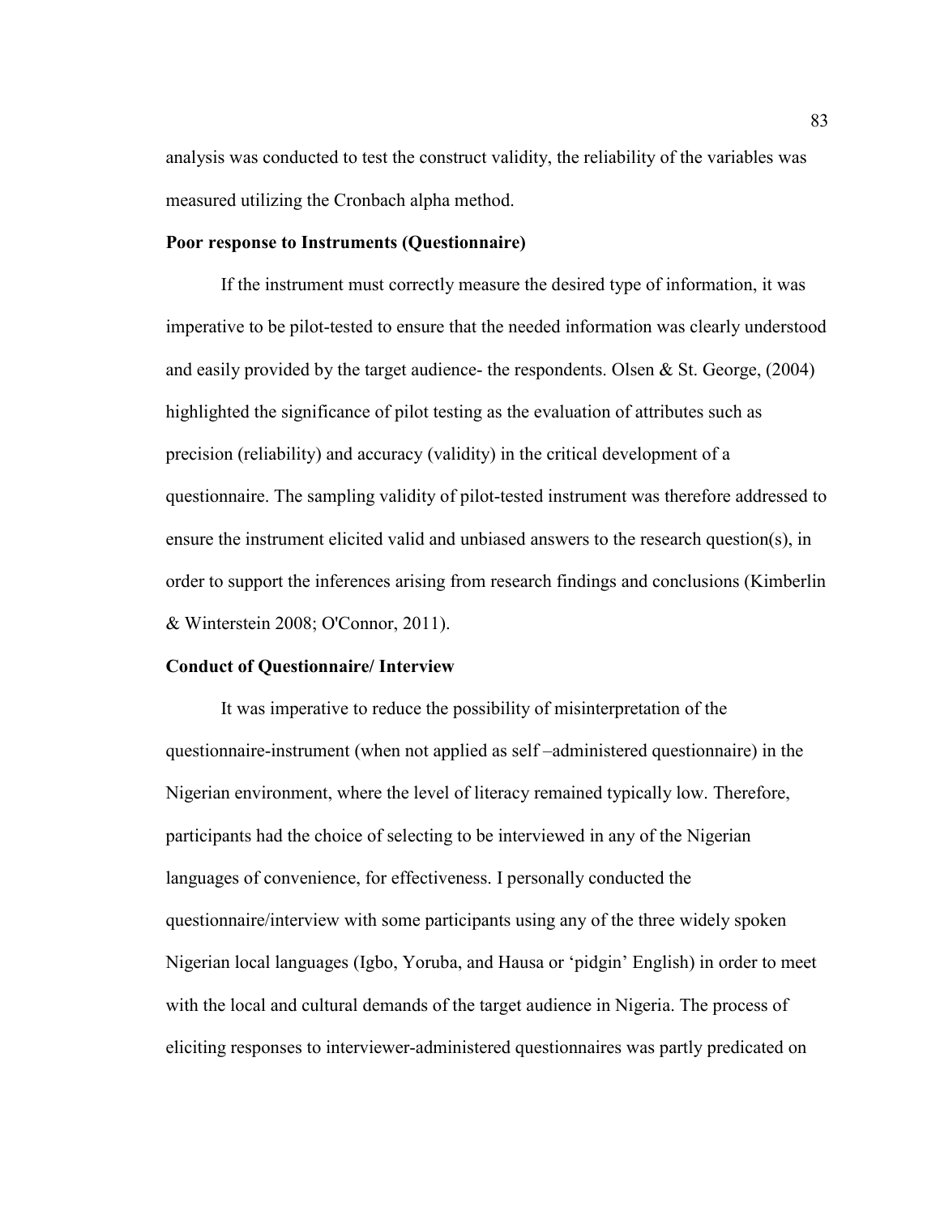analysis was conducted to test the construct validity, the reliability of the variables was measured utilizing the Cronbach alpha method.

**Poor response to Instruments (Questionnaire)**

If the instrument must correctly measure the desired type of information, it was imperative to be pilot-tested to ensure that the needed information was clearly understood and easily provided by the target audience- the respondents. Olsen & St. George, (2004) highlighted the significance of pilot testing as the evaluation of attributes such as precision (reliability) and accuracy (validity) in the critical development of a questionnaire. The sampling validity of pilot-tested instrument was therefore addressed to ensure the instrument elicited valid and unbiased answers to the research question(s), in order to support the inferences arising from research findings and conclusions (Kimberlin & Winterstein 2008; O'Connor, 2011).

**Conduct of Questionnaire/ Interview**

It was imperative to reduce the possibility of misinterpretation of the questionnaire-instrument (when not applied as self –administered questionnaire) in the Nigerian environment, where the level of literacy remained typically low. Therefore, participants had the choice of selecting to be interviewed in any of the Nigerian languages of convenience, for effectiveness. I personally conducted the questionnaire/interview with some participants using any of the three widely spoken Nigerian local languages (Igbo, Yoruba, and Hausa or 'pidgin' English) in order to meet with the local and cultural demands of the target audience in Nigeria. The process of eliciting responses to interviewer-administered questionnaires was partly predicated on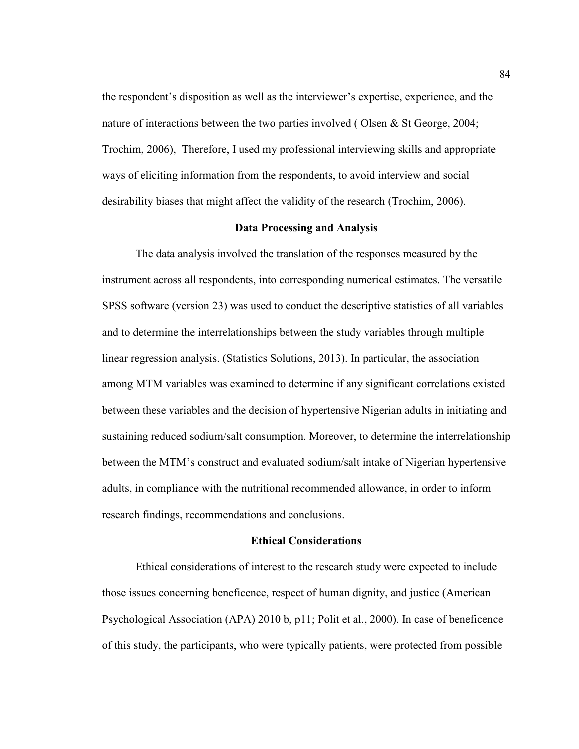the respondent's disposition as well as the interviewer's expertise, experience, and the nature of interactions between the two parties involved ( Olsen & St George, 2004; Trochim, 2006), Therefore, I used my professional interviewing skills and appropriate ways of eliciting information from the respondents, to avoid interview and social desirability biases that might affect the validity of the research (Trochim, 2006).

## Data Processing and Analysis

The data analysis involved the translation of the responses measured by the instrument across all respondents, into corresponding numerical estimates. The versatile SPSS software (version 23) was used to conduct the descriptive statistics of all variables and to determine the interrelationships between the study variables through multiple linear regression analysis. (Statistics Solutions, 2013). In particular, the association among MTM variables was examined to determine if any significant correlations existed between these variables and the decision of hypertensive Nigerian adults in initiating and sustaining reduced sodium/salt consumption. Moreover, to determine the interrelationship between the MTM's construct and evaluated sodium/salt intake of Nigerian hypertensive adults, in compliance with the nutritional recommended allowance, in order to inform research findings, recommendations and conclusions.

## Ethical Considerations

Ethical considerations of interest to the research study were expected to include those issues concerning beneficence, respect of human dignity, and justice (American Psychological Association (APA) 2010 b, p11; Polit et al., 2000). In case of beneficence of this study, the participants, who were typically patients, were protected from possible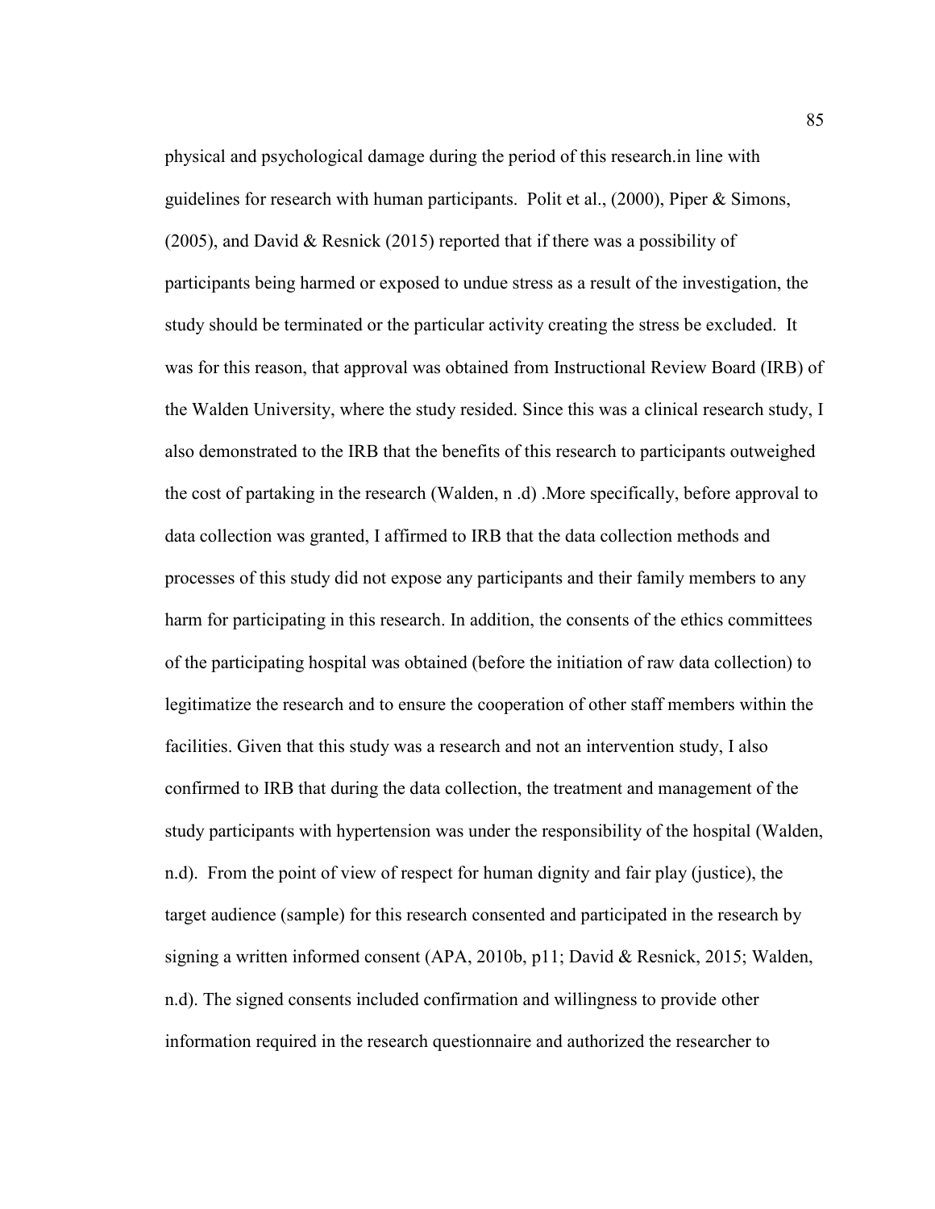physical and psychological damage during the period of this research.in line with guidelines for research with human participants. Polit et al., (2000), Piper & Simons, (2005), and David & Resnick (2015) reported that if there was a possibility of participants being harmed or exposed to undue stress as a result of the investigation, the study should be terminated or the particular activity creating the stress be excluded. It was for this reason, that approval was obtained from Instructional Review Board (IRB) of the Walden University, where the study resided. Since this was a clinical research study, I also demonstrated to the IRB that the benefits of this research to participants outweighed the cost of partaking in the research (Walden, n .d) .More specifically, before approval to data collection was granted, I affirmed to IRB that the data collection methods and processes of this study did not expose any participants and their family members to any harm for participating in this research. In addition, the consents of the ethics committees of the participating hospital was obtained (before the initiation of raw data collection) to legitimize the research and to ensure the cooperation of other staff members within the facilities. Given that this study was a research and not an intervention study, I also confirmed to IRB that during the data collection, the treatment and management of the study participants with hypertension was under the responsibility of the hospital (Walden, n.d). From the point of view of respect for human dignity and fair play (justice), the target audience (sample) for this research consented and participated in the research by signing a written informed consent (APA, 2010b, p11; David & Resnick, 2015; Walden, n.d). The signed consents included confirmation and willingness to provide other information required in the research questionnaire and authorized the researcher to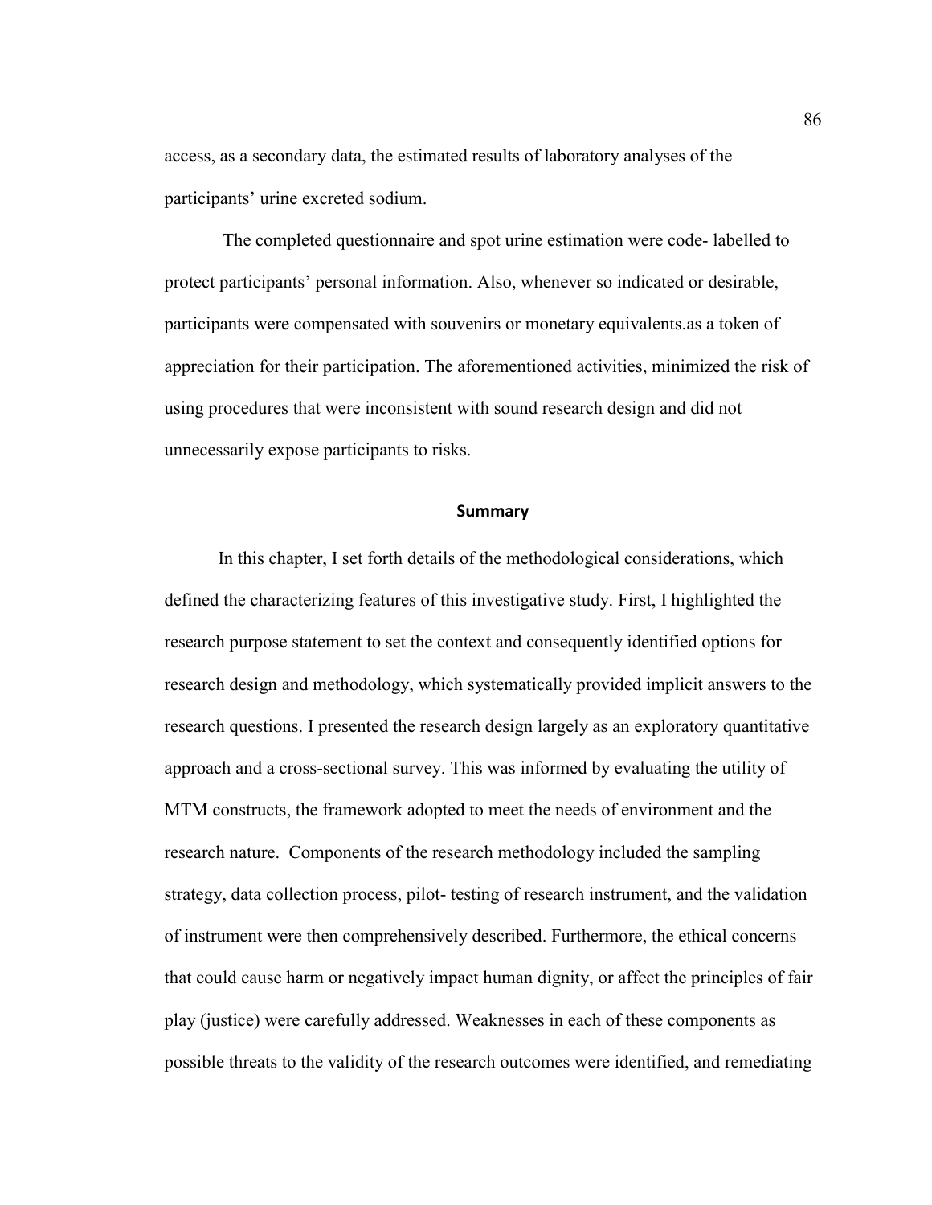access, as a secondary data, the estimated results of laboratory analyses of the participants' urine excreted sodium.

The completed questionnaire and spot urine estimation were code- labelled to protect participants' personal information. Also, whenever so indicated or desirable, participants were compensated with souvenirs or monetary equivalents.as a token of appreciation for their participation. The aforementioned activities, minimized the risk of using procedures that were inconsistent with sound research design and did not unnecessarily expose participants to risks.

## Summary

In this chapter, I set forth details of the methodological considerations, which defined the characterizing features of this investigative study. First, I highlighted the research purpose statement to set the context and consequently identified options for research design and methodology, which systematically provided implicit answers to the research questions. I presented the research design largely as an exploratory quantitative approach and a cross-sectional survey. This was informed by evaluating the utility of MTM constructs, the framework adopted to meet the needs of environment and the research nature. Components of the research methodology included the sampling strategy, data collection process, pilot- testing of research instrument, and the validation of instrument were then comprehensively described. Furthermore, the ethical concerns that could cause harm or negatively impact human dignity, or affect the principles of fair play (justice) were carefully addressed. Weaknesses in each of these components as possible threats to the validity of the research outcomes were identified, and remediating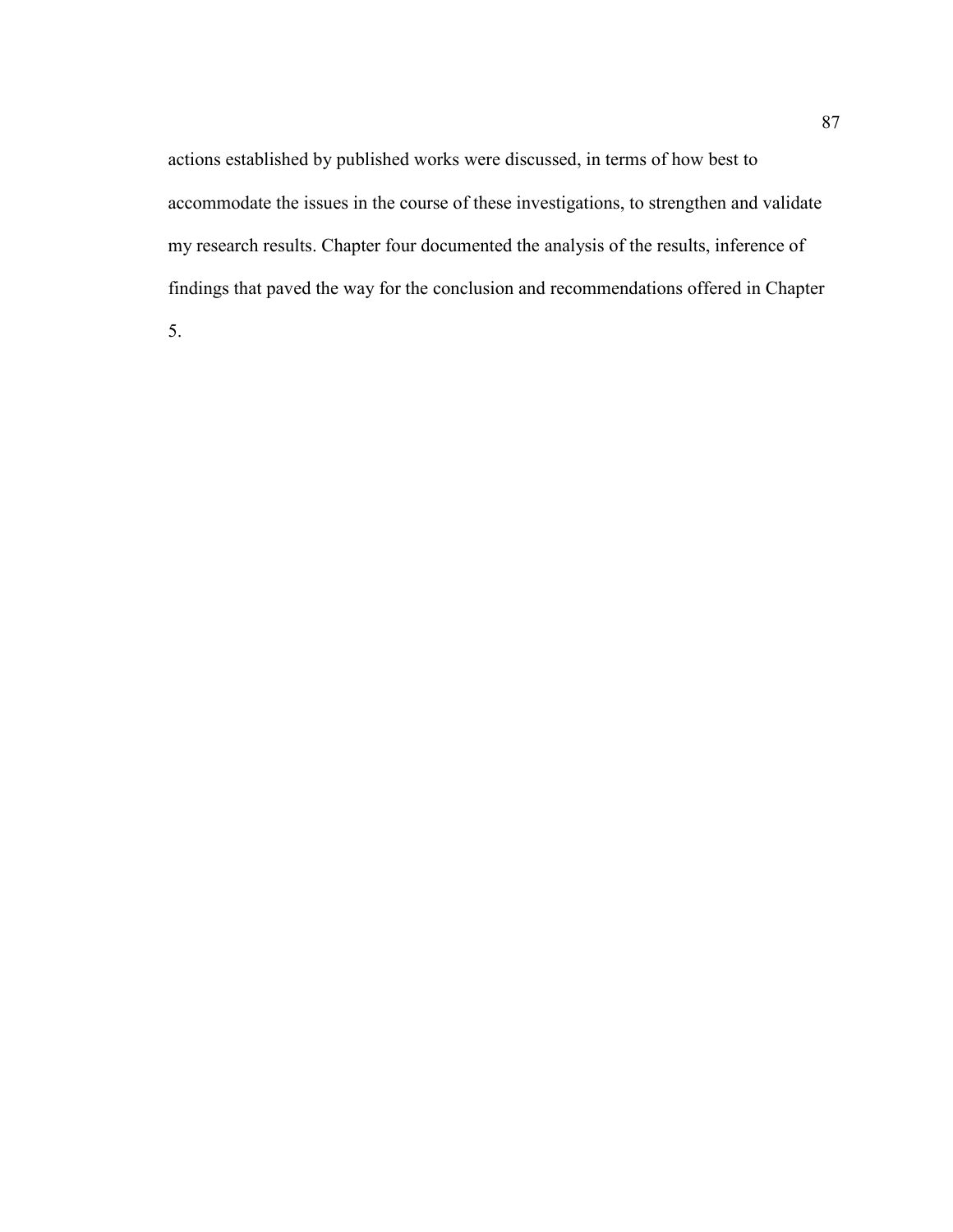actions established by published works were discussed, in terms of how best to accommodate the issues in the course of these investigations, to strengthen and validate my research results. Chapter four documented the analysis of the results, inference of findings that paved the way for the conclusion and recommendations offered in Chapter 5.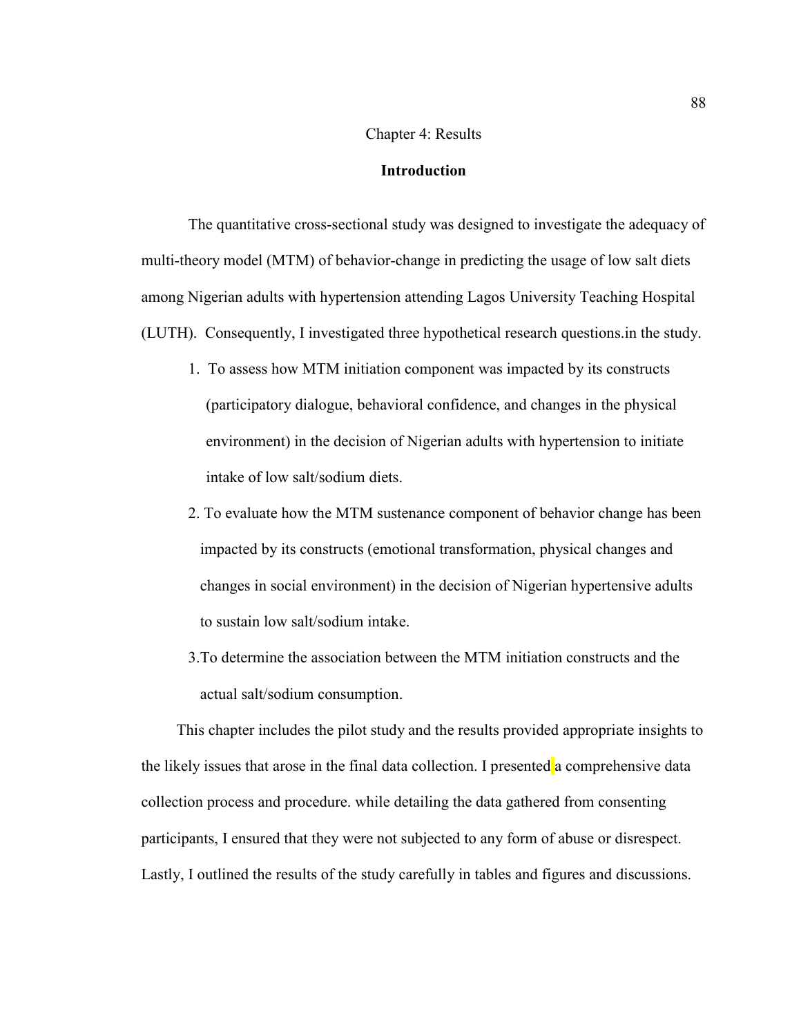# Chapter 4: Results

## Introduction

The quantitative cross-sectional study was designed to investigate the adequacy of multi-theory model (MTM) of behavior-change in predicting the usage of low salt diets among Nigerian adults with hypertension attending Lagos University Teaching Hospital (LUTH). Consequently, I investigated three hypothetical research questions.in the study.

1. To assess how MTM initiation component was impacted by its constructs (participatory dialogue, behavioral confidence, and changes in the physical environment) in the decision of Nigerian adults with hypertension to initiate intake of low salt/sodium diets.
2. To evaluate how the MTM sustenance component of behavior change has been impacted by its constructs (emotional transformation, physical changes and changes in social environment) in the decision of Nigerian hypertensive adults to sustain low salt/sodium intake.
3. To determine the association between the MTM initiation constructs and the actual salt/sodium consumption.

This chapter includes the pilot study and the results provided appropriate insights to the likely issues that arose in the final data collection. I presented a comprehensive data collection process and procedure. while detailing the data gathered from consenting participants, I ensured that they were not subjected to any form of abuse or disrespect. Lastly, I outlined the results of the study carefully in tables and figures and discussions.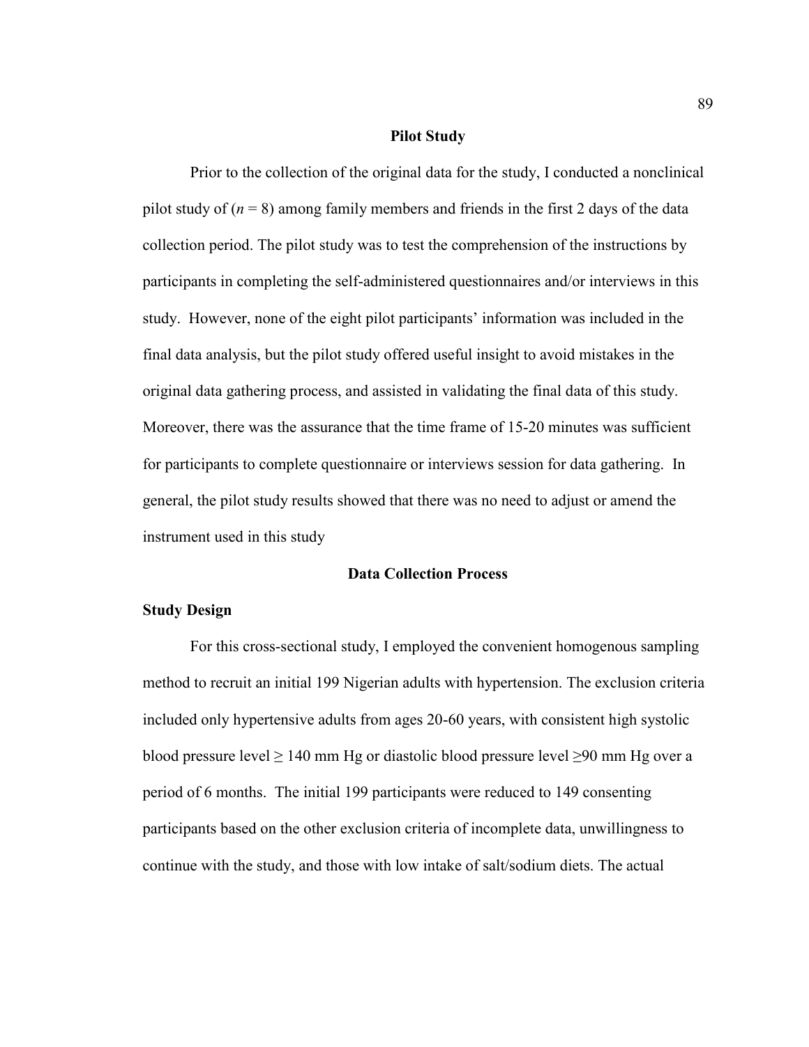## Pilot Study

Prior to the collection of the original data for the study, I conducted a nonclinical pilot study of ($n$ = 8) among family members and friends in the first 2 days of the data collection period. The pilot study was to test the comprehension of the instructions by participants in completing the self-administered questionnaires and/or interviews in this study. However, none of the eight pilot participants' information was included in the final data analysis, but the pilot study offered useful insight to avoid mistakes in the original data gathering process, and assisted in validating the final data of this study. Moreover, there was the assurance that the time frame of 15-20 minutes was sufficient for participants to complete questionnaire or interviews session for data gathering. In general, the pilot study results showed that there was no need to adjust or amend the instrument used in this study

## Data Collection Process

### Study Design

For this cross-sectional study, I employed the convenient homogenous sampling method to recruit an initial 199 Nigerian adults with hypertension. The exclusion criteria included only hypertensive adults from ages 20-60 years, with consistent high systolic blood pressure level ≥ 140 mm Hg or diastolic blood pressure level ≥90 mm Hg over a period of 6 months. The initial 199 participants were reduced to 149 consenting participants based on the other exclusion criteria of incomplete data, unwillingness to continue with the study, and those with low intake of salt/sodium diets. The actual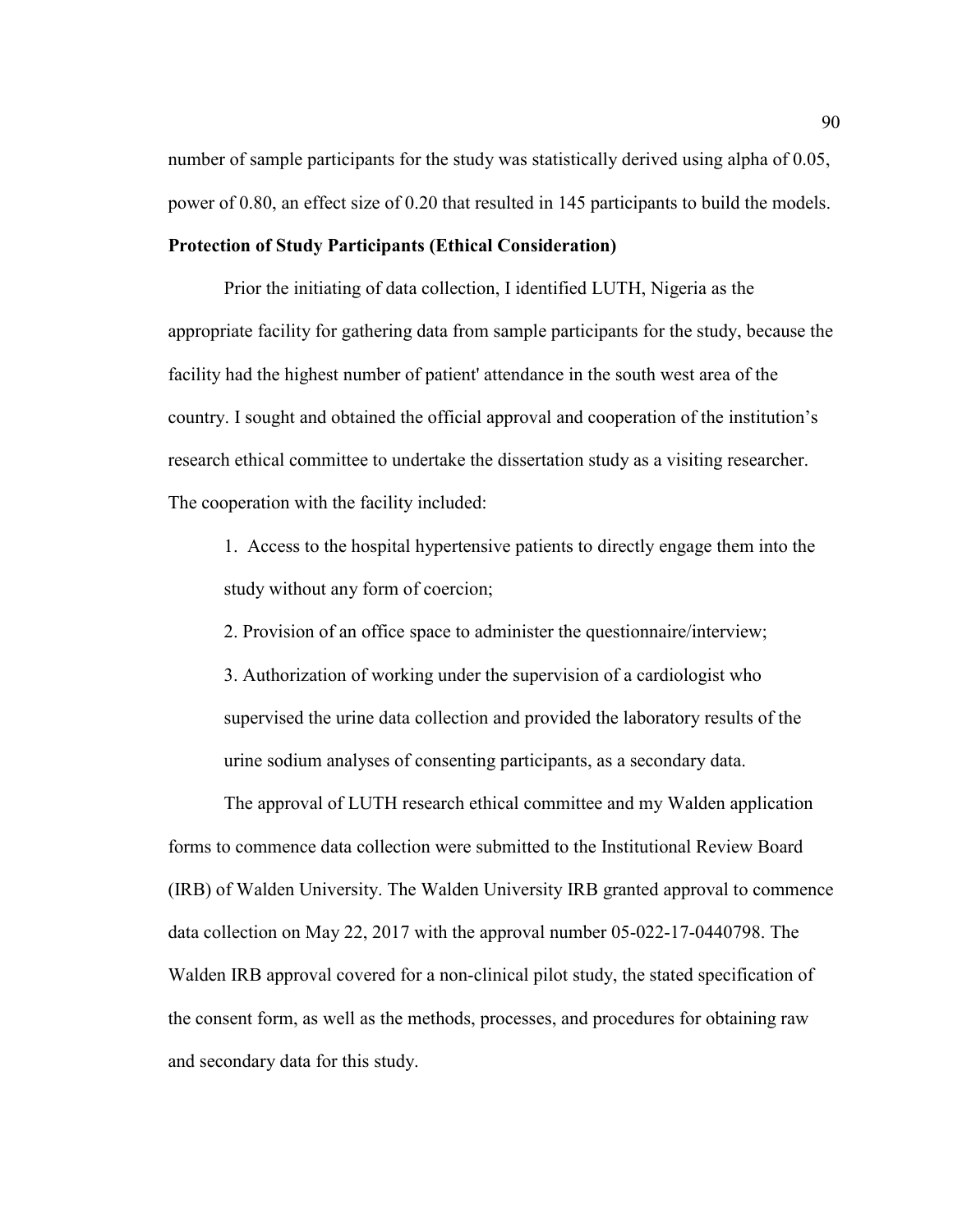number of sample participants for the study was statistically derived using alpha of 0.05, power of 0.80, an effect size of 0.20 that resulted in 145 participants to build the models.

**Protection of Study Participants (Ethical Consideration)**

Prior the initiating of data collection, I identified LUTH, Nigeria as the appropriate facility for gathering data from sample participants for the study, because the facility had the highest number of patient' attendance in the south west area of the country. I sought and obtained the official approval and cooperation of the institution's research ethical committee to undertake the dissertation study as a visiting researcher. The cooperation with the facility included:

1. Access to the hospital hypertensive patients to directly engage them into the study without any form of coercion;
2. Provision of an office space to administer the questionnaire/interview;
3. Authorization of working under the supervision of a cardiologist who supervised the urine data collection and provided the laboratory results of the urine sodium analyses of consenting participants, as a secondary data.

The approval of LUTH research ethical committee and my Walden application forms to commence data collection were submitted to the Institutional Review Board (IRB) of Walden University. The Walden University IRB granted approval to commence data collection on May 22, 2017 with the approval number 05-022-17-0440798. The Walden IRB approval covered for a non-clinical pilot study, the stated specification of the consent form, as well as the methods, processes, and procedures for obtaining raw and secondary data for this study.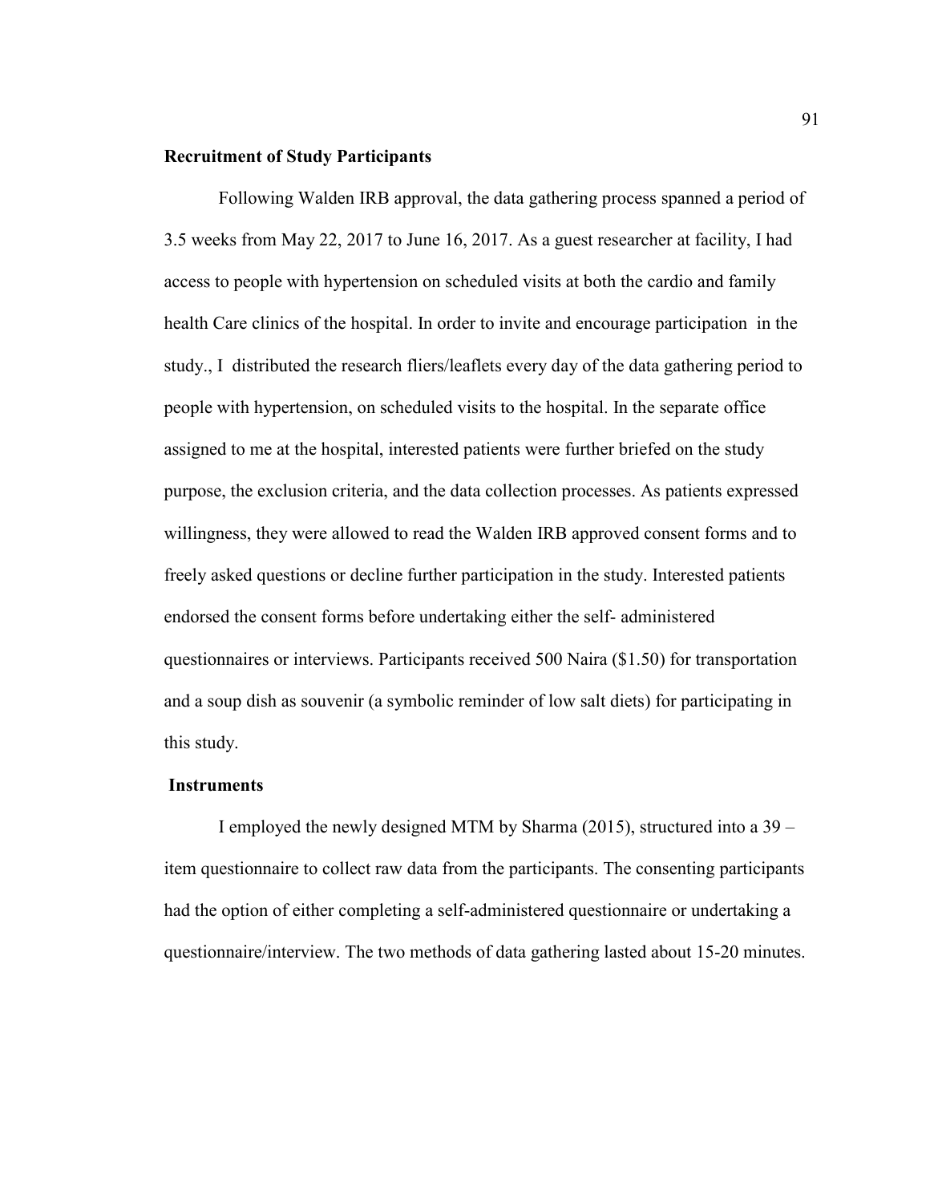**Recruitment of Study Participants**

Following Walden IRB approval, the data gathering process spanned a period of 3.5 weeks from May 22, 2017 to June 16, 2017. As a guest researcher at facility, I had access to people with hypertension on scheduled visits at both the cardio and family health Care clinics of the hospital. In order to invite and encourage participation in the study., I distributed the research fliers/leaflets every day of the data gathering period to people with hypertension, on scheduled visits to the hospital. In the separate office assigned to me at the hospital, interested patients were further briefed on the study purpose, the exclusion criteria, and the data collection processes. As patients expressed willingness, they were allowed to read the Walden IRB approved consent forms and to freely asked questions or decline further participation in the study. Interested patients endorsed the consent forms before undertaking either the self- administered questionnaires or interviews. Participants received 500 Naira ($1.50) for transportation and a soup dish as souvenir (a symbolic reminder of low salt diets) for participating in this study.

**Instruments**

I employed the newly designed MTM by Sharma (2015), structured into a 39 – item questionnaire to collect raw data from the participants. The consenting participants had the option of either completing a self-administered questionnaire or undertaking a questionnaire/interview. The two methods of data gathering lasted about 15-20 minutes.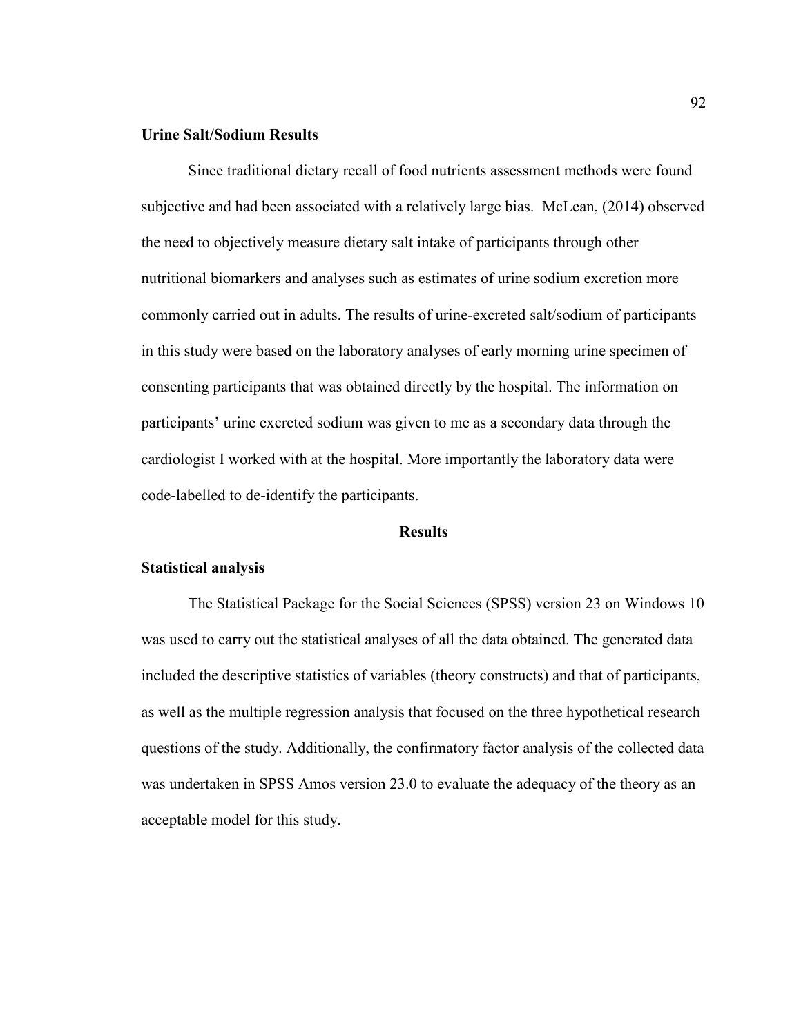**Urine Salt/Sodium Results**

Since traditional dietary recall of food nutrients assessment methods were found subjective and had been associated with a relatively large bias. McLean, (2014) observed the need to objectively measure dietary salt intake of participants through other nutritional biomarkers and analyses such as estimates of urine sodium excretion more commonly carried out in adults. The results of urine-excreted salt/sodium of participants in this study were based on the laboratory analyses of early morning urine specimen of consenting participants that was obtained directly by the hospital. The information on participants' urine excreted sodium was given to me as a secondary data through the cardiologist I worked with at the hospital. More importantly the laboratory data were code-labelled to de-identify the participants.

## Results

**Statistical analysis**

The Statistical Package for the Social Sciences (SPSS) version 23 on Windows 10 was used to carry out the statistical analyses of all the data obtained. The generated data included the descriptive statistics of variables (theory constructs) and that of participants, as well as the multiple regression analysis that focused on the three hypothetical research questions of the study. Additionally, the confirmatory factor analysis of the collected data was undertaken in SPSS Amos version 23.0 to evaluate the adequacy of the theory as an acceptable model for this study.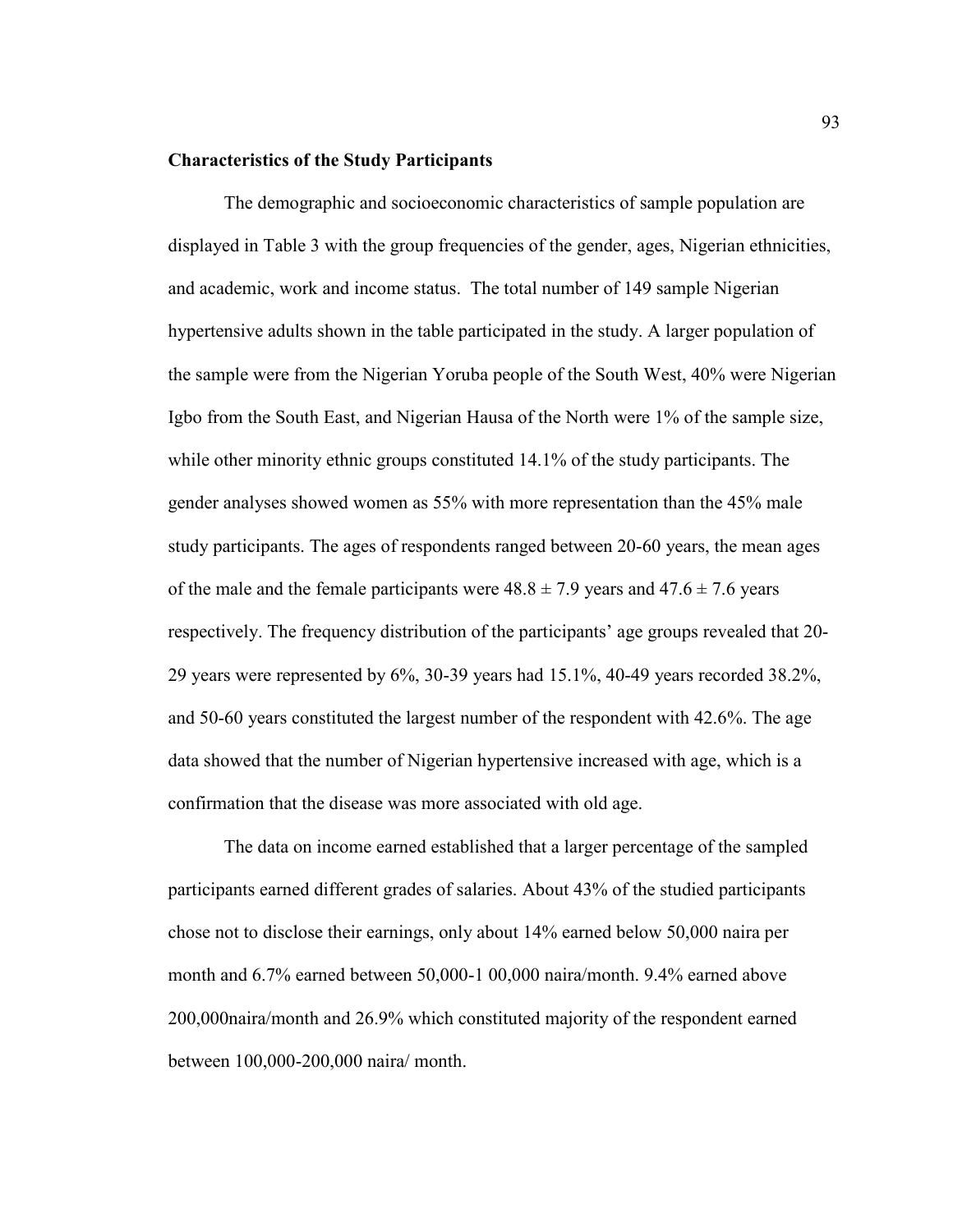**Characteristics of the Study Participants**

The demographic and socioeconomic characteristics of sample population are displayed in Table 3 with the group frequencies of the gender, ages, Nigerian ethnicities, and academic, work and income status. The total number of 149 sample Nigerian hypertensive adults shown in the table participated in the study. A larger population of the sample were from the Nigerian Yoruba people of the South West, 40% were Nigerian Igbo from the South East, and Nigerian Hausa of the North were 1% of the sample size, while other minority ethnic groups constituted 14.1% of the study participants. The gender analyses showed women as 55% with more representation than the 45% male study participants. The ages of respondents ranged between 20-60 years, the mean ages of the male and the female participants were $48.8 \pm 7.9$ years and $47.6 \pm 7.6$ years respectively. The frequency distribution of the participants' age groups revealed that 20-29 years were represented by 6%, 30-39 years had 15.1%, 40-49 years recorded 38.2%, and 50-60 years constituted the largest number of the respondent with 42.6%. The age data showed that the number of Nigerian hypertensive increased with age, which is a confirmation that the disease was more associated with old age.

The data on income earned established that a larger percentage of the sampled participants earned different grades of salaries. About 43% of the studied participants chose not to disclose their earnings, only about 14% earned below 50,000 naira per month and 6.7% earned between 50,000-1 00,000 naira/month. 9.4% earned above 200,000naira/month and 26.9% which constituted majority of the respondent earned between 100,000-200,000 naira/ month.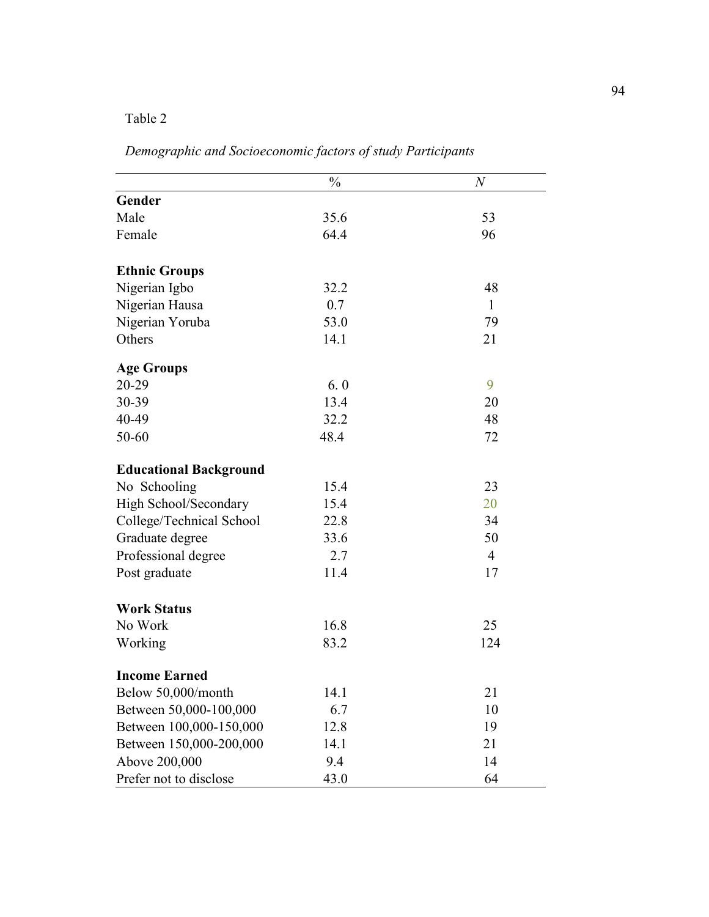Table 2

*Demographic and Socioeconomic factors of study Participants*

| | % | *N* |
|---|---|---|
| **Gender** | | |
| Male | 35.6 | 53 |
| Female | 64.4 | 96 |
| **Ethnic Groups** | | |
| Nigerian Igbo | 32.2 | 48 |
| Nigerian Hausa | 0.7 | 1 |
| Nigerian Yoruba | 53.0 | 79 |
| Others | 14.1 | 21 |
| **Age Groups** | | |
| 20-29 | 6. 0 | 9 |
| 30-39 | 13.4 | 20 |
| 40-49 | 32.2 | 48 |
| 50-60 | 48.4 | 72 |
| **Educational Background** | | |
| No Schooling | 15.4 | 23 |
| High School/Secondary | 15.4 | 20 |
| College/Technical School | 22.8 | 34 |
| Graduate degree | 33.6 | 50 |
| Professional degree | 2.7 | 4 |
| Post graduate | 11.4 | 17 |
| **Work Status** | | |
| No Work | 16.8 | 25 |
| Working | 83.2 | 124 |
| **Income Earned** | | |
| Below 50,000/month | 14.1 | 21 |
| Between 50,000-100,000 | 6.7 | 10 |
| Between 100,000-150,000 | 12.8 | 19 |
| Between 150,000-200,000 | 14.1 | 21 |
| Above 200,000 | 9.4 | 14 |
| Prefer not to disclose | 43.0 | 64 |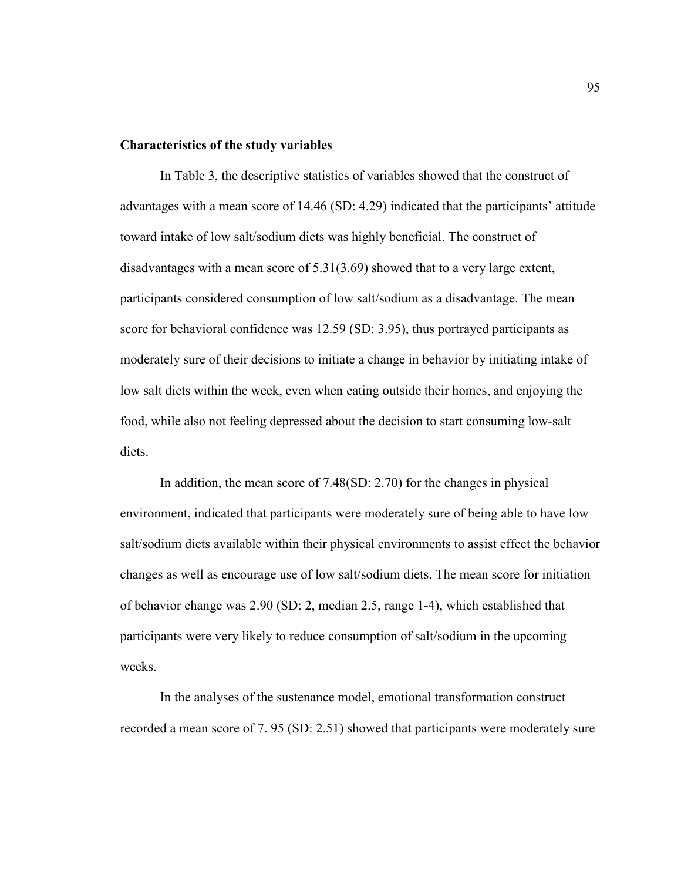**Characteristics of the study variables**

In Table 3, the descriptive statistics of variables showed that the construct of advantages with a mean score of 14.46 (SD: 4.29) indicated that the participants' attitude toward intake of low salt/sodium diets was highly beneficial. The construct of disadvantages with a mean score of 5.31(3.69) showed that to a very large extent, participants considered consumption of low salt/sodium as a disadvantage. The mean score for behavioral confidence was 12.59 (SD: 3.95), thus portrayed participants as moderately sure of their decisions to initiate a change in behavior by initiating intake of low salt diets within the week, even when eating outside their homes, and enjoying the food, while also not feeling depressed about the decision to start consuming low-salt diets.

In addition, the mean score of 7.48(SD: 2.70) for the changes in physical environment, indicated that participants were moderately sure of being able to have low salt/sodium diets available within their physical environments to assist effect the behavior changes as well as encourage use of low salt/sodium diets. The mean score for initiation of behavior change was 2.90 (SD: 2, median 2.5, range 1-4), which established that participants were very likely to reduce consumption of salt/sodium in the upcoming weeks.

In the analyses of the sustenance model, emotional transformation construct recorded a mean score of 7. 95 (SD: 2.51) showed that participants were moderately sure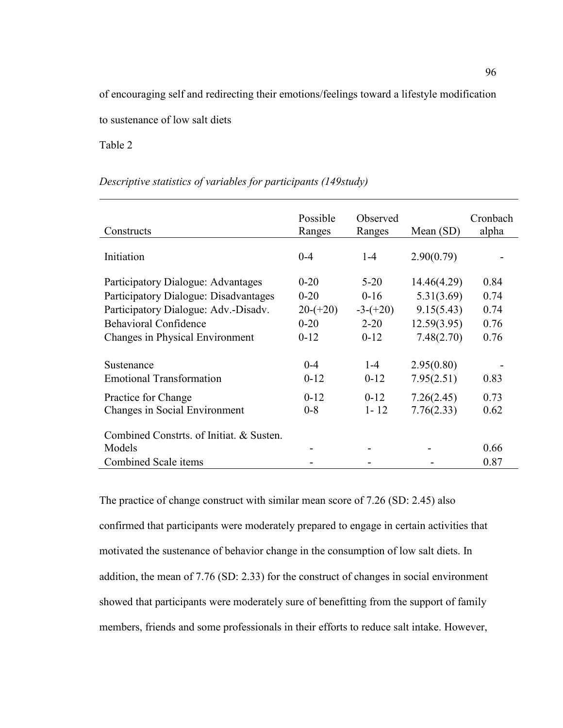of encouraging self and redirecting their emotions/feelings toward a lifestyle modification to sustenance of low salt diets

Table 2

*Descriptive statistics of variables for participants (149study)*

| Constructs | Possible Ranges | Observed Ranges | Mean (SD) | Cronbach alpha |
|---|---|---|---|---|
| Initiation | 0-4 | 1-4 | 2.90(0.79) | - |
| Participatory Dialogue: Advantages | 0-20 | 5-20 | 14.46(4.29) | 0.84 |
| Participatory Dialogue: Disadvantages | 0-20 | 0-16 | 5.31(3.69) | 0.74 |
| Participatory Dialogue: Adv.-Disadv. | 20-(+20) | -3-(+20) | 9.15(5.43) | 0.74 |
| Behavioral Confidence | 0-20 | 2-20 | 12.59(3.95) | 0.76 |
| Changes in Physical Environment | 0-12 | 0-12 | 7.48(2.70) | 0.76 |
| Sustenance | 0-4 | 1-4 | 2.95(0.80) | - |
| Emotional Transformation | 0-12 | 0-12 | 7.95(2.51) | 0.83 |
| Practice for Change | 0-12 | 0-12 | 7.26(2.45) | 0.73 |
| Changes in Social Environment | 0-8 | 1- 12 | 7.76(2.33) | 0.62 |
| Combined Constrts. of Initiat. & Susten. Models | - | - | - | 0.66 |
| Combined Scale items | - | - | - | 0.87 |

The practice of change construct with similar mean score of 7.26 (SD: 2.45) also confirmed that participants were moderately prepared to engage in certain activities that motivated the sustenance of behavior change in the consumption of low salt diets. In addition, the mean of 7.76 (SD: 2.33) for the construct of changes in social environment showed that participants were moderately sure of benefitting from the support of family members, friends and some professionals in their efforts to reduce salt intake. However,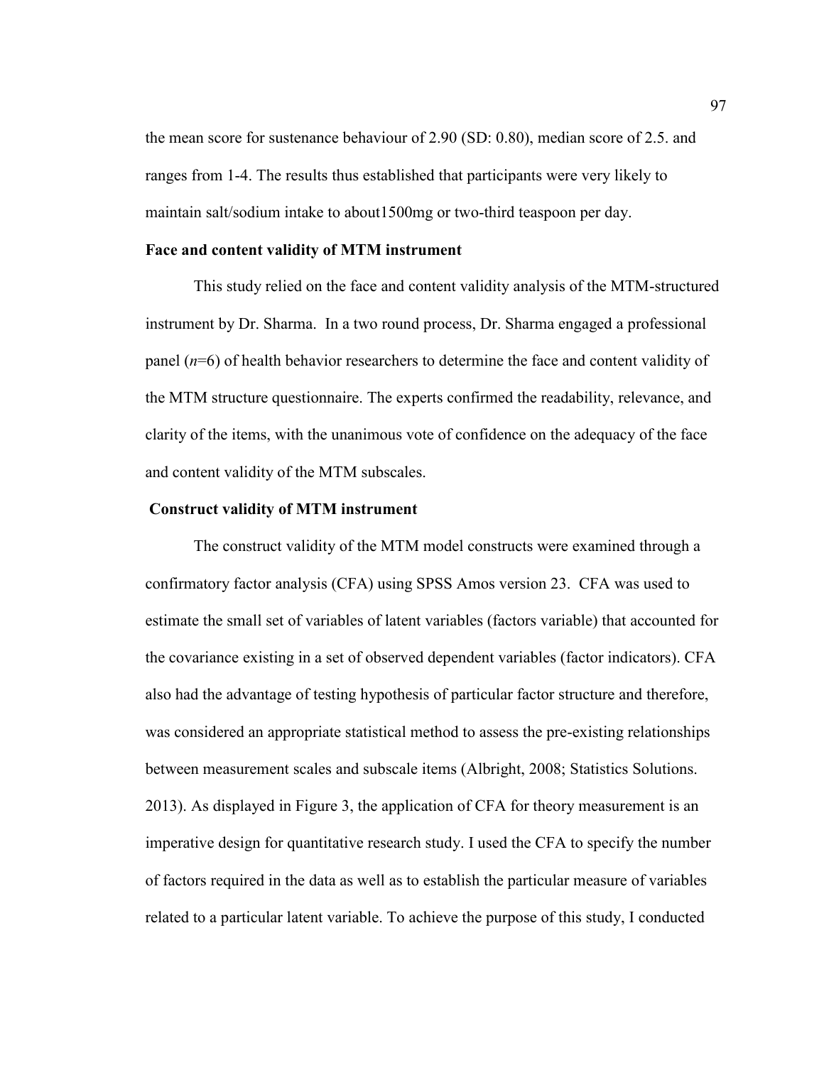the mean score for sustenance behaviour of 2.90 (SD: 0.80), median score of 2.5. and ranges from 1-4. The results thus established that participants were very likely to maintain salt/sodium intake to about1500mg or two-third teaspoon per day.

**Face and content validity of MTM instrument**

This study relied on the face and content validity analysis of the MTM-structured instrument by Dr. Sharma. In a two round process, Dr. Sharma engaged a professional panel (*n*=6) of health behavior researchers to determine the face and content validity of the MTM structure questionnaire. The experts confirmed the readability, relevance, and clarity of the items, with the unanimous vote of confidence on the adequacy of the face and content validity of the MTM subscales.

**Construct validity of MTM instrument**

The construct validity of the MTM model constructs were examined through a confirmatory factor analysis (CFA) using SPSS Amos version 23. CFA was used to estimate the small set of variables of latent variables (factors variable) that accounted for the covariance existing in a set of observed dependent variables (factor indicators). CFA also had the advantage of testing hypothesis of particular factor structure and therefore, was considered an appropriate statistical method to assess the pre-existing relationships between measurement scales and subscale items (Albright, 2008; Statistics Solutions. 2013). As displayed in Figure 3, the application of CFA for theory measurement is an imperative design for quantitative research study. I used the CFA to specify the number of factors required in the data as well as to establish the particular measure of variables related to a particular latent variable. To achieve the purpose of this study, I conducted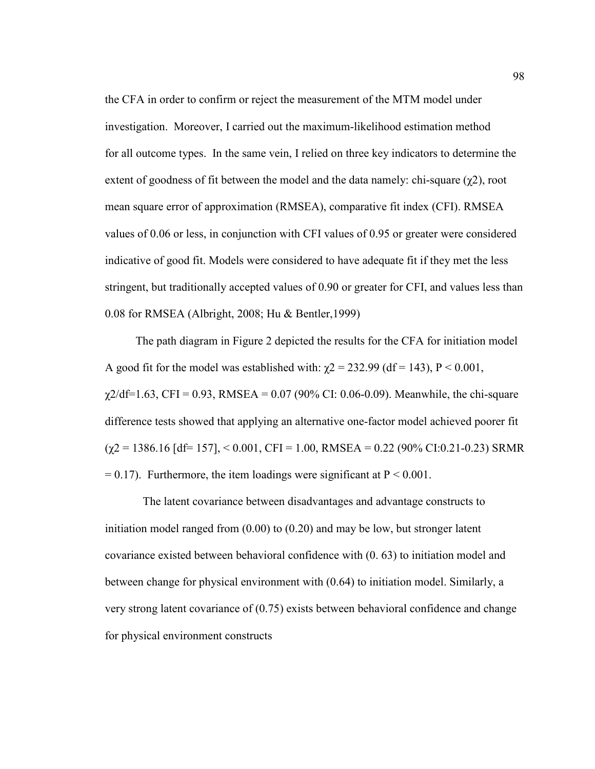the CFA in order to confirm or reject the measurement of the MTM model under investigation. Moreover, I carried out the maximum-likelihood estimation method for all outcome types. In the same vein, I relied on three key indicators to determine the extent of goodness of fit between the model and the data namely: chi-square ($\chi 2$), root mean square error of approximation (RMSEA), comparative fit index (CFI). RMSEA values of 0.06 or less, in conjunction with CFI values of 0.95 or greater were considered indicative of good fit. Models were considered to have adequate fit if they met the less stringent, but traditionally accepted values of 0.90 or greater for CFI, and values less than 0.08 for RMSEA (Albright, 2008; Hu & Bentler,1999)

The path diagram in Figure 2 depicted the results for the CFA for initiation model A good fit for the model was established with: $\chi 2 = 232.99$ (df = 143), $P < 0.001$, $\chi 2/df$=1.63, CFI = 0.93, RMSEA = 0.07 (90% CI: 0.06-0.09). Meanwhile, the chi-square difference tests showed that applying an alternative one-factor model achieved poorer fit ($\chi 2 = 1386.16$ [df= 157], < 0.001, CFI = 1.00, RMSEA = 0.22 (90% CI:0.21-0.23) SRMR = 0.17). Furthermore, the item loadings were significant at $P < 0.001$.

The latent covariance between disadvantages and advantage constructs to initiation model ranged from (0.00) to (0.20) and may be low, but stronger latent covariance existed between behavioral confidence with (0. 63) to initiation model and between change for physical environment with (0.64) to initiation model. Similarly, a very strong latent covariance of (0.75) exists between behavioral confidence and change for physical environment constructs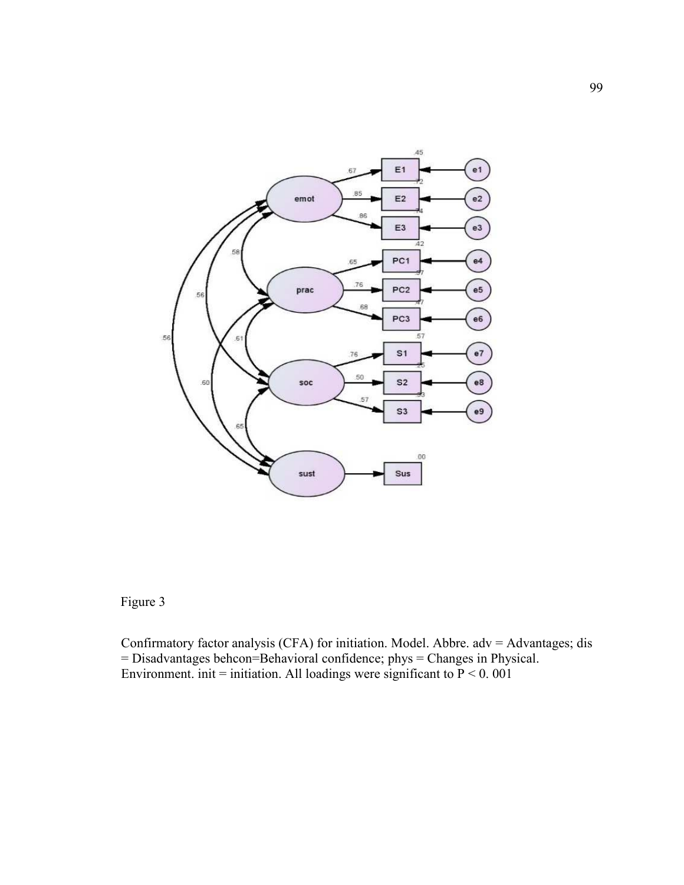Figure 3

Confirmatory factor analysis (CFA) for initiation. Model. Abbre. adv = Advantages; dis = Disadvantages behcon=Behavioral confidence; phys = Changes in Physical. Environment. init = initiation. All loadings were significant to P < 0. 001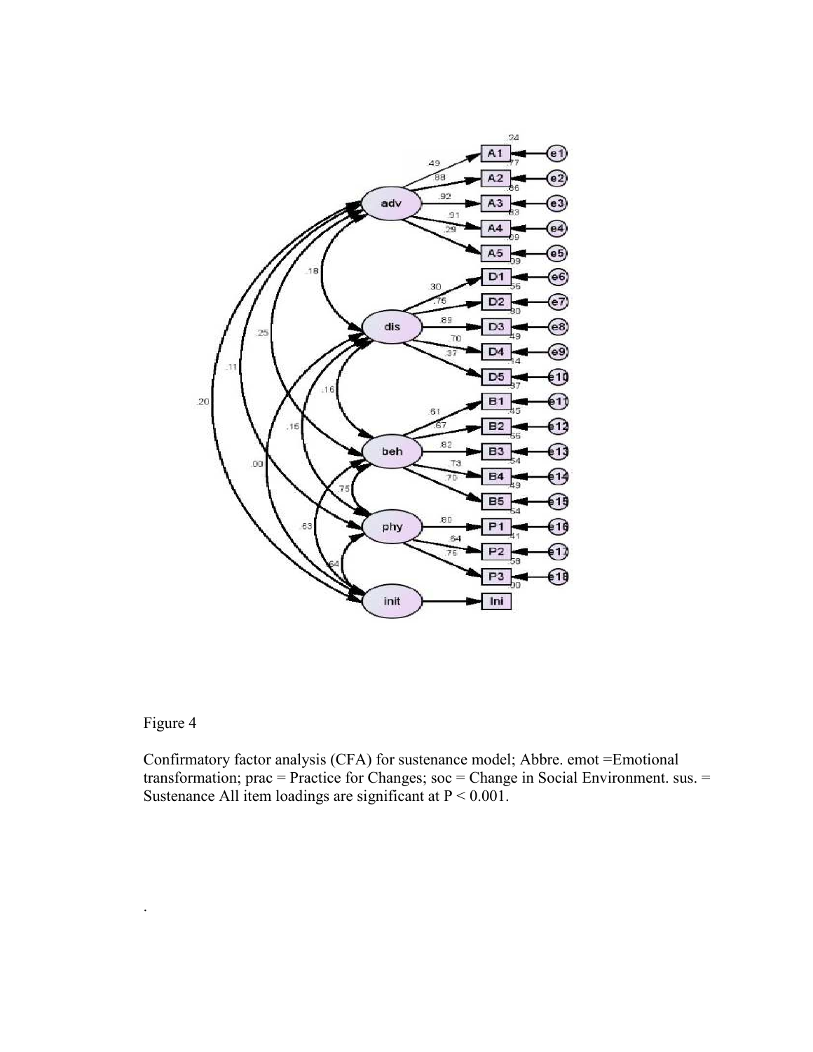Figure 4

Confirmatory factor analysis (CFA) for sustenance model; Abbre. emot =Emotional transformation; prac = Practice for Changes; soc = Change in Social Environment. sus. = Sustenance All item loadings are significant at P < 0.001.

.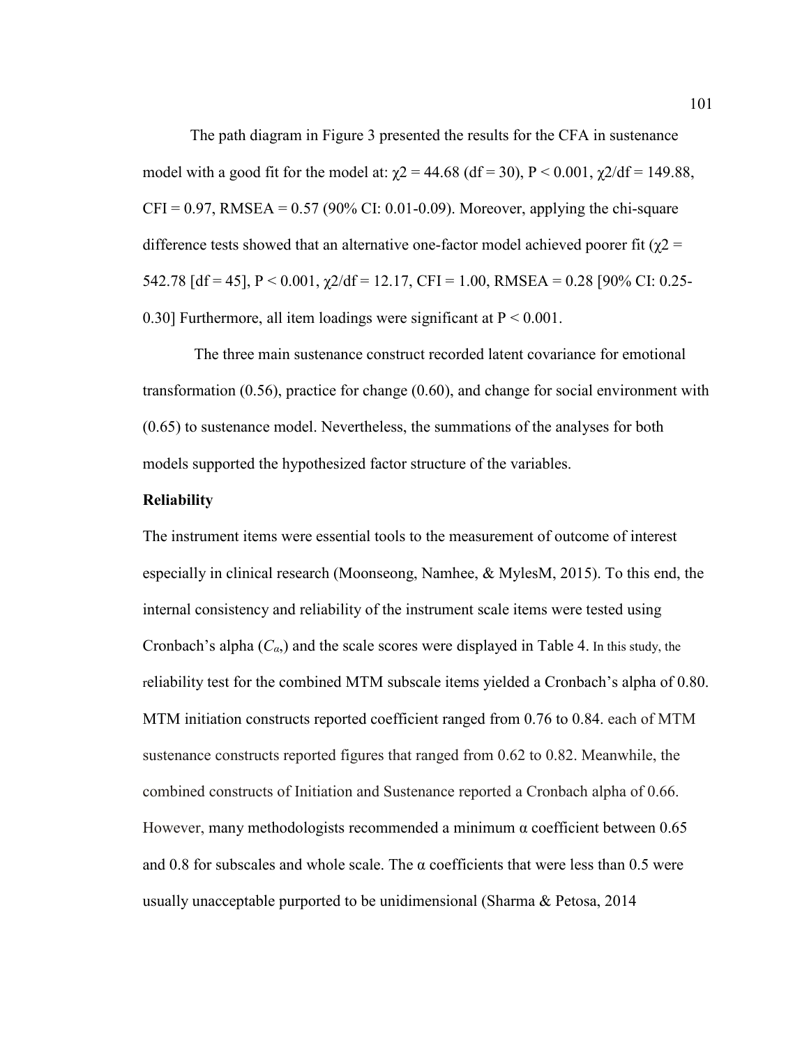The path diagram in Figure 3 presented the results for the CFA in sustenance model with a good fit for the model at: $\chi2 = 44.68$ (df = 30), $P < 0.001$, $\chi2/df = 149.88$, CFI = 0.97, RMSEA = 0.57 (90% CI: 0.01-0.09). Moreover, applying the chi-square difference tests showed that an alternative one-factor model achieved poorer fit ($\chi2 = 542.78$ [df = 45], $P < 0.001$, $\chi2/df = 12.17$, CFI = 1.00, RMSEA = 0.28 [90% CI: 0.25-0.30] Furthermore, all item loadings were significant at $P < 0.001$.

The three main sustenance construct recorded latent covariance for emotional transformation (0.56), practice for change (0.60), and change for social environment with (0.65) to sustenance model. Nevertheless, the summations of the analyses for both models supported the hypothesized factor structure of the variables.

**Reliability**

The instrument items were essential tools to the measurement of outcome of interest especially in clinical research (Moonseong, Namhee, & MylesM, 2015). To this end, the internal consistency and reliability of the instrument scale items were tested using Cronbach's alpha ($C_{\alpha}$,) and the scale scores were displayed in Table 4. In this study, the reliability test for the combined MTM subscale items yielded a Cronbach's alpha of 0.80. MTM initiation constructs reported coefficient ranged from 0.76 to 0.84. each of MTM sustenance constructs reported figures that ranged from 0.62 to 0.82. Meanwhile, the combined constructs of Initiation and Sustenance reported a Cronbach alpha of 0.66. However, many methodologists recommended a minimum α coefficient between 0.65 and 0.8 for subscales and whole scale. The α coefficients that were less than 0.5 were usually unacceptable purported to be unidimensional (Sharma & Petosa, 2014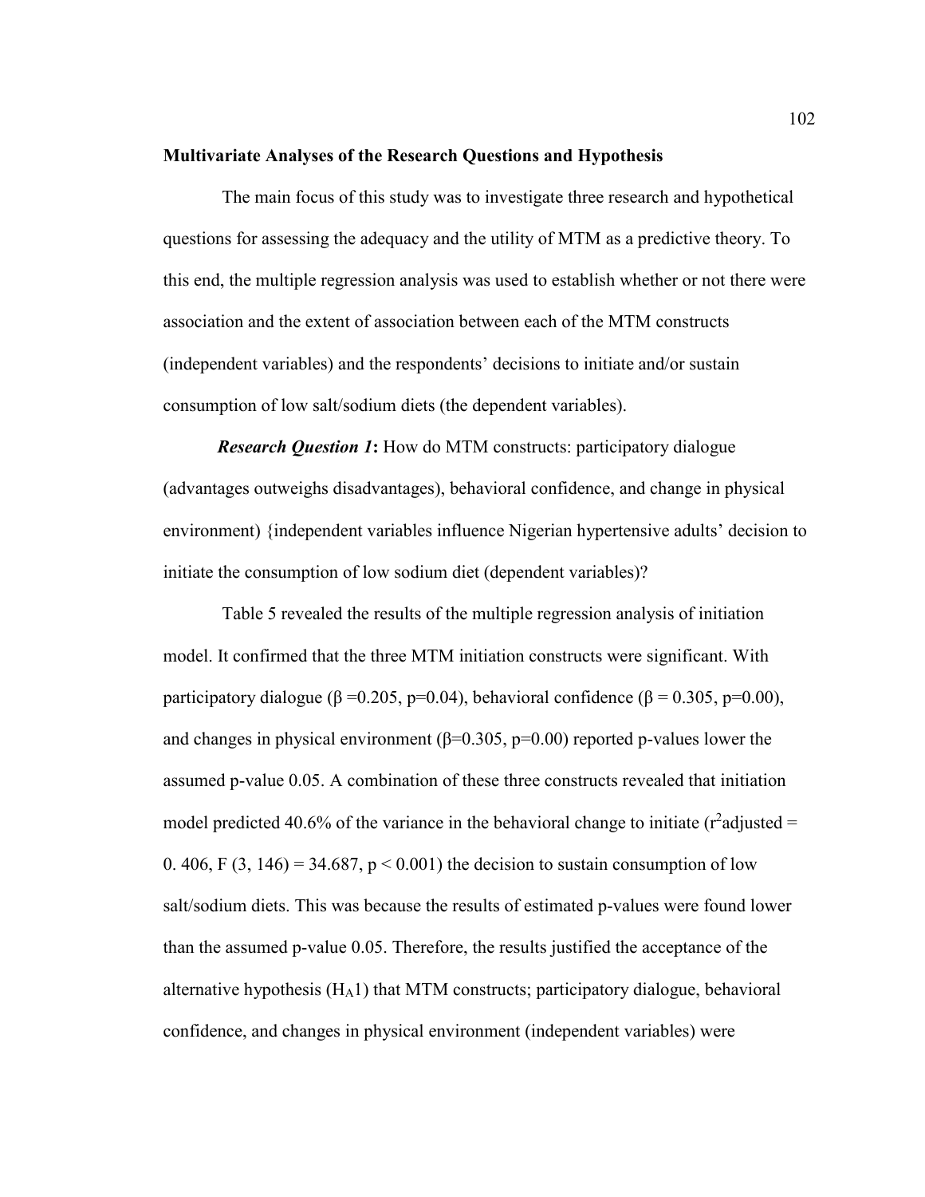**Multivariate Analyses of the Research Questions and Hypothesis**

The main focus of this study was to investigate three research and hypothetical questions for assessing the adequacy and the utility of MTM as a predictive theory. To this end, the multiple regression analysis was used to establish whether or not there were association and the extent of association between each of the MTM constructs (independent variables) and the respondents' decisions to initiate and/or sustain consumption of low salt/sodium diets (the dependent variables).

***Research Question 1*****:** How do MTM constructs: participatory dialogue (advantages outweighs disadvantages), behavioral confidence, and change in physical environment) {independent variables influence Nigerian hypertensive adults' decision to initiate the consumption of low sodium diet (dependent variables)?

Table 5 revealed the results of the multiple regression analysis of initiation model. It confirmed that the three MTM initiation constructs were significant. With participatory dialogue ($\beta$ =0.205, p=0.04), behavioral confidence ($\beta$ = 0.305, p=0.00), and changes in physical environment ($\beta$=0.305, p=0.00) reported p-values lower the assumed p-value 0.05. A combination of these three constructs revealed that initiation model predicted 40.6% of the variance in the behavioral change to initiate ($r^2$adjusted = 0. 406, $F$ (3, 146) = 34.687, $p < 0.001$) the decision to sustain consumption of low salt/sodium diets. This was because the results of estimated p-values were found lower than the assumed p-value 0.05. Therefore, the results justified the acceptance of the alternative hypothesis ($H_A1$) that MTM constructs; participatory dialogue, behavioral confidence, and changes in physical environment (independent variables) were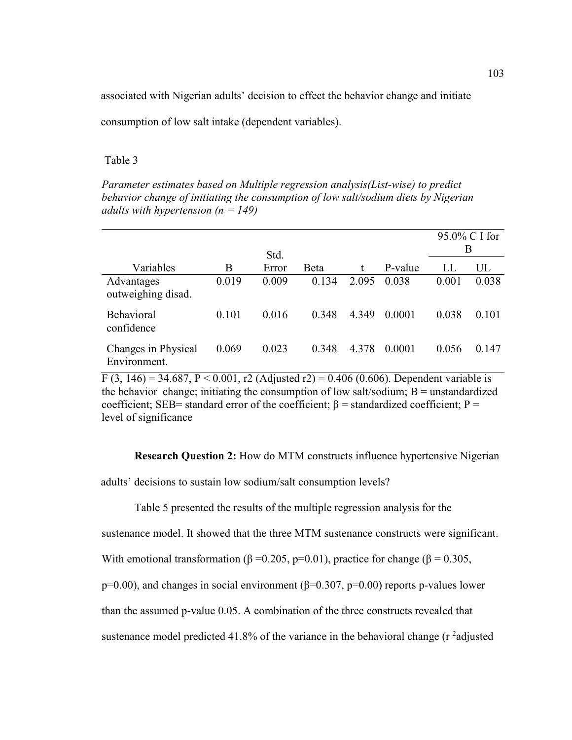associated with Nigerian adults' decision to effect the behavior change and initiate consumption of low salt intake (dependent variables).

Table 3

*Parameter estimates based on Multiple regression analysis(List-wise) to predict behavior change of initiating the consumption of low salt/sodium diets by Nigerian adults with hypertension (n = 149)*

| Variables | B | Std. Error | Beta | t | P-value | 95.0% C I for B | |
|---|---|---|---|---|---|---|---|
| | | | | | | LL | UL |
| Advantages outweighing disad. | 0.019 | 0.009 | 0.134 | 2.095 | 0.038 | 0.001 | 0.038 |
| Behavioral confidence | 0.101 | 0.016 | 0.348 | 4.349 | 0.0001 | 0.038 | 0.101 |
| Changes in Physical Environment. | 0.069 | 0.023 | 0.348 | 4.378 | 0.0001 | 0.056 | 0.147 |

$F(3, 146) = 34.687$, $P < 0.001$, $r2$ (Adjusted $r2$) = 0.406 (0.606). Dependent variable is the behavior change; initiating the consumption of low salt/sodium; B = unstandardized coefficient; SEB= standard error of the coefficient; β = standardized coefficient; P = level of significance

**Research Question 2:** How do MTM constructs influence hypertensive Nigerian adults' decisions to sustain low sodium/salt consumption levels?

Table 5 presented the results of the multiple regression analysis for the sustenance model. It showed that the three MTM sustenance constructs were significant. With emotional transformation ($\beta = 0.205$, $p=0.01$), practice for change ($\beta = 0.305$, $p=0.00$), and changes in social environment ($\beta=0.307$, $p=0.00$) reports p-values lower than the assumed p-value 0.05. A combination of the three constructs revealed that sustenance model predicted 41.8% of the variance in the behavioral change ($r^2$adjusted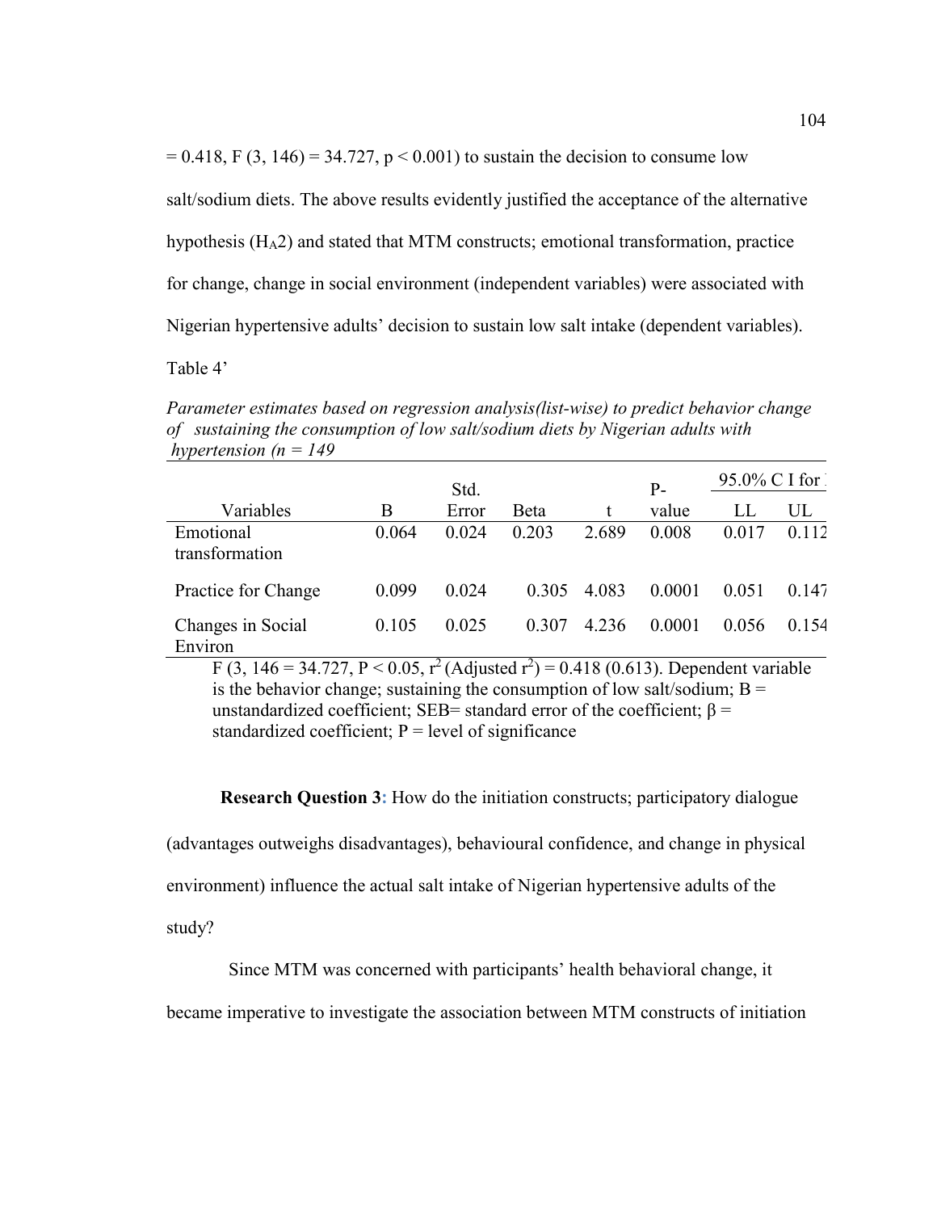= 0.418, F (3, 146) = 34.727, $p < 0.001$) to sustain the decision to consume low salt/sodium diets. The above results evidently justified the acceptance of the alternative hypothesis ($H_A2$) and stated that MTM constructs; emotional transformation, practice for change, change in social environment (independent variables) were associated with Nigerian hypertensive adults' decision to sustain low salt intake (dependent variables).

Table 4'

*Parameter estimates based on regression analysis(list-wise) to predict behavior change of sustaining the consumption of low salt/sodium diets by Nigerian adults with hypertension (n = 149*

| Variables | B | Std. Error | Beta | t | P-value | 95.0% C I for | |
|---|---|---|---|---|---|---|---|
| | | | | | | LL | UL |
| Emotional transformation | 0.064 | 0.024 | 0.203 | 2.689 | 0.008 | 0.017 | 0.112 |
| Practice for Change | 0.099 | 0.024 | 0.305 | 4.083 | 0.0001 | 0.051 | 0.147 |
| Changes in Social Environ | 0.105 | 0.025 | 0.307 | 4.236 | 0.0001 | 0.056 | 0.154 |

F (3, 146 = 34.727, $P < 0.05$, $r^2$ (Adjusted $r^2$) = 0.418 (0.613). Dependent variable is the behavior change; sustaining the consumption of low salt/sodium; B = unstandardized coefficient; SEB= standard error of the coefficient; β = standardized coefficient; P = level of significance

**Research Question 3:** How do the initiation constructs; participatory dialogue (advantages outweighs disadvantages), behavioural confidence, and change in physical environment) influence the actual salt intake of Nigerian hypertensive adults of the study?

Since MTM was concerned with participants' health behavioral change, it became imperative to investigate the association between MTM constructs of initiation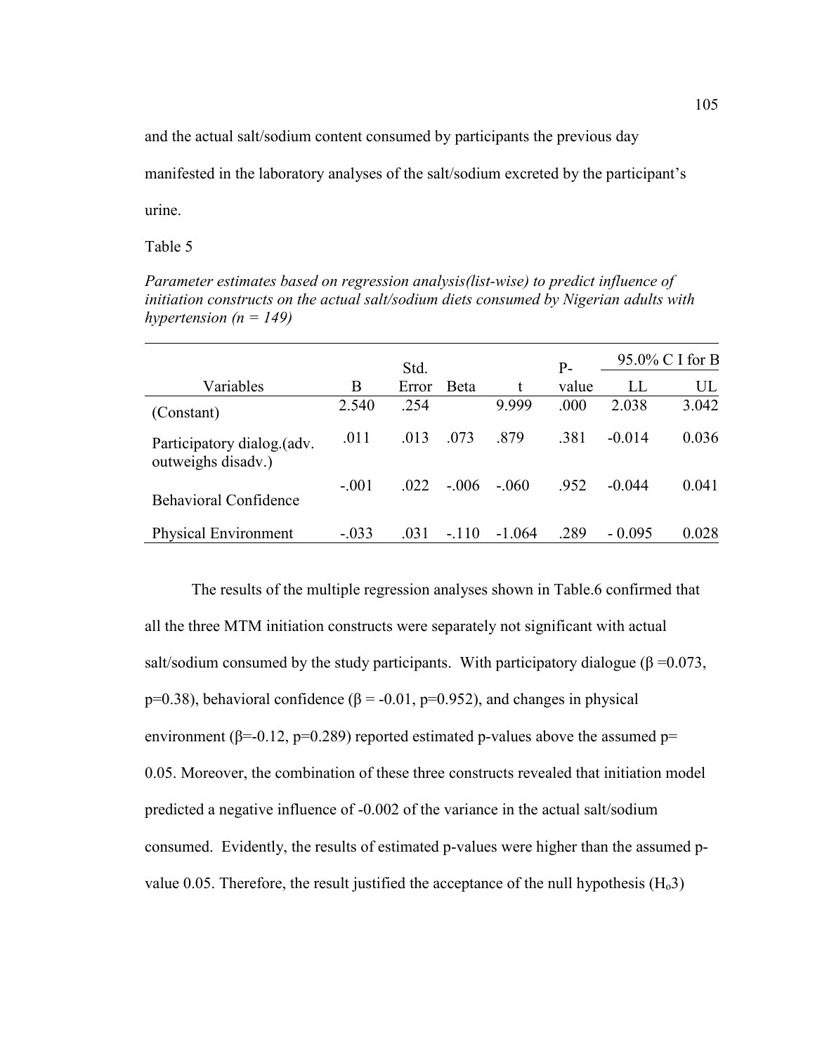and the actual salt/sodium content consumed by participants the previous day manifested in the laboratory analyses of the salt/sodium excreted by the participant's urine.

Table 5

*Parameter estimates based on regression analysis(list-wise) to predict influence of initiation constructs on the actual salt/sodium diets consumed by Nigerian adults with hypertension (n = 149)*

| Variables | B | Std. Error | Beta | t | P-value | 95.0% C I for B LL | UL |
|---|---|---|---|---|---|---|---|
| (Constant) | 2.540 | .254 | | 9.999 | .000 | 2.038 | 3.042 |
| Participatory dialog.(adv. outweighs disadv.) | .011 | .013 | .073 | .879 | .381 | -0.014 | 0.036 |
| Behavioral Confidence | -.001 | .022 | -.006 | -.060 | .952 | -0.044 | 0.041 |
| Physical Environment | -.033 | .031 | -.110 | -1.064 | .289 | - 0.095 | 0.028 |

The results of the multiple regression analyses shown in Table.6 confirmed that all the three MTM initiation constructs were separately not significant with actual salt/sodium consumed by the study participants. With participatory dialogue ($\beta$ =0.073, p=0.38), behavioral confidence ($\beta$ = -0.01, p=0.952), and changes in physical environment ($\beta$=-0.12, p=0.289) reported estimated p-values above the assumed p= 0.05. Moreover, the combination of these three constructs revealed that initiation model predicted a negative influence of -0.002 of the variance in the actual salt/sodium consumed. Evidently, the results of estimated p-values were higher than the assumed p-value 0.05. Therefore, the result justified the acceptance of the null hypothesis ($H_o3$)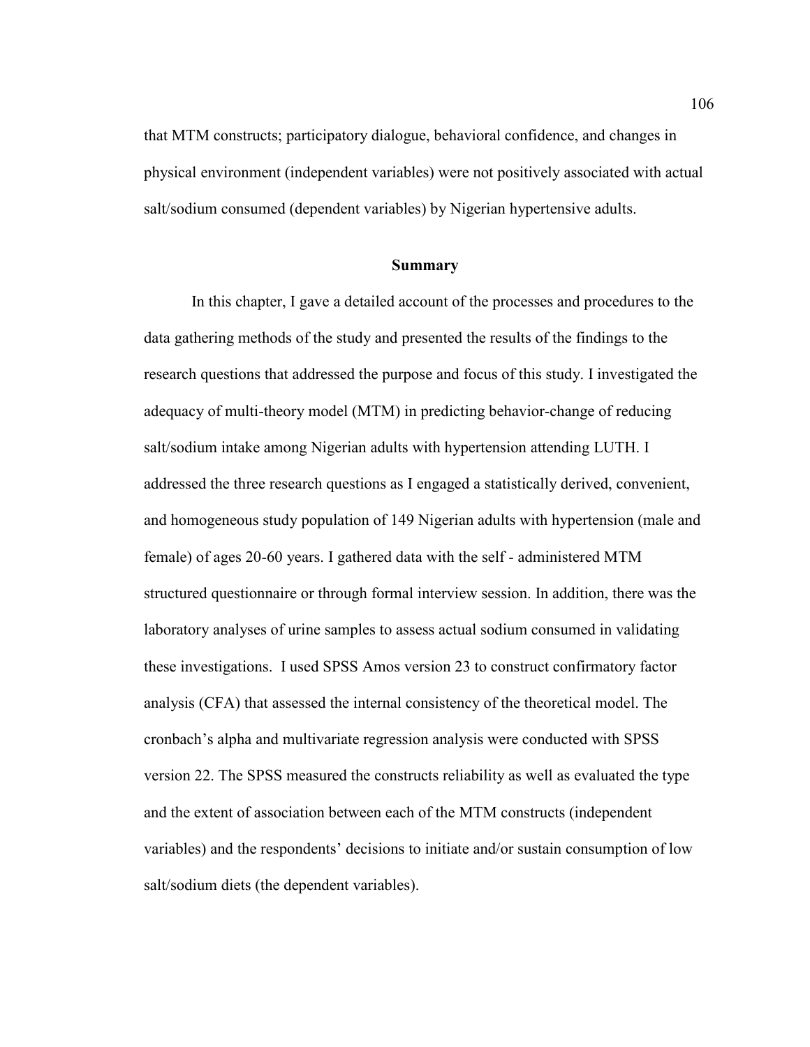that MTM constructs; participatory dialogue, behavioral confidence, and changes in physical environment (independent variables) were not positively associated with actual salt/sodium consumed (dependent variables) by Nigerian hypertensive adults.

## Summary

In this chapter, I gave a detailed account of the processes and procedures to the data gathering methods of the study and presented the results of the findings to the research questions that addressed the purpose and focus of this study. I investigated the adequacy of multi-theory model (MTM) in predicting behavior-change of reducing salt/sodium intake among Nigerian adults with hypertension attending LUTH. I addressed the three research questions as I engaged a statistically derived, convenient, and homogeneous study population of 149 Nigerian adults with hypertension (male and female) of ages 20-60 years. I gathered data with the self - administered MTM structured questionnaire or through formal interview session. In addition, there was the laboratory analyses of urine samples to assess actual sodium consumed in validating these investigations. I used SPSS Amos version 23 to construct confirmatory factor analysis (CFA) that assessed the internal consistency of the theoretical model. The cronbach's alpha and multivariate regression analysis were conducted with SPSS version 22. The SPSS measured the constructs reliability as well as evaluated the type and the extent of association between each of the MTM constructs (independent variables) and the respondents' decisions to initiate and/or sustain consumption of low salt/sodium diets (the dependent variables).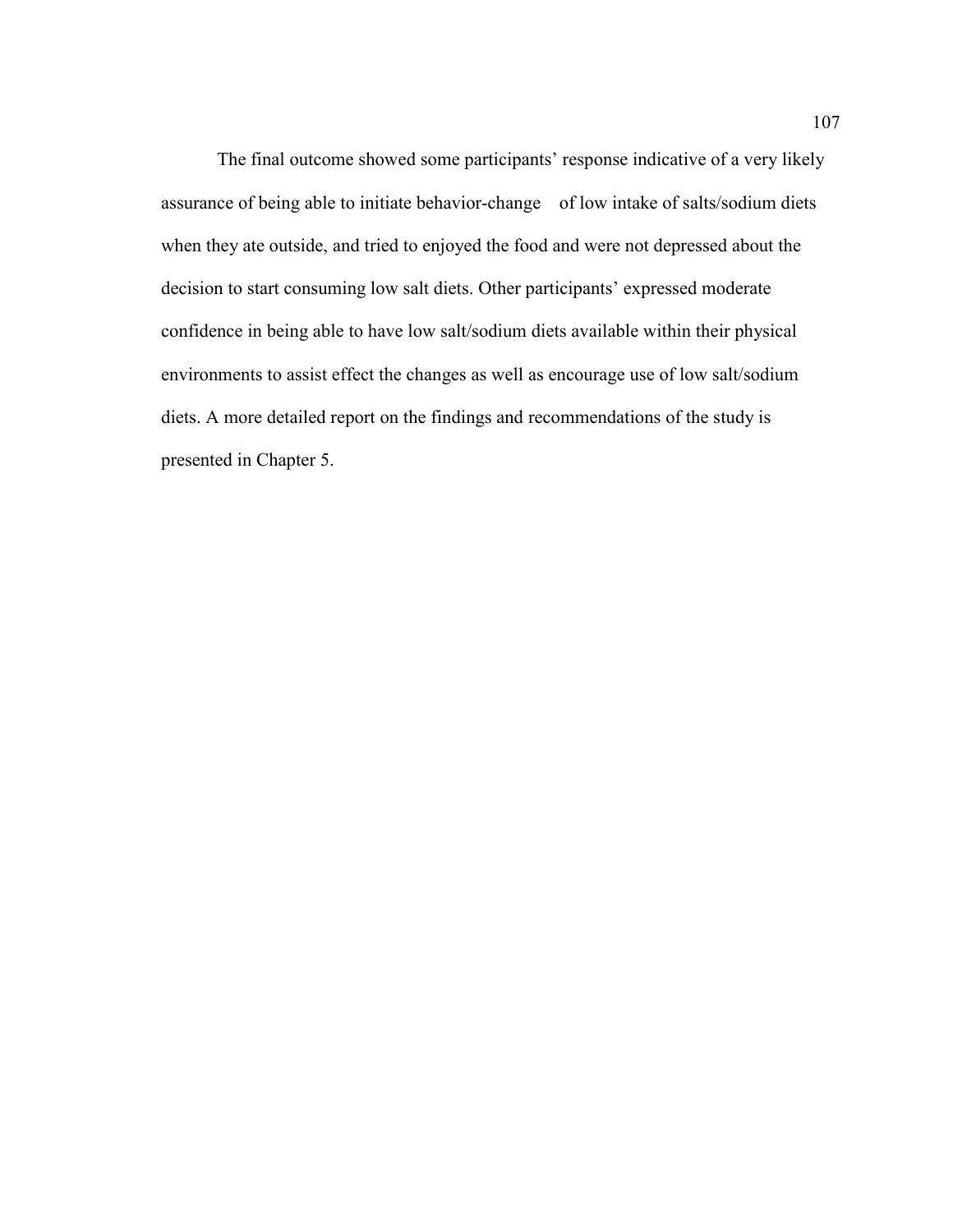The final outcome showed some participants' response indicative of a very likely assurance of being able to initiate behavior-change of low intake of salts/sodium diets when they ate outside, and tried to enjoyed the food and were not depressed about the decision to start consuming low salt diets. Other participants' expressed moderate confidence in being able to have low salt/sodium diets available within their physical environments to assist effect the changes as well as encourage use of low salt/sodium diets. A more detailed report on the findings and recommendations of the study is presented in Chapter 5.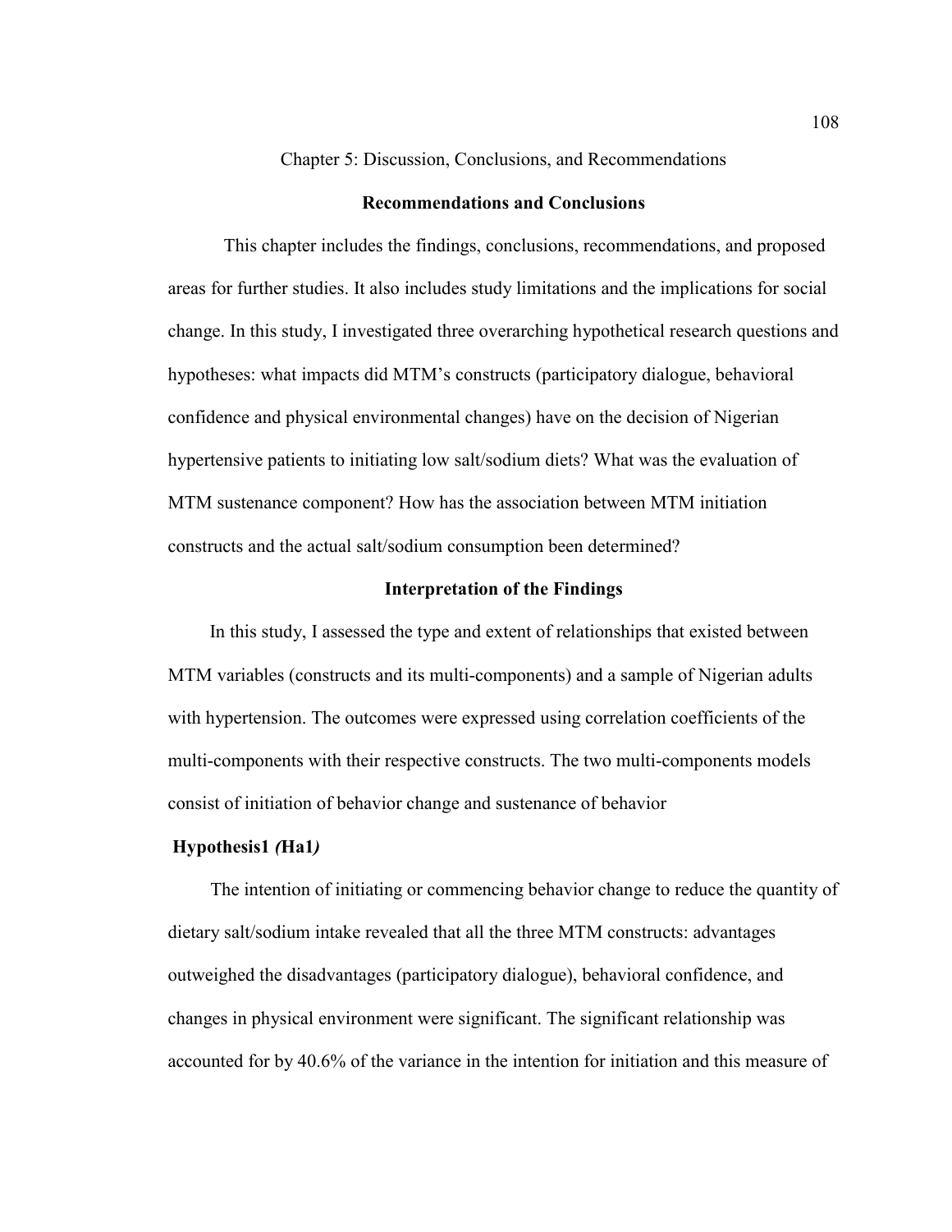Chapter 5: Discussion, Conclusions, and Recommendations

## Recommendations and Conclusions

This chapter includes the findings, conclusions, recommendations, and proposed areas for further studies. It also includes study limitations and the implications for social change. In this study, I investigated three overarching hypothetical research questions and hypotheses: what impacts did MTM's constructs (participatory dialogue, behavioral confidence and physical environmental changes) have on the decision of Nigerian hypertensive patients to initiating low salt/sodium diets? What was the evaluation of MTM sustenance component? How has the association between MTM initiation constructs and the actual salt/sodium consumption been determined?

## Interpretation of the Findings

In this study, I assessed the type and extent of relationships that existed between MTM variables (constructs and its multi-components) and a sample of Nigerian adults with hypertension. The outcomes were expressed using correlation coefficients of the multi-components with their respective constructs. The two multi-components models consist of initiation of behavior change and sustenance of behavior

### Hypothesis1 *(*Ha1*)*

The intention of initiating or commencing behavior change to reduce the quantity of dietary salt/sodium intake revealed that all the three MTM constructs: advantages outweighed the disadvantages (participatory dialogue), behavioral confidence, and changes in physical environment were significant. The significant relationship was accounted for by 40.6% of the variance in the intention for initiation and this measure of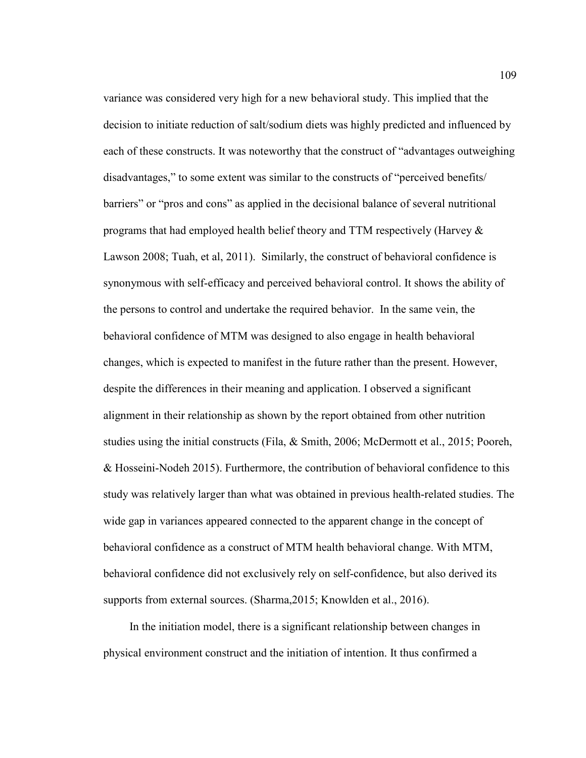variance was considered very high for a new behavioral study. This implied that the decision to initiate reduction of salt/sodium diets was highly predicted and influenced by each of these constructs. It was noteworthy that the construct of "advantages outweighing disadvantages," to some extent was similar to the constructs of "perceived benefits/ barriers" or "pros and cons" as applied in the decisional balance of several nutritional programs that had employed health belief theory and TTM respectively (Harvey & Lawson 2008; Tuah, et al, 2011). Similarly, the construct of behavioral confidence is synonymous with self-efficacy and perceived behavioral control. It shows the ability of the persons to control and undertake the required behavior. In the same vein, the behavioral confidence of MTM was designed to also engage in health behavioral changes, which is expected to manifest in the future rather than the present. However, despite the differences in their meaning and application. I observed a significant alignment in their relationship as shown by the report obtained from other nutrition studies using the initial constructs (Fila, & Smith, 2006; McDermott et al., 2015; Pooreh, & Hosseini-Nodeh 2015). Furthermore, the contribution of behavioral confidence to this study was relatively larger than what was obtained in previous health-related studies. The wide gap in variances appeared connected to the apparent change in the concept of behavioral confidence as a construct of MTM health behavioral change. With MTM, behavioral confidence did not exclusively rely on self-confidence, but also derived its supports from external sources. (Sharma,2015; Knowlden et al., 2016).

In the initiation model, there is a significant relationship between changes in physical environment construct and the initiation of intention. It thus confirmed a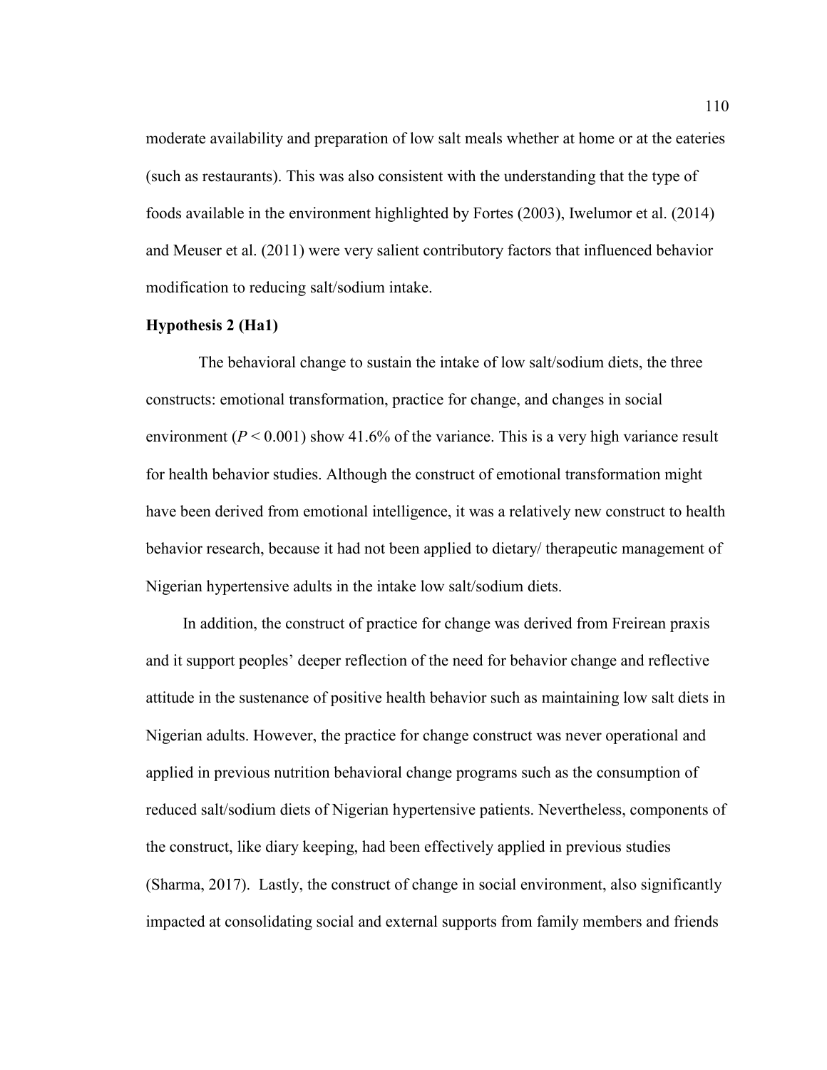moderate availability and preparation of low salt meals whether at home or at the eateries (such as restaurants). This was also consistent with the understanding that the type of foods available in the environment highlighted by Fortes (2003), Iwelumor et al. (2014) and Meuser et al. (2011) were very salient contributory factors that influenced behavior modification to reducing salt/sodium intake.

**Hypothesis 2 (Ha1)**

The behavioral change to sustain the intake of low salt/sodium diets, the three constructs: emotional transformation, practice for change, and changes in social environment ($P < 0.001$) show 41.6% of the variance. This is a very high variance result for health behavior studies. Although the construct of emotional transformation might have been derived from emotional intelligence, it was a relatively new construct to health behavior research, because it had not been applied to dietary/ therapeutic management of Nigerian hypertensive adults in the intake low salt/sodium diets.

In addition, the construct of practice for change was derived from Freirean praxis and it support peoples' deeper reflection of the need for behavior change and reflective attitude in the sustenance of positive health behavior such as maintaining low salt diets in Nigerian adults. However, the practice for change construct was never operational and applied in previous nutrition behavioral change programs such as the consumption of reduced salt/sodium diets of Nigerian hypertensive patients. Nevertheless, components of the construct, like diary keeping, had been effectively applied in previous studies (Sharma, 2017). Lastly, the construct of change in social environment, also significantly impacted at consolidating social and external supports from family members and friends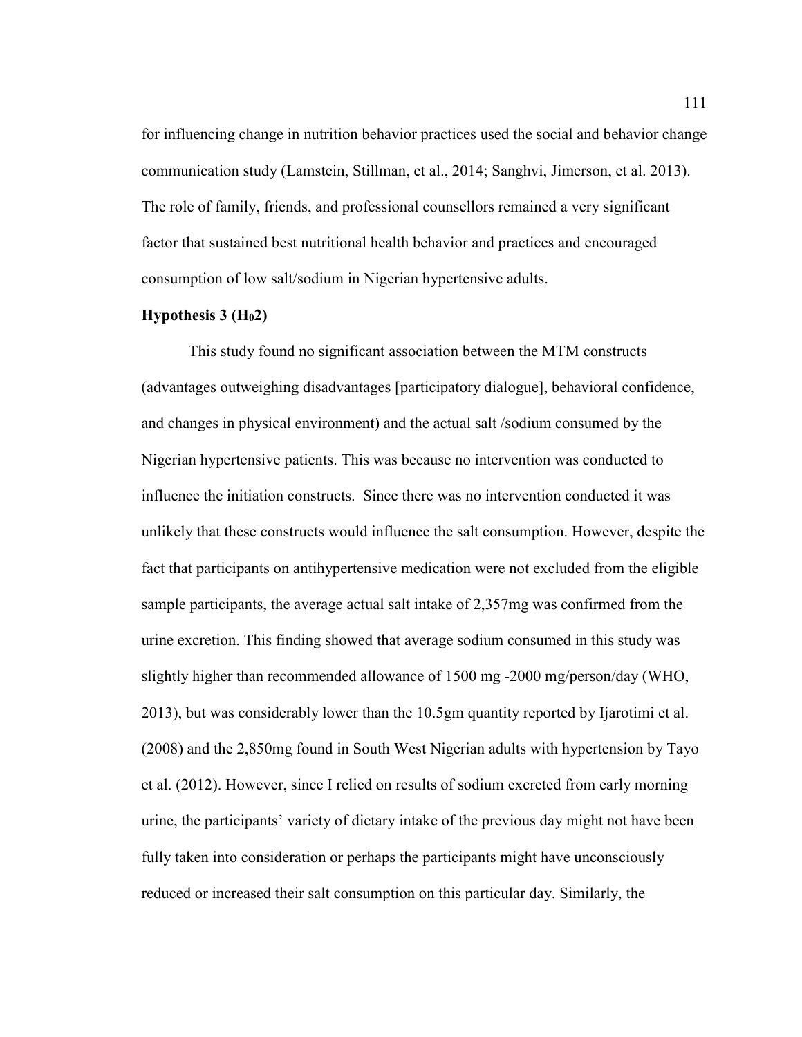for influencing change in nutrition behavior practices used the social and behavior change communication study (Lamstein, Stillman, et al., 2014; Sanghvi, Jimerson, et al. 2013). The role of family, friends, and professional counsellors remained a very significant factor that sustained best nutritional health behavior and practices and encouraged consumption of low salt/sodium in Nigerian hypertensive adults.

**Hypothesis 3 ($H_02$)**

This study found no significant association between the MTM constructs (advantages outweighing disadvantages [participatory dialogue], behavioral confidence, and changes in physical environment) and the actual salt /sodium consumed by the Nigerian hypertensive patients. This was because no intervention was conducted to influence the initiation constructs. Since there was no intervention conducted it was unlikely that these constructs would influence the salt consumption. However, despite the fact that participants on antihypertensive medication were not excluded from the eligible sample participants, the average actual salt intake of 2,357mg was confirmed from the urine excretion. This finding showed that average sodium consumed in this study was slightly higher than recommended allowance of 1500 mg -2000 mg/person/day (WHO, 2013), but was considerably lower than the 10.5gm quantity reported by Ijarotimi et al. (2008) and the 2,850mg found in South West Nigerian adults with hypertension by Tayo et al. (2012). However, since I relied on results of sodium excreted from early morning urine, the participants' variety of dietary intake of the previous day might not have been fully taken into consideration or perhaps the participants might have unconsciously reduced or increased their salt consumption on this particular day. Similarly, the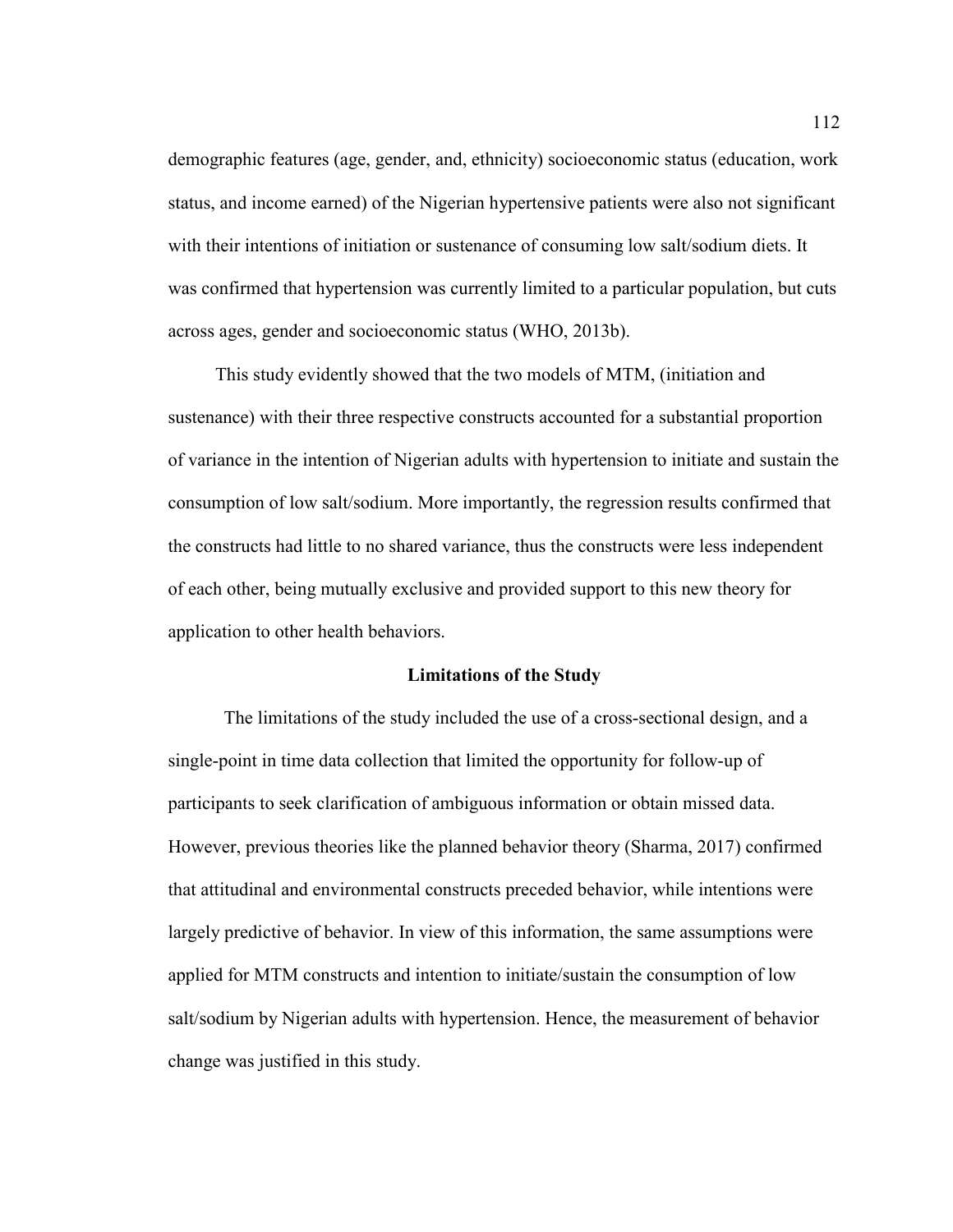demographic features (age, gender, and, ethnicity) socioeconomic status (education, work status, and income earned) of the Nigerian hypertensive patients were also not significant with their intentions of initiation or sustenance of consuming low salt/sodium diets. It was confirmed that hypertension was currently limited to a particular population, but cuts across ages, gender and socioeconomic status (WHO, 2013b).

This study evidently showed that the two models of MTM, (initiation and sustenance) with their three respective constructs accounted for a substantial proportion of variance in the intention of Nigerian adults with hypertension to initiate and sustain the consumption of low salt/sodium. More importantly, the regression results confirmed that the constructs had little to no shared variance, thus the constructs were less independent of each other, being mutually exclusive and provided support to this new theory for application to other health behaviors.

## Limitations of the Study

The limitations of the study included the use of a cross-sectional design, and a single-point in time data collection that limited the opportunity for follow-up of participants to seek clarification of ambiguous information or obtain missed data. However, previous theories like the planned behavior theory (Sharma, 2017) confirmed that attitudinal and environmental constructs preceded behavior, while intentions were largely predictive of behavior. In view of this information, the same assumptions were applied for MTM constructs and intention to initiate/sustain the consumption of low salt/sodium by Nigerian adults with hypertension. Hence, the measurement of behavior change was justified in this study.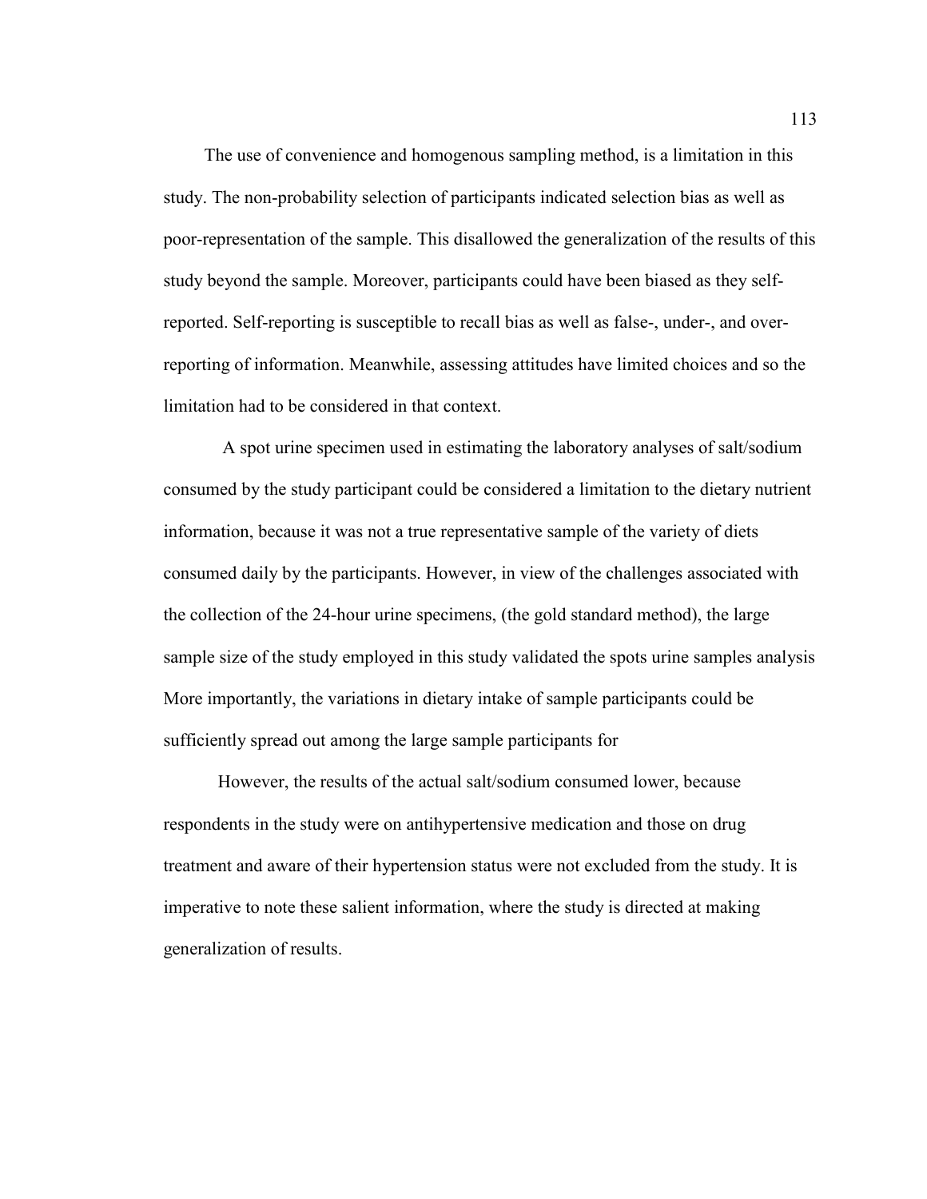The use of convenience and homogenous sampling method, is a limitation in this study. The non-probability selection of participants indicated selection bias as well as poor-representation of the sample. This disallowed the generalization of the results of this study beyond the sample. Moreover, participants could have been biased as they self-reported. Self-reporting is susceptible to recall bias as well as false-, under-, and over-reporting of information. Meanwhile, assessing attitudes have limited choices and so the limitation had to be considered in that context.

A spot urine specimen used in estimating the laboratory analyses of salt/sodium consumed by the study participant could be considered a limitation to the dietary nutrient information, because it was not a true representative sample of the variety of diets consumed daily by the participants. However, in view of the challenges associated with the collection of the 24-hour urine specimens, (the gold standard method), the large sample size of the study employed in this study validated the spots urine samples analysis More importantly, the variations in dietary intake of sample participants could be sufficiently spread out among the large sample participants for

However, the results of the actual salt/sodium consumed lower, because respondents in the study were on antihypertensive medication and those on drug treatment and aware of their hypertension status were not excluded from the study. It is imperative to note these salient information, where the study is directed at making generalization of results.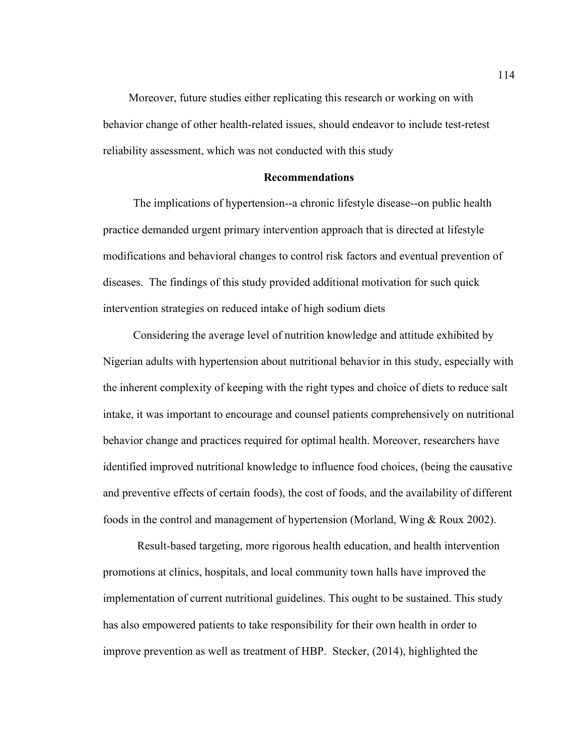Moreover, future studies either replicating this research or working on with behavior change of other health-related issues, should endeavor to include test-retest reliability assessment, which was not conducted with this study

## Recommendations

The implications of hypertension--a chronic lifestyle disease--on public health practice demanded urgent primary intervention approach that is directed at lifestyle modifications and behavioral changes to control risk factors and eventual prevention of diseases. The findings of this study provided additional motivation for such quick intervention strategies on reduced intake of high sodium diets

Considering the average level of nutrition knowledge and attitude exhibited by Nigerian adults with hypertension about nutritional behavior in this study, especially with the inherent complexity of keeping with the right types and choice of diets to reduce salt intake, it was important to encourage and counsel patients comprehensively on nutritional behavior change and practices required for optimal health. Moreover, researchers have identified improved nutritional knowledge to influence food choices, (being the causative and preventive effects of certain foods), the cost of foods, and the availability of different foods in the control and management of hypertension (Morland, Wing & Roux 2002).

Result-based targeting, more rigorous health education, and health intervention promotions at clinics, hospitals, and local community town halls have improved the implementation of current nutritional guidelines. This ought to be sustained. This study has also empowered patients to take responsibility for their own health in order to improve prevention as well as treatment of HBP. Stecker, (2014), highlighted the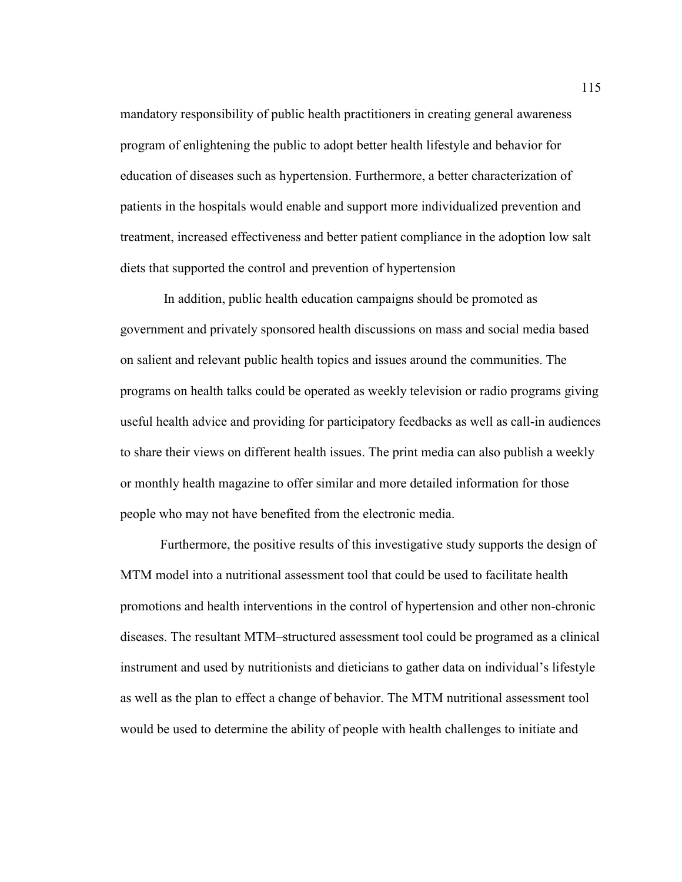mandatory responsibility of public health practitioners in creating general awareness program of enlightening the public to adopt better health lifestyle and behavior for education of diseases such as hypertension. Furthermore, a better characterization of patients in the hospitals would enable and support more individualized prevention and treatment, increased effectiveness and better patient compliance in the adoption low salt diets that supported the control and prevention of hypertension

In addition, public health education campaigns should be promoted as government and privately sponsored health discussions on mass and social media based on salient and relevant public health topics and issues around the communities. The programs on health talks could be operated as weekly television or radio programs giving useful health advice and providing for participatory feedbacks as well as call-in audiences to share their views on different health issues. The print media can also publish a weekly or monthly health magazine to offer similar and more detailed information for those people who may not have benefited from the electronic media.

Furthermore, the positive results of this investigative study supports the design of MTM model into a nutritional assessment tool that could be used to facilitate health promotions and health interventions in the control of hypertension and other non-chronic diseases. The resultant MTM–structured assessment tool could be programed as a clinical instrument and used by nutritionists and dieticians to gather data on individual's lifestyle as well as the plan to effect a change of behavior. The MTM nutritional assessment tool would be used to determine the ability of people with health challenges to initiate and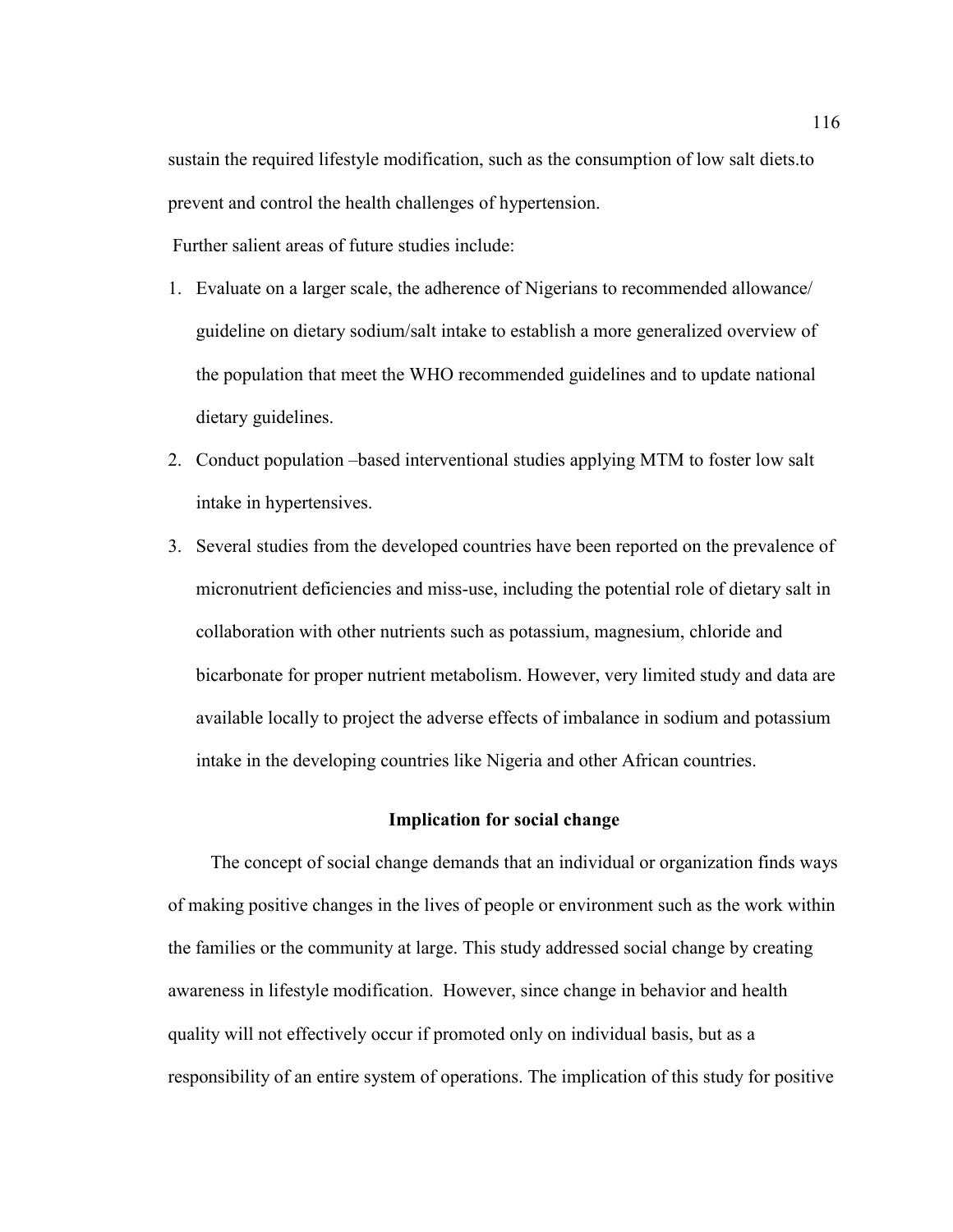sustain the required lifestyle modification, such as the consumption of low salt diets.to prevent and control the health challenges of hypertension.

Further salient areas of future studies include:

1. Evaluate on a larger scale, the adherence of Nigerians to recommended allowance/ guideline on dietary sodium/salt intake to establish a more generalized overview of the population that meet the WHO recommended guidelines and to update national dietary guidelines.
2. Conduct population –based interventional studies applying MTM to foster low salt intake in hypertensives.
3. Several studies from the developed countries have been reported on the prevalence of micronutrient deficiencies and miss-use, including the potential role of dietary salt in collaboration with other nutrients such as potassium, magnesium, chloride and bicarbonate for proper nutrient metabolism. However, very limited study and data are available locally to project the adverse effects of imbalance in sodium and potassium intake in the developing countries like Nigeria and other African countries.

## Implication for social change

The concept of social change demands that an individual or organization finds ways of making positive changes in the lives of people or environment such as the work within the families or the community at large. This study addressed social change by creating awareness in lifestyle modification. However, since change in behavior and health quality will not effectively occur if promoted only on individual basis, but as a responsibility of an entire system of operations. The implication of this study for positive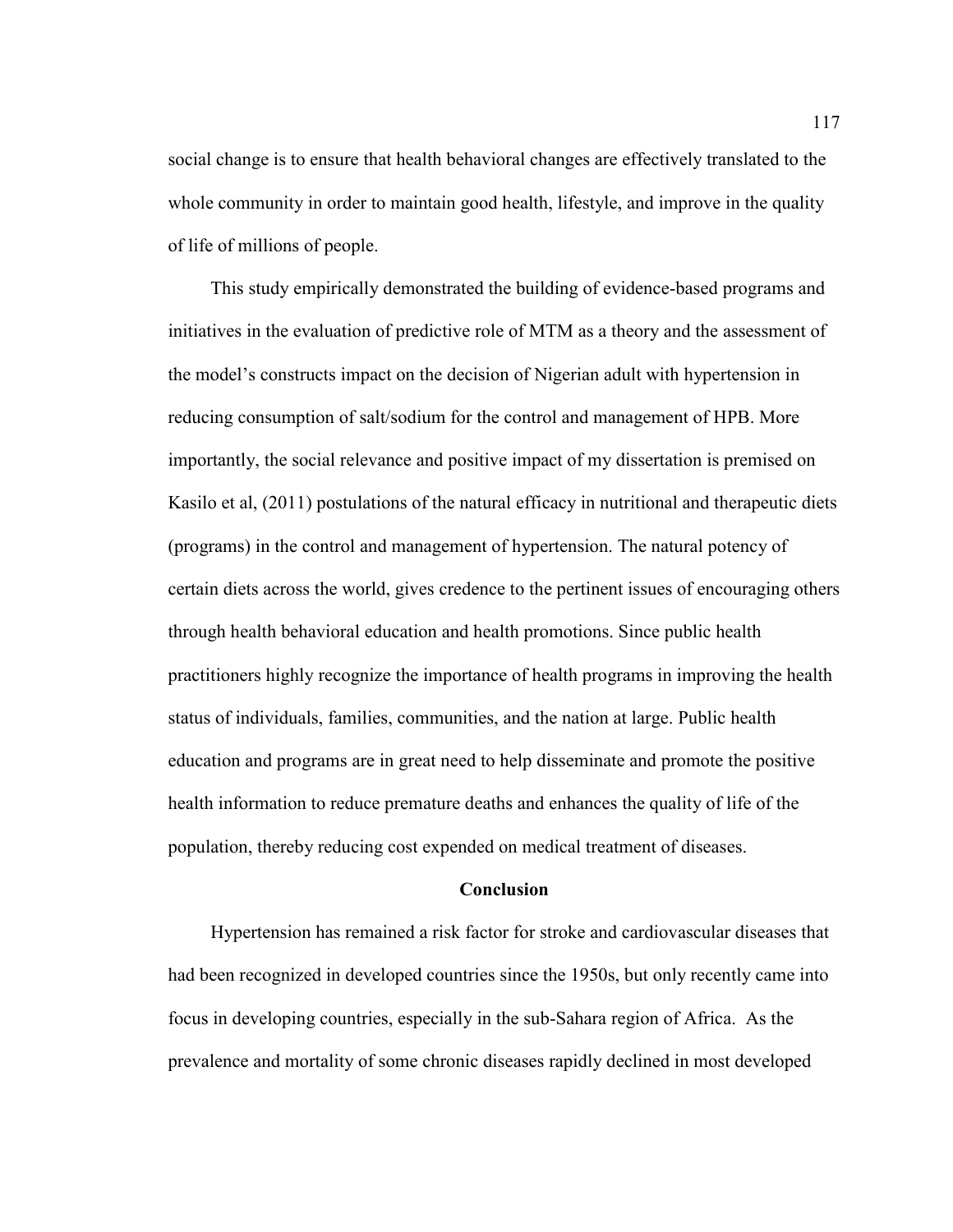social change is to ensure that health behavioral changes are effectively translated to the whole community in order to maintain good health, lifestyle, and improve in the quality of life of millions of people.

This study empirically demonstrated the building of evidence-based programs and initiatives in the evaluation of predictive role of MTM as a theory and the assessment of the model's constructs impact on the decision of Nigerian adult with hypertension in reducing consumption of salt/sodium for the control and management of HPB. More importantly, the social relevance and positive impact of my dissertation is premised on Kasilo et al, (2011) postulations of the natural efficacy in nutritional and therapeutic diets (programs) in the control and management of hypertension. The natural potency of certain diets across the world, gives credence to the pertinent issues of encouraging others through health behavioral education and health promotions. Since public health practitioners highly recognize the importance of health programs in improving the health status of individuals, families, communities, and the nation at large. Public health education and programs are in great need to help disseminate and promote the positive health information to reduce premature deaths and enhances the quality of life of the population, thereby reducing cost expended on medical treatment of diseases.

## Conclusion

Hypertension has remained a risk factor for stroke and cardiovascular diseases that had been recognized in developed countries since the 1950s, but only recently came into focus in developing countries, especially in the sub-Sahara region of Africa. As the prevalence and mortality of some chronic diseases rapidly declined in most developed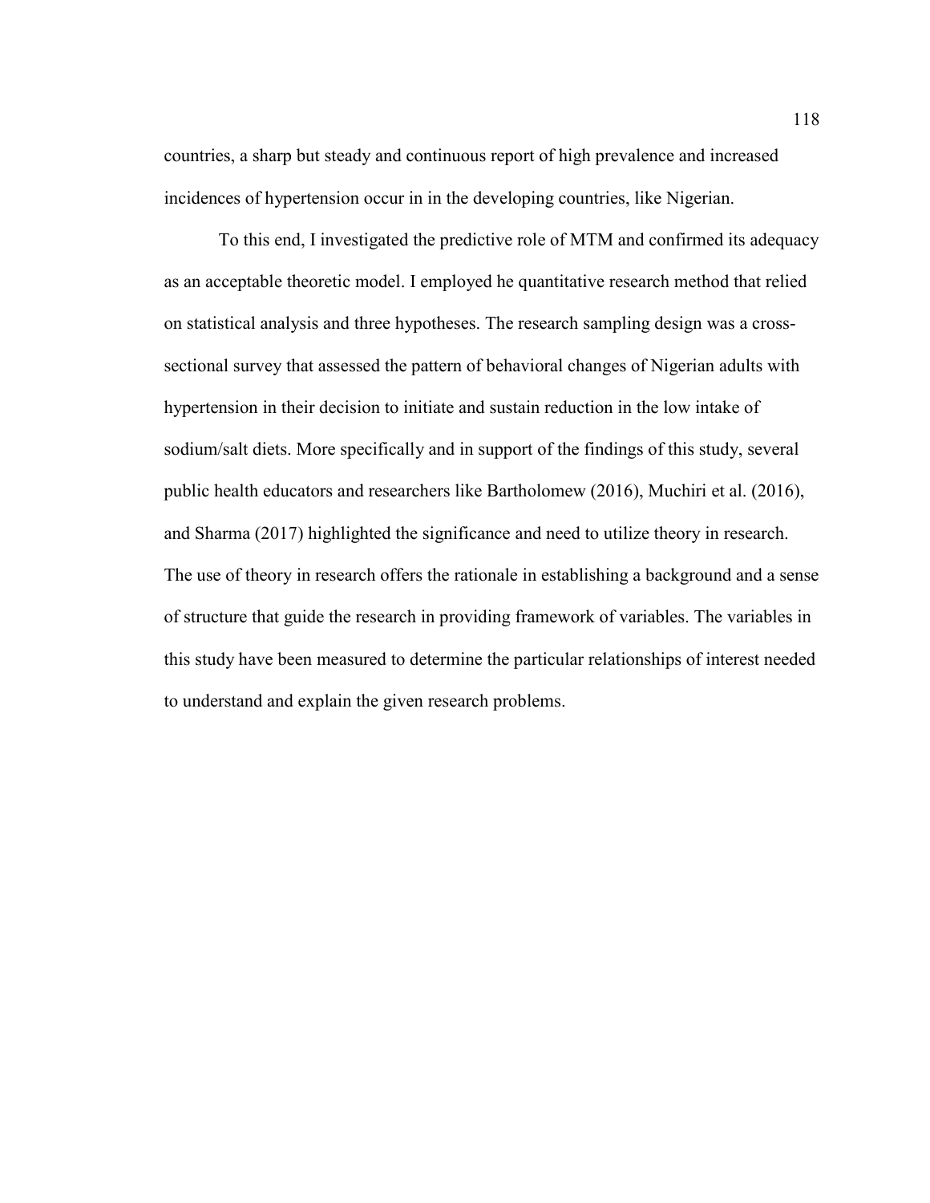countries, a sharp but steady and continuous report of high prevalence and increased incidences of hypertension occur in in the developing countries, like Nigerian.

To this end, I investigated the predictive role of MTM and confirmed its adequacy as an acceptable theoretic model. I employed he quantitative research method that relied on statistical analysis and three hypotheses. The research sampling design was a cross-sectional survey that assessed the pattern of behavioral changes of Nigerian adults with hypertension in their decision to initiate and sustain reduction in the low intake of sodium/salt diets. More specifically and in support of the findings of this study, several public health educators and researchers like Bartholomew (2016), Muchiri et al. (2016), and Sharma (2017) highlighted the significance and need to utilize theory in research. The use of theory in research offers the rationale in establishing a background and a sense of structure that guide the research in providing framework of variables. The variables in this study have been measured to determine the particular relationships of interest needed to understand and explain the given research problems.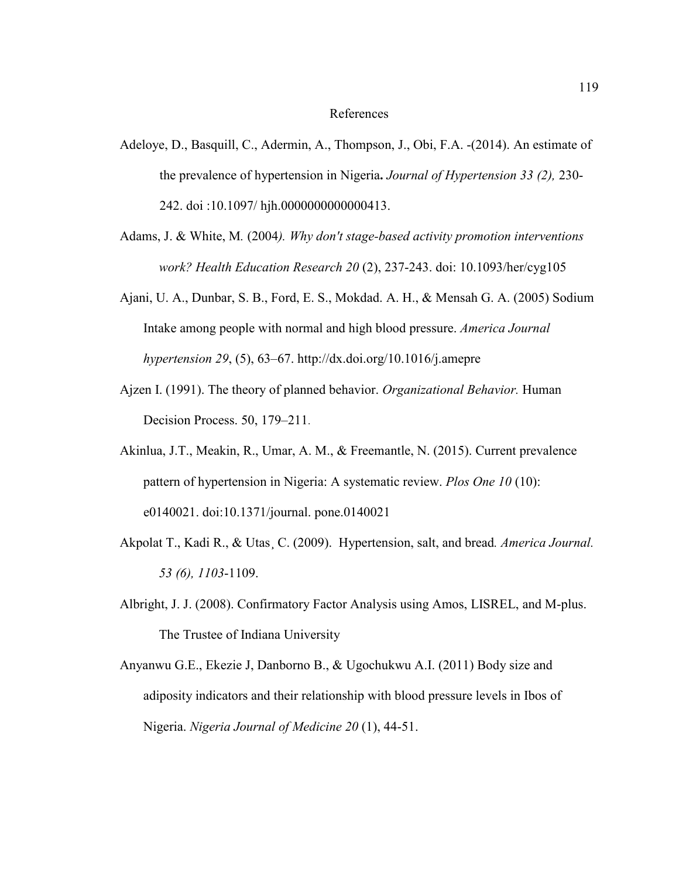# References

Adeloye, D., Basquill, C., Adermin, A., Thompson, J., Obi, F.A. -(2014). An estimate of the prevalence of hypertension in Nigeria**.** *Journal of Hypertension 33 (2),* 230-242. doi :10.1097/ hjh.0000000000000413.

Adams, J. & White, M. (2004*). Why don't stage-based activity promotion interventions work? Health Education Research 20* (2), 237-243. doi: 10.1093/her/cyg105

Ajani, U. A., Dunbar, S. B., Ford, E. S., Mokdad. A. H., & Mensah G. A. (2005) Sodium Intake among people with normal and high blood pressure. *America Journal hypertension 29*, (5), 63–67. http://dx.doi.org/10.1016/j.amepre

Ajzen I. (1991). The theory of planned behavior. *Organizational Behavior.* Human Decision Process. 50, 179–211.

Akinlua, J.T., Meakin, R., Umar, A. M., & Freemantle, N. (2015). Current prevalence pattern of hypertension in Nigeria: A systematic review. *Plos One 10* (10): e0140021. doi:10.1371/journal. pone.0140021

Akpolat T., Kadi R., & Utas¸ C. (2009). Hypertension, salt, and bread*. America Journal. 53 (6), 1103*-1109.

Albright, J. J. (2008). Confirmatory Factor Analysis using Amos, LISREL, and M-plus. The Trustee of Indiana University

Anyanwu G.E., Ekezie J, Danborno B., & Ugochukwu A.I. (2011) Body size and adiposity indicators and their relationship with blood pressure levels in Ibos of Nigeria. *Nigeria Journal of Medicine 20* (1), 44-51.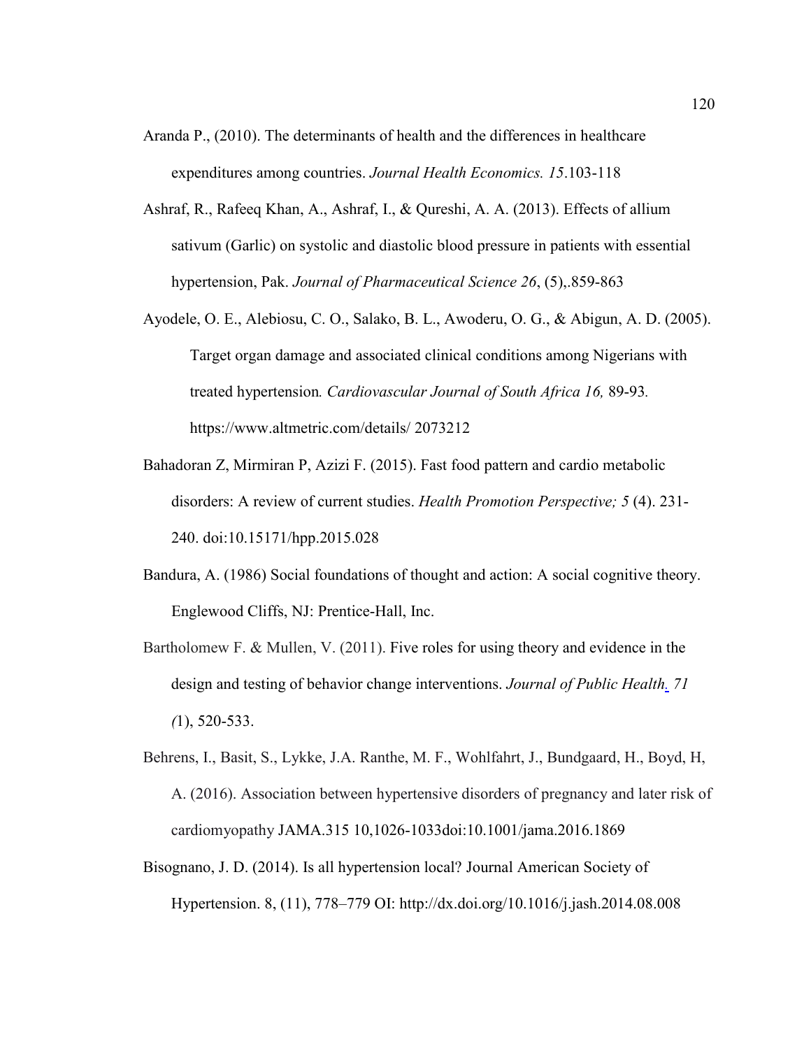Aranda P., (2010). The determinants of health and the differences in healthcare expenditures among countries. *Journal Health Economics. 15*.103-118

Ashraf, R., Rafeeq Khan, A., Ashraf, I., & Qureshi, A. A. (2013). Effects of allium sativum (Garlic) on systolic and diastolic blood pressure in patients with essential hypertension, Pak. *Journal of Pharmaceutical Science 26*, (5),.859-863

Ayodele, O. E., Alebiosu, C. O., Salako, B. L., Awoderu, O. G., & Abigun, A. D. (2005). Target organ damage and associated clinical conditions among Nigerians with treated hypertension*. Cardiovascular Journal of South Africa 16,* 89-93*.* https://www.altmetric.com/details/ 2073212

Bahadoran Z, Mirmiran P, Azizi F. (2015). Fast food pattern and cardio metabolic disorders: A review of current studies. *Health Promotion Perspective; 5* (4). 231-240. doi:10.15171/hpp.2015.028

Bandura, A. (1986) Social foundations of thought and action: A social cognitive theory. Englewood Cliffs, NJ: Prentice-Hall, Inc.

Bartholomew F. & Mullen, V. (2011). Five roles for using theory and evidence in the design and testing of behavior change interventions. *Journal of Public Health. 71 (*1), 520-533.

Behrens, I., Basit, S., Lykke, J.A. Ranthe, M. F., Wohlfahrt, J., Bundgaard, H., Boyd, H, A. (2016). Association between hypertensive disorders of pregnancy and later risk of cardiomyopathy JAMA.315 10,1026-1033doi:10.1001/jama.2016.1869

Bisognano, J. D. (2014). Is all hypertension local? Journal American Society of Hypertension. 8, (11), 778–779 OI: http://dx.doi.org/10.1016/j.jash.2014.08.008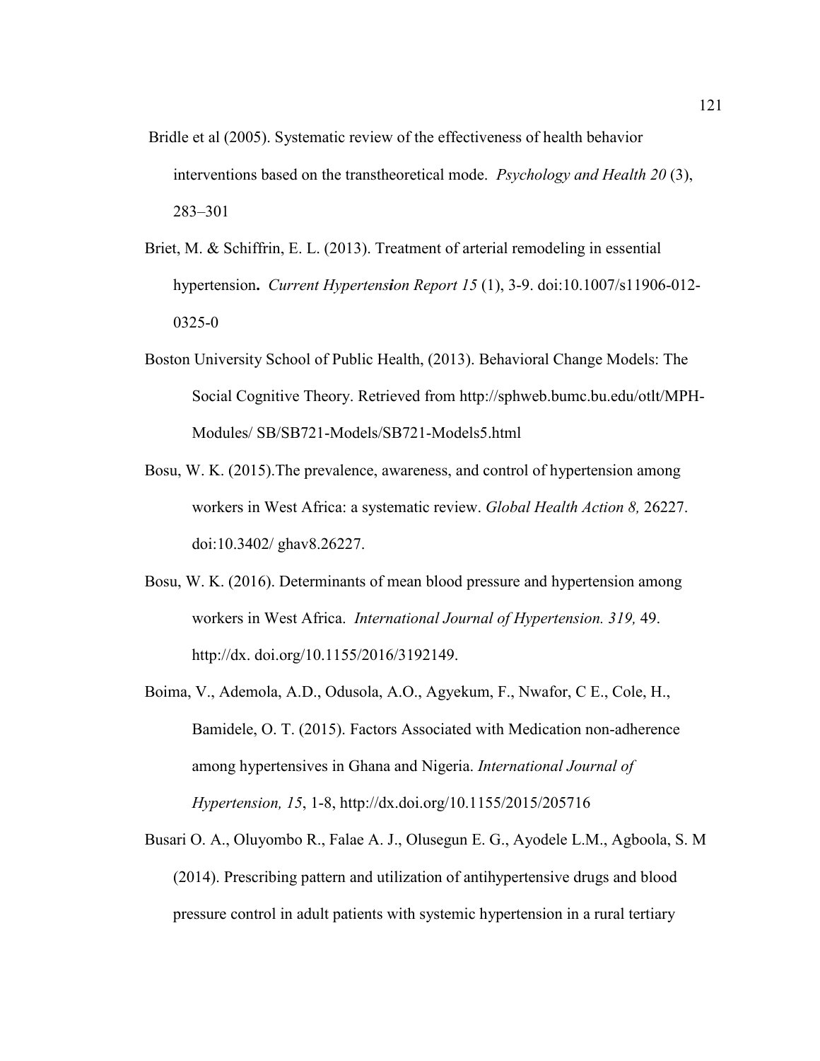Bridle et al (2005). Systematic review of the effectiveness of health behavior interventions based on the transtheoretical mode. *Psychology and Health 20* (3), 283–301

Briet, M. & Schiffrin, E. L. (2013). Treatment of arterial remodeling in essential hypertension**.** *Current Hypertension Report 15* (1), 3-9. doi:10.1007/s11906-012-0325-0

Boston University School of Public Health, (2013). Behavioral Change Models: The Social Cognitive Theory. Retrieved from http://sphweb.bumc.bu.edu/otlt/MPH-Modules/ SB/SB721-Models/SB721-Models5.html

Bosu, W. K. (2015).The prevalence, awareness, and control of hypertension among workers in West Africa: a systematic review. *Global Health Action 8,* 26227. doi:10.3402/ ghav8.26227.

Bosu, W. K. (2016). Determinants of mean blood pressure and hypertension among workers in West Africa. *International Journal of Hypertension. 319,* 49. http://dx. doi.org/10.1155/2016/3192149.

Boima, V., Ademola, A.D., Odusola, A.O., Agyekum, F., Nwafor, C E., Cole, H., Bamidele, O. T. (2015). Factors Associated with Medication non-adherence among hypertensives in Ghana and Nigeria. *International Journal of Hypertension, 15*, 1-8, http://dx.doi.org/10.1155/2015/205716

Busari O. A., Oluyombo R., Falae A. J., Olusegun E. G., Ayodele L.M., Agboola, S. M (2014). Prescribing pattern and utilization of antihypertensive drugs and blood pressure control in adult patients with systemic hypertension in a rural tertiary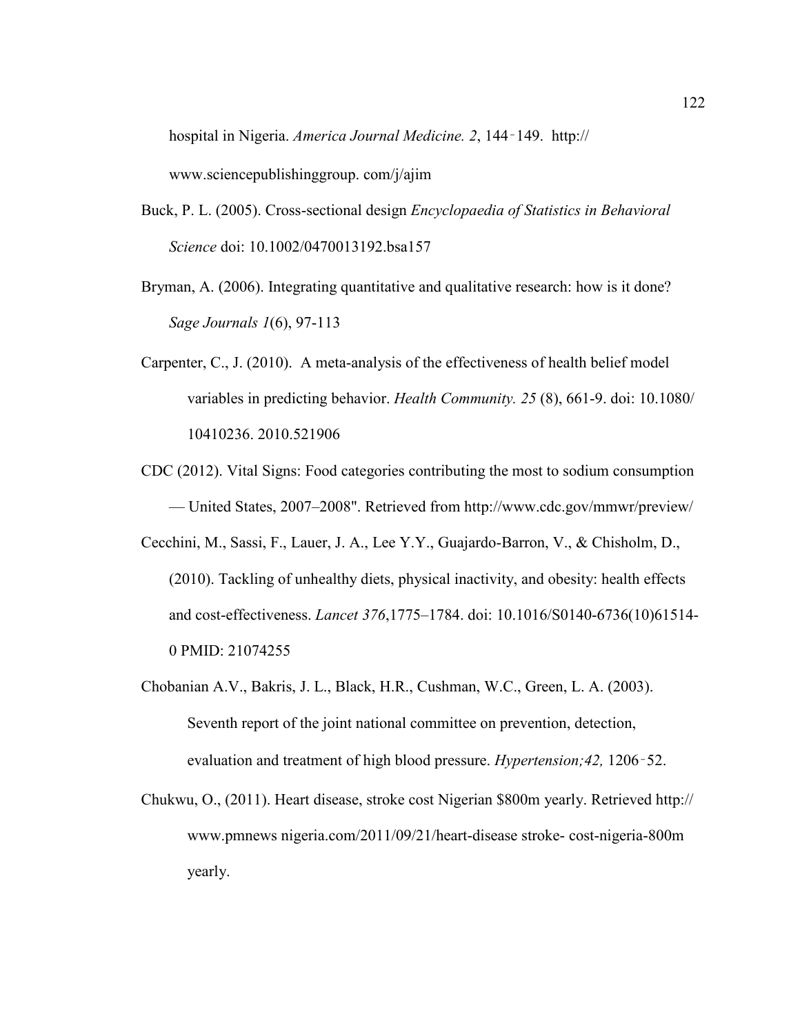hospital in Nigeria. *America Journal Medicine. 2*, 144‑149. http:// www.sciencepublishinggroup. com/j/ajim

Buck, P. L. (2005). Cross-sectional design *Encyclopaedia of Statistics in Behavioral Science* doi: 10.1002/0470013192.bsa157

Bryman, A. (2006). Integrating quantitative and qualitative research: how is it done? *Sage Journals 1*(6), 97-113

Carpenter, C., J. (2010). A meta-analysis of the effectiveness of health belief model variables in predicting behavior. *Health Community. 25* (8), 661-9. doi: 10.1080/ 10410236. 2010.521906

CDC (2012). Vital Signs: Food categories contributing the most to sodium consumption — United States, 2007–2008". Retrieved from http://www.cdc.gov/mmwr/preview/

Cecchini, M., Sassi, F., Lauer, J. A., Lee Y.Y., Guajardo-Barron, V., & Chisholm, D., (2010). Tackling of unhealthy diets, physical inactivity, and obesity: health effects and cost-effectiveness. *Lancet 376*,1775–1784. doi: 10.1016/S0140-6736(10)61514-0 PMID: 21074255

Chobanian A.V., Bakris, J. L., Black, H.R., Cushman, W.C., Green, L. A. (2003). Seventh report of the joint national committee on prevention, detection, evaluation and treatment of high blood pressure. *Hypertension;42,* 1206‑52.

Chukwu, O., (2011). Heart disease, stroke cost Nigerian $800m yearly. Retrieved http:// www.pmnews nigeria.com/2011/09/21/heart-disease stroke- cost-nigeria-800m yearly.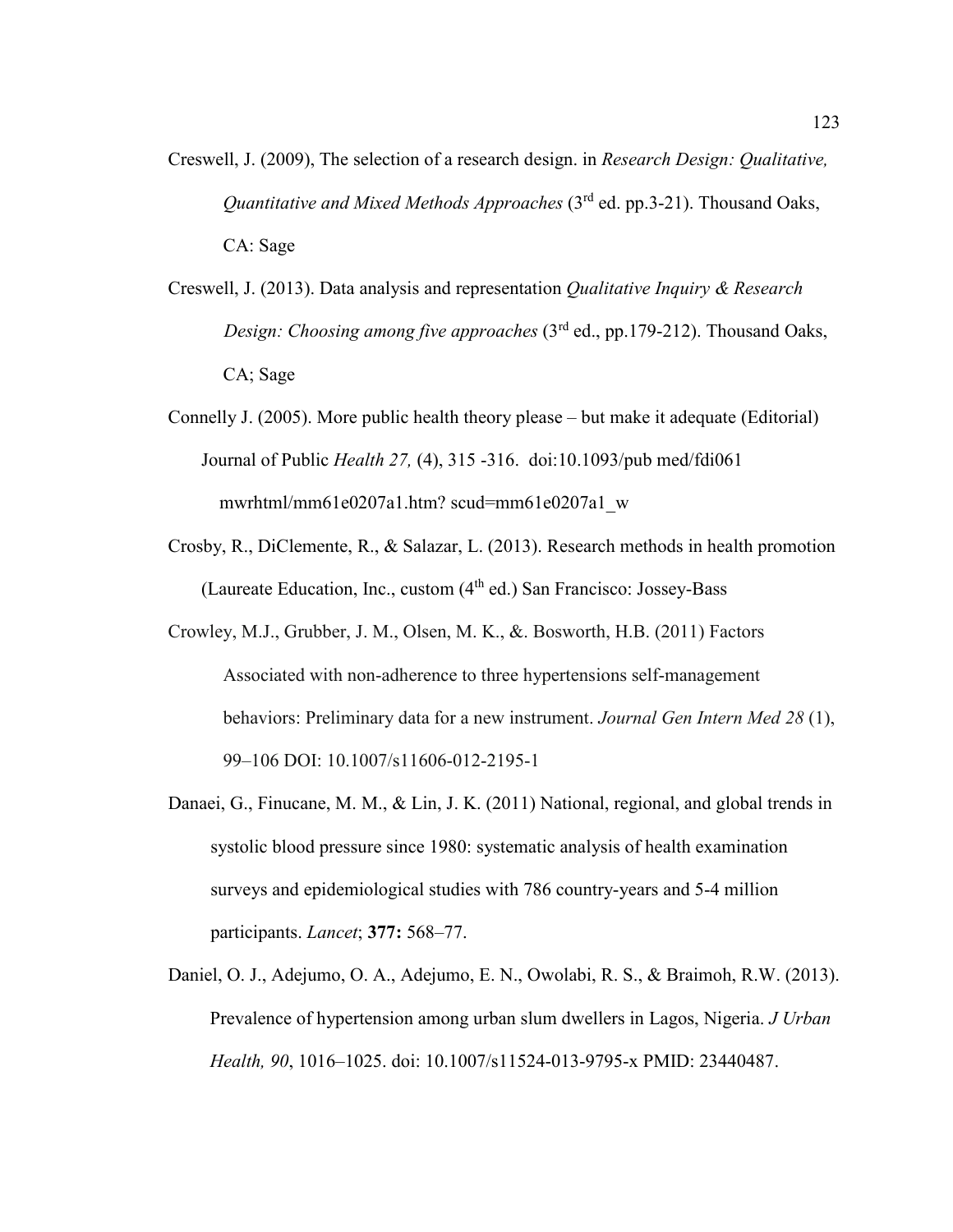Creswell, J. (2009), The selection of a research design. in *Research Design: Qualitative, Quantitative and Mixed Methods Approaches* (3rd ed. pp.3-21). Thousand Oaks, CA: Sage

Creswell, J. (2013). Data analysis and representation *Qualitative Inquiry & Research Design: Choosing among five approaches* (3rd ed., pp.179-212). Thousand Oaks, CA; Sage

Connelly J. (2005). More public health theory please – but make it adequate (Editorial) Journal of Public *Health 27,* (4), 315 -316. doi:10.1093/pub med/fdi061 mwrhtml/mm61e0207a1.htm? scud=mm61e0207a1_w

Crosby, R., DiClemente, R., & Salazar, L. (2013). Research methods in health promotion (Laureate Education, Inc., custom (4th ed.) San Francisco: Jossey-Bass

Crowley, M.J., Grubber, J. M., Olsen, M. K., &. Bosworth, H.B. (2011) Factors Associated with non-adherence to three hypertensions self-management behaviors: Preliminary data for a new instrument. *Journal Gen Intern Med 28* (1), 99–106 DOI: 10.1007/s11606-012-2195-1

Danaei, G., Finucane, M. M., & Lin, J. K. (2011) National, regional, and global trends in systolic blood pressure since 1980: systematic analysis of health examination surveys and epidemiological studies with 786 country-years and 5-4 million participants. *Lancet*; **377:** 568–77.

Daniel, O. J., Adejumo, O. A., Adejumo, E. N., Owolabi, R. S., & Braimoh, R.W. (2013). Prevalence of hypertension among urban slum dwellers in Lagos, Nigeria. *J Urban Health, 90*, 1016–1025. doi: 10.1007/s11524-013-9795-x PMID: 23440487.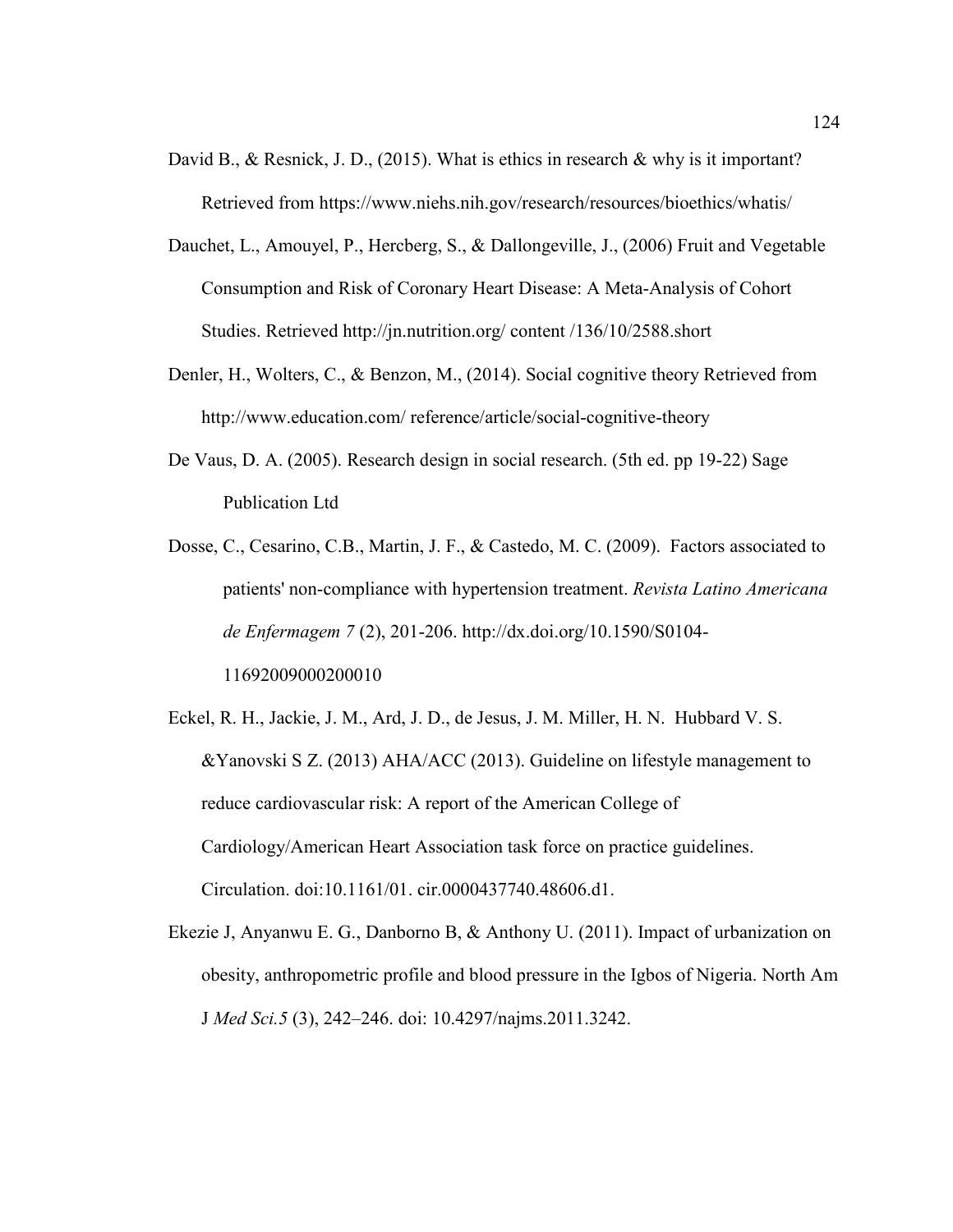David B., & Resnick, J. D., (2015). What is ethics in research & why is it important? Retrieved from https://www.niehs.nih.gov/research/resources/bioethics/whatis/

Dauchet, L., Amouyel, P., Hercberg, S., & Dallongeville, J., (2006) Fruit and Vegetable Consumption and Risk of Coronary Heart Disease: A Meta-Analysis of Cohort Studies. Retrieved http://jn.nutrition.org/ content /136/10/2588.short

Denler, H., Wolters, C., & Benzon, M., (2014). Social cognitive theory Retrieved from http://www.education.com/ reference/article/social-cognitive-theory

De Vaus, D. A. (2005). Research design in social research. (5th ed. pp 19-22) Sage Publication Ltd

Dosse, C., Cesarino, C.B., Martin, J. F., & Castedo, M. C. (2009). Factors associated to patients' non-compliance with hypertension treatment. *Revista Latino Americana de Enfermagem 7* (2), 201-206. http://dx.doi.org/10.1590/S0104-11692009000200010

Eckel, R. H., Jackie, J. M., Ard, J. D., de Jesus, J. M. Miller, H. N. Hubbard V. S. &Yanovski S Z. (2013) AHA/ACC (2013). Guideline on lifestyle management to reduce cardiovascular risk: A report of the American College of Cardiology/American Heart Association task force on practice guidelines. Circulation. doi:10.1161/01. cir.0000437740.48606.d1.

Ekezie J, Anyanwu E. G., Danborno B, & Anthony U. (2011). Impact of urbanization on obesity, anthropometric profile and blood pressure in the Igbos of Nigeria. North Am J *Med Sci.5* (3), 242–246. doi: 10.4297/najms.2011.3242.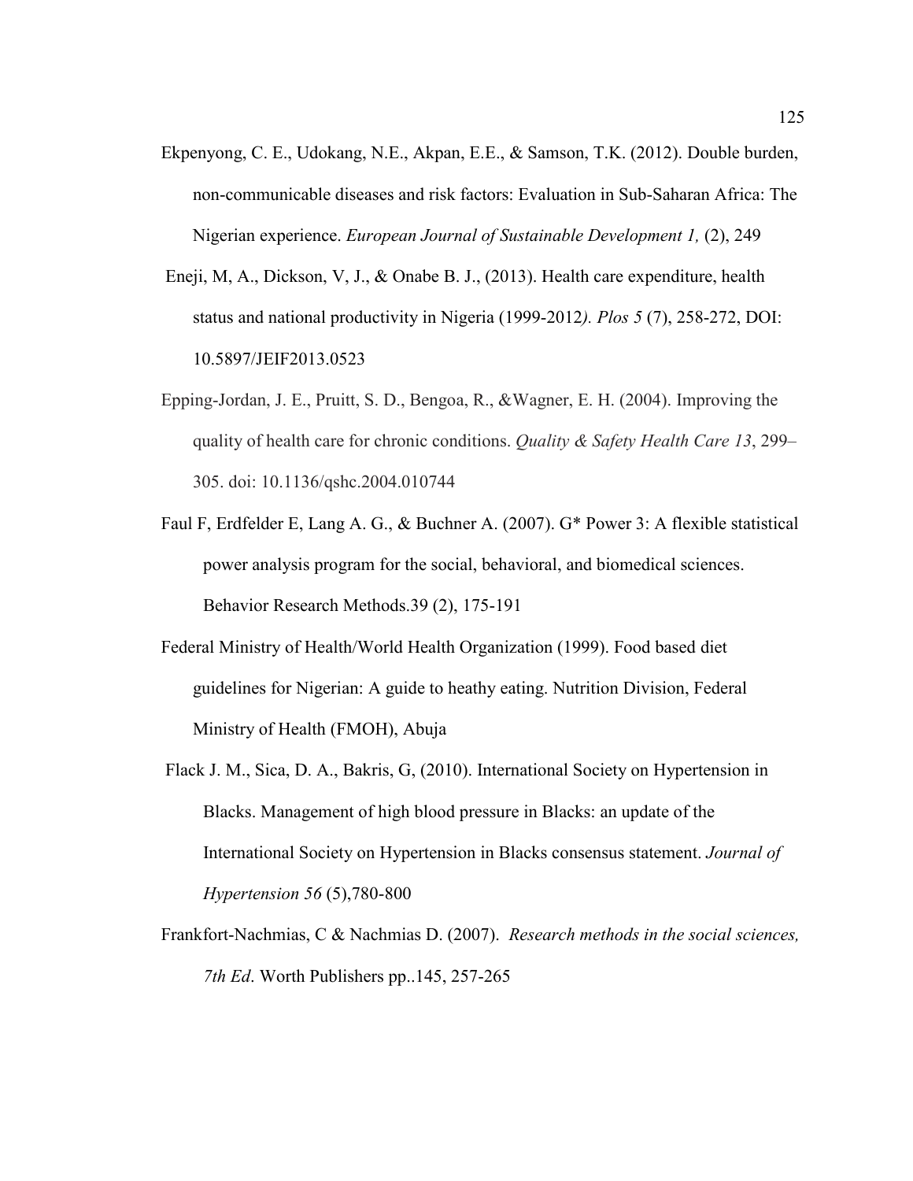Ekpenyong, C. E., Udokang, N.E., Akpan, E.E., & Samson, T.K. (2012). Double burden, non-communicable diseases and risk factors: Evaluation in Sub-Saharan Africa: The Nigerian experience. *European Journal of Sustainable Development 1,* (2), 249

Eneji, M, A., Dickson, V, J., & Onabe B. J., (2013). Health care expenditure, health status and national productivity in Nigeria (1999-2012*). Plos 5* (7), 258-272, DOI: 10.5897/JEIF2013.0523

Epping-Jordan, J. E., Pruitt, S. D., Bengoa, R., &Wagner, E. H. (2004). Improving the quality of health care for chronic conditions. *Quality & Safety Health Care 13*, 299–305. doi: 10.1136/qshc.2004.010744

Faul F, Erdfelder E, Lang A. G., & Buchner A. (2007). G* Power 3: A flexible statistical power analysis program for the social, behavioral, and biomedical sciences. Behavior Research Methods.39 (2), 175-191

Federal Ministry of Health/World Health Organization (1999). Food based diet guidelines for Nigerian: A guide to heathy eating. Nutrition Division, Federal Ministry of Health (FMOH), Abuja

Flack J. M., Sica, D. A., Bakris, G, (2010). International Society on Hypertension in Blacks. Management of high blood pressure in Blacks: an update of the International Society on Hypertension in Blacks consensus statement. *Journal of Hypertension 56* (5),780-800

Frankfort-Nachmias, C & Nachmias D. (2007). *Research methods in the social sciences, 7th Ed*. Worth Publishers pp..145, 257-265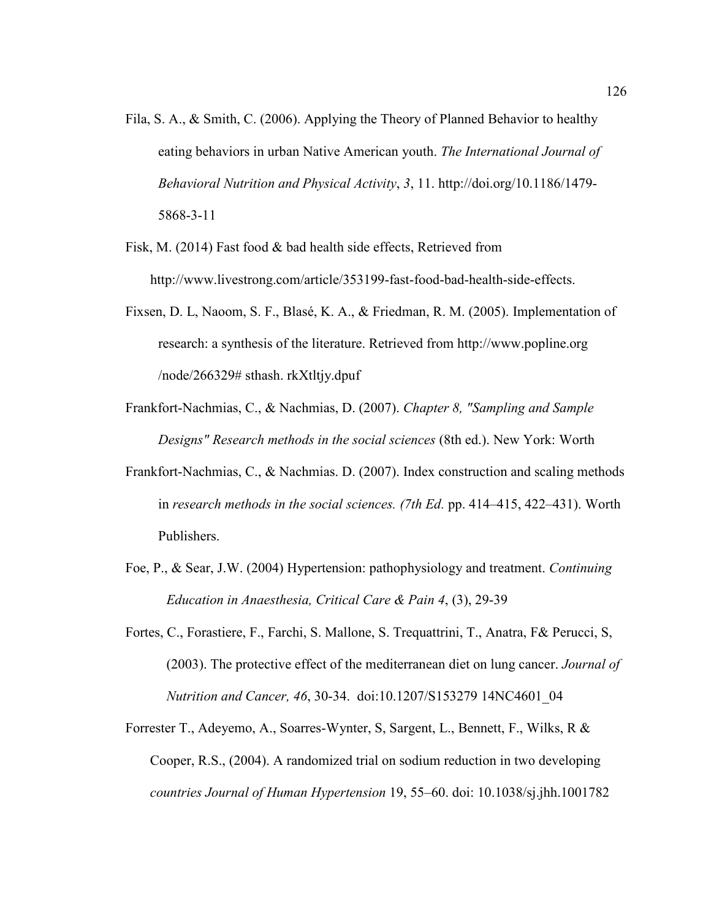Fila, S. A., & Smith, C. (2006). Applying the Theory of Planned Behavior to healthy eating behaviors in urban Native American youth. *The International Journal of Behavioral Nutrition and Physical Activity*, *3*, 11. http://doi.org/10.1186/1479-5868-3-11

Fisk, M. (2014) Fast food & bad health side effects, Retrieved from http://www.livestrong.com/article/353199-fast-food-bad-health-side-effects.

Fixsen, D. L, Naoom, S. F., Blasé, K. A., & Friedman, R. M. (2005). Implementation of research: a synthesis of the literature. Retrieved from http://www.popline.org /node/266329# sthash. rkXtltjy.dpuf

Frankfort-Nachmias, C., & Nachmias, D. (2007). *Chapter 8, "Sampling and Sample Designs" Research methods in the social sciences* (8th ed.). New York: Worth

Frankfort-Nachmias, C., & Nachmias. D. (2007). Index construction and scaling methods in *research methods in the social sciences. (7th Ed.* pp. 414–415, 422–431). Worth Publishers.

Foe, P., & Sear, J.W. (2004) Hypertension: pathophysiology and treatment. *Continuing Education in Anaesthesia, Critical Care & Pain 4*, (3), 29-39

Fortes, C., Forastiere, F., Farchi, S. Mallone, S. Trequattrini, T., Anatra, F& Perucci, S, (2003). The protective effect of the mediterranean diet on lung cancer. *Journal of Nutrition and Cancer, 46*, 30-34. doi:10.1207/S153279 14NC4601_04

Forrester T., Adeyemo, A., Soarres-Wynter, S, Sargent, L., Bennett, F., Wilks, R & Cooper, R.S., (2004). A randomized trial on sodium reduction in two developing *countries Journal of Human Hypertension* 19, 55–60. doi: 10.1038/sj.jhh.1001782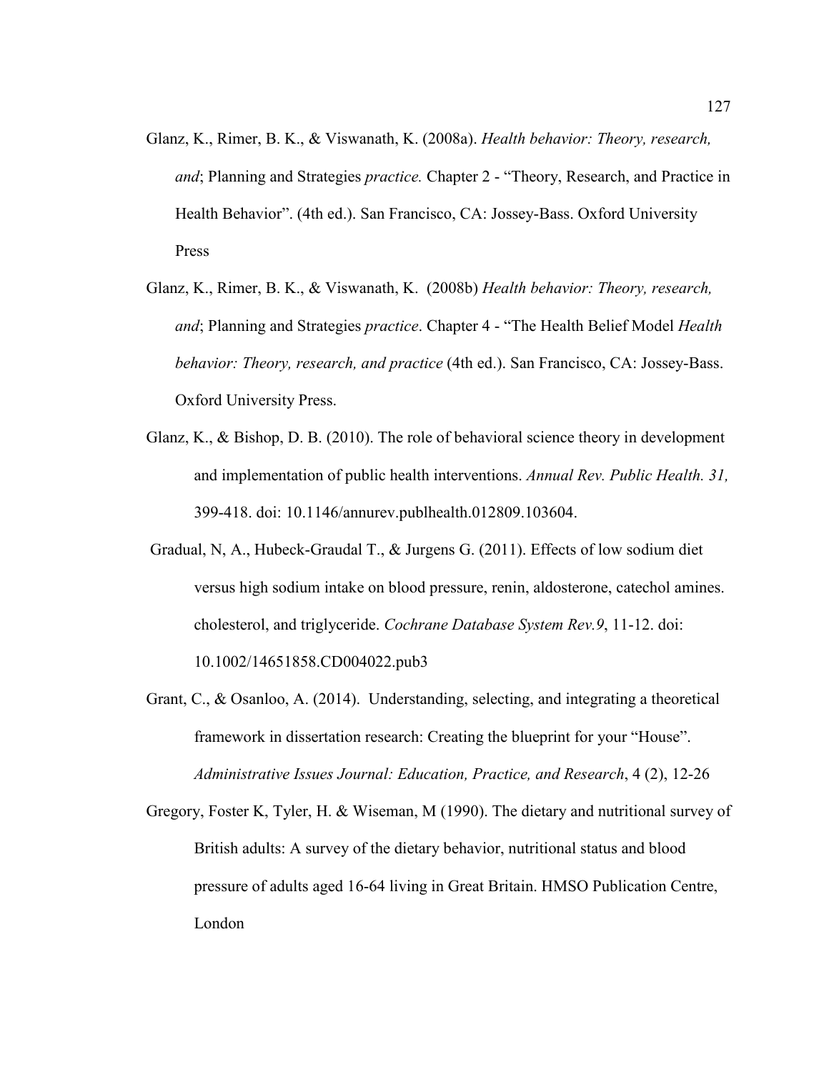Glanz, K., Rimer, B. K., & Viswanath, K. (2008a). *Health behavior: Theory, research, and*; Planning and Strategies *practice.* Chapter 2 - "Theory, Research, and Practice in Health Behavior". (4th ed.). San Francisco, CA: Jossey-Bass. Oxford University Press

Glanz, K., Rimer, B. K., & Viswanath, K. (2008b) *Health behavior: Theory, research, and*; Planning and Strategies *practice*. Chapter 4 - "The Health Belief Model *Health behavior: Theory, research, and practice* (4th ed.). San Francisco, CA: Jossey-Bass. Oxford University Press.

Glanz, K., & Bishop, D. B. (2010). The role of behavioral science theory in development and implementation of public health interventions. *Annual Rev. Public Health. 31,* 399-418. doi: 10.1146/annurev.publhealth.012809.103604.

Gradual, N, A., Hubeck-Graudal T., & Jurgens G. (2011). Effects of low sodium diet versus high sodium intake on blood pressure, renin, aldosterone, catechol amines. cholesterol, and triglyceride. *Cochrane Database System Rev.9*, 11-12. doi: 10.1002/14651858.CD004022.pub3

Grant, C., & Osanloo, A. (2014). Understanding, selecting, and integrating a theoretical framework in dissertation research: Creating the blueprint for your "House". *Administrative Issues Journal: Education, Practice, and Research*, 4 (2), 12-26

Gregory, Foster K, Tyler, H. & Wiseman, M (1990). The dietary and nutritional survey of British adults: A survey of the dietary behavior, nutritional status and blood pressure of adults aged 16-64 living in Great Britain. HMSO Publication Centre, London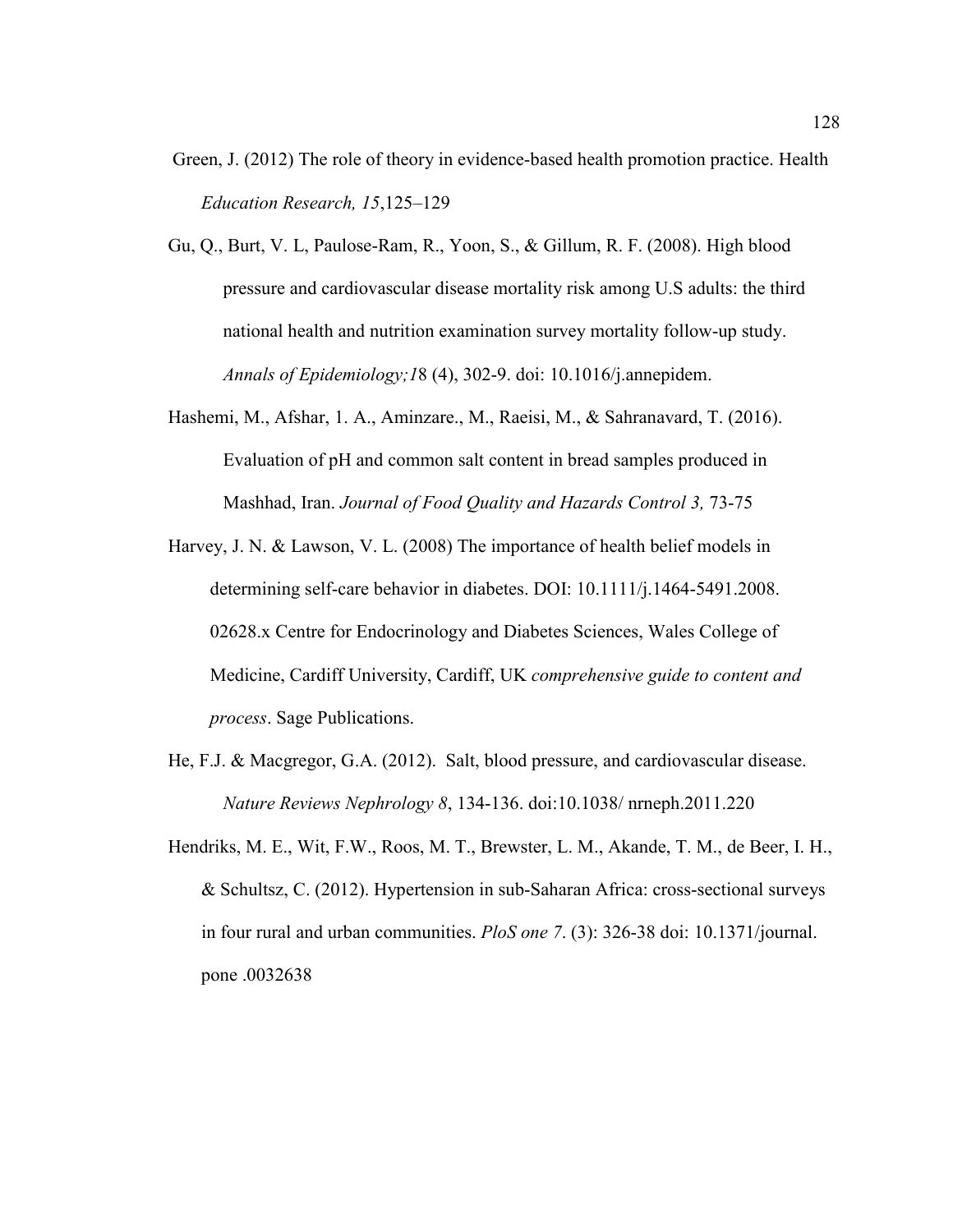Green, J. (2012) The role of theory in evidence-based health promotion practice. Health *Education Research, 15*,125–129

Gu, Q., Burt, V. L, Paulose-Ram, R., Yoon, S., & Gillum, R. F. (2008). High blood pressure and cardiovascular disease mortality risk among U.S adults: the third national health and nutrition examination survey mortality follow-up study. *Annals of Epidemiology;1*8 (4), 302-9. doi: 10.1016/j.annepidem.

Hashemi, M., Afshar, 1. A., Aminzare., M., Raeisi, M., & Sahranavard, T. (2016). Evaluation of pH and common salt content in bread samples produced in Mashhad, Iran. *Journal of Food Quality and Hazards Control 3,* 73-75

Harvey, J. N. & Lawson, V. L. (2008) The importance of health belief models in determining self-care behavior in diabetes. DOI: 10.1111/j.1464-5491.2008. 02628.x Centre for Endocrinology and Diabetes Sciences, Wales College of Medicine, Cardiff University, Cardiff, UK *comprehensive guide to content and process*. Sage Publications.

He, F.J. & Macgregor, G.A. (2012). Salt, blood pressure, and cardiovascular disease. *Nature Reviews Nephrology 8*, 134-136. doi:10.1038/ nrneph.2011.220

Hendriks, M. E., Wit, F.W., Roos, M. T., Brewster, L. M., Akande, T. M., de Beer, I. H., & Schultsz, C. (2012). Hypertension in sub-Saharan Africa: cross-sectional surveys in four rural and urban communities. *PloS one 7*. (3): 326-38 doi: 10.1371/journal. pone .0032638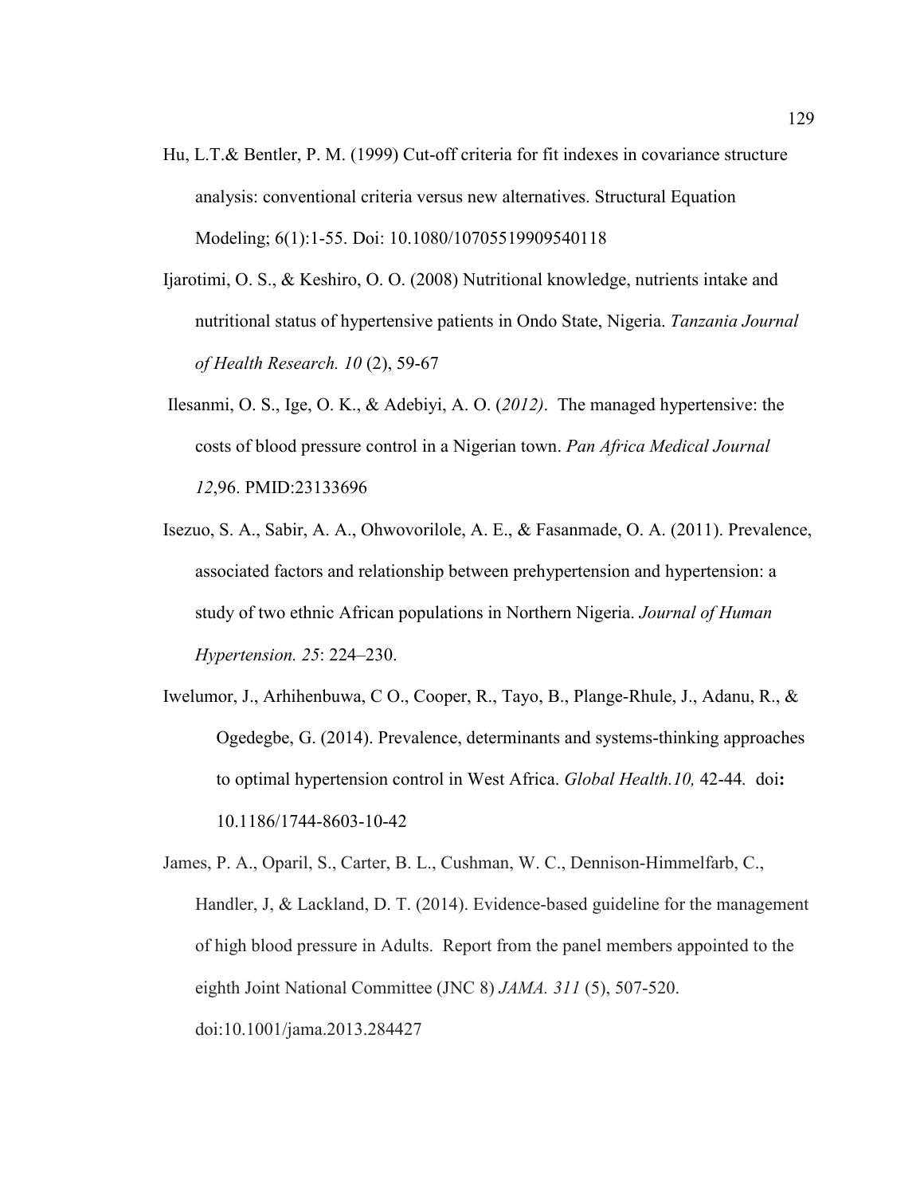Hu, L.T.& Bentler, P. M. (1999) Cut-off criteria for fit indexes in covariance structure analysis: conventional criteria versus new alternatives. Structural Equation Modeling; 6(1):1-55. Doi: 10.1080/10705519909540118

Ijarotimi, O. S., & Keshiro, O. O. (2008) Nutritional knowledge, nutrients intake and nutritional status of hypertensive patients in Ondo State, Nigeria. *Tanzania Journal of Health Research. 10* (2), 59-67

Ilesanmi, O. S., Ige, O. K., & Adebiyi, A. O. (*2012)*. The managed hypertensive: the costs of blood pressure control in a Nigerian town. *Pan Africa Medical Journal 12*,96. PMID:23133696

Isezuo, S. A., Sabir, A. A., Ohwovorilole, A. E., & Fasanmade, O. A. (2011). Prevalence, associated factors and relationship between prehypertension and hypertension: a study of two ethnic African populations in Northern Nigeria. *Journal of Human Hypertension. 25*: 224–230.

Iwelumor, J., Arhihenbuwa, C O., Cooper, R., Tayo, B., Plange-Rhule, J., Adanu, R., & Ogedegbe, G. (2014). Prevalence, determinants and systems-thinking approaches to optimal hypertension control in West Africa. *Global Health.10,* 42-44*.* doi**:** 10.1186/1744-8603-10-42

James, P. A., Oparil, S., Carter, B. L., Cushman, W. C., Dennison-Himmelfarb, C., Handler, J, & Lackland, D. T. (2014). Evidence-based guideline for the management of high blood pressure in Adults. Report from the panel members appointed to the eighth Joint National Committee (JNC 8) *JAMA. 311* (5), 507-520. doi:10.1001/jama.2013.284427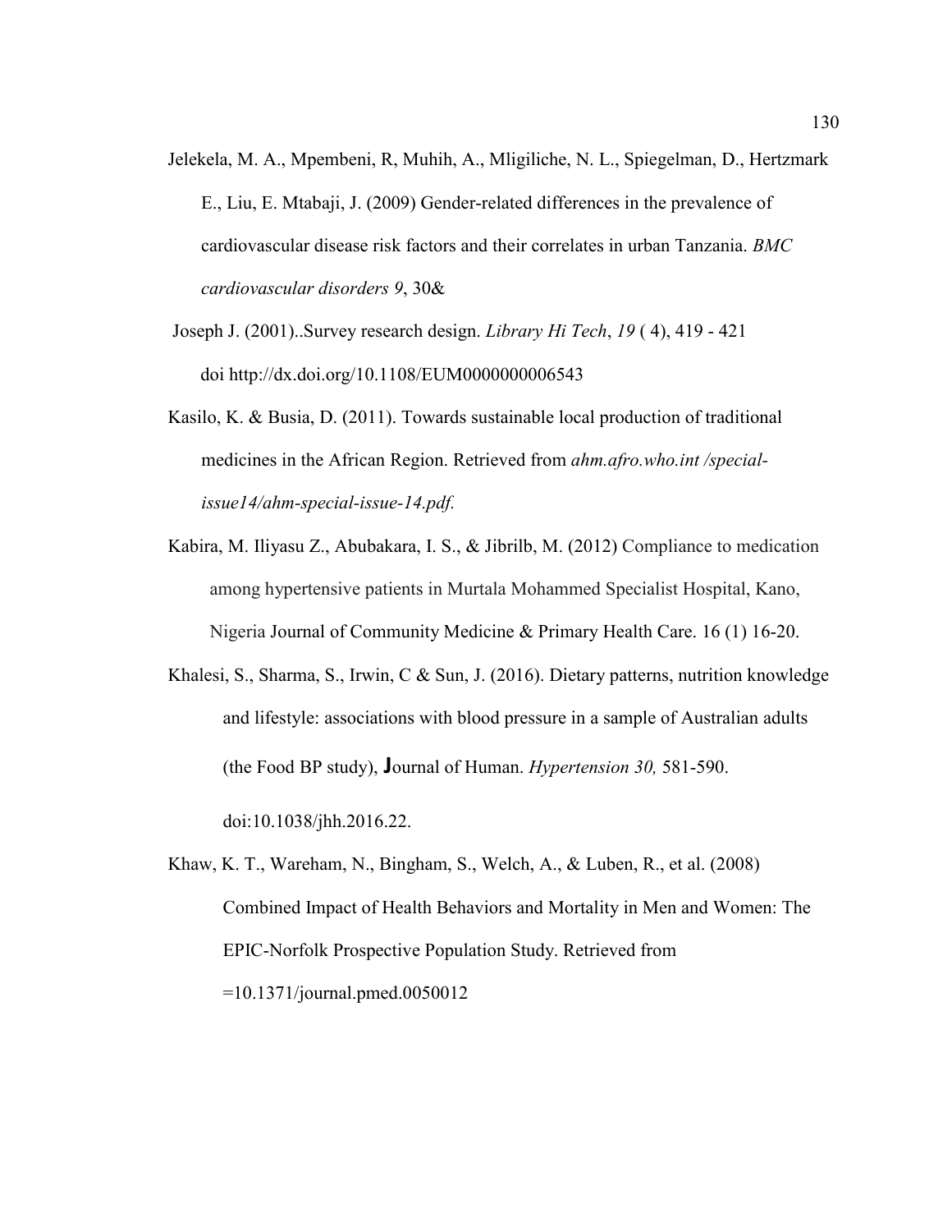Jelekela, M. A., Mpembeni, R, Muhih, A., Mligiliche, N. L., Spiegelman, D., Hertzmark E., Liu, E. Mtabaji, J. (2009) Gender-related differences in the prevalence of cardiovascular disease risk factors and their correlates in urban Tanzania. *BMC cardiovascular disorders 9*, 30&

Joseph J. (2001)..Survey research design. *Library Hi Tech*, *19* ( 4), 419 - 421 doi http://dx.doi.org/10.1108/EUM0000000006543

Kasilo, K. & Busia, D. (2011). Towards sustainable local production of traditional medicines in the African Region. Retrieved from *ahm.afro.who.int /special-issue14/ahm-special-issue-14.pdf.*

Kabira, M. Iliyasu Z., Abubakara, I. S., & Jibrilb, M. (2012) Compliance to medication among hypertensive patients in Murtala Mohammed Specialist Hospital, Kano, Nigeria Journal of Community Medicine & Primary Health Care. 16 (1) 16-20.

Khalesi, S., Sharma, S., Irwin, C & Sun, J. (2016). Dietary patterns, nutrition knowledge and lifestyle: associations with blood pressure in a sample of Australian adults (the Food BP study), Journal of Human. *Hypertension 30,* 581-590. doi:10.1038/jhh.2016.22.

Khaw, K. T., Wareham, N., Bingham, S., Welch, A., & Luben, R., et al. (2008) Combined Impact of Health Behaviors and Mortality in Men and Women: The EPIC-Norfolk Prospective Population Study. Retrieved from =10.1371/journal.pmed.0050012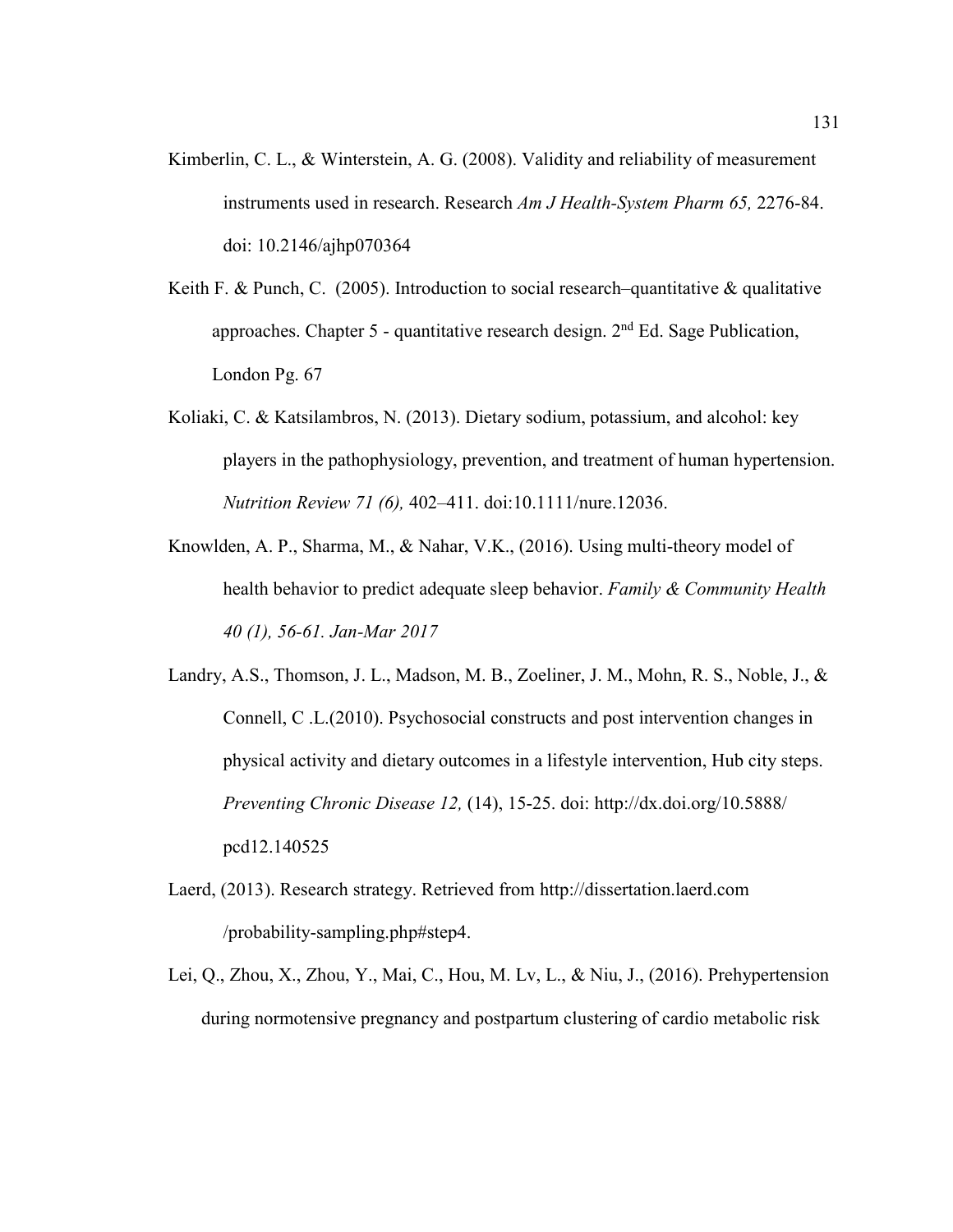Kimberlin, C. L., & Winterstein, A. G. (2008). Validity and reliability of measurement instruments used in research. Research *Am J Health-System Pharm 65,* 2276-84. doi: 10.2146/ajhp070364

Keith F. & Punch, C. (2005). Introduction to social research–quantitative & qualitative approaches. Chapter 5 - quantitative research design. 2nd Ed. Sage Publication, London Pg. 67

Koliaki, C. & Katsilambros, N. (2013). Dietary sodium, potassium, and alcohol: key players in the pathophysiology, prevention, and treatment of human hypertension. *Nutrition Review 71 (6),* 402–411. doi:10.1111/nure.12036.

Knowlden, A. P., Sharma, M., & Nahar, V.K., (2016). Using multi-theory model of health behavior to predict adequate sleep behavior. *Family & Community Health 40 (1), 56-61. Jan-Mar 2017*

Landry, A.S., Thomson, J. L., Madson, M. B., Zoeliner, J. M., Mohn, R. S., Noble, J., & Connell, C .L.(2010). Psychosocial constructs and post intervention changes in physical activity and dietary outcomes in a lifestyle intervention, Hub city steps. *Preventing Chronic Disease 12,* (14), 15-25. doi: http://dx.doi.org/10.5888/ pcd12.140525

Laerd, (2013). Research strategy. Retrieved from http://dissertation.laerd.com /probability-sampling.php#step4.

Lei, Q., Zhou, X., Zhou, Y., Mai, C., Hou, M. Lv, L., & Niu, J., (2016). Prehypertension during normotensive pregnancy and postpartum clustering of cardio metabolic risk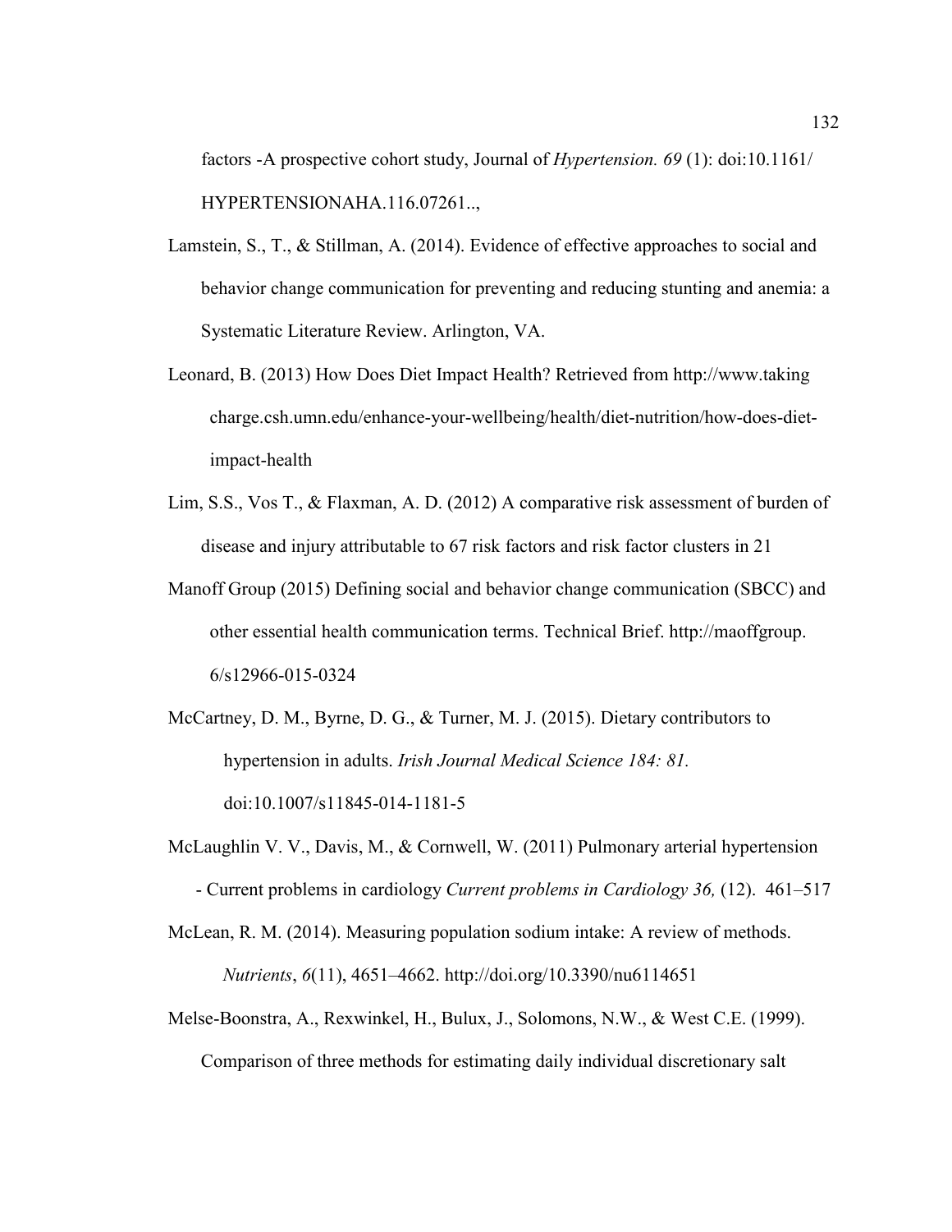factors -A prospective cohort study, Journal of *Hypertension. 69* (1): doi:10.1161/ HYPERTENSIONAHA.116.07261..,

Lamstein, S., T., & Stillman, A. (2014). Evidence of effective approaches to social and behavior change communication for preventing and reducing stunting and anemia: a Systematic Literature Review. Arlington, VA.

Leonard, B. (2013) How Does Diet Impact Health? Retrieved from http://www.taking charge.csh.umn.edu/enhance-your-wellbeing/health/diet-nutrition/how-does-diet-impact-health

Lim, S.S., Vos T., & Flaxman, A. D. (2012) A comparative risk assessment of burden of disease and injury attributable to 67 risk factors and risk factor clusters in 21

Manoff Group (2015) Defining social and behavior change communication (SBCC) and other essential health communication terms. Technical Brief. http://maoffgroup. 6/s12966-015-0324

McCartney, D. M., Byrne, D. G., & Turner, M. J. (2015). Dietary contributors to hypertension in adults. *Irish Journal Medical Science 184: 81.* doi:10.1007/s11845-014-1181-5

McLaughlin V. V., Davis, M., & Cornwell, W. (2011) Pulmonary arterial hypertension - Current problems in cardiology *Current problems in Cardiology 36,* (12). 461–517

McLean, R. M. (2014). Measuring population sodium intake: A review of methods. *Nutrients*, *6*(11), 4651–4662. http://doi.org/10.3390/nu6114651

Melse-Boonstra, A., Rexwinkel, H., Bulux, J., Solomons, N.W., & West C.E. (1999). Comparison of three methods for estimating daily individual discretionary salt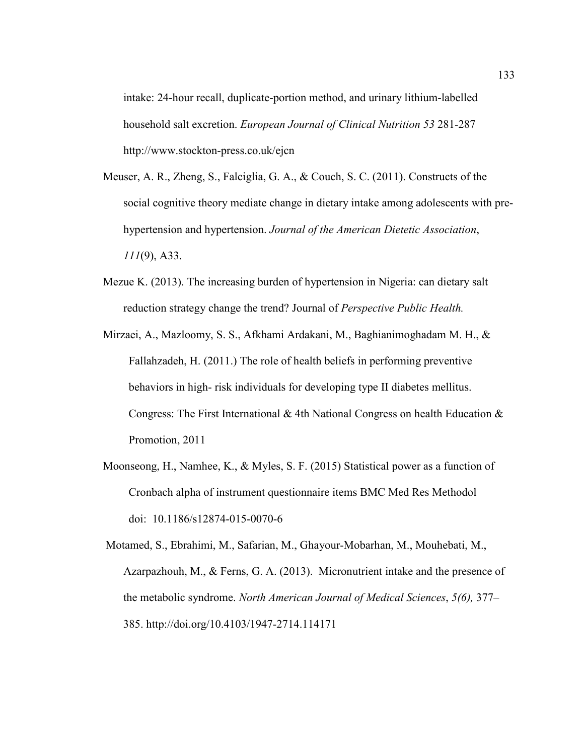intake: 24-hour recall, duplicate-portion method, and urinary lithium-labelled household salt excretion. *European Journal of Clinical Nutrition 53* 281-287 http://www.stockton-press.co.uk/ejcn

Meuser, A. R., Zheng, S., Falciglia, G. A., & Couch, S. C. (2011). Constructs of the social cognitive theory mediate change in dietary intake among adolescents with pre-hypertension and hypertension. *Journal of the American Dietetic Association*, *111*(9), A33.

Mezue K. (2013). The increasing burden of hypertension in Nigeria: can dietary salt reduction strategy change the trend? Journal of *Perspective Public Health.*

Mirzaei, A., Mazloomy, S. S., Afkhami Ardakani, M., Baghianimoghadam M. H., & Fallahzadeh, H. (2011.) The role of health beliefs in performing preventive behaviors in high- risk individuals for developing type II diabetes mellitus. Congress: The First International & 4th National Congress on health Education & Promotion, 2011

Moonseong, H., Namhee, K., & Myles, S. F. (2015) Statistical power as a function of Cronbach alpha of instrument questionnaire items BMC Med Res Methodol doi: 10.1186/s12874-015-0070-6

Motamed, S., Ebrahimi, M., Safarian, M., Ghayour-Mobarhan, M., Mouhebati, M., Azarpazhouh, M., & Ferns, G. A. (2013). Micronutrient intake and the presence of the metabolic syndrome. *North American Journal of Medical Sciences*, *5(6),* 377–385. http://doi.org/10.4103/1947-2714.114171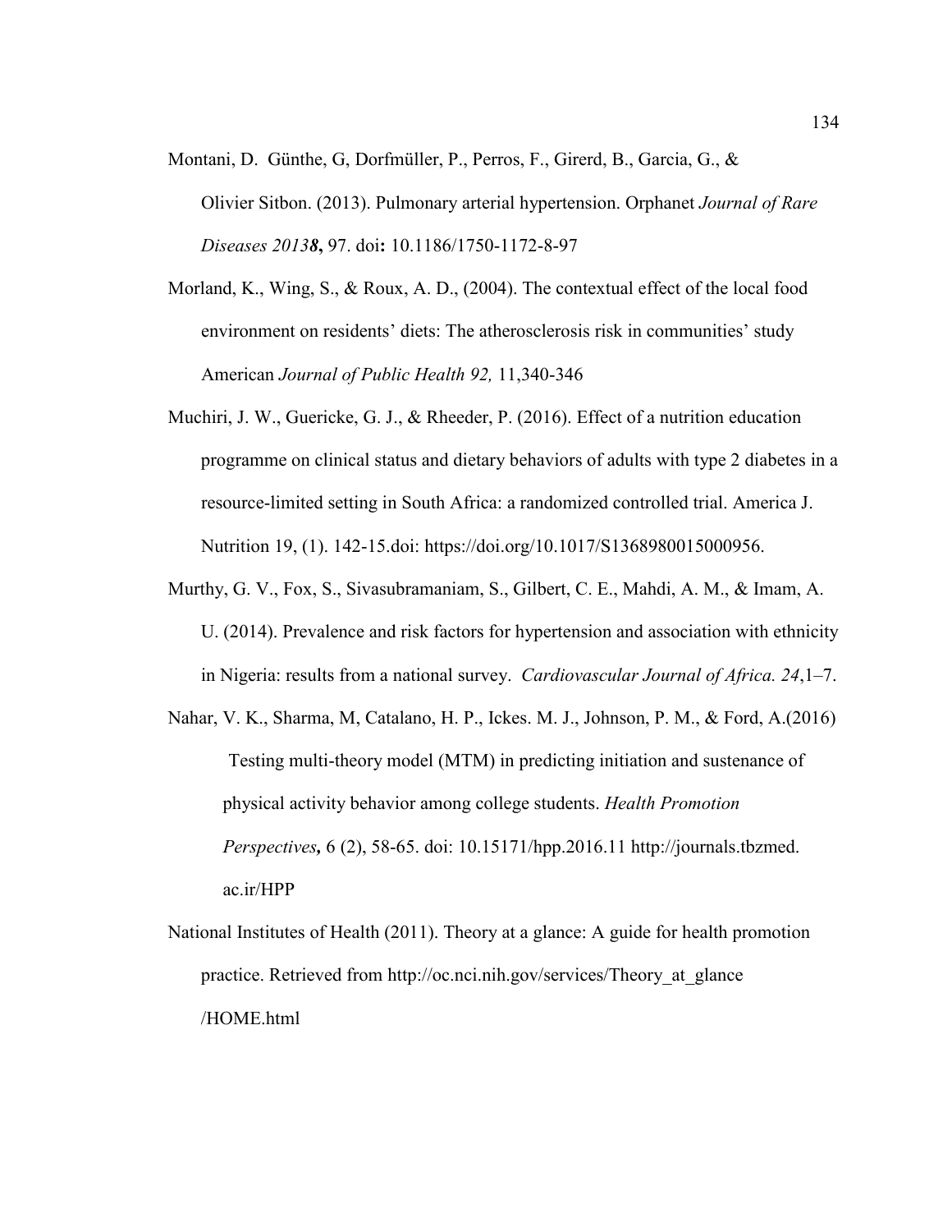Montani, D. Günthe, G, Dorfmüller, P., Perros, F., Girerd, B., Garcia, G., & Olivier Sitbon. (2013). Pulmonary arterial hypertension. Orphanet *Journal of Rare Diseases 2013**8***,** 97. doi**:** 10.1186/1750-1172-8-97

Morland, K., Wing, S., & Roux, A. D., (2004). The contextual effect of the local food environment on residents' diets: The atherosclerosis risk in communities' study American *Journal of Public Health 92,* 11,340-346

Muchiri, J. W., Guericke, G. J., & Rheeder, P. (2016). Effect of a nutrition education programme on clinical status and dietary behaviors of adults with type 2 diabetes in a resource-limited setting in South Africa: a randomized controlled trial. America J. Nutrition 19, (1). 142-15.doi: https://doi.org/10.1017/S1368980015000956.

Murthy, G. V., Fox, S., Sivasubramaniam, S., Gilbert, C. E., Mahdi, A. M., & Imam, A. U. (2014). Prevalence and risk factors for hypertension and association with ethnicity in Nigeria: results from a national survey. *Cardiovascular Journal of Africa. 24*,1–7.

Nahar, V. K., Sharma, M, Catalano, H. P., Ickes. M. J., Johnson, P. M., & Ford, A.(2016) Testing multi-theory model (MTM) in predicting initiation and sustenance of physical activity behavior among college students. *Health Promotion Perspectives***,** 6 (2), 58-65. doi: 10.15171/hpp.2016.11 http://journals.tbzmed. ac.ir/HPP

National Institutes of Health (2011). Theory at a glance: A guide for health promotion practice. Retrieved from http://oc.nci.nih.gov/services/Theory_at_glance /HOME.html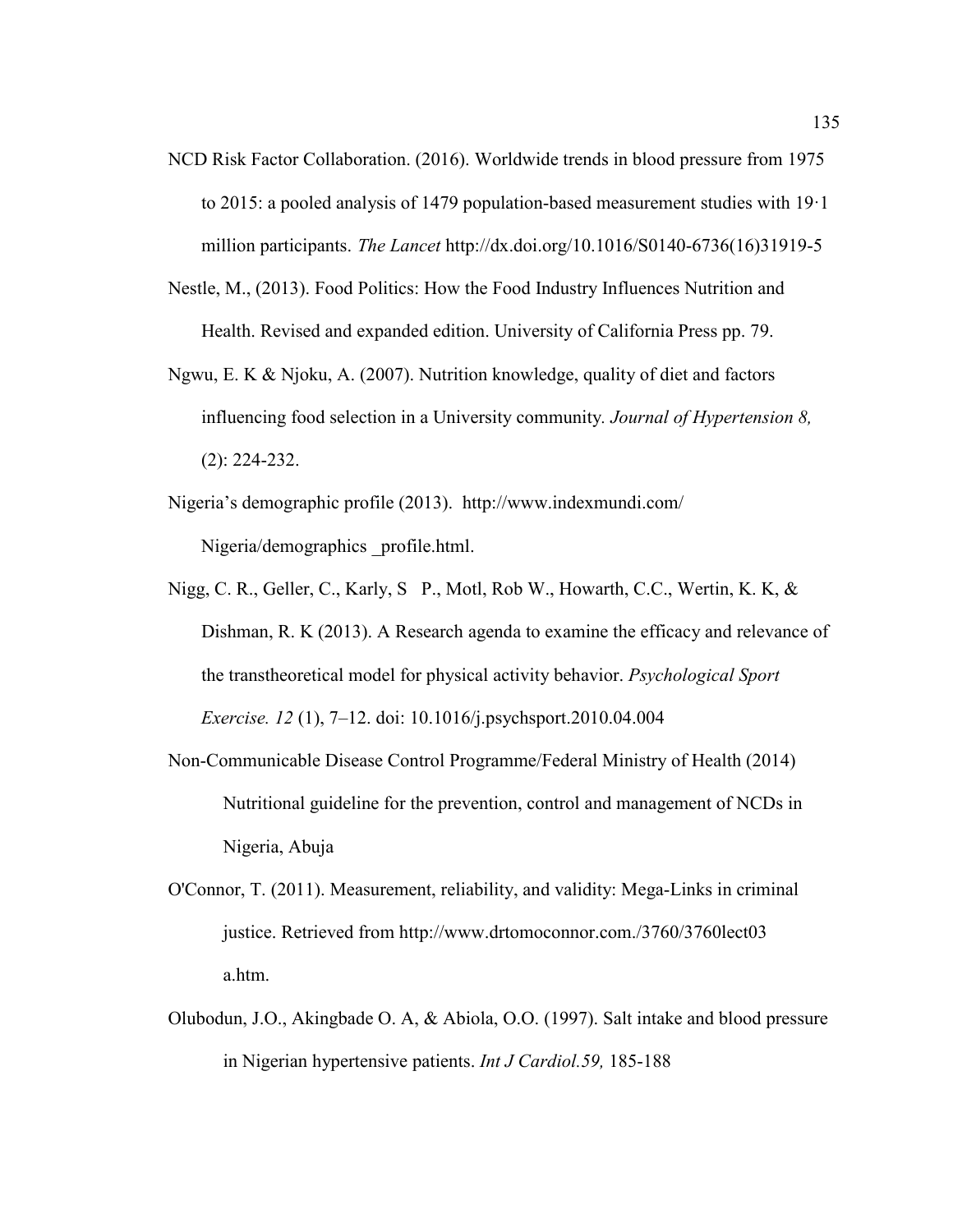NCD Risk Factor Collaboration. (2016). Worldwide trends in blood pressure from 1975 to 2015: a pooled analysis of 1479 population-based measurement studies with 19·1 million participants. *The Lancet* http://dx.doi.org/10.1016/S0140-6736(16)31919-5

Nestle, M., (2013). Food Politics: How the Food Industry Influences Nutrition and Health. Revised and expanded edition. University of California Press pp. 79.

Ngwu, E. K & Njoku, A. (2007). Nutrition knowledge, quality of diet and factors influencing food selection in a University community. *Journal of Hypertension 8,* (2): 224-232.

Nigeria's demographic profile (2013). http://www.indexmundi.com/ Nigeria/demographics _profile.html.

Nigg, C. R., Geller, C., Karly, S P., Motl, Rob W., Howarth, C.C., Wertin, K. K, & Dishman, R. K (2013). A Research agenda to examine the efficacy and relevance of the transtheoretical model for physical activity behavior. *Psychological Sport Exercise. 12* (1), 7–12. doi: 10.1016/j.psychsport.2010.04.004

Non-Communicable Disease Control Programme/Federal Ministry of Health (2014) Nutritional guideline for the prevention, control and management of NCDs in Nigeria, Abuja

O'Connor, T. (2011). Measurement, reliability, and validity: Mega-Links in criminal justice. Retrieved from http://www.drtomoconnor.com./3760/3760lect03 a.htm.

Olubodun, J.O., Akingbade O. A, & Abiola, O.O. (1997). Salt intake and blood pressure in Nigerian hypertensive patients. *Int J Cardiol.59,* 185-188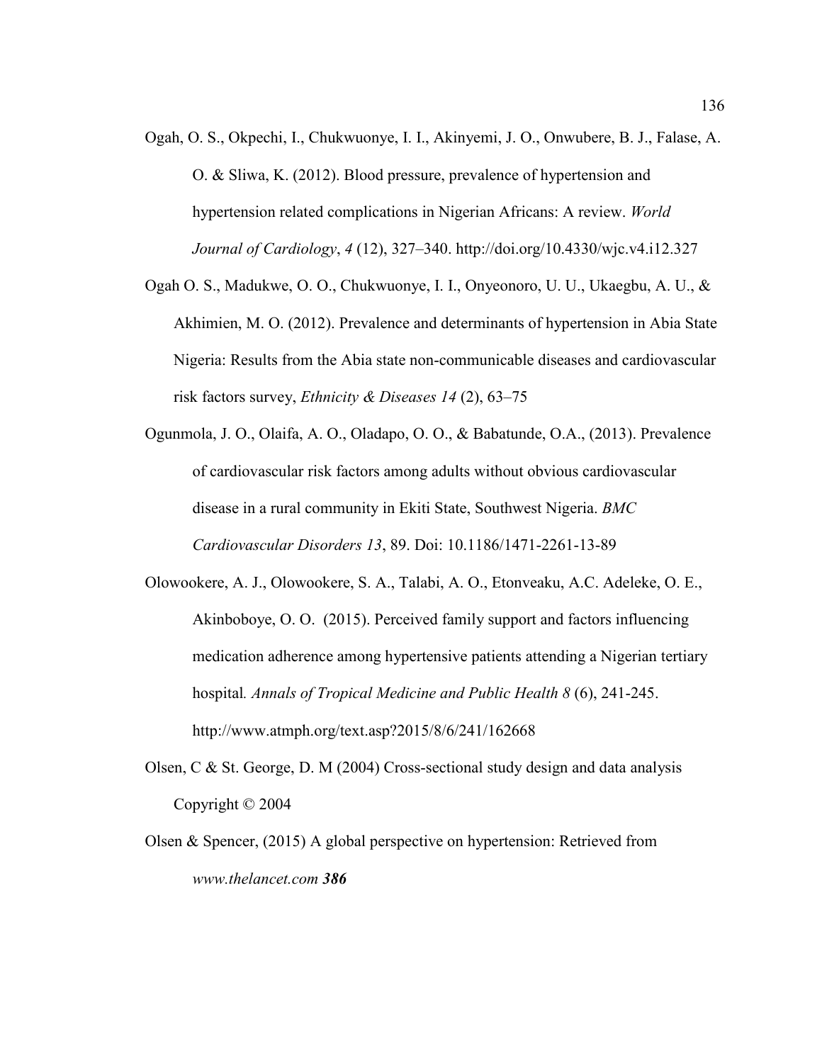Ogah, O. S., Okpechi, I., Chukwuonye, I. I., Akinyemi, J. O., Onwubere, B. J., Falase, A. O. & Sliwa, K. (2012). Blood pressure, prevalence of hypertension and hypertension related complications in Nigerian Africans: A review. *World Journal of Cardiology*, *4* (12), 327–340. http://doi.org/10.4330/wjc.v4.i12.327

Ogah O. S., Madukwe, O. O., Chukwuonye, I. I., Onyeonoro, U. U., Ukaegbu, A. U., & Akhimien, M. O. (2012). Prevalence and determinants of hypertension in Abia State Nigeria: Results from the Abia state non-communicable diseases and cardiovascular risk factors survey, *Ethnicity & Diseases 14* (2), 63–75

Ogunmola, J. O., Olaifa, A. O., Oladapo, O. O., & Babatunde, O.A., (2013). Prevalence of cardiovascular risk factors among adults without obvious cardiovascular disease in a rural community in Ekiti State, Southwest Nigeria. *BMC Cardiovascular Disorders 13*, 89. Doi: 10.1186/1471-2261-13-89

Olowookere, A. J., Olowookere, S. A., Talabi, A. O., Etonveaku, A.C. Adeleke, O. E., Akinboboye, O. O. (2015). Perceived family support and factors influencing medication adherence among hypertensive patients attending a Nigerian tertiary hospital*. Annals of Tropical Medicine and Public Health 8* (6), 241-245. http://www.atmph.org/text.asp?2015/8/6/241/162668

Olsen, C & St. George, D. M (2004) Cross-sectional study design and data analysis Copyright © 2004

Olsen & Spencer, (2015) A global perspective on hypertension: Retrieved from *www.thelancet.com* ***386***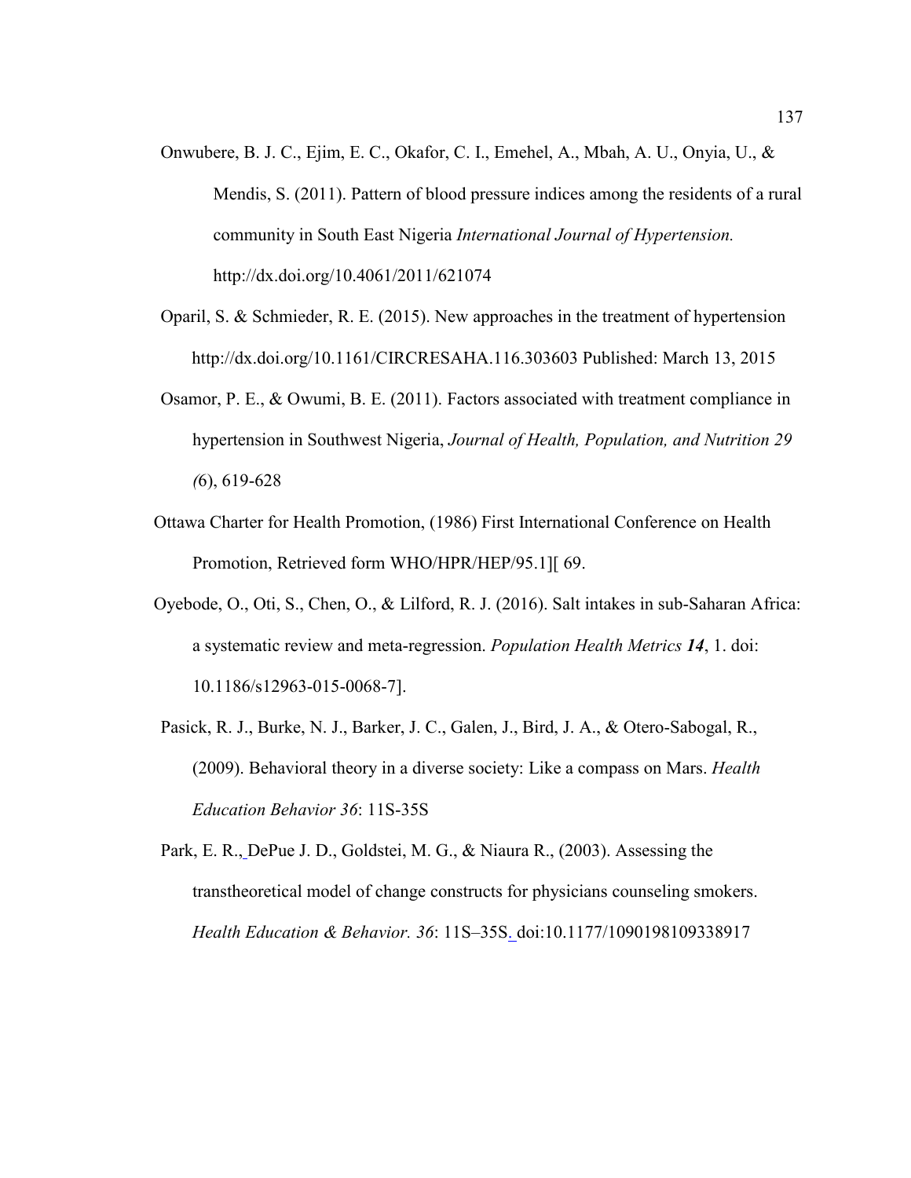Onwubere, B. J. C., Ejim, E. C., Okafor, C. I., Emehel, A., Mbah, A. U., Onyia, U., & Mendis, S. (2011). Pattern of blood pressure indices among the residents of a rural community in South East Nigeria *International Journal of Hypertension.* http://dx.doi.org/10.4061/2011/621074

Oparil, S. & Schmieder, R. E. (2015). New approaches in the treatment of hypertension http://dx.doi.org/10.1161/CIRCRESAHA.116.303603 Published: March 13, 2015

Osamor, P. E., & Owumi, B. E. (2011). Factors associated with treatment compliance in hypertension in Southwest Nigeria, *Journal of Health, Population, and Nutrition 29 (*6), 619-628

Ottawa Charter for Health Promotion, (1986) First International Conference on Health Promotion, Retrieved form WHO/HPR/HEP/95.1][ 69.

Oyebode, O., Oti, S., Chen, O., & Lilford, R. J. (2016). Salt intakes in sub-Saharan Africa: a systematic review and meta-regression. *Population Health Metrics **14***, 1. doi: 10.1186/s12963-015-0068-7].

Pasick, R. J., Burke, N. J., Barker, J. C., Galen, J., Bird, J. A., & Otero-Sabogal, R., (2009). Behavioral theory in a diverse society: Like a compass on Mars. *Health Education Behavior 36*: 11S-35S

Park, E. R., DePue J. D., Goldstei, M. G., & Niaura R., (2003). Assessing the transtheoretical model of change constructs for physicians counseling smokers. *Health Education & Behavior. 36*: 11S–35S. doi:10.1177/1090198109338917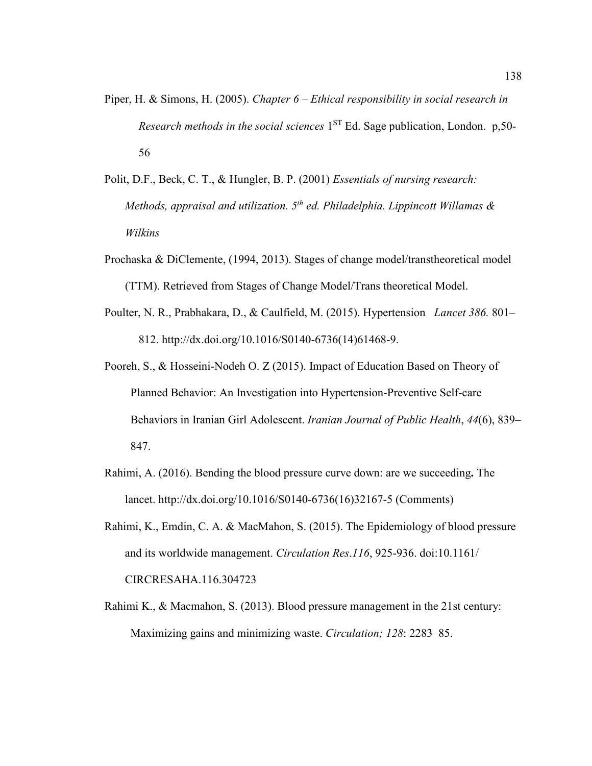Piper, H. & Simons, H. (2005). *Chapter 6 – Ethical responsibility in social research in Research methods in the social sciences* 1[ST] Ed. Sage publication, London. p,50-56

Polit, D.F., Beck, C. T., & Hungler, B. P. (2001) *Essentials of nursing research: Methods, appraisal and utilization. 5th ed. Philadelphia. Lippincott Willamas & Wilkins*

Prochaska & DiClemente, (1994, 2013). Stages of change model/transtheoretical model (TTM). Retrieved from Stages of Change Model/Trans theoretical Model.

Poulter, N. R., Prabhakara, D., & Caulfield, M. (2015). Hypertension *Lancet 386.* 801–812. http://dx.doi.org/10.1016/S0140-6736(14)61468-9.

Pooreh, S., & Hosseini-Nodeh O. Z (2015). Impact of Education Based on Theory of Planned Behavior: An Investigation into Hypertension-Preventive Self-care Behaviors in Iranian Girl Adolescent. *Iranian Journal of Public Health*, *44*(6), 839–847.

Rahimi, A. (2016). Bending the blood pressure curve down: are we succeeding**.** The lancet. http://dx.doi.org/10.1016/S0140-6736(16)32167-5 (Comments)

Rahimi, K., Emdin, C. A. & MacMahon, S. (2015). The Epidemiology of blood pressure and its worldwide management. *Circulation Res*.*116*, 925-936. doi:10.1161/CIRCRESAHA.116.304723

Rahimi K., & Macmahon, S. (2013). Blood pressure management in the 21st century: Maximizing gains and minimizing waste. *Circulation; 128*: 2283–85.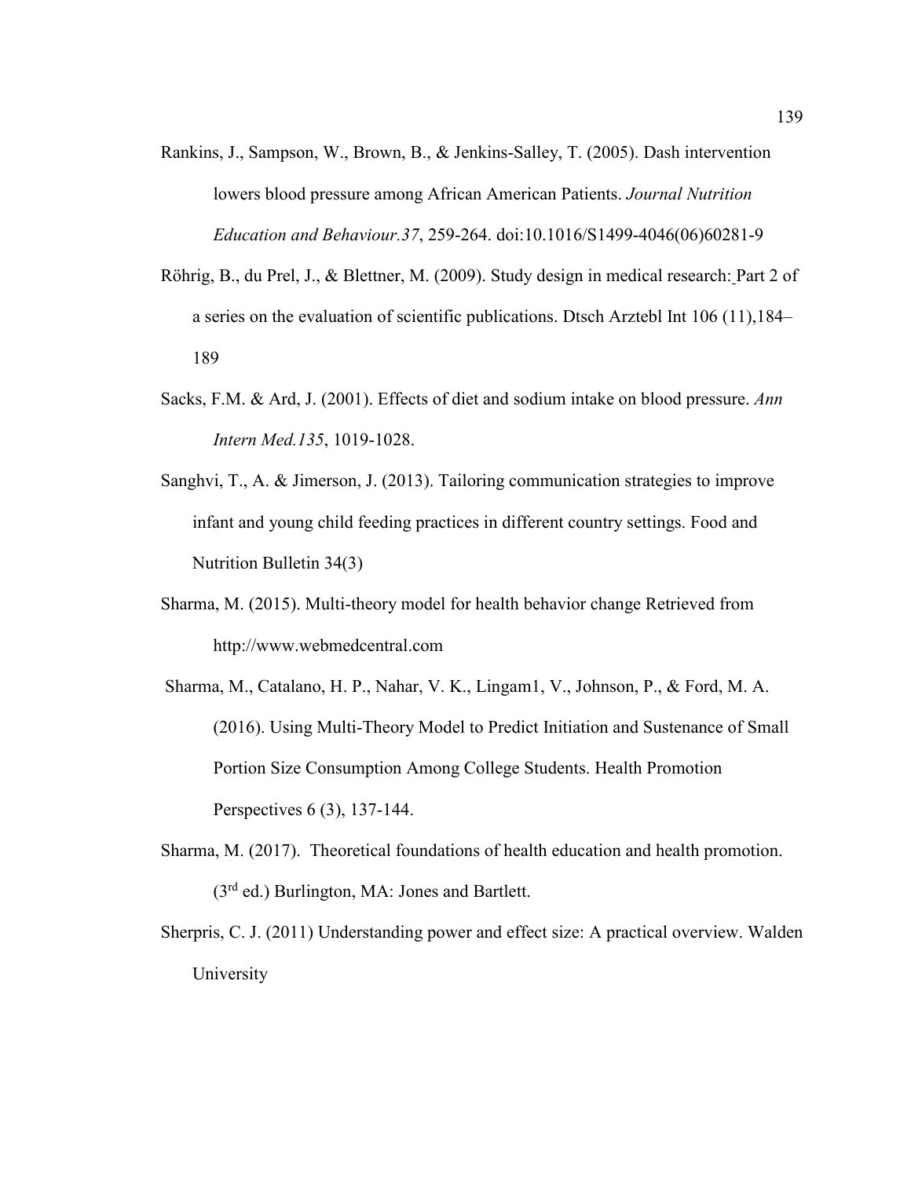Rankins, J., Sampson, W., Brown, B., & Jenkins-Salley, T. (2005). Dash intervention lowers blood pressure among African American Patients. *Journal Nutrition Education and Behaviour.37*, 259-264. doi:10.1016/S1499-4046(06)60281-9

Röhrig, B., du Prel, J., & Blettner, M. (2009). Study design in medical research: Part 2 of a series on the evaluation of scientific publications. Dtsch Arztebl Int 106 (11),184–189

Sacks, F.M. & Ard, J. (2001). Effects of diet and sodium intake on blood pressure. *Ann Intern Med.135*, 1019-1028.

Sanghvi, T., A. & Jimerson, J. (2013). Tailoring communication strategies to improve infant and young child feeding practices in different country settings. Food and Nutrition Bulletin 34(3)

Sharma, M. (2015). Multi-theory model for health behavior change Retrieved from http://www.webmedcentral.com

Sharma, M., Catalano, H. P., Nahar, V. K., Lingam1, V., Johnson, P., & Ford, M. A. (2016). Using Multi-Theory Model to Predict Initiation and Sustenance of Small Portion Size Consumption Among College Students. Health Promotion Perspectives 6 (3), 137-144.

Sharma, M. (2017). Theoretical foundations of health education and health promotion. (3rd ed.) Burlington, MA: Jones and Bartlett.

Sherpris, C. J. (2011) Understanding power and effect size: A practical overview. Walden University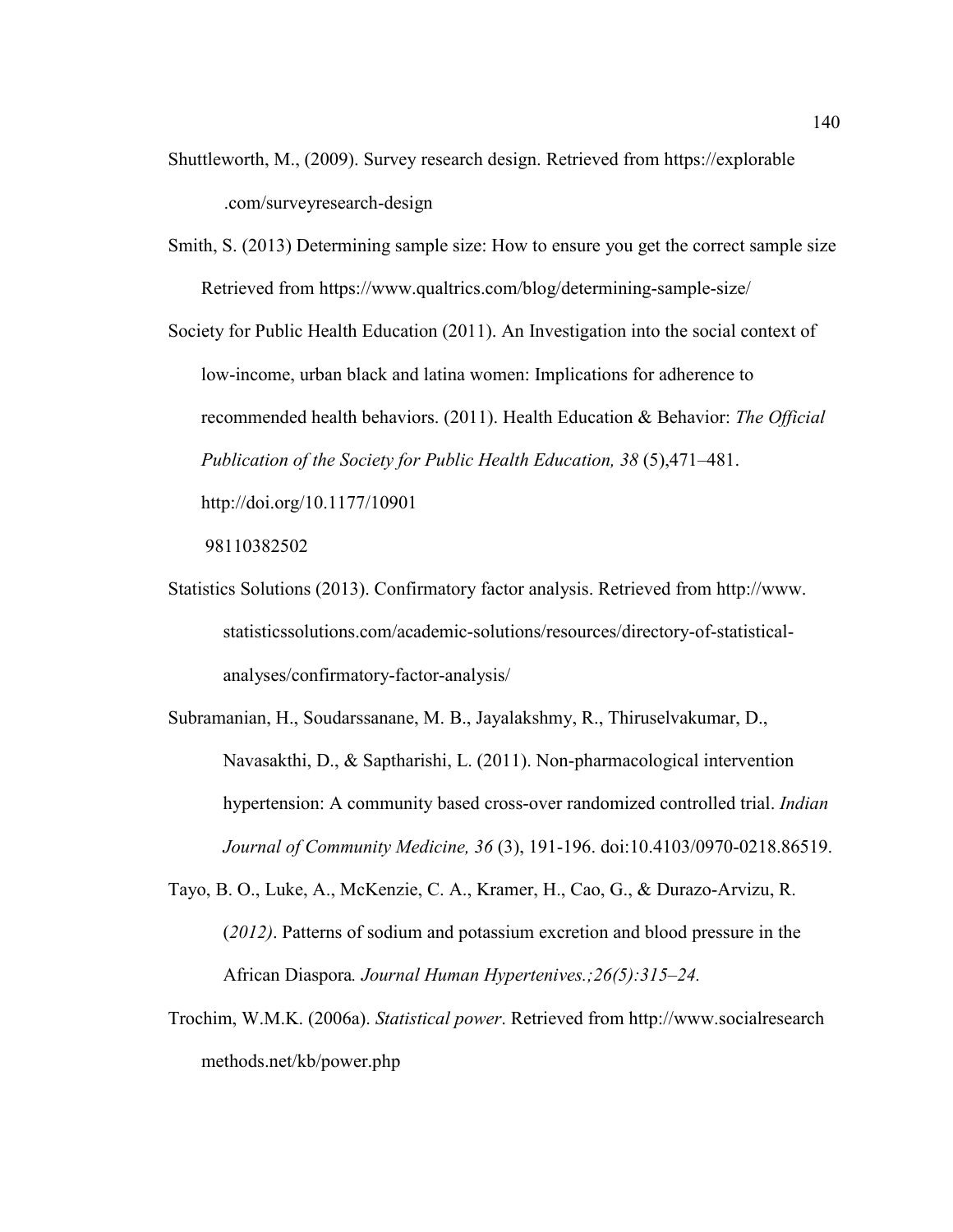Shuttleworth, M., (2009). Survey research design. Retrieved from https://explorable .com/surveyresearch-design

Smith, S. (2013) Determining sample size: How to ensure you get the correct sample size Retrieved from https://www.qualtrics.com/blog/determining-sample-size/

Society for Public Health Education (2011). An Investigation into the social context of low-income, urban black and latina women: Implications for adherence to recommended health behaviors. (2011). Health Education & Behavior: *The Official Publication of the Society for Public Health Education, 38* (5),471–481. http://doi.org/10.1177/10901 98110382502

Statistics Solutions (2013). Confirmatory factor analysis. Retrieved from http://www. statisticssolutions.com/academic-solutions/resources/directory-of-statistical-analyses/confirmatory-factor-analysis/

Subramanian, H., Soudarssanane, M. B., Jayalakshmy, R., Thiruselvakumar, D., Navasakthi, D., & Saptharishi, L. (2011). Non-pharmacological intervention hypertension: A community based cross-over randomized controlled trial. *Indian Journal of Community Medicine, 36* (3), 191-196. doi:10.4103/0970-0218.86519.

Tayo, B. O., Luke, A., McKenzie, C. A., Kramer, H., Cao, G., & Durazo-Arvizu, R. (*2012)*. Patterns of sodium and potassium excretion and blood pressure in the African Diaspora*. Journal Human Hypertenives.;26(5):315–24.*

Trochim, W.M.K. (2006a). *Statistical power*. Retrieved from http://www.socialresearch methods.net/kb/power.php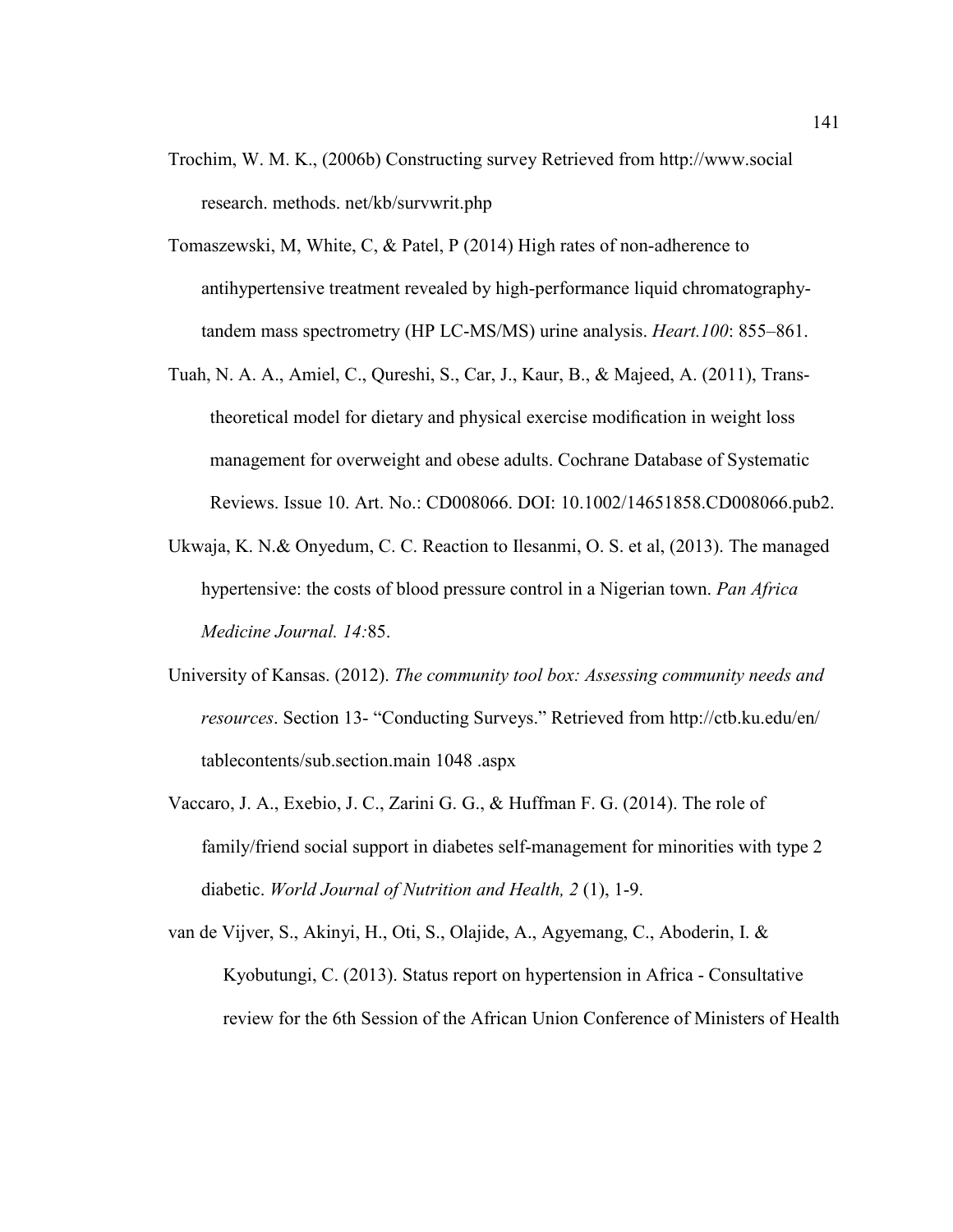Trochim, W. M. K., (2006b) Constructing survey Retrieved from http://www.social research. methods. net/kb/survwrit.php

Tomaszewski, M, White, C, & Patel, P (2014) High rates of non-adherence to antihypertensive treatment revealed by high-performance liquid chromatography-tandem mass spectrometry (HP LC-MS/MS) urine analysis. *Heart.100*: 855–861.

Tuah, N. A. A., Amiel, C., Qureshi, S., Car, J., Kaur, B., & Majeed, A. (2011), Trans-theoretical model for dietary and physical exercise modification in weight loss management for overweight and obese adults. Cochrane Database of Systematic Reviews. Issue 10. Art. No.: CD008066. DOI: 10.1002/14651858.CD008066.pub2.

Ukwaja, K. N.& Onyedum, C. C. Reaction to Ilesanmi, O. S. et al, (2013). The managed hypertensive: the costs of blood pressure control in a Nigerian town. *Pan Africa Medicine Journal. 14:*85.

University of Kansas. (2012). *The community tool box: Assessing community needs and resources*. Section 13- "Conducting Surveys." Retrieved from http://ctb.ku.edu/en/ tablecontents/sub.section.main 1048 .aspx

Vaccaro, J. A., Exebio, J. C., Zarini G. G., & Huffman F. G. (2014). The role of family/friend social support in diabetes self-management for minorities with type 2 diabetic. *World Journal of Nutrition and Health, 2* (1), 1-9.

van de Vijver, S., Akinyi, H., Oti, S., Olajide, A., Agyemang, C., Aboderin, I. & Kyobutungi, C. (2013). Status report on hypertension in Africa - Consultative review for the 6th Session of the African Union Conference of Ministers of Health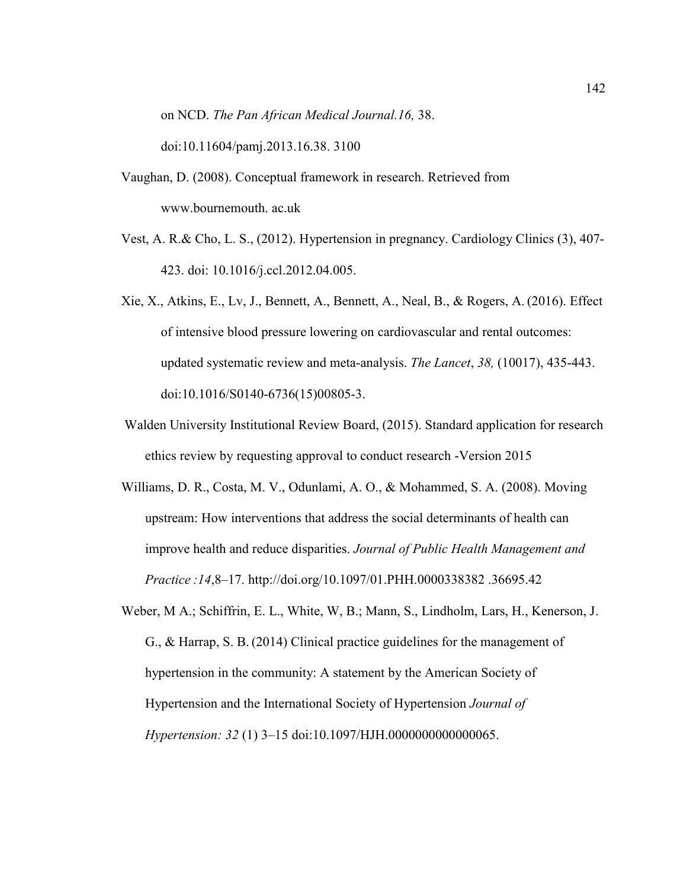on NCD. *The Pan African Medical Journal.16,* 38. doi:10.11604/pamj.2013.16.38. 3100

Vaughan, D. (2008). Conceptual framework in research. Retrieved from www.bournemouth. ac.uk

Vest, A. R.& Cho, L. S., (2012). Hypertension in pregnancy. Cardiology Clinics (3), 407-423. doi: 10.1016/j.ccl.2012.04.005.

Xie, X., Atkins, E., Lv, J., Bennett, A., Bennett, A., Neal, B., & Rogers, A. (2016). Effect of intensive blood pressure lowering on cardiovascular and rental outcomes: updated systematic review and meta-analysis. *The Lancet*, *38,* (10017), 435-443. doi:10.1016/S0140-6736(15)00805-3.

Walden University Institutional Review Board, (2015). Standard application for research ethics review by requesting approval to conduct research -Version 2015

Williams, D. R., Costa, M. V., Odunlami, A. O., & Mohammed, S. A. (2008). Moving upstream: How interventions that address the social determinants of health can improve health and reduce disparities. *Journal of Public Health Management and Practice :14*,8–17. http://doi.org/10.1097/01.PHH.0000338382 .36695.42

Weber, M A.; Schiffrin, E. L., White, W, B.; Mann, S., Lindholm, Lars, H., Kenerson, J. G., & Harrap, S. B. (2014) Clinical practice guidelines for the management of hypertension in the community: A statement by the American Society of Hypertension and the International Society of Hypertension *Journal of Hypertension: 32* (1) 3–15 doi:10.1097/HJH.0000000000000065.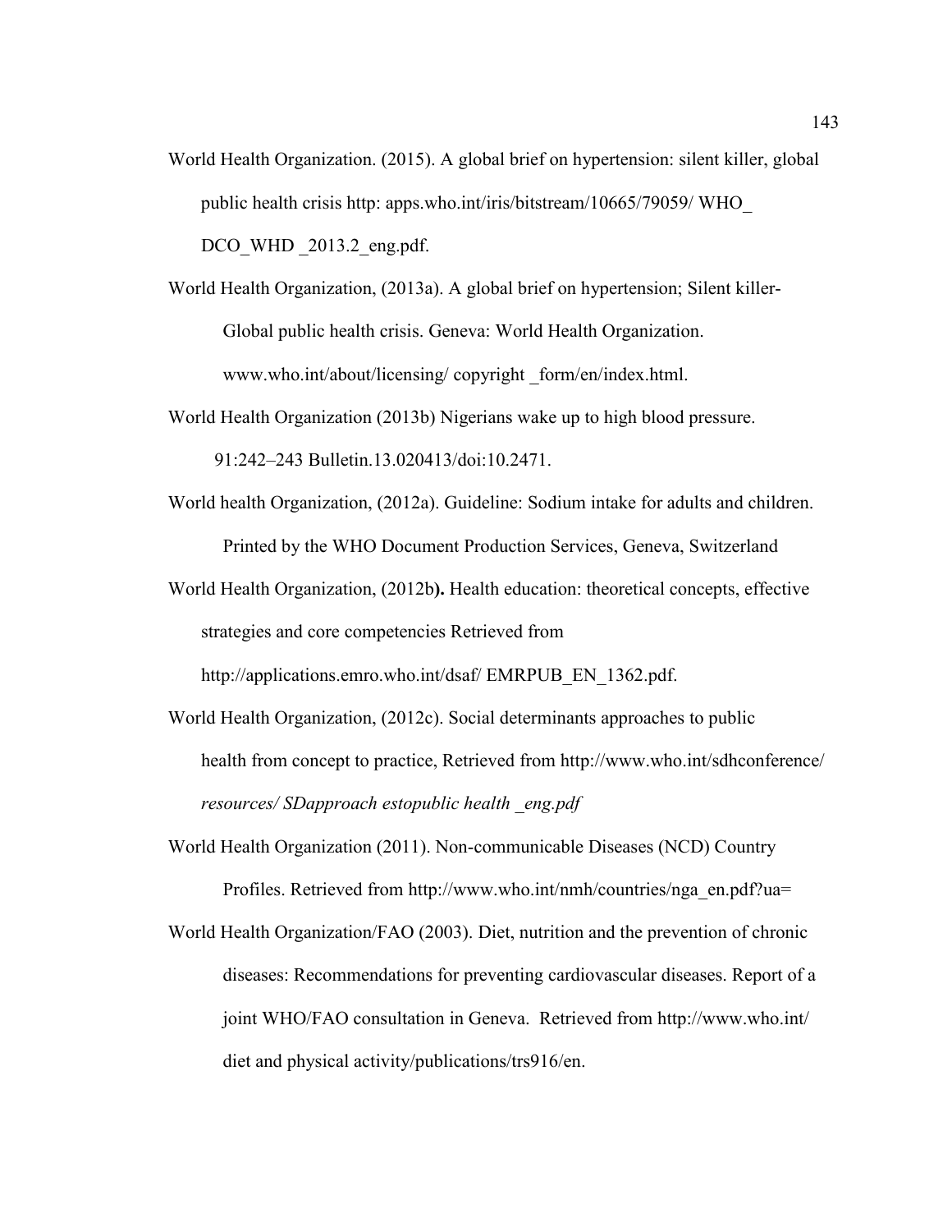World Health Organization. (2015). A global brief on hypertension: silent killer, global public health crisis http: apps.who.int/iris/bitstream/10665/79059/ WHO_ DCO_WHD _2013.2_eng.pdf.

World Health Organization, (2013a). A global brief on hypertension; Silent killer- Global public health crisis. Geneva: World Health Organization. www.who.int/about/licensing/ copyright _form/en/index.html.

World Health Organization (2013b) Nigerians wake up to high blood pressure. 91:242–243 Bulletin.13.020413/doi:10.2471.

World health Organization, (2012a). Guideline: Sodium intake for adults and children. Printed by the WHO Document Production Services, Geneva, Switzerland

World Health Organization, (2012b**).** Health education: theoretical concepts, effective strategies and core competencies Retrieved from http://applications.emro.who.int/dsaf/ EMRPUB_EN_1362.pdf.

World Health Organization, (2012c). Social determinants approaches to public health from concept to practice, Retrieved from http://www.who.int/sdhconference/ *resources/ SDapproach estopublic health _eng.pdf*

World Health Organization (2011). Non-communicable Diseases (NCD) Country Profiles. Retrieved from http://www.who.int/nmh/countries/nga_en.pdf?ua=

World Health Organization/FAO (2003). Diet, nutrition and the prevention of chronic diseases: Recommendations for preventing cardiovascular diseases. Report of a joint WHO/FAO consultation in Geneva. Retrieved from http://www.who.int/ diet and physical activity/publications/trs916/en.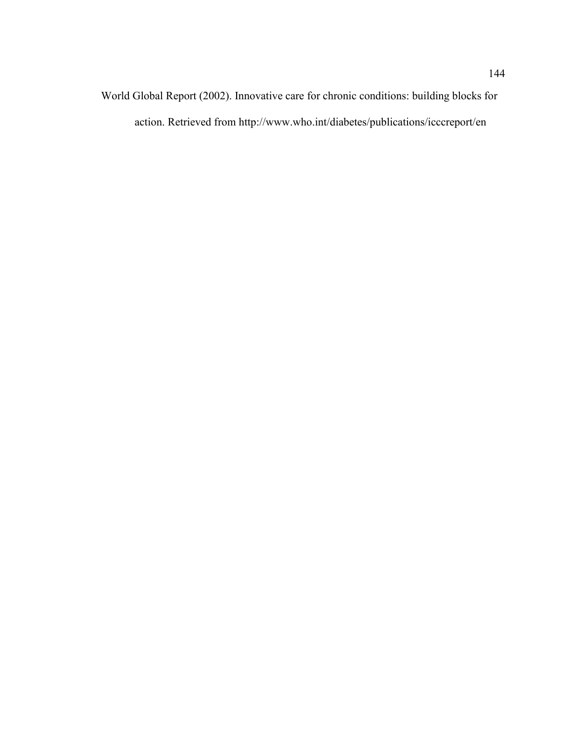World Global Report (2002). Innovative care for chronic conditions: building blocks for action. Retrieved from http://www.who.int/diabetes/publications/icccreport/en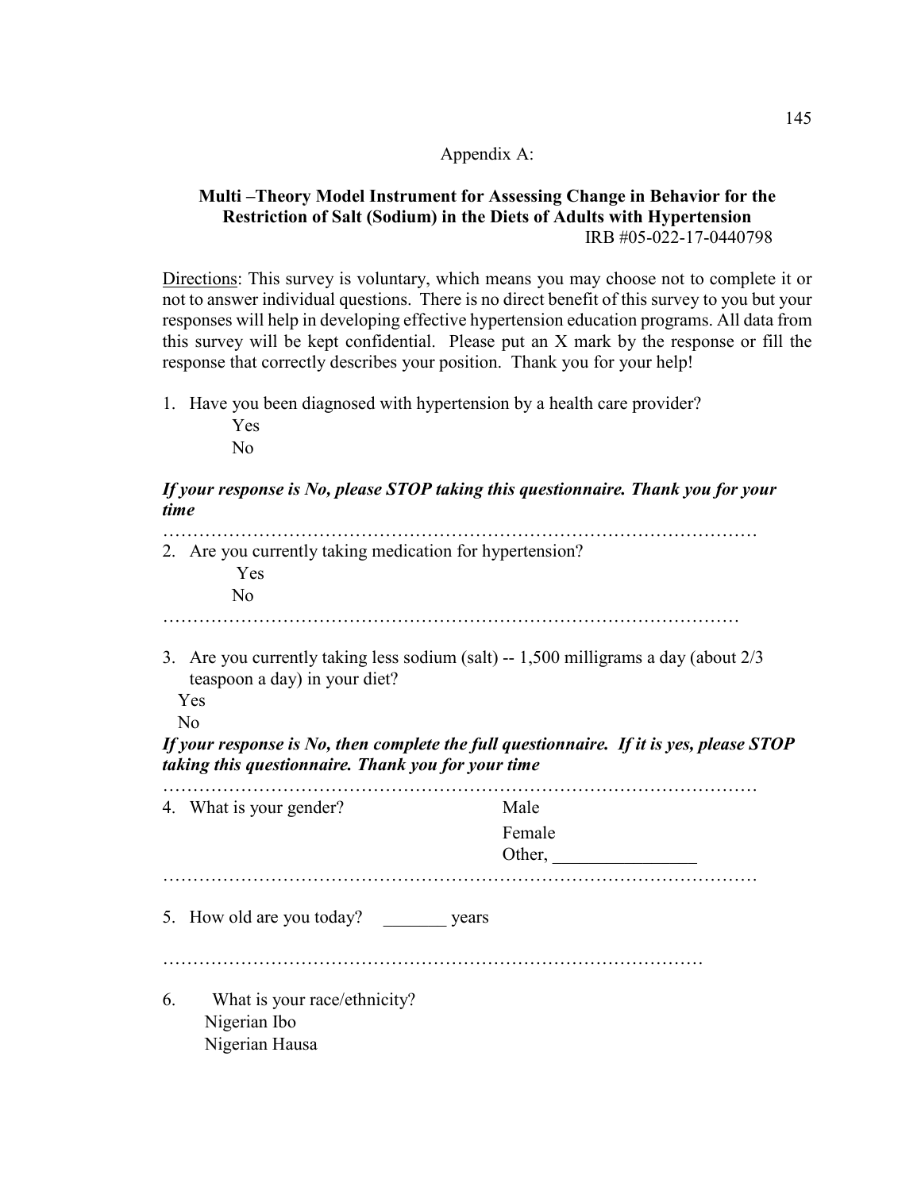Appendix A:

**Multi –Theory Model Instrument for Assessing Change in Behavior for the Restriction of Salt (Sodium) in the Diets of Adults with Hypertension**

IRB #05-022-17-0440798

Directions: This survey is voluntary, which means you may choose not to complete it or not to answer individual questions. There is no direct benefit of this survey to you but your responses will help in developing effective hypertension education programs. All data from this survey will be kept confidential. Please put an X mark by the response or fill the response that correctly describes your position. Thank you for your help!

1. Have you been diagnosed with hypertension by a health care provider?

   Yes

   No

***If your response is No, please STOP taking this questionnaire. Thank you for your time***

………………………………………………………………………………………

2. Are you currently taking medication for hypertension?

   Yes

   No

………………………………………………………………………………………

3. Are you currently taking less sodium (salt) -- 1,500 milligrams a day (about 2/3 teaspoon a day) in your diet?

   Yes

   No

***If your response is No, then complete the full questionnaire. If it is yes, please STOP taking this questionnaire. Thank you for your time***

………………………………………………………………………………………

4. What is your gender?

   Male

   Female

   Other, _______________

………………………………………………………………………………………

5. How old are you today? _______ years

………………………………………………………………………………………

6. What is your race/ethnicity?

   Nigerian Ibo

   Nigerian Hausa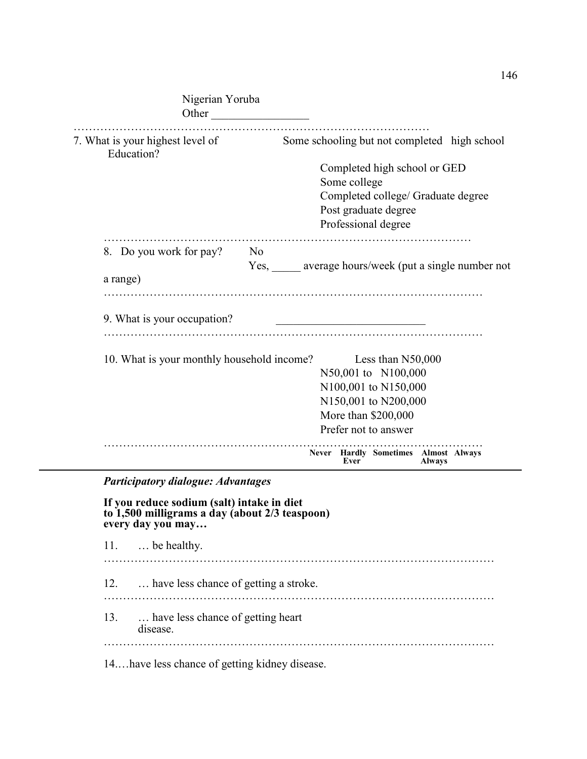Nigerian Yoruba
Other ________________

……………………………………………………………………………………

7. What is your highest level of Education?
   - Some schooling but not completed high school
   - Completed high school or GED
   - Some college
   - Completed college/ Graduate degree
   - Post graduate degree
   - Professional degree

……………………………………………………………………………………

8. Do you work for pay?
   - No
   - Yes, _____ average hours/week (put a single number not a range)

……………………………………………………………………………………

9. What is your occupation? ________________________

……………………………………………………………………………………

10. What is your monthly household income?
    - Less than N50,000
    - N50,001 to N100,000
    - N100,001 to N150,000
    - N150,001 to N200,000
    - More than $200,000
    - Prefer not to answer

……………………………………………………………………………………

| | Never | Hardly Ever | Sometimes | Almost Always | Always |
|---|---|---|---|---|---|

***Participatory dialogue: Advantages***

**If you reduce sodium (salt) intake in diet to 1,500 milligrams a day (about 2/3 teaspoon) every day you may…**

11. … be healthy.

……………………………………………………………………………………

12. … have less chance of getting a stroke.

……………………………………………………………………………………

13. … have less chance of getting heart disease.

……………………………………………………………………………………

14.…have less chance of getting kidney disease.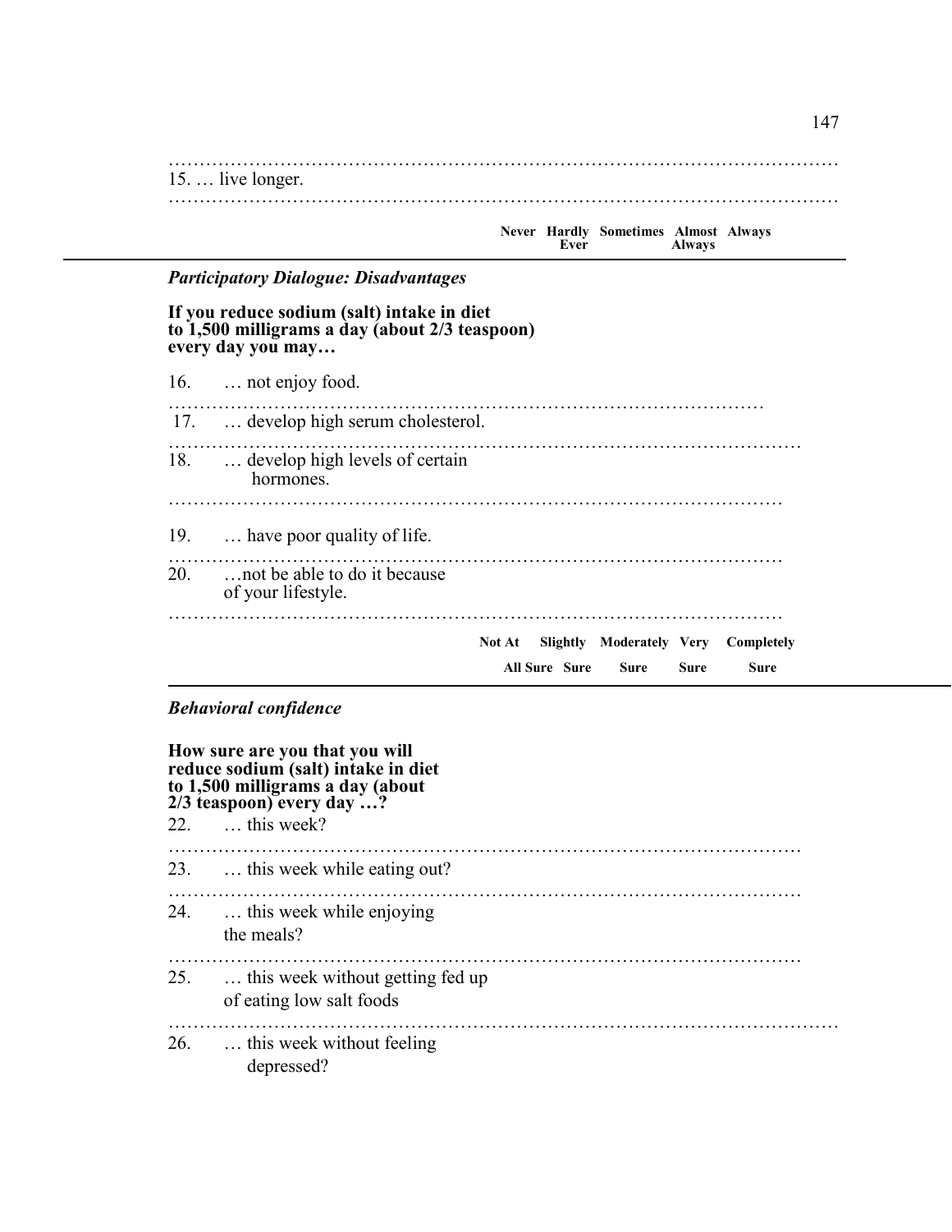15. … live longer.

| | Never | Hardly Ever | Sometimes | Almost Always | Always |
|---|---|---|---|---|---|

### *Participatory Dialogue: Disadvantages*

**If you reduce sodium (salt) intake in diet to 1,500 milligrams a day (about 2/3 teaspoon) every day you may…**

16. … not enjoy food.

17. … develop high serum cholesterol.

18. … develop high levels of certain hormones.

19. … have poor quality of life.

20. …not be able to do it because of your lifestyle.

| | Not At All Sure | Slightly Sure | Moderately Sure | Very Sure | Completely Sure |
|---|---|---|---|---|---|

### *Behavioral confidence*

**How sure are you that you will reduce sodium (salt) intake in diet to 1,500 milligrams a day (about 2/3 teaspoon) every day …?**

22. … this week?

23. … this week while eating out?

24. … this week while enjoying the meals?

25. … this week without getting fed up of eating low salt foods

26. … this week without feeling depressed?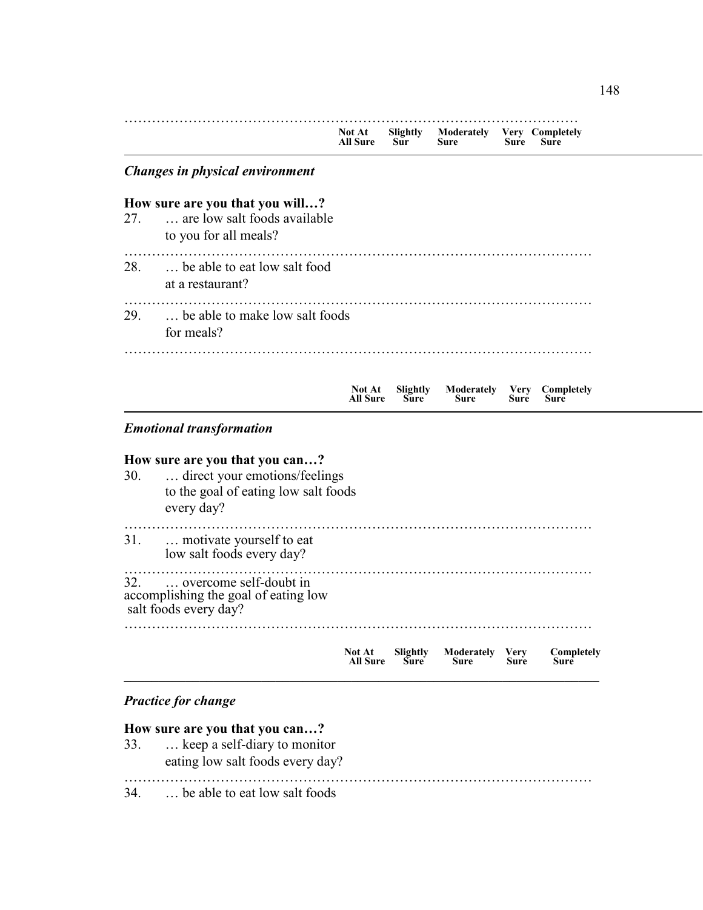| | Not At All Sure | Slightly Sur | Moderately Sure | Very Sure | Completely Sure |
|---|---|---|---|---|---|

*Changes in physical environment*

**How sure are you that you will…?**

27. … are low salt foods available to you for all meals?

28. … be able to eat low salt food at a restaurant?

29. … be able to make low salt foods for meals?

| | Not At All Sure | Slightly Sure | Moderately Sure | Very Sure | Completely Sure |
|---|---|---|---|---|---|

*Emotional transformation*

**How sure are you that you can…?**

30. … direct your emotions/feelings to the goal of eating low salt foods every day?

31. … motivate yourself to eat low salt foods every day?

32. … overcome self-doubt in accomplishing the goal of eating low salt foods every day?

| | Not At All Sure | Slightly Sure | Moderately Sure | Very Sure | Completely Sure |
|---|---|---|---|---|---|

*Practice for change*

**How sure are you that you can…?**

33. … keep a self-diary to monitor eating low salt foods every day?

34. … be able to eat low salt foods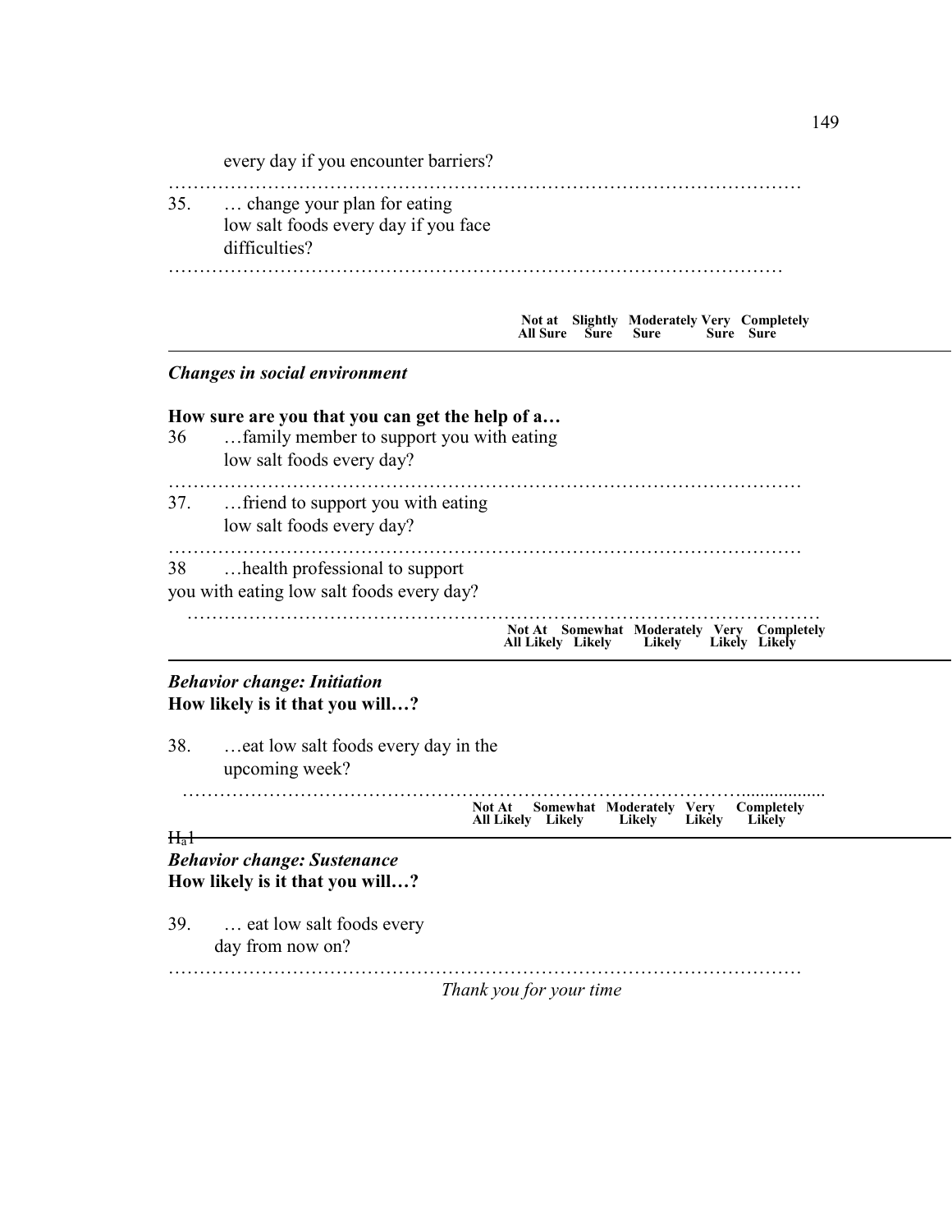every day if you encounter barriers?

………………………………………………………………………………………

35. … change your plan for eating low salt foods every day if you face difficulties?

………………………………………………………………………………………

| | Not at All Sure | Slightly Sure | Moderately Sure | Very Sure | Completely Sure |
|---|---|---|---|---|---|

***Changes in social environment***

**How sure are you that you can get the help of a…**

36 …family member to support you with eating low salt foods every day?

………………………………………………………………………………………

37. …friend to support you with eating low salt foods every day?

………………………………………………………………………………………

38 …health professional to support you with eating low salt foods every day?

………………………………………………………………………………………

| | Not At All Likely | Somewhat Likely | Moderately Likely | Very Likely | Completely Likely |
|---|---|---|---|---|---|

***Behavior change: Initiation***

**How likely is it that you will…?**

38. …eat low salt foods every day in the upcoming week?

………………………………………………………………………………………

| | Not At All Likely | Somewhat Likely | Moderately Likely | Very Likely | Completely Likely |
|---|---|---|---|---|---|

~~$H_a1$~~

***Behavior change: Sustenance***

**How likely is it that you will…?**

39. … eat low salt foods every day from now on?

………………………………………………………………………………………

*Thank you for your time*